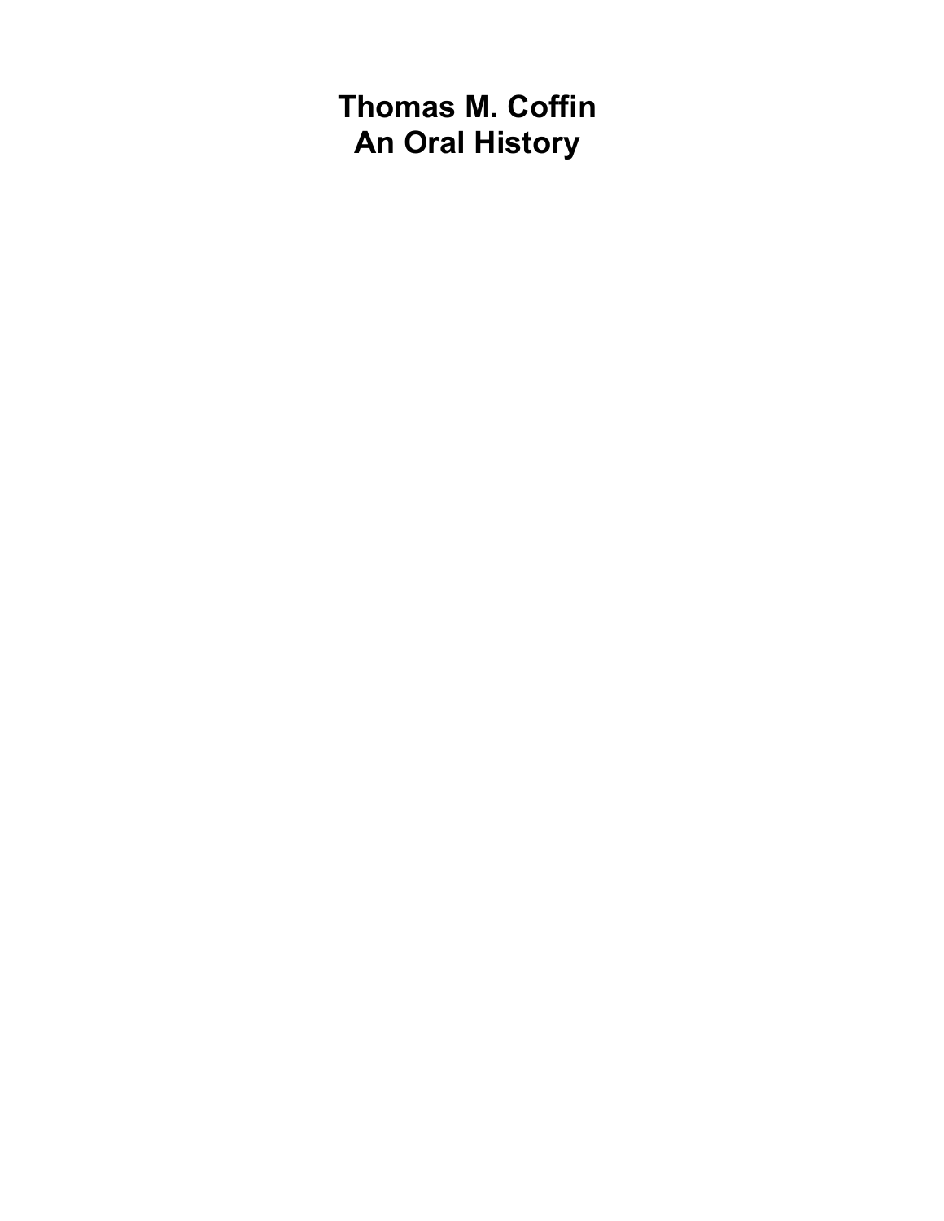# Thomas M. Coffin
# An Oral History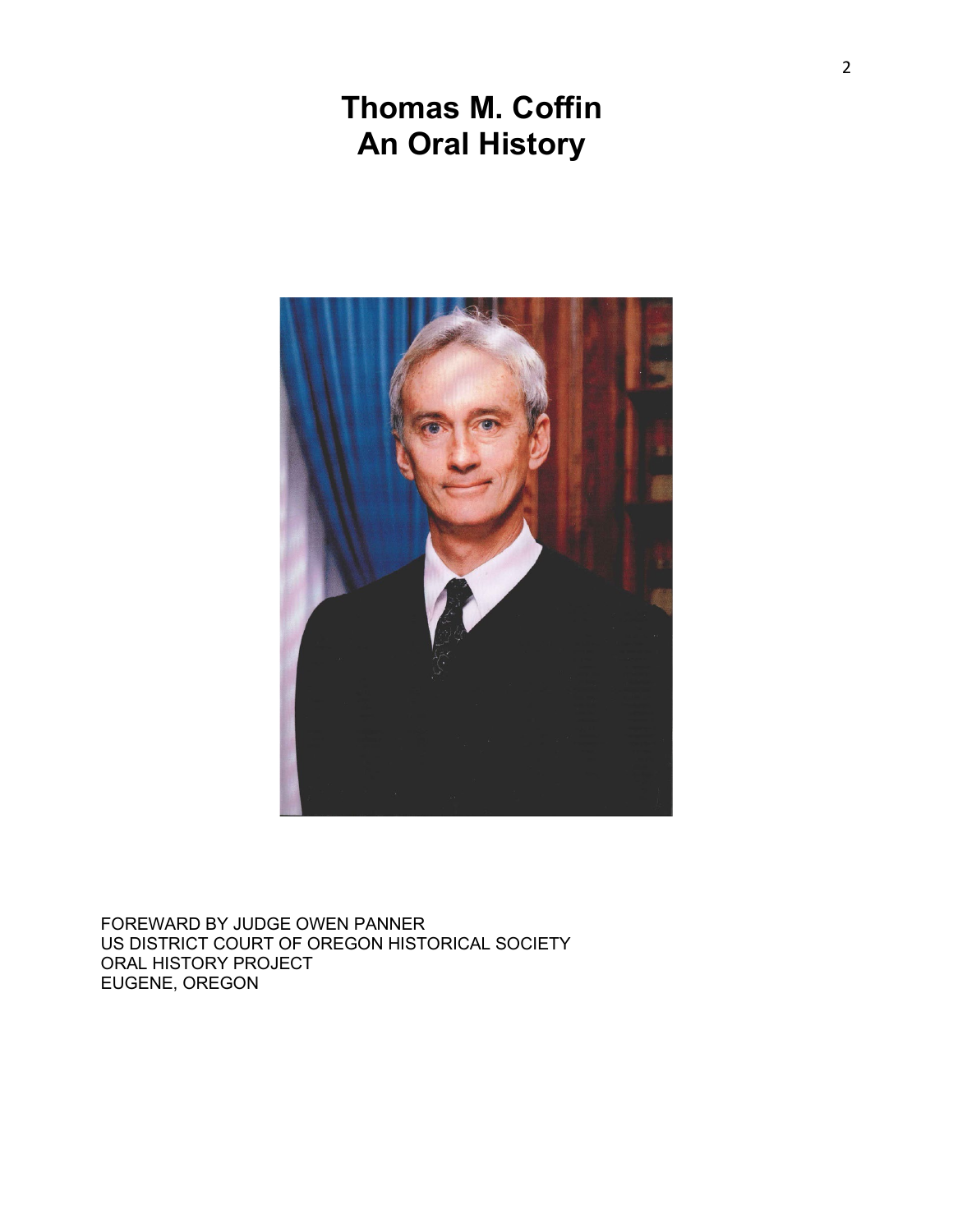# Thomas M. Coffin
# An Oral History

FOREWARD BY JUDGE OWEN PANNER
US DISTRICT COURT OF OREGON HISTORICAL SOCIETY
ORAL HISTORY PROJECT
EUGENE, OREGON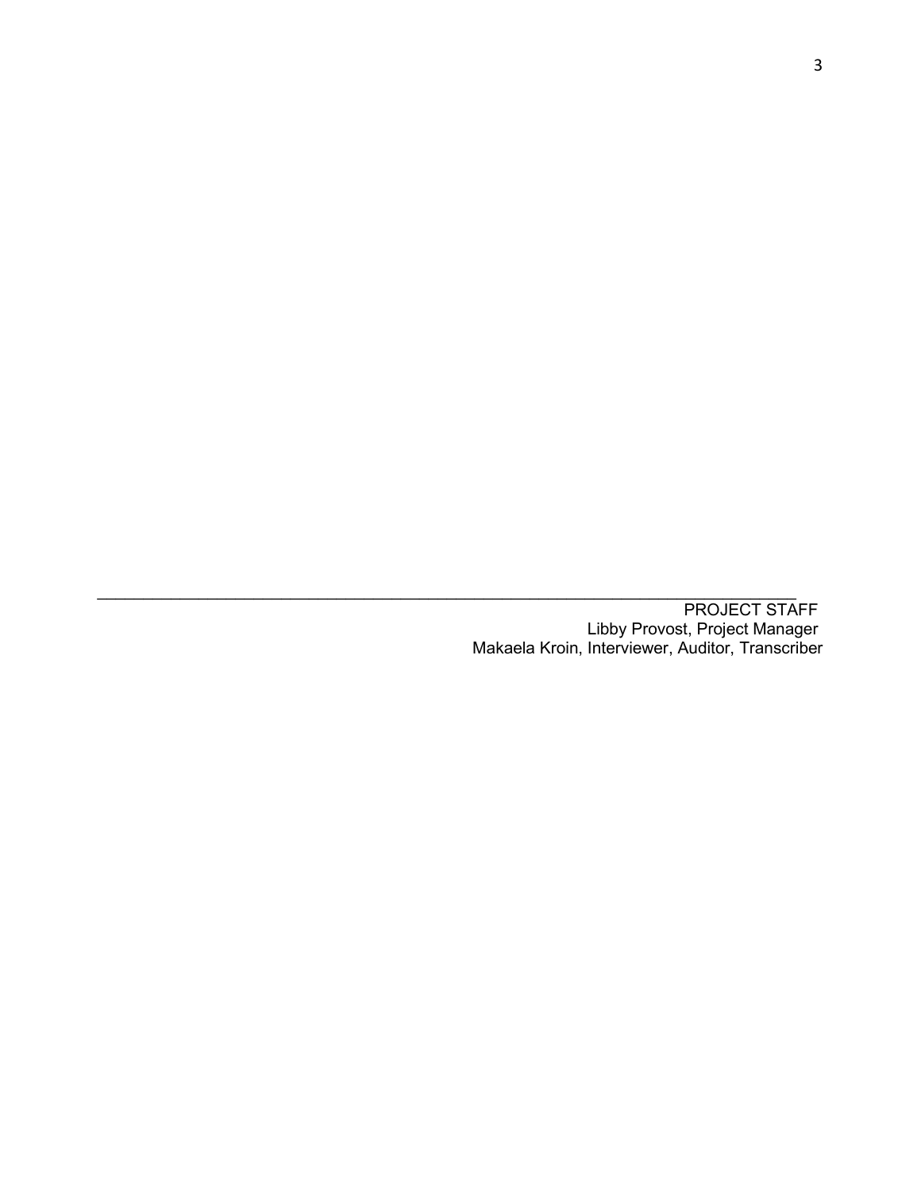---

PROJECT STAFF
Libby Provost, Project Manager
Makaela Kroin, Interviewer, Auditor, Transcriber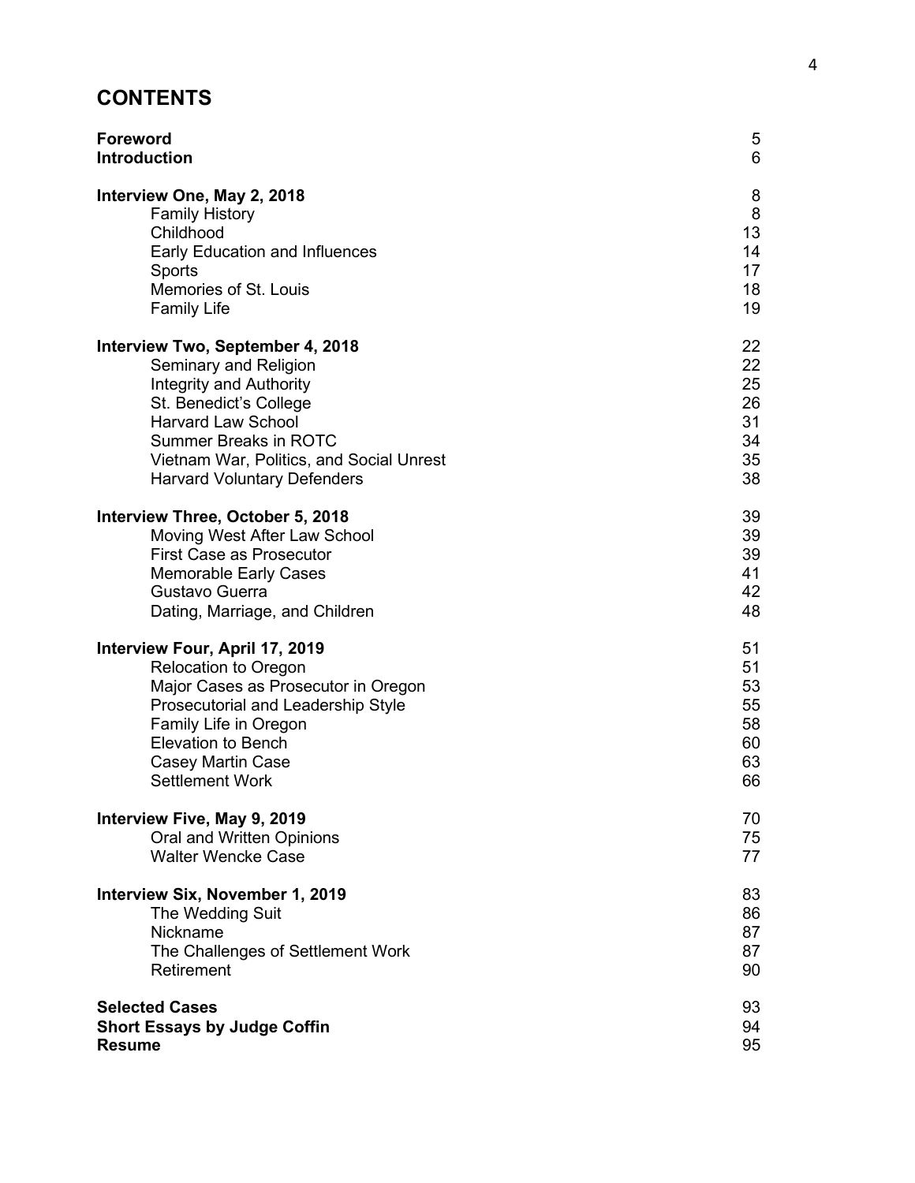## CONTENTS

| | |
|---|---|
| **Foreword** | 5 |
| **Introduction** | 6 |
| | |
| **Interview One, May 2, 2018** | 8 |
| Family History | 8 |
| Childhood | 13 |
| Early Education and Influences | 14 |
| Sports | 17 |
| Memories of St. Louis | 18 |
| Family Life | 19 |
| | |
| **Interview Two, September 4, 2018** | 22 |
| Seminary and Religion | 22 |
| Integrity and Authority | 25 |
| St. Benedict's College | 26 |
| Harvard Law School | 31 |
| Summer Breaks in ROTC | 34 |
| Vietnam War, Politics, and Social Unrest | 35 |
| Harvard Voluntary Defenders | 38 |
| | |
| **Interview Three, October 5, 2018** | 39 |
| Moving West After Law School | 39 |
| First Case as Prosecutor | 39 |
| Memorable Early Cases | 41 |
| Gustavo Guerra | 42 |
| Dating, Marriage, and Children | 48 |
| | |
| **Interview Four, April 17, 2019** | 51 |
| Relocation to Oregon | 51 |
| Major Cases as Prosecutor in Oregon | 53 |
| Prosecutorial and Leadership Style | 55 |
| Family Life in Oregon | 58 |
| Elevation to Bench | 60 |
| Casey Martin Case | 63 |
| Settlement Work | 66 |
| | |
| **Interview Five, May 9, 2019** | 70 |
| Oral and Written Opinions | 75 |
| Walter Wencke Case | 77 |
| | |
| **Interview Six, November 1, 2019** | 83 |
| The Wedding Suit | 86 |
| Nickname | 87 |
| The Challenges of Settlement Work | 87 |
| Retirement | 90 |
| | |
| **Selected Cases** | 93 |
| **Short Essays by Judge Coffin** | 94 |
| **Resume** | 95 |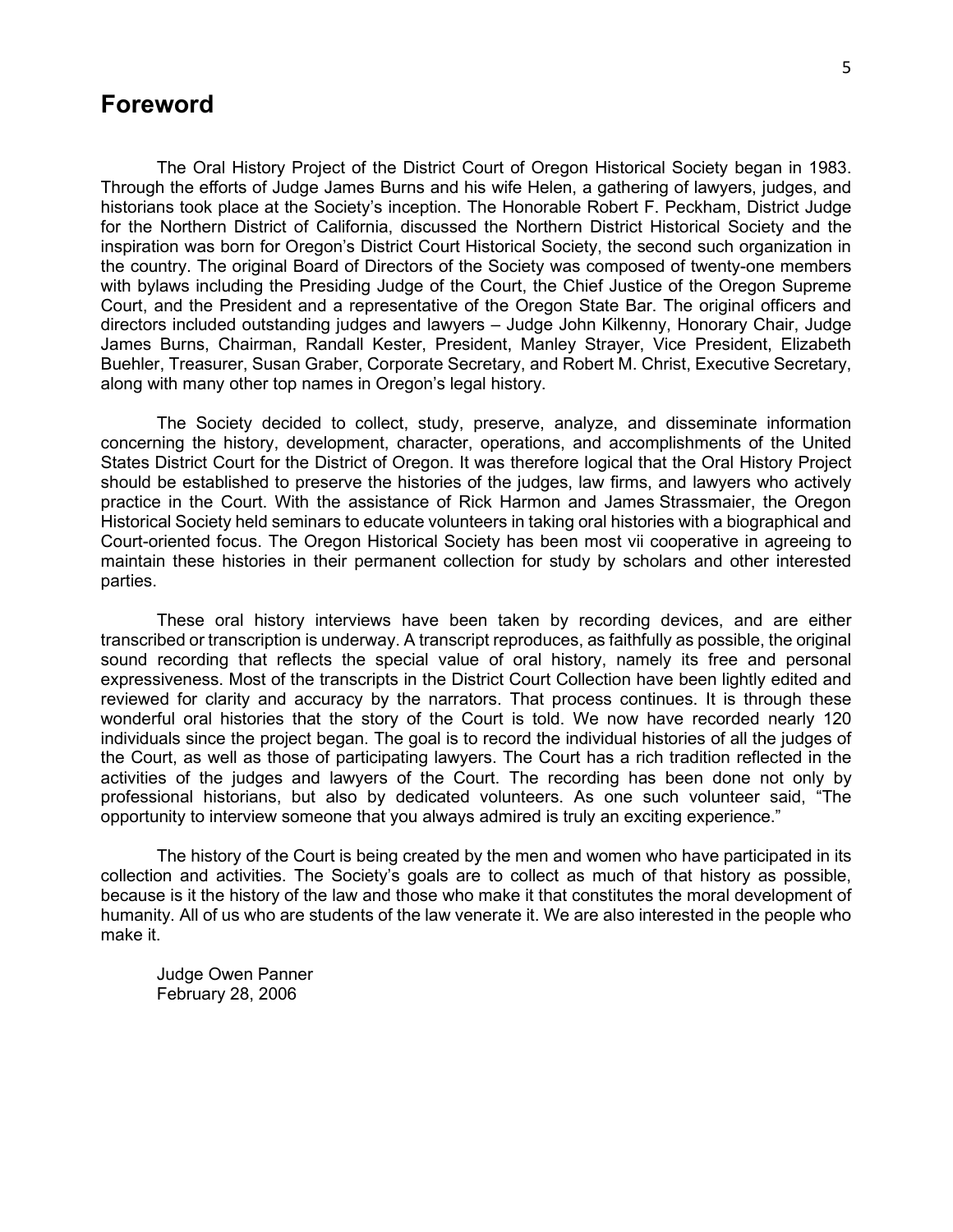# Foreword

The Oral History Project of the District Court of Oregon Historical Society began in 1983. Through the efforts of Judge James Burns and his wife Helen, a gathering of lawyers, judges, and historians took place at the Society's inception. The Honorable Robert F. Peckham, District Judge for the Northern District of California, discussed the Northern District Historical Society and the inspiration was born for Oregon's District Court Historical Society, the second such organization in the country. The original Board of Directors of the Society was composed of twenty-one members with bylaws including the Presiding Judge of the Court, the Chief Justice of the Oregon Supreme Court, and the President and a representative of the Oregon State Bar. The original officers and directors included outstanding judges and lawyers – Judge John Kilkenny, Honorary Chair, Judge James Burns, Chairman, Randall Kester, President, Manley Strayer, Vice President, Elizabeth Buehler, Treasurer, Susan Graber, Corporate Secretary, and Robert M. Christ, Executive Secretary, along with many other top names in Oregon's legal history.

The Society decided to collect, study, preserve, analyze, and disseminate information concerning the history, development, character, operations, and accomplishments of the United States District Court for the District of Oregon. It was therefore logical that the Oral History Project should be established to preserve the histories of the judges, law firms, and lawyers who actively practice in the Court. With the assistance of Rick Harmon and James Strassmaier, the Oregon Historical Society held seminars to educate volunteers in taking oral histories with a biographical and Court-oriented focus. The Oregon Historical Society has been most vii cooperative in agreeing to maintain these histories in their permanent collection for study by scholars and other interested parties.

These oral history interviews have been taken by recording devices, and are either transcribed or transcription is underway. A transcript reproduces, as faithfully as possible, the original sound recording that reflects the special value of oral history, namely its free and personal expressiveness. Most of the transcripts in the District Court Collection have been lightly edited and reviewed for clarity and accuracy by the narrators. That process continues. It is through these wonderful oral histories that the story of the Court is told. We now have recorded nearly 120 individuals since the project began. The goal is to record the individual histories of all the judges of the Court, as well as those of participating lawyers. The Court has a rich tradition reflected in the activities of the judges and lawyers of the Court. The recording has been done not only by professional historians, but also by dedicated volunteers. As one such volunteer said, "The opportunity to interview someone that you always admired is truly an exciting experience."

The history of the Court is being created by the men and women who have participated in its collection and activities. The Society's goals are to collect as much of that history as possible, because is it the history of the law and those who make it that constitutes the moral development of humanity. All of us who are students of the law venerate it. We are also interested in the people who make it.

Judge Owen Panner
February 28, 2006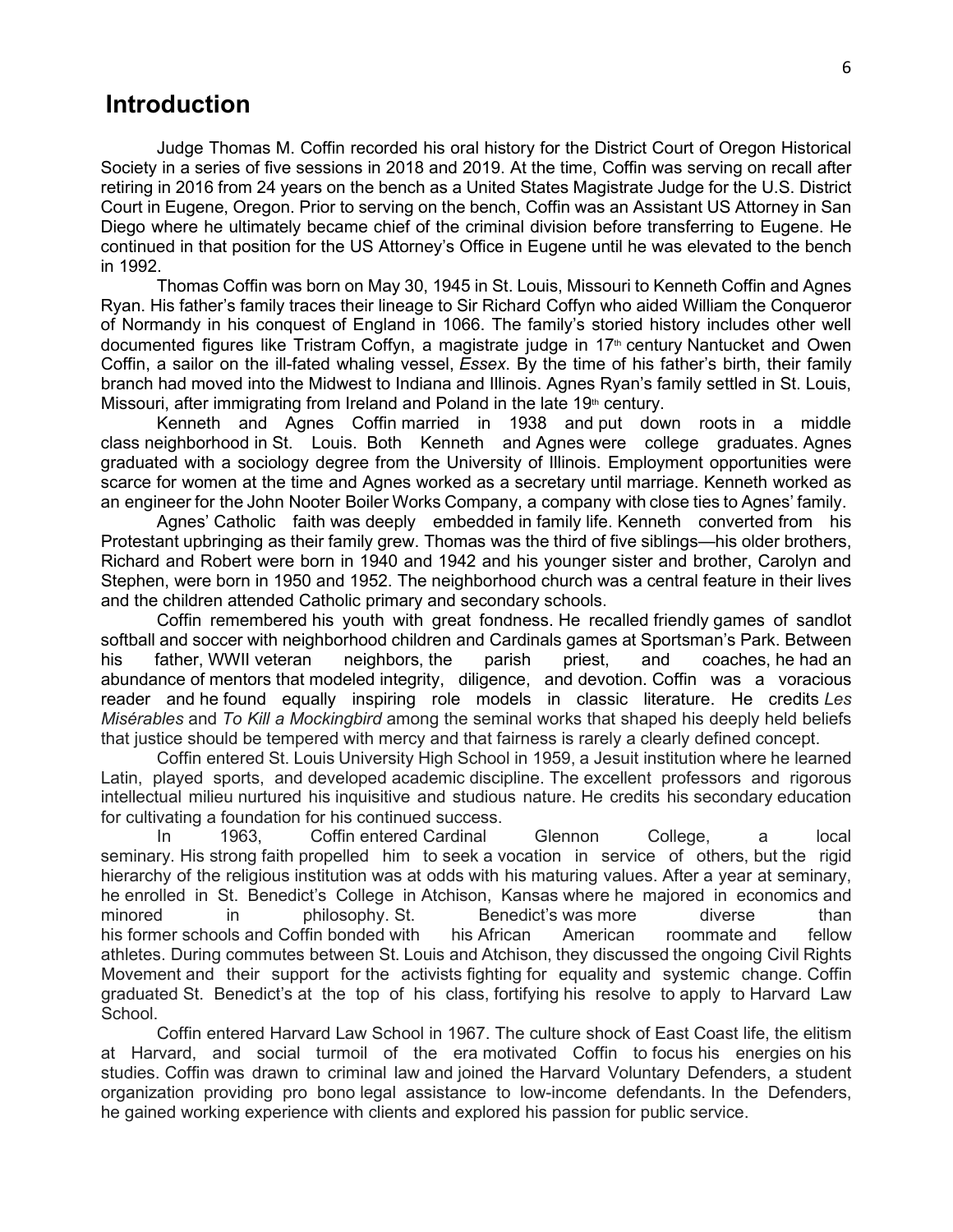# Introduction

Judge Thomas M. Coffin recorded his oral history for the District Court of Oregon Historical Society in a series of five sessions in 2018 and 2019. At the time, Coffin was serving on recall after retiring in 2016 from 24 years on the bench as a United States Magistrate Judge for the U.S. District Court in Eugene, Oregon. Prior to serving on the bench, Coffin was an Assistant US Attorney in San Diego where he ultimately became chief of the criminal division before transferring to Eugene. He continued in that position for the US Attorney's Office in Eugene until he was elevated to the bench in 1992.

Thomas Coffin was born on May 30, 1945 in St. Louis, Missouri to Kenneth Coffin and Agnes Ryan. His father's family traces their lineage to Sir Richard Coffyn who aided William the Conqueror of Normandy in his conquest of England in 1066. The family's storied history includes other well documented figures like Tristram Coffyn, a magistrate judge in 17th century Nantucket and Owen Coffin, a sailor on the ill-fated whaling vessel, *Essex*. By the time of his father's birth, their family branch had moved into the Midwest to Indiana and Illinois. Agnes Ryan's family settled in St. Louis, Missouri, after immigrating from Ireland and Poland in the late 19th century.

Kenneth and Agnes Coffin married in 1938 and put down roots in a middle class neighborhood in St. Louis. Both Kenneth and Agnes were college graduates. Agnes graduated with a sociology degree from the University of Illinois. Employment opportunities were scarce for women at the time and Agnes worked as a secretary until marriage. Kenneth worked as an engineer for the John Nooter Boiler Works Company, a company with close ties to Agnes' family.

Agnes' Catholic faith was deeply embedded in family life. Kenneth converted from his Protestant upbringing as their family grew. Thomas was the third of five siblings—his older brothers, Richard and Robert were born in 1940 and 1942 and his younger sister and brother, Carolyn and Stephen, were born in 1950 and 1952. The neighborhood church was a central feature in their lives and the children attended Catholic primary and secondary schools.

Coffin remembered his youth with great fondness. He recalled friendly games of sandlot softball and soccer with neighborhood children and Cardinals games at Sportsman's Park. Between his father, WWII veteran neighbors, the parish priest, and coaches, he had an abundance of mentors that modeled integrity, diligence, and devotion. Coffin was a voracious reader and he found equally inspiring role models in classic literature. He credits *Les Misérables* and *To Kill a Mockingbird* among the seminal works that shaped his deeply held beliefs that justice should be tempered with mercy and that fairness is rarely a clearly defined concept.

Coffin entered St. Louis University High School in 1959, a Jesuit institution where he learned Latin, played sports, and developed academic discipline. The excellent professors and rigorous intellectual milieu nurtured his inquisitive and studious nature. He credits his secondary education for cultivating a foundation for his continued success.

In 1963, Coffin entered Cardinal Glennon College, a local seminary. His strong faith propelled him to seek a vocation in service of others, but the rigid hierarchy of the religious institution was at odds with his maturing values. After a year at seminary, he enrolled in St. Benedict's College in Atchison, Kansas where he majored in economics and minored in philosophy. St. Benedict's was more diverse than his former schools and Coffin bonded with his African American roommate and fellow athletes. During commutes between St. Louis and Atchison, they discussed the ongoing Civil Rights Movement and their support for the activists fighting for equality and systemic change. Coffin graduated St. Benedict's at the top of his class, fortifying his resolve to apply to Harvard Law School.

Coffin entered Harvard Law School in 1967. The culture shock of East Coast life, the elitism at Harvard, and social turmoil of the era motivated Coffin to focus his energies on his studies. Coffin was drawn to criminal law and joined the Harvard Voluntary Defenders, a student organization providing pro bono legal assistance to low-income defendants. In the Defenders, he gained working experience with clients and explored his passion for public service.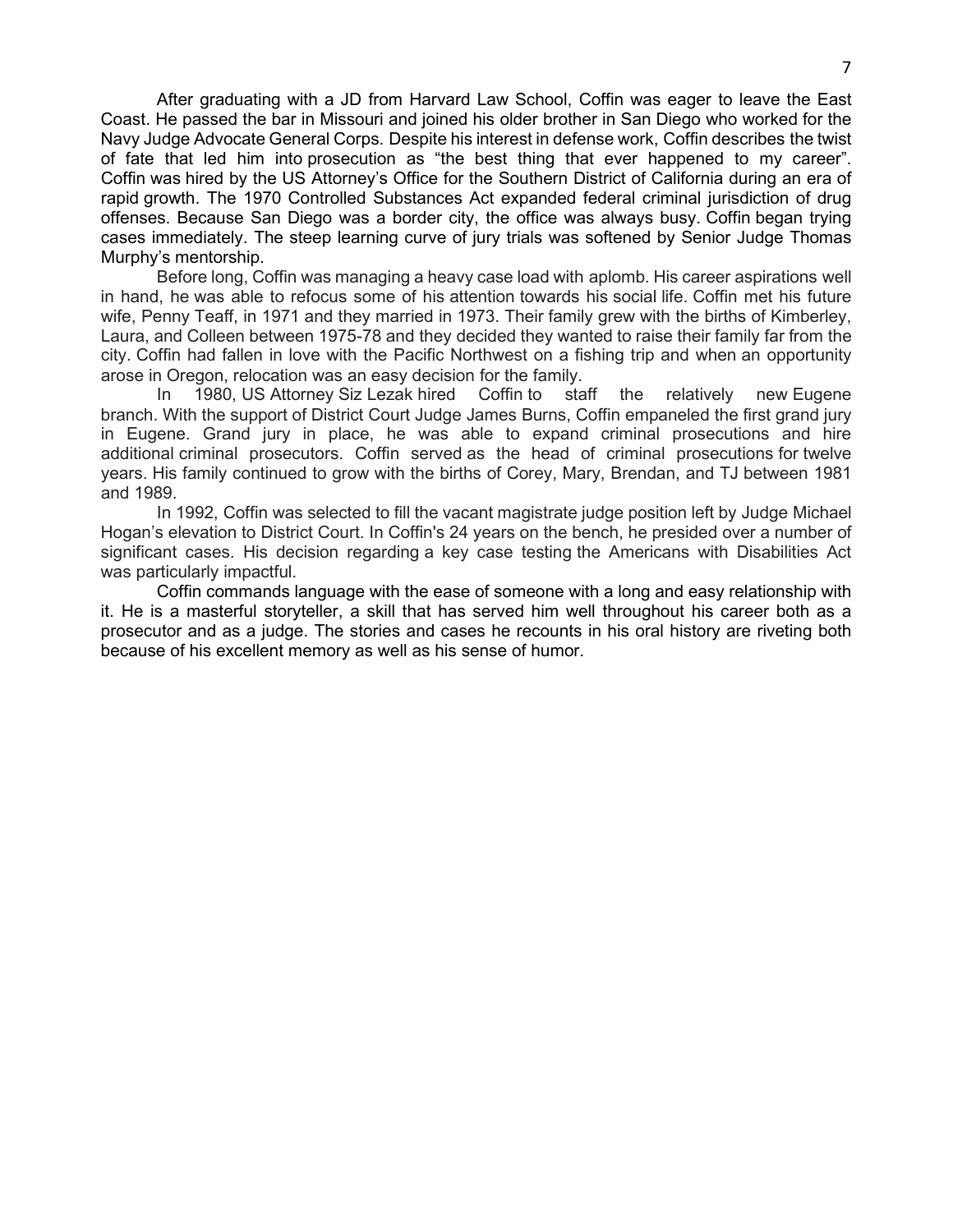After graduating with a JD from Harvard Law School, Coffin was eager to leave the East Coast. He passed the bar in Missouri and joined his older brother in San Diego who worked for the Navy Judge Advocate General Corps. Despite his interest in defense work, Coffin describes the twist of fate that led him into prosecution as "the best thing that ever happened to my career". Coffin was hired by the US Attorney's Office for the Southern District of California during an era of rapid growth. The 1970 Controlled Substances Act expanded federal criminal jurisdiction of drug offenses. Because San Diego was a border city, the office was always busy. Coffin began trying cases immediately. The steep learning curve of jury trials was softened by Senior Judge Thomas Murphy's mentorship.

Before long, Coffin was managing a heavy case load with aplomb. His career aspirations well in hand, he was able to refocus some of his attention towards his social life. Coffin met his future wife, Penny Teaff, in 1971 and they married in 1973. Their family grew with the births of Kimberley, Laura, and Colleen between 1975-78 and they decided they wanted to raise their family far from the city. Coffin had fallen in love with the Pacific Northwest on a fishing trip and when an opportunity arose in Oregon, relocation was an easy decision for the family.

In 1980, US Attorney Siz Lezak hired Coffin to staff the relatively new Eugene branch. With the support of District Court Judge James Burns, Coffin empaneled the first grand jury in Eugene. Grand jury in place, he was able to expand criminal prosecutions and hire additional criminal prosecutors. Coffin served as the head of criminal prosecutions for twelve years. His family continued to grow with the births of Corey, Mary, Brendan, and TJ between 1981 and 1989.

In 1992, Coffin was selected to fill the vacant magistrate judge position left by Judge Michael Hogan's elevation to District Court. In Coffin's 24 years on the bench, he presided over a number of significant cases. His decision regarding a key case testing the Americans with Disabilities Act was particularly impactful.

Coffin commands language with the ease of someone with a long and easy relationship with it. He is a masterful storyteller, a skill that has served him well throughout his career both as a prosecutor and as a judge. The stories and cases he recounts in his oral history are riveting both because of his excellent memory as well as his sense of humor.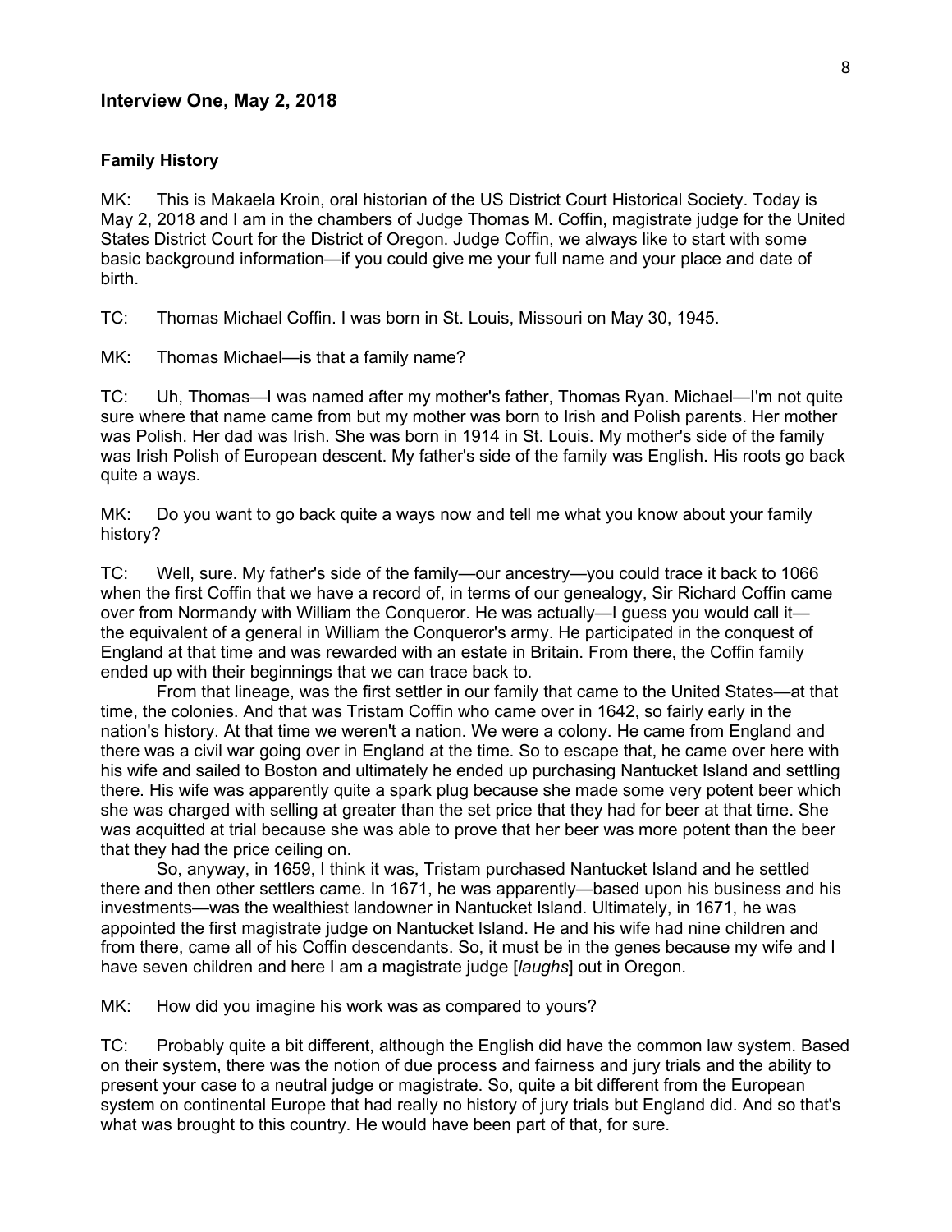## Interview One, May 2, 2018

### Family History

MK: This is Makaela Kroin, oral historian of the US District Court Historical Society. Today is May 2, 2018 and I am in the chambers of Judge Thomas M. Coffin, magistrate judge for the United States District Court for the District of Oregon. Judge Coffin, we always like to start with some basic background information—if you could give me your full name and your place and date of birth.

TC: Thomas Michael Coffin. I was born in St. Louis, Missouri on May 30, 1945.

MK: Thomas Michael—is that a family name?

TC: Uh, Thomas—I was named after my mother's father, Thomas Ryan. Michael—I'm not quite sure where that name came from but my mother was born to Irish and Polish parents. Her mother was Polish. Her dad was Irish. She was born in 1914 in St. Louis. My mother's side of the family was Irish Polish of European descent. My father's side of the family was English. His roots go back quite a ways.

MK: Do you want to go back quite a ways now and tell me what you know about your family history?

TC: Well, sure. My father's side of the family—our ancestry—you could trace it back to 1066 when the first Coffin that we have a record of, in terms of our genealogy, Sir Richard Coffin came over from Normandy with William the Conqueror. He was actually—I guess you would call it—the equivalent of a general in William the Conqueror's army. He participated in the conquest of England at that time and was rewarded with an estate in Britain. From there, the Coffin family ended up with their beginnings that we can trace back to.

From that lineage, was the first settler in our family that came to the United States—at that time, the colonies. And that was Tristam Coffin who came over in 1642, so fairly early in the nation's history. At that time we weren't a nation. We were a colony. He came from England and there was a civil war going over in England at the time. So to escape that, he came over here with his wife and sailed to Boston and ultimately he ended up purchasing Nantucket Island and settling there. His wife was apparently quite a spark plug because she made some very potent beer which she was charged with selling at greater than the set price that they had for beer at that time. She was acquitted at trial because she was able to prove that her beer was more potent than the beer that they had the price ceiling on.

So, anyway, in 1659, I think it was, Tristam purchased Nantucket Island and he settled there and then other settlers came. In 1671, he was apparently—based upon his business and his investments—was the wealthiest landowner in Nantucket Island. Ultimately, in 1671, he was appointed the first magistrate judge on Nantucket Island. He and his wife had nine children and from there, came all of his Coffin descendants. So, it must be in the genes because my wife and I have seven children and here I am a magistrate judge [*laughs*] out in Oregon.

MK: How did you imagine his work was as compared to yours?

TC: Probably quite a bit different, although the English did have the common law system. Based on their system, there was the notion of due process and fairness and jury trials and the ability to present your case to a neutral judge or magistrate. So, quite a bit different from the European system on continental Europe that had really no history of jury trials but England did. And so that's what was brought to this country. He would have been part of that, for sure.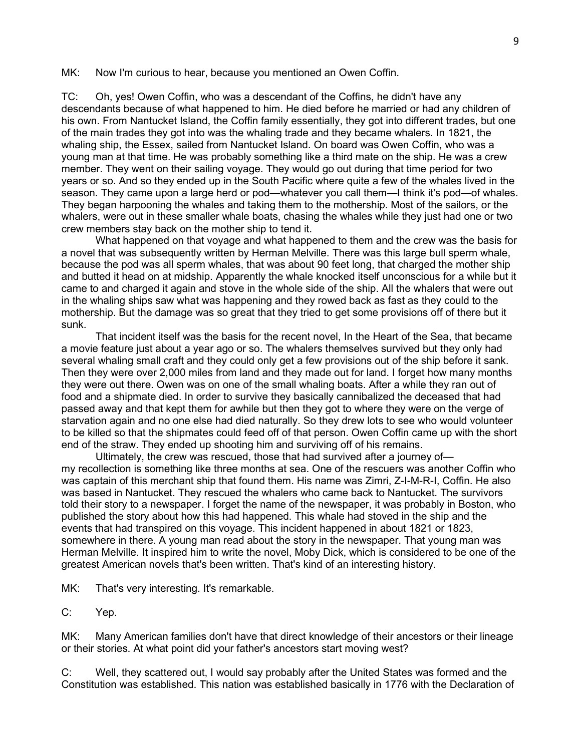MK: Now I'm curious to hear, because you mentioned an Owen Coffin.

TC: Oh, yes! Owen Coffin, who was a descendant of the Coffins, he didn't have any descendants because of what happened to him. He died before he married or had any children of his own. From Nantucket Island, the Coffin family essentially, they got into different trades, but one of the main trades they got into was the whaling trade and they became whalers. In 1821, the whaling ship, the Essex, sailed from Nantucket Island. On board was Owen Coffin, who was a young man at that time. He was probably something like a third mate on the ship. He was a crew member. They went on their sailing voyage. They would go out during that time period for two years or so. And so they ended up in the South Pacific where quite a few of the whales lived in the season. They came upon a large herd or pod—whatever you call them—I think it's pod—of whales. They began harpooning the whales and taking them to the mothership. Most of the sailors, or the whalers, were out in these smaller whale boats, chasing the whales while they just had one or two crew members stay back on the mother ship to tend it.

What happened on that voyage and what happened to them and the crew was the basis for a novel that was subsequently written by Herman Melville. There was this large bull sperm whale, because the pod was all sperm whales, that was about 90 feet long, that charged the mother ship and butted it head on at midship. Apparently the whale knocked itself unconscious for a while but it came to and charged it again and stove in the whole side of the ship. All the whalers that were out in the whaling ships saw what was happening and they rowed back as fast as they could to the mothership. But the damage was so great that they tried to get some provisions off of there but it sunk.

That incident itself was the basis for the recent novel, In the Heart of the Sea, that became a movie feature just about a year ago or so. The whalers themselves survived but they only had several whaling small craft and they could only get a few provisions out of the ship before it sank. Then they were over 2,000 miles from land and they made out for land. I forget how many months they were out there. Owen was on one of the small whaling boats. After a while they ran out of food and a shipmate died. In order to survive they basically cannibalized the deceased that had passed away and that kept them for awhile but then they got to where they were on the verge of starvation again and no one else had died naturally. So they drew lots to see who would volunteer to be killed so that the shipmates could feed off of that person. Owen Coffin came up with the short end of the straw. They ended up shooting him and surviving off of his remains.

Ultimately, the crew was rescued, those that had survived after a journey of—my recollection is something like three months at sea. One of the rescuers was another Coffin who was captain of this merchant ship that found them. His name was Zimri, Z-I-M-R-I, Coffin. He also was based in Nantucket. They rescued the whalers who came back to Nantucket. The survivors told their story to a newspaper. I forget the name of the newspaper, it was probably in Boston, who published the story about how this had happened. This whale had stoved in the ship and the events that had transpired on this voyage. This incident happened in about 1821 or 1823, somewhere in there. A young man read about the story in the newspaper. That young man was Herman Melville. It inspired him to write the novel, Moby Dick, which is considered to be one of the greatest American novels that's been written. That's kind of an interesting history.

MK: That's very interesting. It's remarkable.

C: Yep.

MK: Many American families don't have that direct knowledge of their ancestors or their lineage or their stories. At what point did your father's ancestors start moving west?

C: Well, they scattered out, I would say probably after the United States was formed and the Constitution was established. This nation was established basically in 1776 with the Declaration of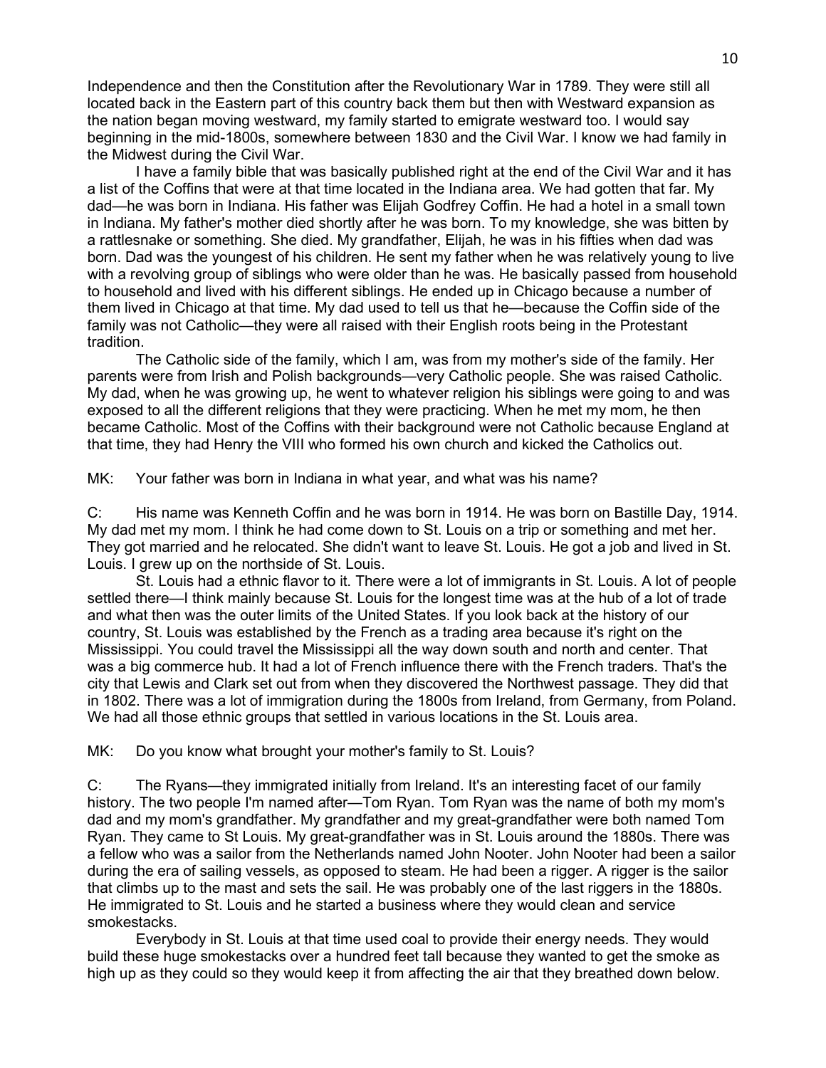Independence and then the Constitution after the Revolutionary War in 1789. They were still all located back in the Eastern part of this country back them but then with Westward expansion as the nation began moving westward, my family started to emigrate westward too. I would say beginning in the mid-1800s, somewhere between 1830 and the Civil War. I know we had family in the Midwest during the Civil War.

I have a family bible that was basically published right at the end of the Civil War and it has a list of the Coffins that were at that time located in the Indiana area. We had gotten that far. My dad—he was born in Indiana. His father was Elijah Godfrey Coffin. He had a hotel in a small town in Indiana. My father's mother died shortly after he was born. To my knowledge, she was bitten by a rattlesnake or something. She died. My grandfather, Elijah, he was in his fifties when dad was born. Dad was the youngest of his children. He sent my father when he was relatively young to live with a revolving group of siblings who were older than he was. He basically passed from household to household and lived with his different siblings. He ended up in Chicago because a number of them lived in Chicago at that time. My dad used to tell us that he—because the Coffin side of the family was not Catholic—they were all raised with their English roots being in the Protestant tradition.

The Catholic side of the family, which I am, was from my mother's side of the family. Her parents were from Irish and Polish backgrounds—very Catholic people. She was raised Catholic. My dad, when he was growing up, he went to whatever religion his siblings were going to and was exposed to all the different religions that they were practicing. When he met my mom, he then became Catholic. Most of the Coffins with their background were not Catholic because England at that time, they had Henry the VIII who formed his own church and kicked the Catholics out.

MK: Your father was born in Indiana in what year, and what was his name?

C: His name was Kenneth Coffin and he was born in 1914. He was born on Bastille Day, 1914. My dad met my mom. I think he had come down to St. Louis on a trip or something and met her. They got married and he relocated. She didn't want to leave St. Louis. He got a job and lived in St. Louis. I grew up on the northside of St. Louis.

St. Louis had a ethnic flavor to it. There were a lot of immigrants in St. Louis. A lot of people settled there—I think mainly because St. Louis for the longest time was at the hub of a lot of trade and what then was the outer limits of the United States. If you look back at the history of our country, St. Louis was established by the French as a trading area because it's right on the Mississippi. You could travel the Mississippi all the way down south and north and center. That was a big commerce hub. It had a lot of French influence there with the French traders. That's the city that Lewis and Clark set out from when they discovered the Northwest passage. They did that in 1802. There was a lot of immigration during the 1800s from Ireland, from Germany, from Poland. We had all those ethnic groups that settled in various locations in the St. Louis area.

MK: Do you know what brought your mother's family to St. Louis?

C: The Ryans—they immigrated initially from Ireland. It's an interesting facet of our family history. The two people I'm named after—Tom Ryan. Tom Ryan was the name of both my mom's dad and my mom's grandfather. My grandfather and my great-grandfather were both named Tom Ryan. They came to St Louis. My great-grandfather was in St. Louis around the 1880s. There was a fellow who was a sailor from the Netherlands named John Nooter. John Nooter had been a sailor during the era of sailing vessels, as opposed to steam. He had been a rigger. A rigger is the sailor that climbs up to the mast and sets the sail. He was probably one of the last riggers in the 1880s. He immigrated to St. Louis and he started a business where they would clean and service smokestacks.

Everybody in St. Louis at that time used coal to provide their energy needs. They would build these huge smokestacks over a hundred feet tall because they wanted to get the smoke as high up as they could so they would keep it from affecting the air that they breathed down below.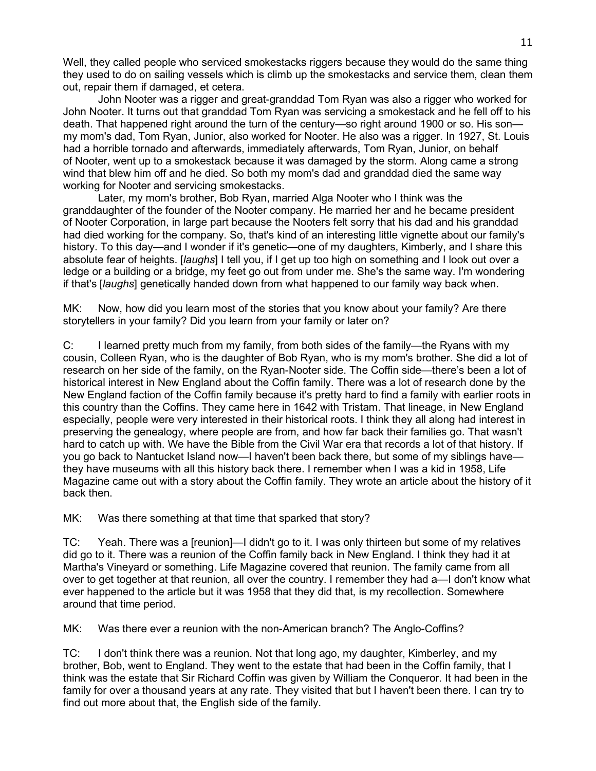Well, they called people who serviced smokestacks riggers because they would do the same thing they used to do on sailing vessels which is climb up the smokestacks and service them, clean them out, repair them if damaged, et cetera.

John Nooter was a rigger and great-granddad Tom Ryan was also a rigger who worked for John Nooter. It turns out that granddad Tom Ryan was servicing a smokestack and he fell off to his death. That happened right around the turn of the century—so right around 1900 or so. His son—my mom's dad, Tom Ryan, Junior, also worked for Nooter. He also was a rigger. In 1927, St. Louis had a horrible tornado and afterwards, immediately afterwards, Tom Ryan, Junior, on behalf of Nooter, went up to a smokestack because it was damaged by the storm. Along came a strong wind that blew him off and he died. So both my mom's dad and granddad died the same way working for Nooter and servicing smokestacks.

Later, my mom's brother, Bob Ryan, married Alga Nooter who I think was the granddaughter of the founder of the Nooter company. He married her and he became president of Nooter Corporation, in large part because the Nooters felt sorry that his dad and his granddad had died working for the company. So, that's kind of an interesting little vignette about our family's history. To this day—and I wonder if it's genetic—one of my daughters, Kimberly, and I share this absolute fear of heights. [*laughs*] I tell you, if I get up too high on something and I look out over a ledge or a building or a bridge, my feet go out from under me. She's the same way. I'm wondering if that's [*laughs*] genetically handed down from what happened to our family way back when.

MK: Now, how did you learn most of the stories that you know about your family? Are there storytellers in your family? Did you learn from your family or later on?

C: I learned pretty much from my family, from both sides of the family—the Ryans with my cousin, Colleen Ryan, who is the daughter of Bob Ryan, who is my mom's brother. She did a lot of research on her side of the family, on the Ryan-Nooter side. The Coffin side—there's been a lot of historical interest in New England about the Coffin family. There was a lot of research done by the New England faction of the Coffin family because it's pretty hard to find a family with earlier roots in this country than the Coffins. They came here in 1642 with Tristam. That lineage, in New England especially, people were very interested in their historical roots. I think they all along had interest in preserving the genealogy, where people are from, and how far back their families go. That wasn't hard to catch up with. We have the Bible from the Civil War era that records a lot of that history. If you go back to Nantucket Island now—I haven't been back there, but some of my siblings have—they have museums with all this history back there. I remember when I was a kid in 1958, Life Magazine came out with a story about the Coffin family. They wrote an article about the history of it back then.

MK: Was there something at that time that sparked that story?

TC: Yeah. There was a [reunion]—I didn't go to it. I was only thirteen but some of my relatives did go to it. There was a reunion of the Coffin family back in New England. I think they had it at Martha's Vineyard or something. Life Magazine covered that reunion. The family came from all over to get together at that reunion, all over the country. I remember they had a—I don't know what ever happened to the article but it was 1958 that they did that, is my recollection. Somewhere around that time period.

MK: Was there ever a reunion with the non-American branch? The Anglo-Coffins?

TC: I don't think there was a reunion. Not that long ago, my daughter, Kimberley, and my brother, Bob, went to England. They went to the estate that had been in the Coffin family, that I think was the estate that Sir Richard Coffin was given by William the Conqueror. It had been in the family for over a thousand years at any rate. They visited that but I haven't been there. I can try to find out more about that, the English side of the family.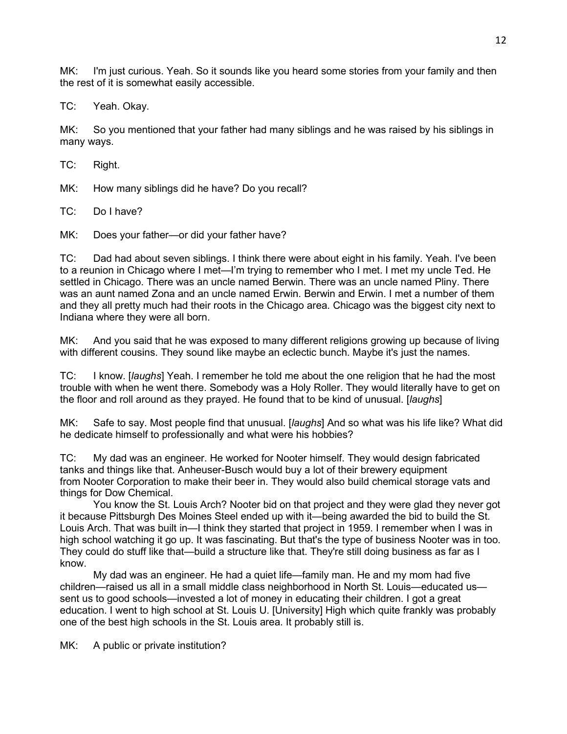MK: I'm just curious. Yeah. So it sounds like you heard some stories from your family and then the rest of it is somewhat easily accessible.

TC: Yeah. Okay.

MK: So you mentioned that your father had many siblings and he was raised by his siblings in many ways.

TC: Right.

MK: How many siblings did he have? Do you recall?

TC: Do I have?

MK: Does your father—or did your father have?

TC: Dad had about seven siblings. I think there were about eight in his family. Yeah. I've been to a reunion in Chicago where I met—I'm trying to remember who I met. I met my uncle Ted. He settled in Chicago. There was an uncle named Berwin. There was an uncle named Pliny. There was an aunt named Zona and an uncle named Erwin. Berwin and Erwin. I met a number of them and they all pretty much had their roots in the Chicago area. Chicago was the biggest city next to Indiana where they were all born.

MK: And you said that he was exposed to many different religions growing up because of living with different cousins. They sound like maybe an eclectic bunch. Maybe it's just the names.

TC: I know. [*laughs*] Yeah. I remember he told me about the one religion that he had the most trouble with when he went there. Somebody was a Holy Roller. They would literally have to get on the floor and roll around as they prayed. He found that to be kind of unusual. [*laughs*]

MK: Safe to say. Most people find that unusual. [*laughs*] And so what was his life like? What did he dedicate himself to professionally and what were his hobbies?

TC: My dad was an engineer. He worked for Nooter himself. They would design fabricated tanks and things like that. Anheuser-Busch would buy a lot of their brewery equipment from Nooter Corporation to make their beer in. They would also build chemical storage vats and things for Dow Chemical.

You know the St. Louis Arch? Nooter bid on that project and they were glad they never got it because Pittsburgh Des Moines Steel ended up with it—being awarded the bid to build the St. Louis Arch. That was built in—I think they started that project in 1959. I remember when I was in high school watching it go up. It was fascinating. But that's the type of business Nooter was in too. They could do stuff like that—build a structure like that. They're still doing business as far as I know.

My dad was an engineer. He had a quiet life—family man. He and my mom had five children—raised us all in a small middle class neighborhood in North St. Louis—educated us—sent us to good schools—invested a lot of money in educating their children. I got a great education. I went to high school at St. Louis U. [University] High which quite frankly was probably one of the best high schools in the St. Louis area. It probably still is.

MK: A public or private institution?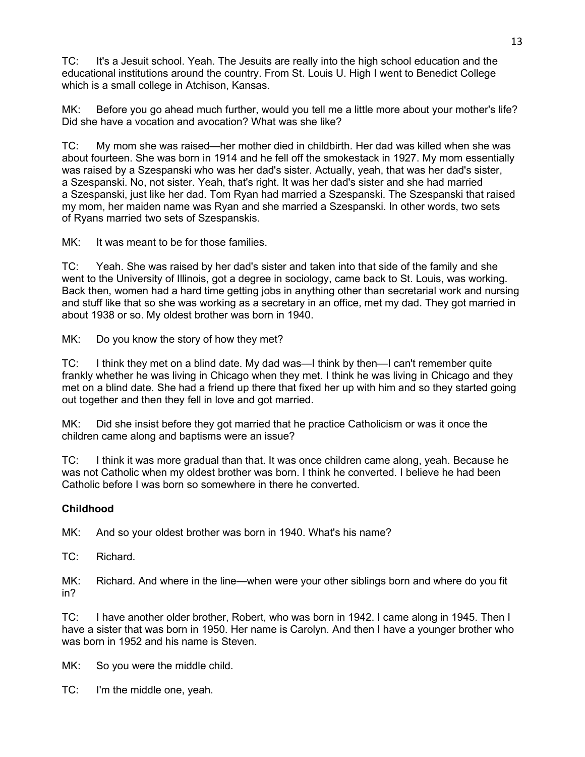TC: It's a Jesuit school. Yeah. The Jesuits are really into the high school education and the educational institutions around the country. From St. Louis U. High I went to Benedict College which is a small college in Atchison, Kansas.

MK: Before you go ahead much further, would you tell me a little more about your mother's life? Did she have a vocation and avocation? What was she like?

TC: My mom she was raised—her mother died in childbirth. Her dad was killed when she was about fourteen. She was born in 1914 and he fell off the smokestack in 1927. My mom essentially was raised by a Szespanski who was her dad's sister. Actually, yeah, that was her dad's sister, a Szespanski. No, not sister. Yeah, that's right. It was her dad's sister and she had married a Szespanski, just like her dad. Tom Ryan had married a Szespanski. The Szespanski that raised my mom, her maiden name was Ryan and she married a Szespanski. In other words, two sets of Ryans married two sets of Szespanskis.

MK: It was meant to be for those families.

TC: Yeah. She was raised by her dad's sister and taken into that side of the family and she went to the University of Illinois, got a degree in sociology, came back to St. Louis, was working. Back then, women had a hard time getting jobs in anything other than secretarial work and nursing and stuff like that so she was working as a secretary in an office, met my dad. They got married in about 1938 or so. My oldest brother was born in 1940.

MK: Do you know the story of how they met?

TC: I think they met on a blind date. My dad was—I think by then—I can't remember quite frankly whether he was living in Chicago when they met. I think he was living in Chicago and they met on a blind date. She had a friend up there that fixed her up with him and so they started going out together and then they fell in love and got married.

MK: Did she insist before they got married that he practice Catholicism or was it once the children came along and baptisms were an issue?

TC: I think it was more gradual than that. It was once children came along, yeah. Because he was not Catholic when my oldest brother was born. I think he converted. I believe he had been Catholic before I was born so somewhere in there he converted.

**Childhood**

MK: And so your oldest brother was born in 1940. What's his name?

TC: Richard.

MK: Richard. And where in the line—when were your other siblings born and where do you fit in?

TC: I have another older brother, Robert, who was born in 1942. I came along in 1945. Then I have a sister that was born in 1950. Her name is Carolyn. And then I have a younger brother who was born in 1952 and his name is Steven.

MK: So you were the middle child.

TC: I'm the middle one, yeah.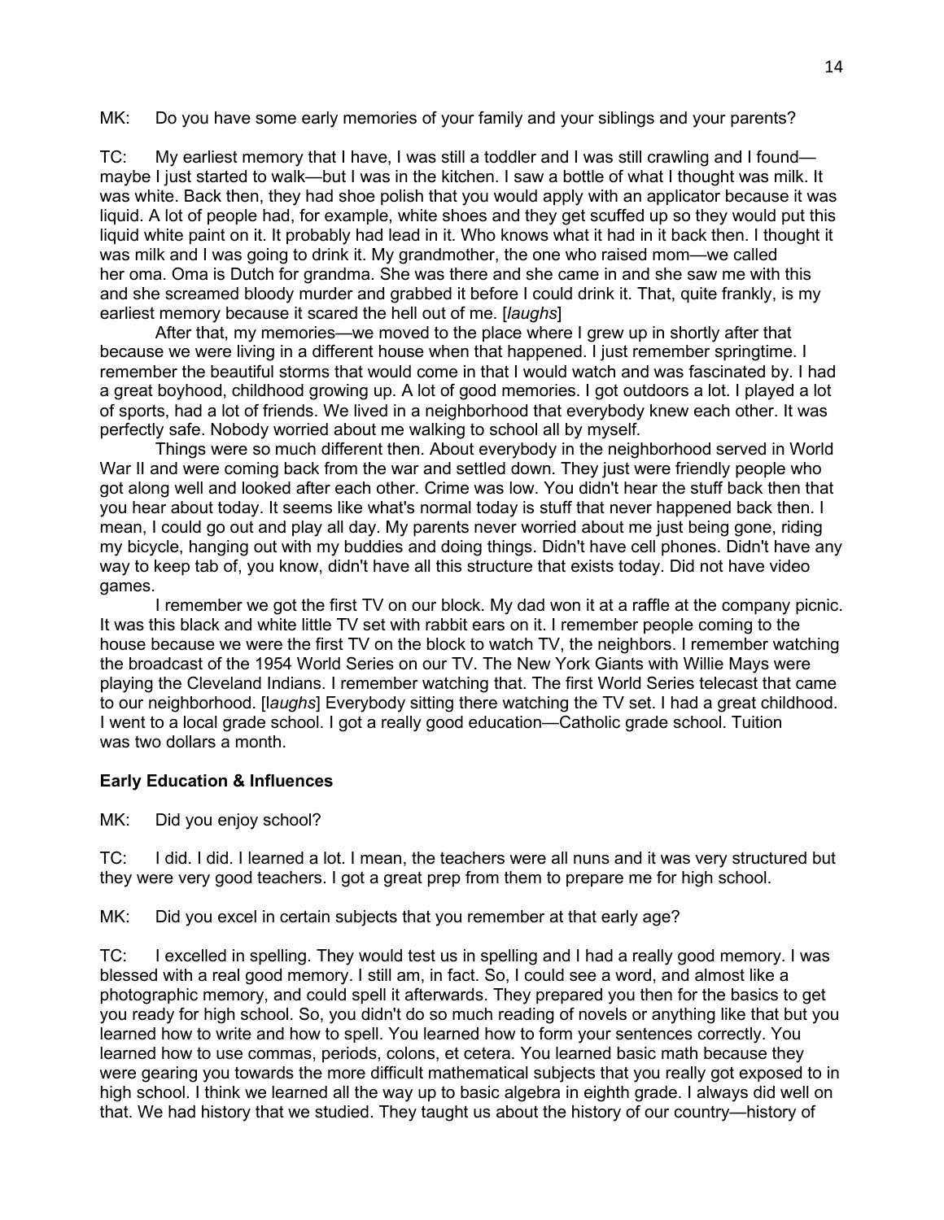MK: Do you have some early memories of your family and your siblings and your parents?

TC: My earliest memory that I have, I was still a toddler and I was still crawling and I found—maybe I just started to walk—but I was in the kitchen. I saw a bottle of what I thought was milk. It was white. Back then, they had shoe polish that you would apply with an applicator because it was liquid. A lot of people had, for example, white shoes and they get scuffed up so they would put this liquid white paint on it. It probably had lead in it. Who knows what it had in it back then. I thought it was milk and I was going to drink it. My grandmother, the one who raised mom—we called her oma. Oma is Dutch for grandma. She was there and she came in and she saw me with this and she screamed bloody murder and grabbed it before I could drink it. That, quite frankly, is my earliest memory because it scared the hell out of me. [*laughs*]

After that, my memories—we moved to the place where I grew up in shortly after that because we were living in a different house when that happened. I just remember springtime. I remember the beautiful storms that would come in that I would watch and was fascinated by. I had a great boyhood, childhood growing up. A lot of good memories. I got outdoors a lot. I played a lot of sports, had a lot of friends. We lived in a neighborhood that everybody knew each other. It was perfectly safe. Nobody worried about me walking to school all by myself.

Things were so much different then. About everybody in the neighborhood served in World War II and were coming back from the war and settled down. They just were friendly people who got along well and looked after each other. Crime was low. You didn't hear the stuff back then that you hear about today. It seems like what's normal today is stuff that never happened back then. I mean, I could go out and play all day. My parents never worried about me just being gone, riding my bicycle, hanging out with my buddies and doing things. Didn't have cell phones. Didn't have any way to keep tab of, you know, didn't have all this structure that exists today. Did not have video games.

I remember we got the first TV on our block. My dad won it at a raffle at the company picnic. It was this black and white little TV set with rabbit ears on it. I remember people coming to the house because we were the first TV on the block to watch TV, the neighbors. I remember watching the broadcast of the 1954 World Series on our TV. The New York Giants with Willie Mays were playing the Cleveland Indians. I remember watching that. The first World Series telecast that came to our neighborhood. [*laughs*] Everybody sitting there watching the TV set. I had a great childhood. I went to a local grade school. I got a really good education—Catholic grade school. Tuition was two dollars a month.

**Early Education & Influences**

MK: Did you enjoy school?

TC: I did. I did. I learned a lot. I mean, the teachers were all nuns and it was very structured but they were very good teachers. I got a great prep from them to prepare me for high school.

MK: Did you excel in certain subjects that you remember at that early age?

TC: I excelled in spelling. They would test us in spelling and I had a really good memory. I was blessed with a real good memory. I still am, in fact. So, I could see a word, and almost like a photographic memory, and could spell it afterwards. They prepared you then for the basics to get you ready for high school. So, you didn't do so much reading of novels or anything like that but you learned how to write and how to spell. You learned how to form your sentences correctly. You learned how to use commas, periods, colons, et cetera. You learned basic math because they were gearing you towards the more difficult mathematical subjects that you really got exposed to in high school. I think we learned all the way up to basic algebra in eighth grade. I always did well on that. We had history that we studied. They taught us about the history of our country—history of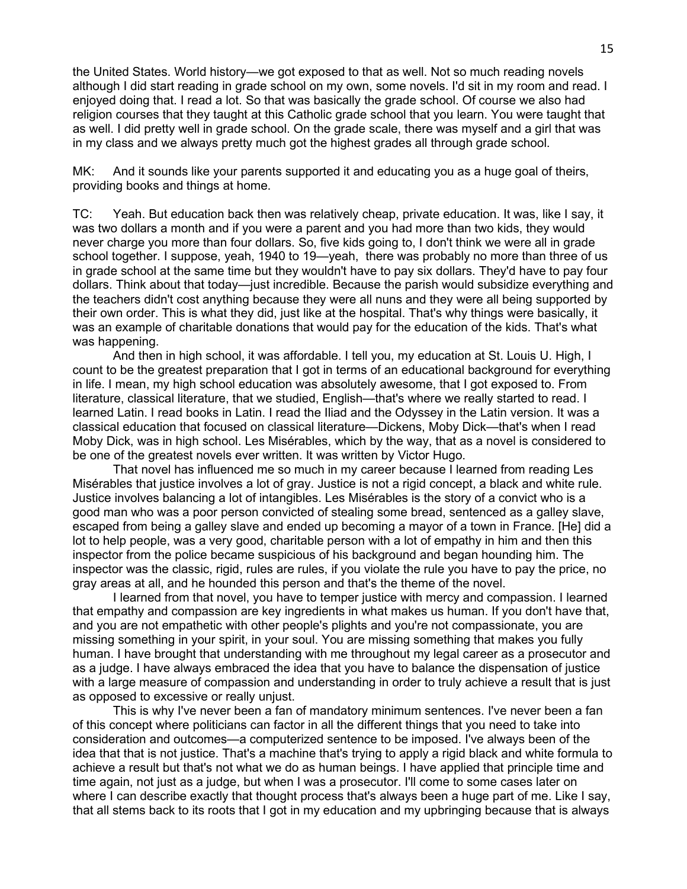the United States. World history—we got exposed to that as well. Not so much reading novels although I did start reading in grade school on my own, some novels. I'd sit in my room and read. I enjoyed doing that. I read a lot. So that was basically the grade school. Of course we also had religion courses that they taught at this Catholic grade school that you learn. You were taught that as well. I did pretty well in grade school. On the grade scale, there was myself and a girl that was in my class and we always pretty much got the highest grades all through grade school.

MK: And it sounds like your parents supported it and educating you as a huge goal of theirs, providing books and things at home.

TC: Yeah. But education back then was relatively cheap, private education. It was, like I say, it was two dollars a month and if you were a parent and you had more than two kids, they would never charge you more than four dollars. So, five kids going to, I don't think we were all in grade school together. I suppose, yeah, 1940 to 19—yeah, there was probably no more than three of us in grade school at the same time but they wouldn't have to pay six dollars. They'd have to pay four dollars. Think about that today—just incredible. Because the parish would subsidize everything and the teachers didn't cost anything because they were all nuns and they were all being supported by their own order. This is what they did, just like at the hospital. That's why things were basically, it was an example of charitable donations that would pay for the education of the kids. That's what was happening.

And then in high school, it was affordable. I tell you, my education at St. Louis U. High, I count to be the greatest preparation that I got in terms of an educational background for everything in life. I mean, my high school education was absolutely awesome, that I got exposed to. From literature, classical literature, that we studied, English—that's where we really started to read. I learned Latin. I read books in Latin. I read the Iliad and the Odyssey in the Latin version. It was a classical education that focused on classical literature—Dickens, Moby Dick—that's when I read Moby Dick, was in high school. Les Misérables, which by the way, that as a novel is considered to be one of the greatest novels ever written. It was written by Victor Hugo.

That novel has influenced me so much in my career because I learned from reading Les Misérables that justice involves a lot of gray. Justice is not a rigid concept, a black and white rule. Justice involves balancing a lot of intangibles. Les Misérables is the story of a convict who is a good man who was a poor person convicted of stealing some bread, sentenced as a galley slave, escaped from being a galley slave and ended up becoming a mayor of a town in France. [He] did a lot to help people, was a very good, charitable person with a lot of empathy in him and then this inspector from the police became suspicious of his background and began hounding him. The inspector was the classic, rigid, rules are rules, if you violate the rule you have to pay the price, no gray areas at all, and he hounded this person and that's the theme of the novel.

I learned from that novel, you have to temper justice with mercy and compassion. I learned that empathy and compassion are key ingredients in what makes us human. If you don't have that, and you are not empathetic with other people's plights and you're not compassionate, you are missing something in your spirit, in your soul. You are missing something that makes you fully human. I have brought that understanding with me throughout my legal career as a prosecutor and as a judge. I have always embraced the idea that you have to balance the dispensation of justice with a large measure of compassion and understanding in order to truly achieve a result that is just as opposed to excessive or really unjust.

This is why I've never been a fan of mandatory minimum sentences. I've never been a fan of this concept where politicians can factor in all the different things that you need to take into consideration and outcomes—a computerized sentence to be imposed. I've always been of the idea that that is not justice. That's a machine that's trying to apply a rigid black and white formula to achieve a result but that's not what we do as human beings. I have applied that principle time and time again, not just as a judge, but when I was a prosecutor. I'll come to some cases later on where I can describe exactly that thought process that's always been a huge part of me. Like I say, that all stems back to its roots that I got in my education and my upbringing because that is always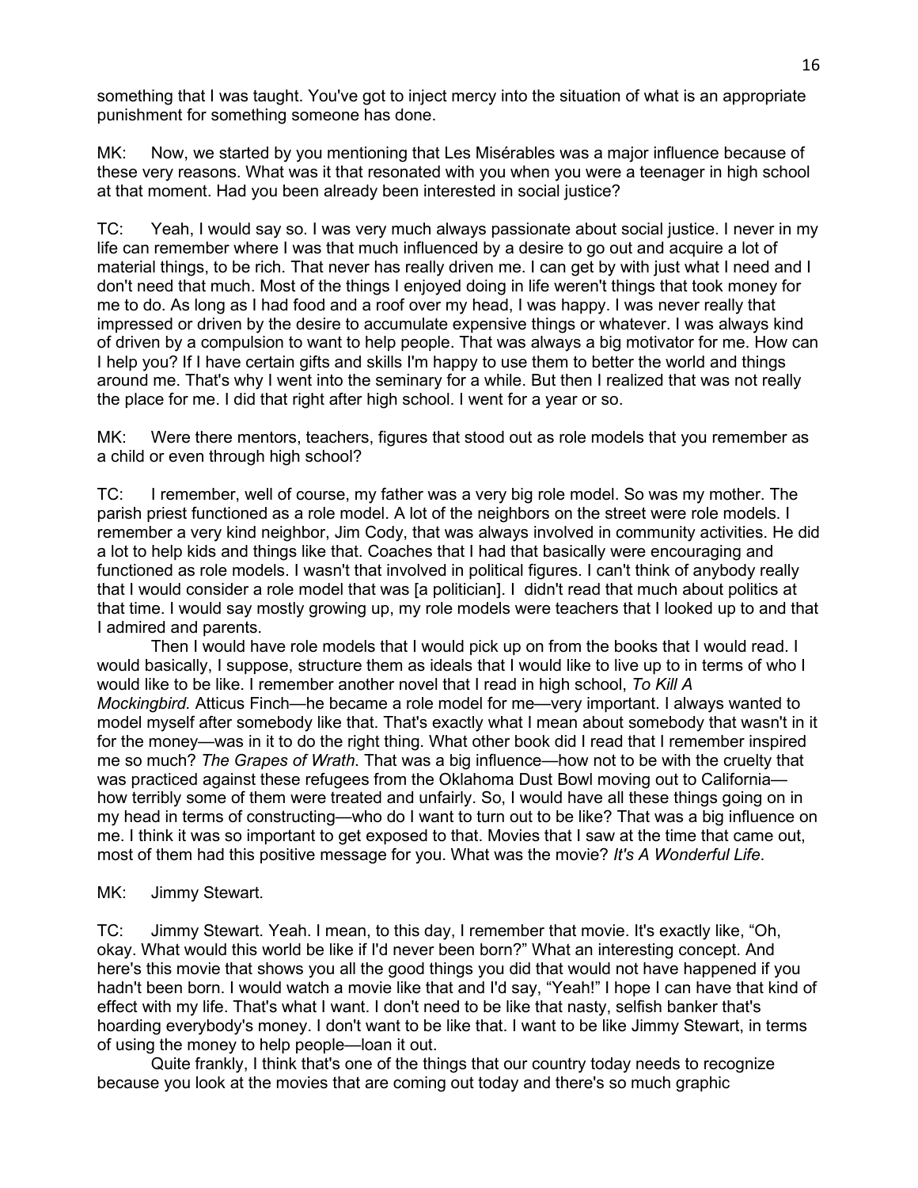something that I was taught. You've got to inject mercy into the situation of what is an appropriate punishment for something someone has done.

MK: Now, we started by you mentioning that Les Misérables was a major influence because of these very reasons. What was it that resonated with you when you were a teenager in high school at that moment. Had you been already been interested in social justice?

TC: Yeah, I would say so. I was very much always passionate about social justice. I never in my life can remember where I was that much influenced by a desire to go out and acquire a lot of material things, to be rich. That never has really driven me. I can get by with just what I need and I don't need that much. Most of the things I enjoyed doing in life weren't things that took money for me to do. As long as I had food and a roof over my head, I was happy. I was never really that impressed or driven by the desire to accumulate expensive things or whatever. I was always kind of driven by a compulsion to want to help people. That was always a big motivator for me. How can I help you? If I have certain gifts and skills I'm happy to use them to better the world and things around me. That's why I went into the seminary for a while. But then I realized that was not really the place for me. I did that right after high school. I went for a year or so.

MK: Were there mentors, teachers, figures that stood out as role models that you remember as a child or even through high school?

TC: I remember, well of course, my father was a very big role model. So was my mother. The parish priest functioned as a role model. A lot of the neighbors on the street were role models. I remember a very kind neighbor, Jim Cody, that was always involved in community activities. He did a lot to help kids and things like that. Coaches that I had that basically were encouraging and functioned as role models. I wasn't that involved in political figures. I can't think of anybody really that I would consider a role model that was [a politician]. I didn't read that much about politics at that time. I would say mostly growing up, my role models were teachers that I looked up to and that I admired and parents.

Then I would have role models that I would pick up on from the books that I would read. I would basically, I suppose, structure them as ideals that I would like to live up to in terms of who I would like to be like. I remember another novel that I read in high school, *To Kill A Mockingbird.* Atticus Finch—he became a role model for me—very important. I always wanted to model myself after somebody like that. That's exactly what I mean about somebody that wasn't in it for the money—was in it to do the right thing. What other book did I read that I remember inspired me so much? *The Grapes of Wrath*. That was a big influence—how not to be with the cruelty that was practiced against these refugees from the Oklahoma Dust Bowl moving out to California—how terribly some of them were treated and unfairly. So, I would have all these things going on in my head in terms of constructing—who do I want to turn out to be like? That was a big influence on me. I think it was so important to get exposed to that. Movies that I saw at the time that came out, most of them had this positive message for you. What was the movie? *It's A Wonderful Life*.

MK: Jimmy Stewart.

TC: Jimmy Stewart. Yeah. I mean, to this day, I remember that movie. It's exactly like, "Oh, okay. What would this world be like if I'd never been born?" What an interesting concept. And here's this movie that shows you all the good things you did that would not have happened if you hadn't been born. I would watch a movie like that and I'd say, "Yeah!" I hope I can have that kind of effect with my life. That's what I want. I don't need to be like that nasty, selfish banker that's hoarding everybody's money. I don't want to be like that. I want to be like Jimmy Stewart, in terms of using the money to help people—loan it out.

Quite frankly, I think that's one of the things that our country today needs to recognize because you look at the movies that are coming out today and there's so much graphic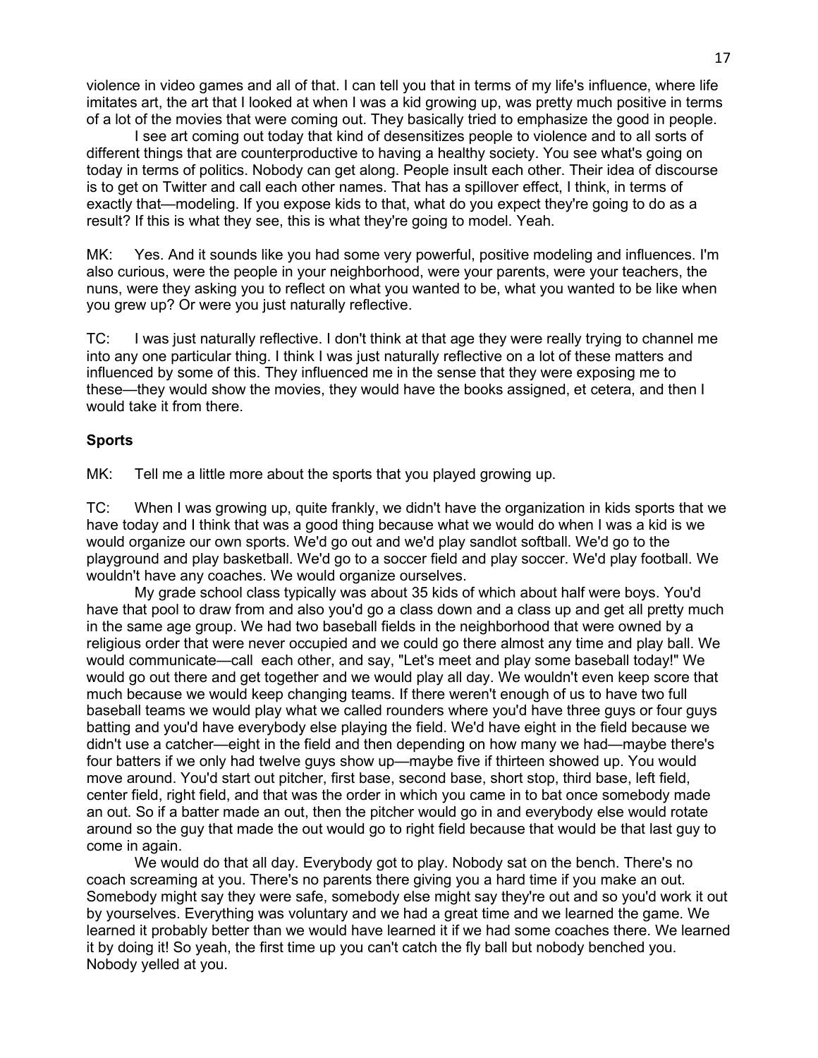violence in video games and all of that. I can tell you that in terms of my life's influence, where life imitates art, the art that I looked at when I was a kid growing up, was pretty much positive in terms of a lot of the movies that were coming out. They basically tried to emphasize the good in people.

I see art coming out today that kind of desensitizes people to violence and to all sorts of different things that are counterproductive to having a healthy society. You see what's going on today in terms of politics. Nobody can get along. People insult each other. Their idea of discourse is to get on Twitter and call each other names. That has a spillover effect, I think, in terms of exactly that—modeling. If you expose kids to that, what do you expect they're going to do as a result? If this is what they see, this is what they're going to model. Yeah.

MK: Yes. And it sounds like you had some very powerful, positive modeling and influences. I'm also curious, were the people in your neighborhood, were your parents, were your teachers, the nuns, were they asking you to reflect on what you wanted to be, what you wanted to be like when you grew up? Or were you just naturally reflective.

TC: I was just naturally reflective. I don't think at that age they were really trying to channel me into any one particular thing. I think I was just naturally reflective on a lot of these matters and influenced by some of this. They influenced me in the sense that they were exposing me to these—they would show the movies, they would have the books assigned, et cetera, and then I would take it from there.

**Sports**

MK: Tell me a little more about the sports that you played growing up.

TC: When I was growing up, quite frankly, we didn't have the organization in kids sports that we have today and I think that was a good thing because what we would do when I was a kid is we would organize our own sports. We'd go out and we'd play sandlot softball. We'd go to the playground and play basketball. We'd go to a soccer field and play soccer. We'd play football. We wouldn't have any coaches. We would organize ourselves.

My grade school class typically was about 35 kids of which about half were boys. You'd have that pool to draw from and also you'd go a class down and a class up and get all pretty much in the same age group. We had two baseball fields in the neighborhood that were owned by a religious order that were never occupied and we could go there almost any time and play ball. We would communicate—call each other, and say, "Let's meet and play some baseball today!" We would go out there and get together and we would play all day. We wouldn't even keep score that much because we would keep changing teams. If there weren't enough of us to have two full baseball teams we would play what we called rounders where you'd have three guys or four guys batting and you'd have everybody else playing the field. We'd have eight in the field because we didn't use a catcher—eight in the field and then depending on how many we had—maybe there's four batters if we only had twelve guys show up—maybe five if thirteen showed up. You would move around. You'd start out pitcher, first base, second base, short stop, third base, left field, center field, right field, and that was the order in which you came in to bat once somebody made an out. So if a batter made an out, then the pitcher would go in and everybody else would rotate around so the guy that made the out would go to right field because that would be that last guy to come in again.

We would do that all day. Everybody got to play. Nobody sat on the bench. There's no coach screaming at you. There's no parents there giving you a hard time if you make an out. Somebody might say they were safe, somebody else might say they're out and so you'd work it out by yourselves. Everything was voluntary and we had a great time and we learned the game. We learned it probably better than we would have learned it if we had some coaches there. We learned it by doing it! So yeah, the first time up you can't catch the fly ball but nobody benched you. Nobody yelled at you.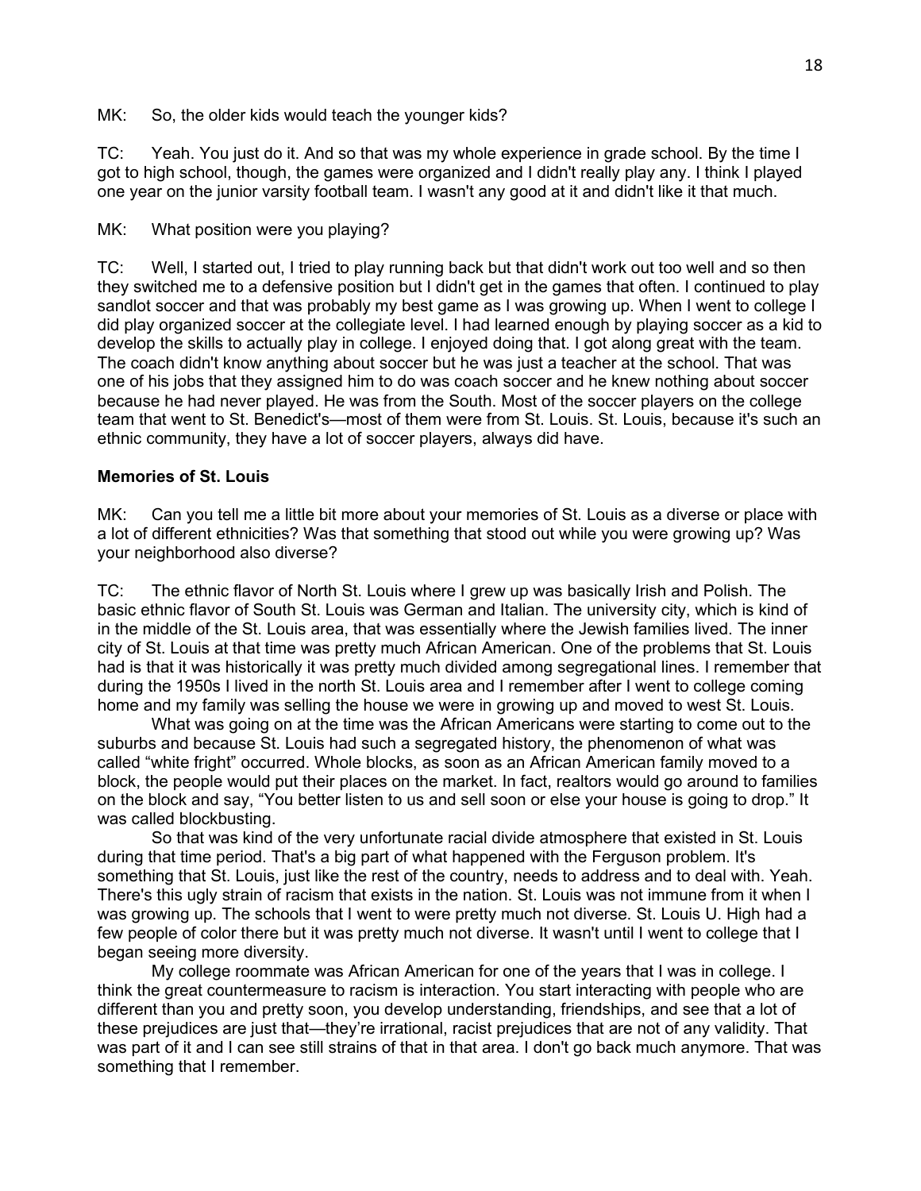MK: So, the older kids would teach the younger kids?

TC: Yeah. You just do it. And so that was my whole experience in grade school. By the time I got to high school, though, the games were organized and I didn't really play any. I think I played one year on the junior varsity football team. I wasn't any good at it and didn't like it that much.

MK: What position were you playing?

TC: Well, I started out, I tried to play running back but that didn't work out too well and so then they switched me to a defensive position but I didn't get in the games that often. I continued to play sandlot soccer and that was probably my best game as I was growing up. When I went to college I did play organized soccer at the collegiate level. I had learned enough by playing soccer as a kid to develop the skills to actually play in college. I enjoyed doing that. I got along great with the team. The coach didn't know anything about soccer but he was just a teacher at the school. That was one of his jobs that they assigned him to do was coach soccer and he knew nothing about soccer because he had never played. He was from the South. Most of the soccer players on the college team that went to St. Benedict's—most of them were from St. Louis. St. Louis, because it's such an ethnic community, they have a lot of soccer players, always did have.

**Memories of St. Louis**

MK: Can you tell me a little bit more about your memories of St. Louis as a diverse or place with a lot of different ethnicities? Was that something that stood out while you were growing up? Was your neighborhood also diverse?

TC: The ethnic flavor of North St. Louis where I grew up was basically Irish and Polish. The basic ethnic flavor of South St. Louis was German and Italian. The university city, which is kind of in the middle of the St. Louis area, that was essentially where the Jewish families lived. The inner city of St. Louis at that time was pretty much African American. One of the problems that St. Louis had is that it was historically it was pretty much divided among segregational lines. I remember that during the 1950s I lived in the north St. Louis area and I remember after I went to college coming home and my family was selling the house we were in growing up and moved to west St. Louis.

What was going on at the time was the African Americans were starting to come out to the suburbs and because St. Louis had such a segregated history, the phenomenon of what was called "white fright" occurred. Whole blocks, as soon as an African American family moved to a block, the people would put their places on the market. In fact, realtors would go around to families on the block and say, "You better listen to us and sell soon or else your house is going to drop." It was called blockbusting.

So that was kind of the very unfortunate racial divide atmosphere that existed in St. Louis during that time period. That's a big part of what happened with the Ferguson problem. It's something that St. Louis, just like the rest of the country, needs to address and to deal with. Yeah. There's this ugly strain of racism that exists in the nation. St. Louis was not immune from it when I was growing up. The schools that I went to were pretty much not diverse. St. Louis U. High had a few people of color there but it was pretty much not diverse. It wasn't until I went to college that I began seeing more diversity.

My college roommate was African American for one of the years that I was in college. I think the great countermeasure to racism is interaction. You start interacting with people who are different than you and pretty soon, you develop understanding, friendships, and see that a lot of these prejudices are just that—they're irrational, racist prejudices that are not of any validity. That was part of it and I can see still strains of that in that area. I don't go back much anymore. That was something that I remember.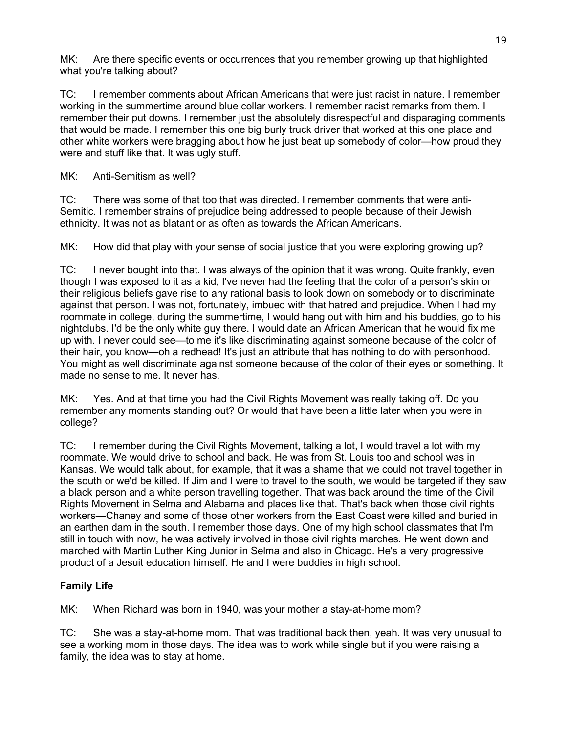MK: Are there specific events or occurrences that you remember growing up that highlighted what you're talking about?

TC: I remember comments about African Americans that were just racist in nature. I remember working in the summertime around blue collar workers. I remember racist remarks from them. I remember their put downs. I remember just the absolutely disrespectful and disparaging comments that would be made. I remember this one big burly truck driver that worked at this one place and other white workers were bragging about how he just beat up somebody of color—how proud they were and stuff like that. It was ugly stuff.

MK: Anti-Semitism as well?

TC: There was some of that too that was directed. I remember comments that were anti-Semitic. I remember strains of prejudice being addressed to people because of their Jewish ethnicity. It was not as blatant or as often as towards the African Americans.

MK: How did that play with your sense of social justice that you were exploring growing up?

TC: I never bought into that. I was always of the opinion that it was wrong. Quite frankly, even though I was exposed to it as a kid, I've never had the feeling that the color of a person's skin or their religious beliefs gave rise to any rational basis to look down on somebody or to discriminate against that person. I was not, fortunately, imbued with that hatred and prejudice. When I had my roommate in college, during the summertime, I would hang out with him and his buddies, go to his nightclubs. I'd be the only white guy there. I would date an African American that he would fix me up with. I never could see—to me it's like discriminating against someone because of the color of their hair, you know—oh a redhead! It's just an attribute that has nothing to do with personhood. You might as well discriminate against someone because of the color of their eyes or something. It made no sense to me. It never has.

MK: Yes. And at that time you had the Civil Rights Movement was really taking off. Do you remember any moments standing out? Or would that have been a little later when you were in college?

TC: I remember during the Civil Rights Movement, talking a lot, I would travel a lot with my roommate. We would drive to school and back. He was from St. Louis too and school was in Kansas. We would talk about, for example, that it was a shame that we could not travel together in the south or we'd be killed. If Jim and I were to travel to the south, we would be targeted if they saw a black person and a white person travelling together. That was back around the time of the Civil Rights Movement in Selma and Alabama and places like that. That's back when those civil rights workers—Chaney and some of those other workers from the East Coast were killed and buried in an earthen dam in the south. I remember those days. One of my high school classmates that I'm still in touch with now, he was actively involved in those civil rights marches. He went down and marched with Martin Luther King Junior in Selma and also in Chicago. He's a very progressive product of a Jesuit education himself. He and I were buddies in high school.

**Family Life**

MK: When Richard was born in 1940, was your mother a stay-at-home mom?

TC: She was a stay-at-home mom. That was traditional back then, yeah. It was very unusual to see a working mom in those days. The idea was to work while single but if you were raising a family, the idea was to stay at home.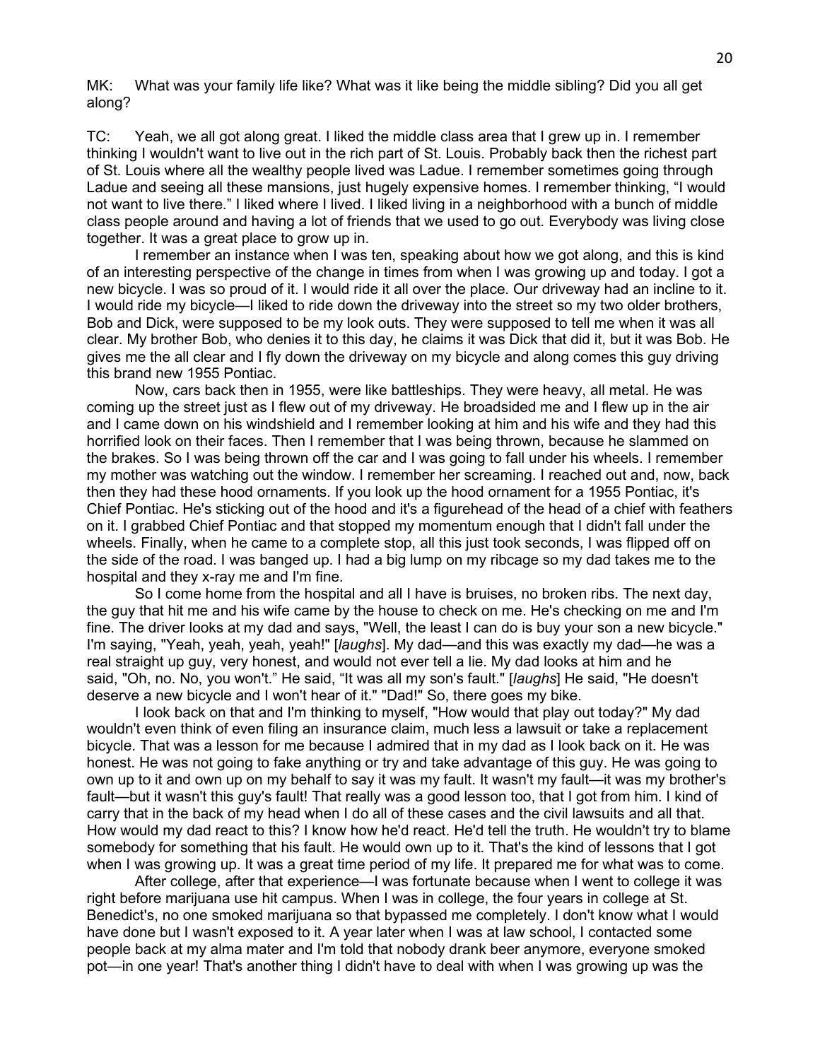MK: What was your family life like? What was it like being the middle sibling? Did you all get along?

TC: Yeah, we all got along great. I liked the middle class area that I grew up in. I remember thinking I wouldn't want to live out in the rich part of St. Louis. Probably back then the richest part of St. Louis where all the wealthy people lived was Ladue. I remember sometimes going through Ladue and seeing all these mansions, just hugely expensive homes. I remember thinking, "I would not want to live there." I liked where I lived. I liked living in a neighborhood with a bunch of middle class people around and having a lot of friends that we used to go out. Everybody was living close together. It was a great place to grow up in.

I remember an instance when I was ten, speaking about how we got along, and this is kind of an interesting perspective of the change in times from when I was growing up and today. I got a new bicycle. I was so proud of it. I would ride it all over the place. Our driveway had an incline to it. I would ride my bicycle—I liked to ride down the driveway into the street so my two older brothers, Bob and Dick, were supposed to be my look outs. They were supposed to tell me when it was all clear. My brother Bob, who denies it to this day, he claims it was Dick that did it, but it was Bob. He gives me the all clear and I fly down the driveway on my bicycle and along comes this guy driving this brand new 1955 Pontiac.

Now, cars back then in 1955, were like battleships. They were heavy, all metal. He was coming up the street just as I flew out of my driveway. He broadsided me and I flew up in the air and I came down on his windshield and I remember looking at him and his wife and they had this horrified look on their faces. Then I remember that I was being thrown, because he slammed on the brakes. So I was being thrown off the car and I was going to fall under his wheels. I remember my mother was watching out the window. I remember her screaming. I reached out and, now, back then they had these hood ornaments. If you look up the hood ornament for a 1955 Pontiac, it's Chief Pontiac. He's sticking out of the hood and it's a figurehead of the head of a chief with feathers on it. I grabbed Chief Pontiac and that stopped my momentum enough that I didn't fall under the wheels. Finally, when he came to a complete stop, all this just took seconds, I was flipped off on the side of the road. I was banged up. I had a big lump on my ribcage so my dad takes me to the hospital and they x-ray me and I'm fine.

So I come home from the hospital and all I have is bruises, no broken ribs. The next day, the guy that hit me and his wife came by the house to check on me. He's checking on me and I'm fine. The driver looks at my dad and says, "Well, the least I can do is buy your son a new bicycle." I'm saying, "Yeah, yeah, yeah, yeah!" [*laughs*]. My dad—and this was exactly my dad—he was a real straight up guy, very honest, and would not ever tell a lie. My dad looks at him and he said, "Oh, no. No, you won't." He said, "It was all my son's fault." [*laughs*] He said, "He doesn't deserve a new bicycle and I won't hear of it." "Dad!" So, there goes my bike.

I look back on that and I'm thinking to myself, "How would that play out today?" My dad wouldn't even think of even filing an insurance claim, much less a lawsuit or take a replacement bicycle. That was a lesson for me because I admired that in my dad as I look back on it. He was honest. He was not going to fake anything or try and take advantage of this guy. He was going to own up to it and own up on my behalf to say it was my fault. It wasn't my fault—it was my brother's fault—but it wasn't this guy's fault! That really was a good lesson too, that I got from him. I kind of carry that in the back of my head when I do all of these cases and the civil lawsuits and all that. How would my dad react to this? I know how he'd react. He'd tell the truth. He wouldn't try to blame somebody for something that his fault. He would own up to it. That's the kind of lessons that I got when I was growing up. It was a great time period of my life. It prepared me for what was to come.

After college, after that experience—I was fortunate because when I went to college it was right before marijuana use hit campus. When I was in college, the four years in college at St. Benedict's, no one smoked marijuana so that bypassed me completely. I don't know what I would have done but I wasn't exposed to it. A year later when I was at law school, I contacted some people back at my alma mater and I'm told that nobody drank beer anymore, everyone smoked pot—in one year! That's another thing I didn't have to deal with when I was growing up was the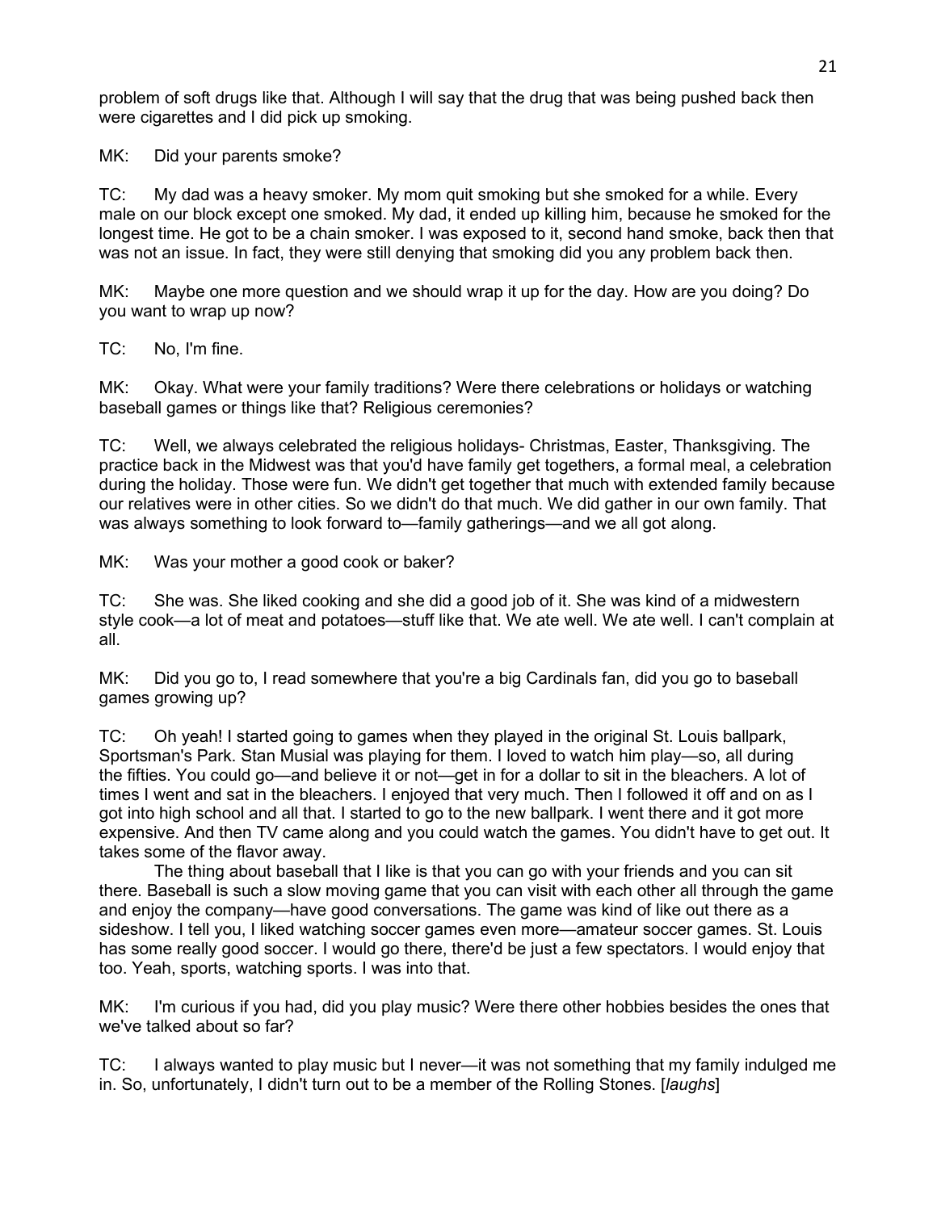problem of soft drugs like that. Although I will say that the drug that was being pushed back then were cigarettes and I did pick up smoking.

MK: Did your parents smoke?

TC: My dad was a heavy smoker. My mom quit smoking but she smoked for a while. Every male on our block except one smoked. My dad, it ended up killing him, because he smoked for the longest time. He got to be a chain smoker. I was exposed to it, second hand smoke, back then that was not an issue. In fact, they were still denying that smoking did you any problem back then.

MK: Maybe one more question and we should wrap it up for the day. How are you doing? Do you want to wrap up now?

TC: No, I'm fine.

MK: Okay. What were your family traditions? Were there celebrations or holidays or watching baseball games or things like that? Religious ceremonies?

TC: Well, we always celebrated the religious holidays- Christmas, Easter, Thanksgiving. The practice back in the Midwest was that you'd have family get togethers, a formal meal, a celebration during the holiday. Those were fun. We didn't get together that much with extended family because our relatives were in other cities. So we didn't do that much. We did gather in our own family. That was always something to look forward to—family gatherings—and we all got along.

MK: Was your mother a good cook or baker?

TC: She was. She liked cooking and she did a good job of it. She was kind of a midwestern style cook—a lot of meat and potatoes—stuff like that. We ate well. We ate well. I can't complain at all.

MK: Did you go to, I read somewhere that you're a big Cardinals fan, did you go to baseball games growing up?

TC: Oh yeah! I started going to games when they played in the original St. Louis ballpark, Sportsman's Park. Stan Musial was playing for them. I loved to watch him play—so, all during the fifties. You could go—and believe it or not—get in for a dollar to sit in the bleachers. A lot of times I went and sat in the bleachers. I enjoyed that very much. Then I followed it off and on as I got into high school and all that. I started to go to the new ballpark. I went there and it got more expensive. And then TV came along and you could watch the games. You didn't have to get out. It takes some of the flavor away.

The thing about baseball that I like is that you can go with your friends and you can sit there. Baseball is such a slow moving game that you can visit with each other all through the game and enjoy the company—have good conversations. The game was kind of like out there as a sideshow. I tell you, I liked watching soccer games even more—amateur soccer games. St. Louis has some really good soccer. I would go there, there'd be just a few spectators. I would enjoy that too. Yeah, sports, watching sports. I was into that.

MK: I'm curious if you had, did you play music? Were there other hobbies besides the ones that we've talked about so far?

TC: I always wanted to play music but I never—it was not something that my family indulged me in. So, unfortunately, I didn't turn out to be a member of the Rolling Stones. [*laughs*]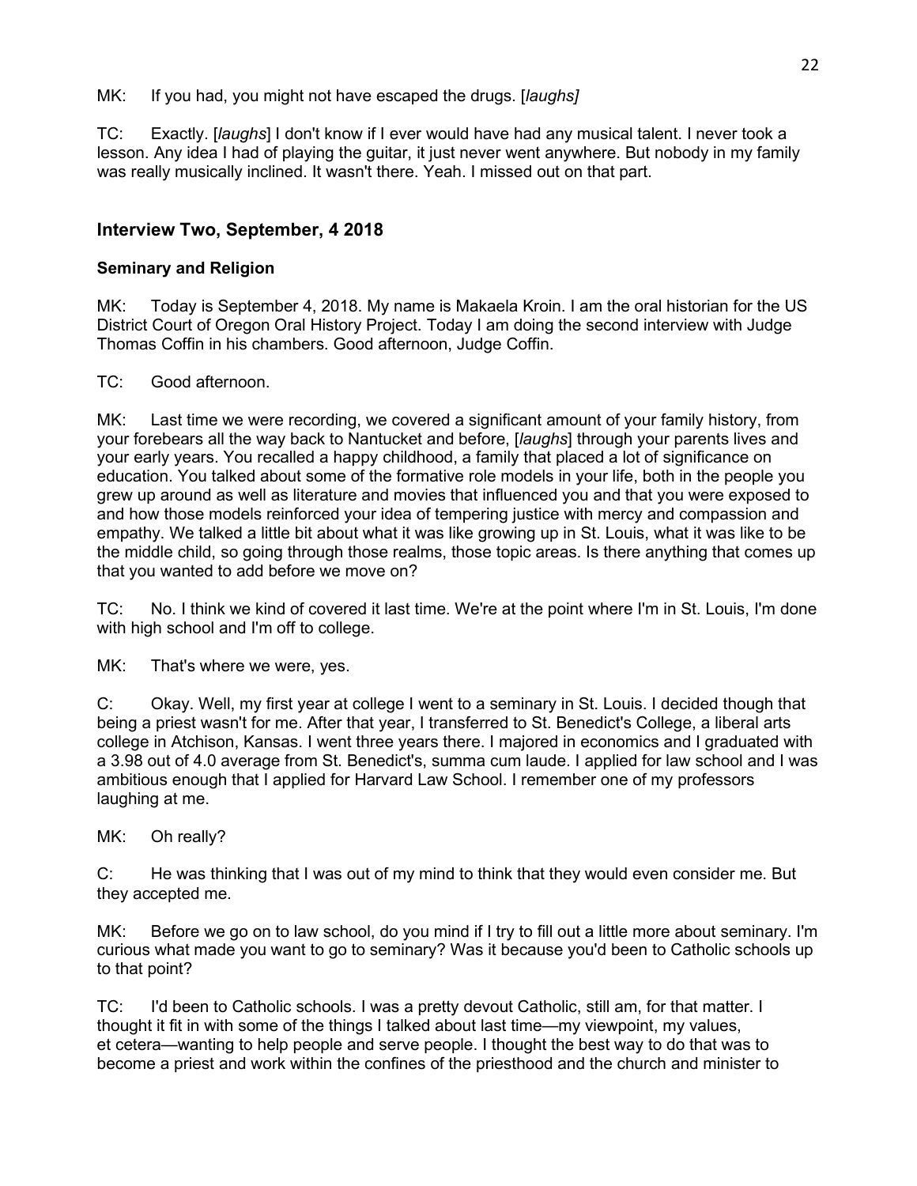MK: If you had, you might not have escaped the drugs. [*laughs]*

TC: Exactly. [*laughs*] I don't know if I ever would have had any musical talent. I never took a lesson. Any idea I had of playing the guitar, it just never went anywhere. But nobody in my family was really musically inclined. It wasn't there. Yeah. I missed out on that part.

## Interview Two, September, 4 2018

### Seminary and Religion

MK: Today is September 4, 2018. My name is Makaela Kroin. I am the oral historian for the US District Court of Oregon Oral History Project. Today I am doing the second interview with Judge Thomas Coffin in his chambers. Good afternoon, Judge Coffin.

TC: Good afternoon.

MK: Last time we were recording, we covered a significant amount of your family history, from your forebears all the way back to Nantucket and before, [*laughs*] through your parents lives and your early years. You recalled a happy childhood, a family that placed a lot of significance on education. You talked about some of the formative role models in your life, both in the people you grew up around as well as literature and movies that influenced you and that you were exposed to and how those models reinforced your idea of tempering justice with mercy and compassion and empathy. We talked a little bit about what it was like growing up in St. Louis, what it was like to be the middle child, so going through those realms, those topic areas. Is there anything that comes up that you wanted to add before we move on?

TC: No. I think we kind of covered it last time. We're at the point where I'm in St. Louis, I'm done with high school and I'm off to college.

MK: That's where we were, yes.

C: Okay. Well, my first year at college I went to a seminary in St. Louis. I decided though that being a priest wasn't for me. After that year, I transferred to St. Benedict's College, a liberal arts college in Atchison, Kansas. I went three years there. I majored in economics and I graduated with a 3.98 out of 4.0 average from St. Benedict's, summa cum laude. I applied for law school and I was ambitious enough that I applied for Harvard Law School. I remember one of my professors laughing at me.

MK: Oh really?

C: He was thinking that I was out of my mind to think that they would even consider me. But they accepted me.

MK: Before we go on to law school, do you mind if I try to fill out a little more about seminary. I'm curious what made you want to go to seminary? Was it because you'd been to Catholic schools up to that point?

TC: I'd been to Catholic schools. I was a pretty devout Catholic, still am, for that matter. I thought it fit in with some of the things I talked about last time—my viewpoint, my values, et cetera—wanting to help people and serve people. I thought the best way to do that was to become a priest and work within the confines of the priesthood and the church and minister to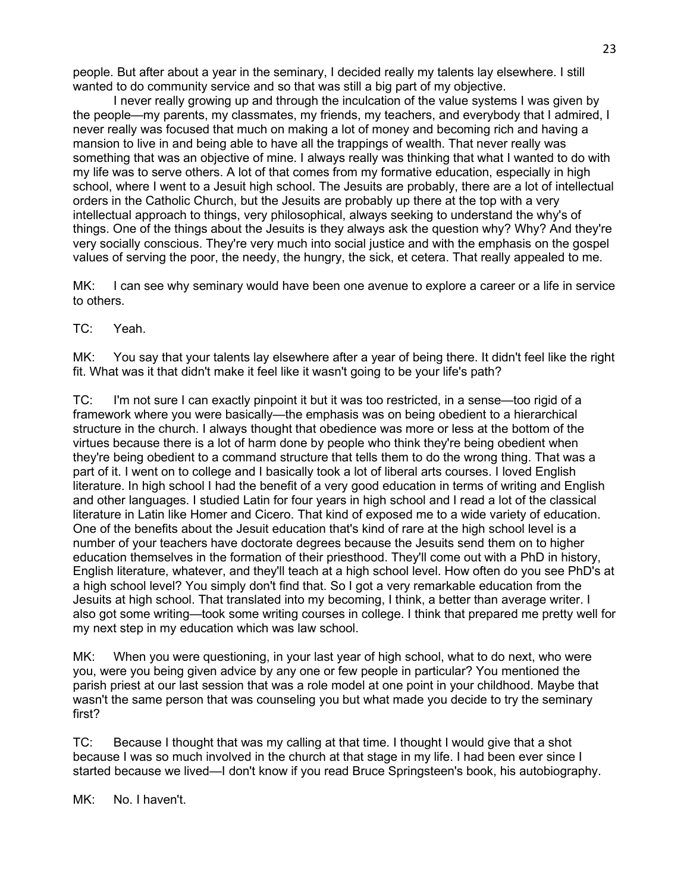people. But after about a year in the seminary, I decided really my talents lay elsewhere. I still wanted to do community service and so that was still a big part of my objective.

I never really growing up and through the inculcation of the value systems I was given by the people—my parents, my classmates, my friends, my teachers, and everybody that I admired, I never really was focused that much on making a lot of money and becoming rich and having a mansion to live in and being able to have all the trappings of wealth. That never really was something that was an objective of mine. I always really was thinking that what I wanted to do with my life was to serve others. A lot of that comes from my formative education, especially in high school, where I went to a Jesuit high school. The Jesuits are probably, there are a lot of intellectual orders in the Catholic Church, but the Jesuits are probably up there at the top with a very intellectual approach to things, very philosophical, always seeking to understand the why's of things. One of the things about the Jesuits is they always ask the question why? Why? And they're very socially conscious. They're very much into social justice and with the emphasis on the gospel values of serving the poor, the needy, the hungry, the sick, et cetera. That really appealed to me.

MK: I can see why seminary would have been one avenue to explore a career or a life in service to others.

TC: Yeah.

MK: You say that your talents lay elsewhere after a year of being there. It didn't feel like the right fit. What was it that didn't make it feel like it wasn't going to be your life's path?

TC: I'm not sure I can exactly pinpoint it but it was too restricted, in a sense—too rigid of a framework where you were basically—the emphasis was on being obedient to a hierarchical structure in the church. I always thought that obedience was more or less at the bottom of the virtues because there is a lot of harm done by people who think they're being obedient when they're being obedient to a command structure that tells them to do the wrong thing. That was a part of it. I went on to college and I basically took a lot of liberal arts courses. I loved English literature. In high school I had the benefit of a very good education in terms of writing and English and other languages. I studied Latin for four years in high school and I read a lot of the classical literature in Latin like Homer and Cicero. That kind of exposed me to a wide variety of education. One of the benefits about the Jesuit education that's kind of rare at the high school level is a number of your teachers have doctorate degrees because the Jesuits send them on to higher education themselves in the formation of their priesthood. They'll come out with a PhD in history, English literature, whatever, and they'll teach at a high school level. How often do you see PhD's at a high school level? You simply don't find that. So I got a very remarkable education from the Jesuits at high school. That translated into my becoming, I think, a better than average writer. I also got some writing—took some writing courses in college. I think that prepared me pretty well for my next step in my education which was law school.

MK: When you were questioning, in your last year of high school, what to do next, who were you, were you being given advice by any one or few people in particular? You mentioned the parish priest at our last session that was a role model at one point in your childhood. Maybe that wasn't the same person that was counseling you but what made you decide to try the seminary first?

TC: Because I thought that was my calling at that time. I thought I would give that a shot because I was so much involved in the church at that stage in my life. I had been ever since I started because we lived—I don't know if you read Bruce Springsteen's book, his autobiography.

MK: No. I haven't.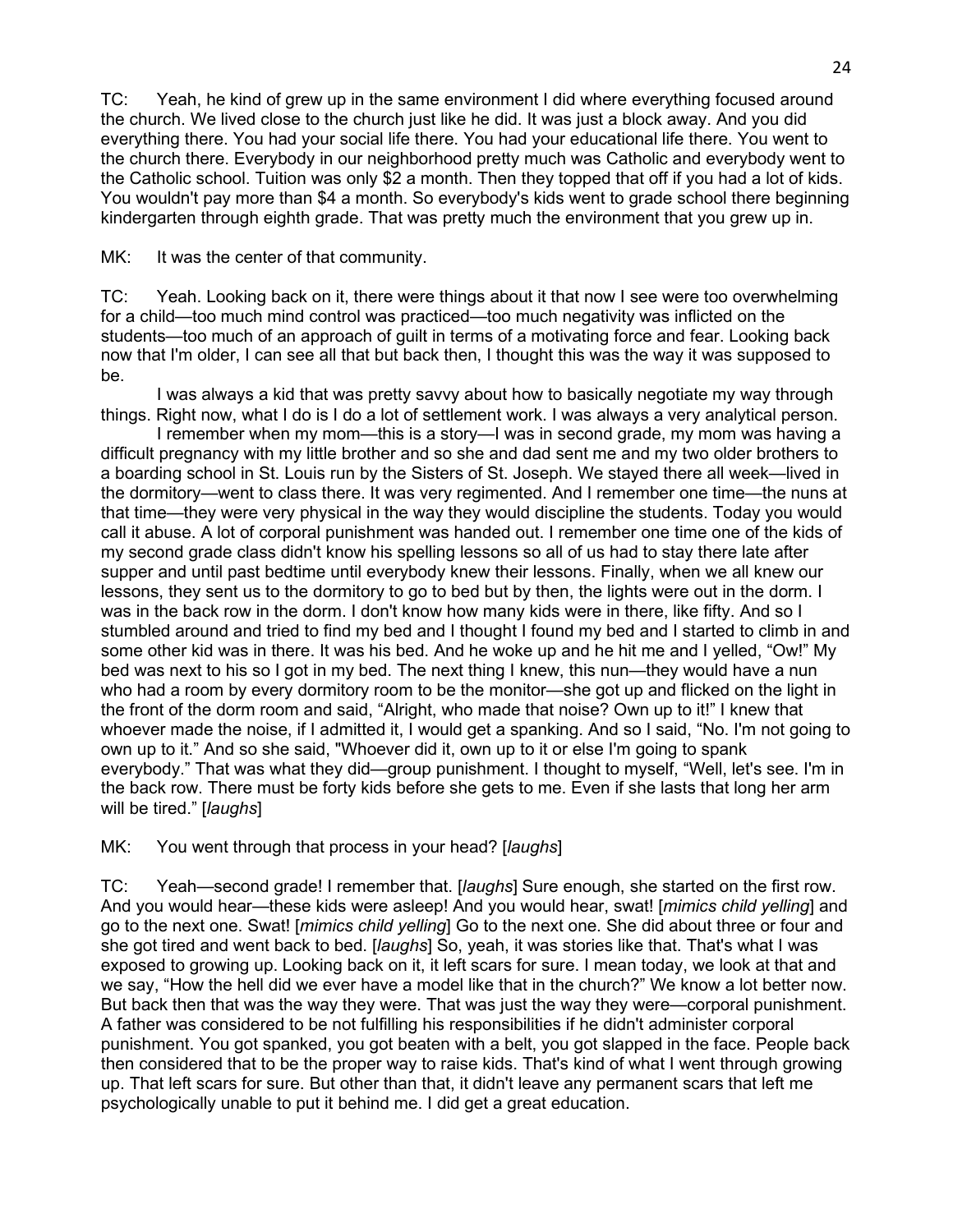TC: Yeah, he kind of grew up in the same environment I did where everything focused around the church. We lived close to the church just like he did. It was just a block away. And you did everything there. You had your social life there. You had your educational life there. You went to the church there. Everybody in our neighborhood pretty much was Catholic and everybody went to the Catholic school. Tuition was only $2 a month. Then they topped that off if you had a lot of kids. You wouldn't pay more than $4 a month. So everybody's kids went to grade school there beginning kindergarten through eighth grade. That was pretty much the environment that you grew up in.

MK: It was the center of that community.

TC: Yeah. Looking back on it, there were things about it that now I see were too overwhelming for a child—too much mind control was practiced—too much negativity was inflicted on the students—too much of an approach of guilt in terms of a motivating force and fear. Looking back now that I'm older, I can see all that but back then, I thought this was the way it was supposed to be.

I was always a kid that was pretty savvy about how to basically negotiate my way through things. Right now, what I do is I do a lot of settlement work. I was always a very analytical person.

I remember when my mom—this is a story—I was in second grade, my mom was having a difficult pregnancy with my little brother and so she and dad sent me and my two older brothers to a boarding school in St. Louis run by the Sisters of St. Joseph. We stayed there all week—lived in the dormitory—went to class there. It was very regimented. And I remember one time—the nuns at that time—they were very physical in the way they would discipline the students. Today you would call it abuse. A lot of corporal punishment was handed out. I remember one time one of the kids of my second grade class didn't know his spelling lessons so all of us had to stay there late after supper and until past bedtime until everybody knew their lessons. Finally, when we all knew our lessons, they sent us to the dormitory to go to bed but by then, the lights were out in the dorm. I was in the back row in the dorm. I don't know how many kids were in there, like fifty. And so I stumbled around and tried to find my bed and I thought I found my bed and I started to climb in and some other kid was in there. It was his bed. And he woke up and he hit me and I yelled, "Ow!" My bed was next to his so I got in my bed. The next thing I knew, this nun—they would have a nun who had a room by every dormitory room to be the monitor—she got up and flicked on the light in the front of the dorm room and said, "Alright, who made that noise? Own up to it!" I knew that whoever made the noise, if I admitted it, I would get a spanking. And so I said, "No. I'm not going to own up to it." And so she said, "Whoever did it, own up to it or else I'm going to spank everybody." That was what they did—group punishment. I thought to myself, "Well, let's see. I'm in the back row. There must be forty kids before she gets to me. Even if she lasts that long her arm will be tired." [*laughs*]

MK: You went through that process in your head? [*laughs*]

TC: Yeah—second grade! I remember that. [*laughs*] Sure enough, she started on the first row. And you would hear—these kids were asleep! And you would hear, swat! [*mimics child yelling*] and go to the next one. Swat! [*mimics child yelling*] Go to the next one. She did about three or four and she got tired and went back to bed. [*laughs*] So, yeah, it was stories like that. That's what I was exposed to growing up. Looking back on it, it left scars for sure. I mean today, we look at that and we say, "How the hell did we ever have a model like that in the church?" We know a lot better now. But back then that was the way they were. That was just the way they were—corporal punishment. A father was considered to be not fulfilling his responsibilities if he didn't administer corporal punishment. You got spanked, you got beaten with a belt, you got slapped in the face. People back then considered that to be the proper way to raise kids. That's kind of what I went through growing up. That left scars for sure. But other than that, it didn't leave any permanent scars that left me psychologically unable to put it behind me. I did get a great education.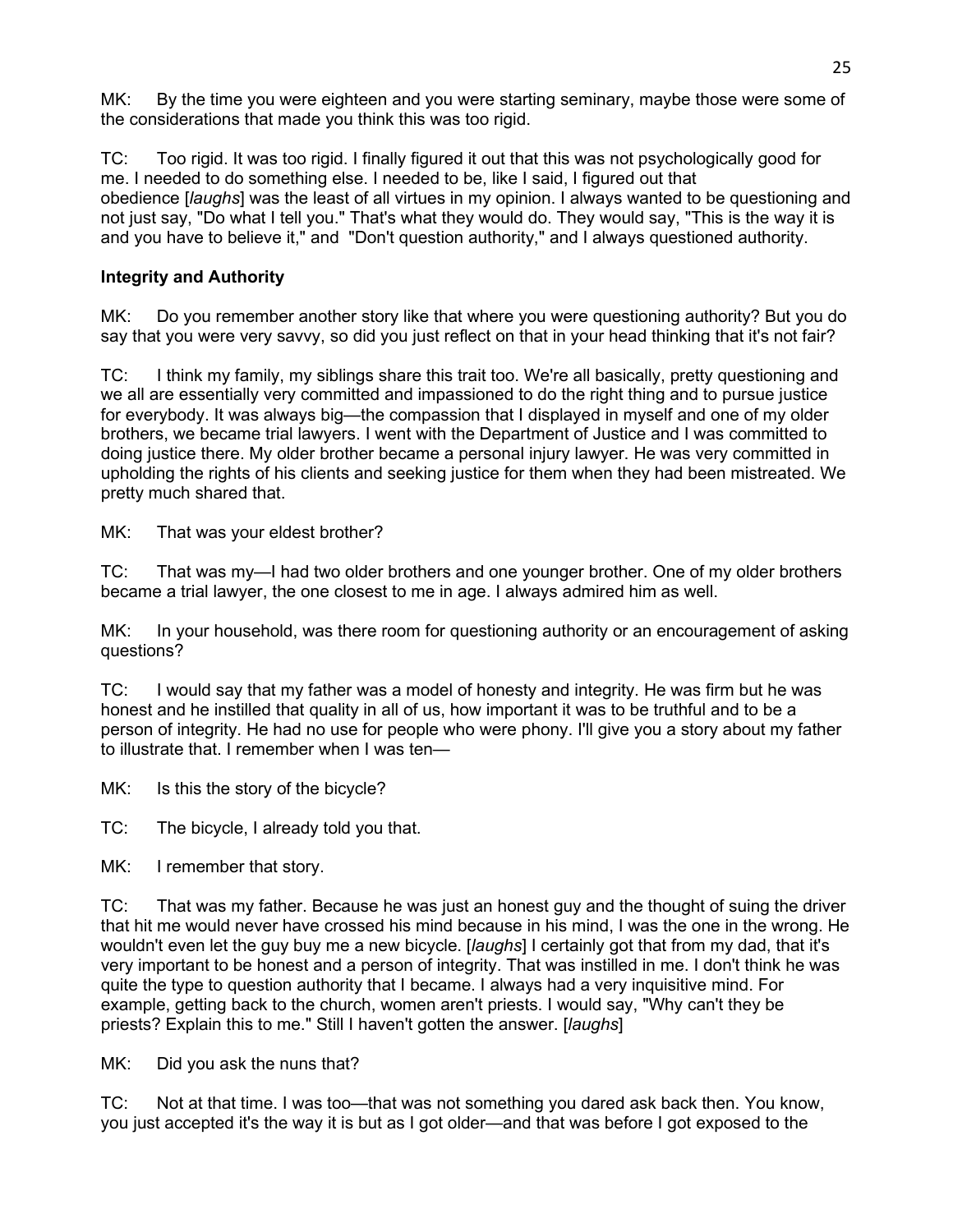MK: By the time you were eighteen and you were starting seminary, maybe those were some of the considerations that made you think this was too rigid.

TC: Too rigid. It was too rigid. I finally figured it out that this was not psychologically good for me. I needed to do something else. I needed to be, like I said, I figured out that obedience [*laughs*] was the least of all virtues in my opinion. I always wanted to be questioning and not just say, "Do what I tell you." That's what they would do. They would say, "This is the way it is and you have to believe it," and "Don't question authority," and I always questioned authority.

**Integrity and Authority**

MK: Do you remember another story like that where you were questioning authority? But you do say that you were very savvy, so did you just reflect on that in your head thinking that it's not fair?

TC: I think my family, my siblings share this trait too. We're all basically, pretty questioning and we all are essentially very committed and impassioned to do the right thing and to pursue justice for everybody. It was always big—the compassion that I displayed in myself and one of my older brothers, we became trial lawyers. I went with the Department of Justice and I was committed to doing justice there. My older brother became a personal injury lawyer. He was very committed in upholding the rights of his clients and seeking justice for them when they had been mistreated. We pretty much shared that.

MK: That was your eldest brother?

TC: That was my—I had two older brothers and one younger brother. One of my older brothers became a trial lawyer, the one closest to me in age. I always admired him as well.

MK: In your household, was there room for questioning authority or an encouragement of asking questions?

TC: I would say that my father was a model of honesty and integrity. He was firm but he was honest and he instilled that quality in all of us, how important it was to be truthful and to be a person of integrity. He had no use for people who were phony. I'll give you a story about my father to illustrate that. I remember when I was ten—

MK: Is this the story of the bicycle?

TC: The bicycle, I already told you that.

MK: I remember that story.

TC: That was my father. Because he was just an honest guy and the thought of suing the driver that hit me would never have crossed his mind because in his mind, I was the one in the wrong. He wouldn't even let the guy buy me a new bicycle. [*laughs*] I certainly got that from my dad, that it's very important to be honest and a person of integrity. That was instilled in me. I don't think he was quite the type to question authority that I became. I always had a very inquisitive mind. For example, getting back to the church, women aren't priests. I would say, "Why can't they be priests? Explain this to me." Still I haven't gotten the answer. [*laughs*]

MK: Did you ask the nuns that?

TC: Not at that time. I was too—that was not something you dared ask back then. You know, you just accepted it's the way it is but as I got older—and that was before I got exposed to the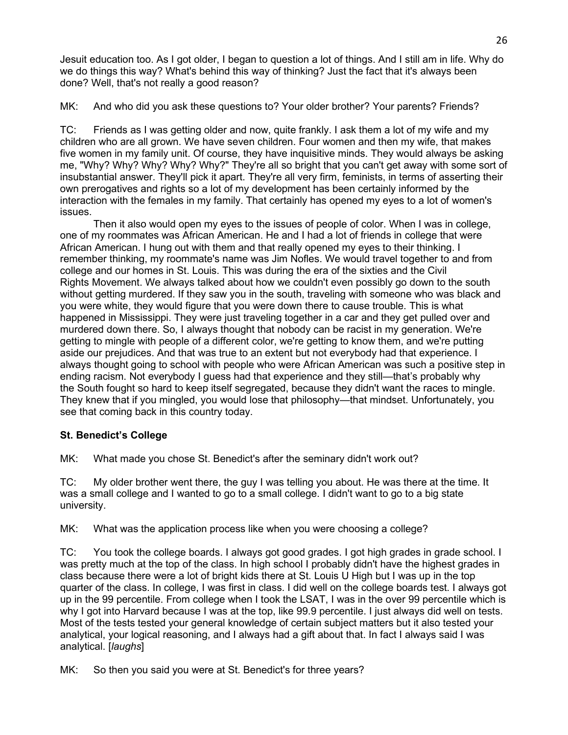Jesuit education too. As I got older, I began to question a lot of things. And I still am in life. Why do we do things this way? What's behind this way of thinking? Just the fact that it's always been done? Well, that's not really a good reason?

MK: And who did you ask these questions to? Your older brother? Your parents? Friends?

TC: Friends as I was getting older and now, quite frankly. I ask them a lot of my wife and my children who are all grown. We have seven children. Four women and then my wife, that makes five women in my family unit. Of course, they have inquisitive minds. They would always be asking me, "Why? Why? Why? Why? Why?" They're all so bright that you can't get away with some sort of insubstantial answer. They'll pick it apart. They're all very firm, feminists, in terms of asserting their own prerogatives and rights so a lot of my development has been certainly informed by the interaction with the females in my family. That certainly has opened my eyes to a lot of women's issues.

Then it also would open my eyes to the issues of people of color. When I was in college, one of my roommates was African American. He and I had a lot of friends in college that were African American. I hung out with them and that really opened my eyes to their thinking. I remember thinking, my roommate's name was Jim Nofles. We would travel together to and from college and our homes in St. Louis. This was during the era of the sixties and the Civil Rights Movement. We always talked about how we couldn't even possibly go down to the south without getting murdered. If they saw you in the south, traveling with someone who was black and you were white, they would figure that you were down there to cause trouble. This is what happened in Mississippi. They were just traveling together in a car and they get pulled over and murdered down there. So, I always thought that nobody can be racist in my generation. We're getting to mingle with people of a different color, we're getting to know them, and we're putting aside our prejudices. And that was true to an extent but not everybody had that experience. I always thought going to school with people who were African American was such a positive step in ending racism. Not everybody I guess had that experience and they still—that's probably why the South fought so hard to keep itself segregated, because they didn't want the races to mingle. They knew that if you mingled, you would lose that philosophy—that mindset. Unfortunately, you see that coming back in this country today.

### St. Benedict's College

MK: What made you chose St. Benedict's after the seminary didn't work out?

TC: My older brother went there, the guy I was telling you about. He was there at the time. It was a small college and I wanted to go to a small college. I didn't want to go to a big state university.

MK: What was the application process like when you were choosing a college?

TC: You took the college boards. I always got good grades. I got high grades in grade school. I was pretty much at the top of the class. In high school I probably didn't have the highest grades in class because there were a lot of bright kids there at St. Louis U High but I was up in the top quarter of the class. In college, I was first in class. I did well on the college boards test. I always got up in the 99 percentile. From college when I took the LSAT, I was in the over 99 percentile which is why I got into Harvard because I was at the top, like 99.9 percentile. I just always did well on tests. Most of the tests tested your general knowledge of certain subject matters but it also tested your analytical, your logical reasoning, and I always had a gift about that. In fact I always said I was analytical. [*laughs*]

MK: So then you said you were at St. Benedict's for three years?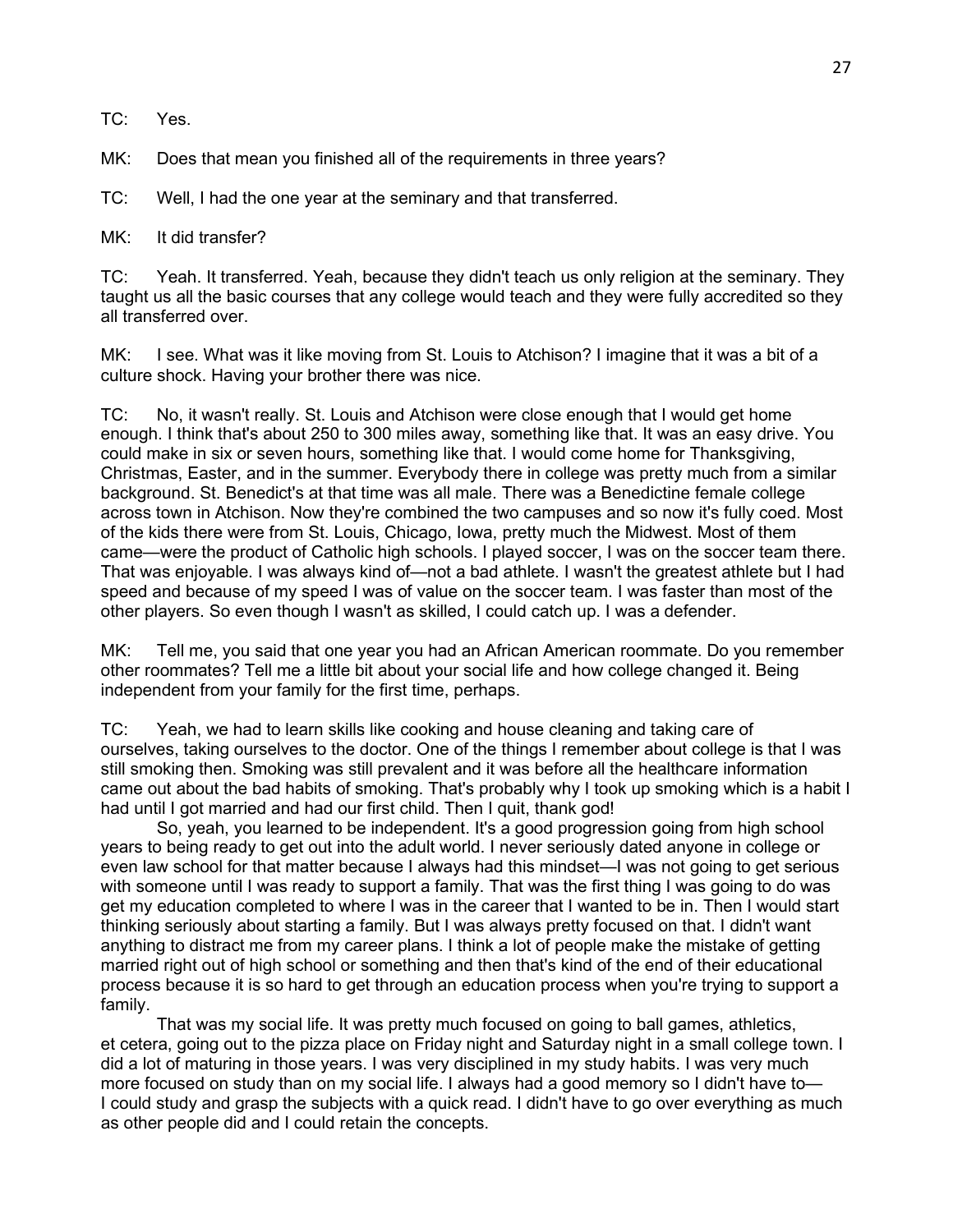TC: Yes.

MK: Does that mean you finished all of the requirements in three years?

TC: Well, I had the one year at the seminary and that transferred.

MK: It did transfer?

TC: Yeah. It transferred. Yeah, because they didn't teach us only religion at the seminary. They taught us all the basic courses that any college would teach and they were fully accredited so they all transferred over.

MK: I see. What was it like moving from St. Louis to Atchison? I imagine that it was a bit of a culture shock. Having your brother there was nice.

TC: No, it wasn't really. St. Louis and Atchison were close enough that I would get home enough. I think that's about 250 to 300 miles away, something like that. It was an easy drive. You could make in six or seven hours, something like that. I would come home for Thanksgiving, Christmas, Easter, and in the summer. Everybody there in college was pretty much from a similar background. St. Benedict's at that time was all male. There was a Benedictine female college across town in Atchison. Now they're combined the two campuses and so now it's fully coed. Most of the kids there were from St. Louis, Chicago, Iowa, pretty much the Midwest. Most of them came—were the product of Catholic high schools. I played soccer, I was on the soccer team there. That was enjoyable. I was always kind of—not a bad athlete. I wasn't the greatest athlete but I had speed and because of my speed I was of value on the soccer team. I was faster than most of the other players. So even though I wasn't as skilled, I could catch up. I was a defender.

MK: Tell me, you said that one year you had an African American roommate. Do you remember other roommates? Tell me a little bit about your social life and how college changed it. Being independent from your family for the first time, perhaps.

TC: Yeah, we had to learn skills like cooking and house cleaning and taking care of ourselves, taking ourselves to the doctor. One of the things I remember about college is that I was still smoking then. Smoking was still prevalent and it was before all the healthcare information came out about the bad habits of smoking. That's probably why I took up smoking which is a habit I had until I got married and had our first child. Then I quit, thank god!

So, yeah, you learned to be independent. It's a good progression going from high school years to being ready to get out into the adult world. I never seriously dated anyone in college or even law school for that matter because I always had this mindset—I was not going to get serious with someone until I was ready to support a family. That was the first thing I was going to do was get my education completed to where I was in the career that I wanted to be in. Then I would start thinking seriously about starting a family. But I was always pretty focused on that. I didn't want anything to distract me from my career plans. I think a lot of people make the mistake of getting married right out of high school or something and then that's kind of the end of their educational process because it is so hard to get through an education process when you're trying to support a family.

That was my social life. It was pretty much focused on going to ball games, athletics, et cetera, going out to the pizza place on Friday night and Saturday night in a small college town. I did a lot of maturing in those years. I was very disciplined in my study habits. I was very much more focused on study than on my social life. I always had a good memory so I didn't have to—I could study and grasp the subjects with a quick read. I didn't have to go over everything as much as other people did and I could retain the concepts.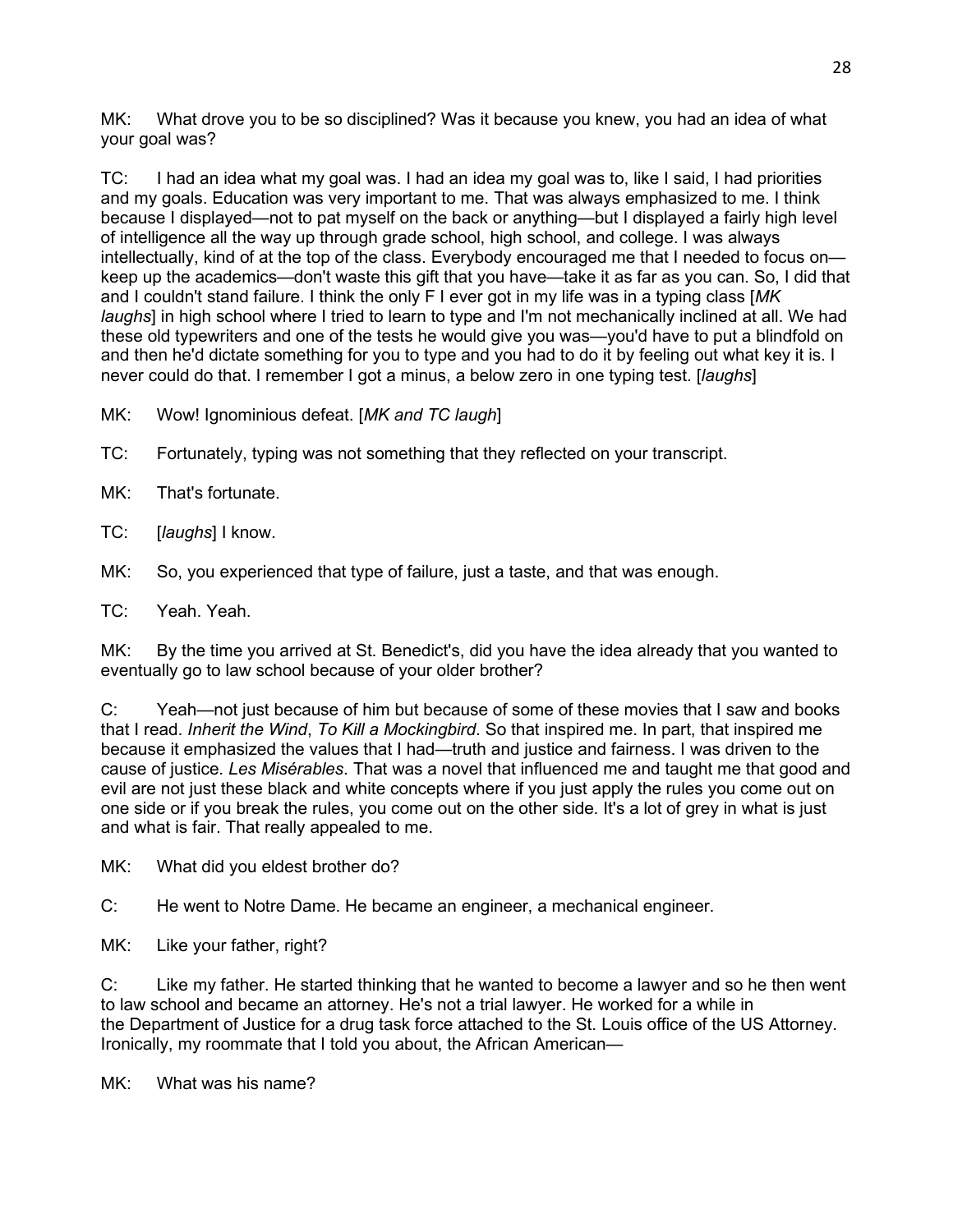MK: What drove you to be so disciplined? Was it because you knew, you had an idea of what your goal was?

TC: I had an idea what my goal was. I had an idea my goal was to, like I said, I had priorities and my goals. Education was very important to me. That was always emphasized to me. I think because I displayed—not to pat myself on the back or anything—but I displayed a fairly high level of intelligence all the way up through grade school, high school, and college. I was always intellectually, kind of at the top of the class. Everybody encouraged me that I needed to focus on—keep up the academics—don't waste this gift that you have—take it as far as you can. So, I did that and I couldn't stand failure. I think the only F I ever got in my life was in a typing class [*MK laughs*] in high school where I tried to learn to type and I'm not mechanically inclined at all. We had these old typewriters and one of the tests he would give you was—you'd have to put a blindfold on and then he'd dictate something for you to type and you had to do it by feeling out what key it is. I never could do that. I remember I got a minus, a below zero in one typing test. [*laughs*]

MK: Wow! Ignominious defeat. [*MK and TC laugh*]

TC: Fortunately, typing was not something that they reflected on your transcript.

MK: That's fortunate.

TC: [*laughs*] I know.

MK: So, you experienced that type of failure, just a taste, and that was enough.

TC: Yeah. Yeah.

MK: By the time you arrived at St. Benedict's, did you have the idea already that you wanted to eventually go to law school because of your older brother?

C: Yeah—not just because of him but because of some of these movies that I saw and books that I read. *Inherit the Wind*, *To Kill a Mockingbird*. So that inspired me. In part, that inspired me because it emphasized the values that I had—truth and justice and fairness. I was driven to the cause of justice. *Les Misérables*. That was a novel that influenced me and taught me that good and evil are not just these black and white concepts where if you just apply the rules you come out on one side or if you break the rules, you come out on the other side. It's a lot of grey in what is just and what is fair. That really appealed to me.

MK: What did you eldest brother do?

C: He went to Notre Dame. He became an engineer, a mechanical engineer.

MK: Like your father, right?

C: Like my father. He started thinking that he wanted to become a lawyer and so he then went to law school and became an attorney. He's not a trial lawyer. He worked for a while in the Department of Justice for a drug task force attached to the St. Louis office of the US Attorney. Ironically, my roommate that I told you about, the African American—

MK: What was his name?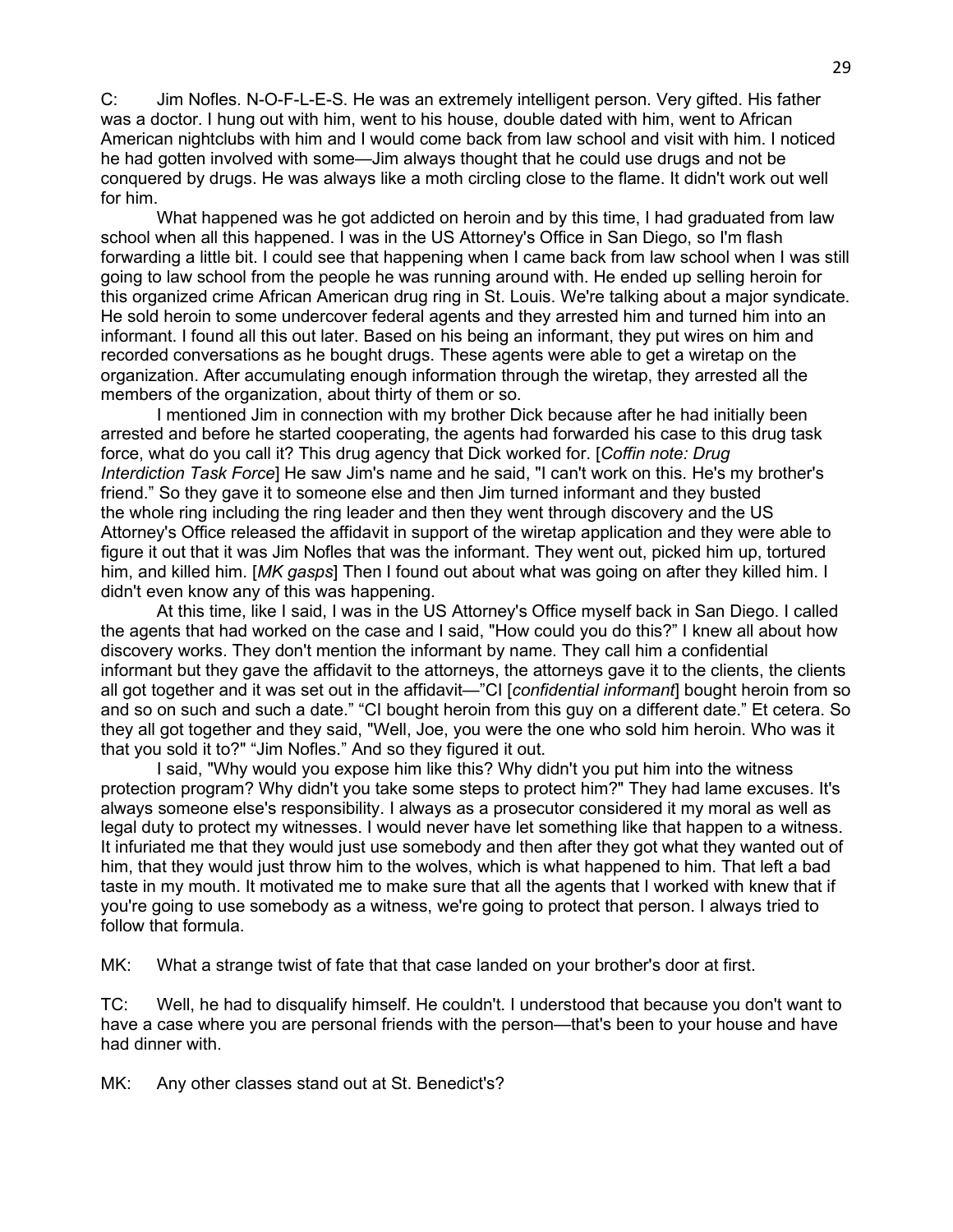C: Jim Nofles. N-O-F-L-E-S. He was an extremely intelligent person. Very gifted. His father was a doctor. I hung out with him, went to his house, double dated with him, went to African American nightclubs with him and I would come back from law school and visit with him. I noticed he had gotten involved with some—Jim always thought that he could use drugs and not be conquered by drugs. He was always like a moth circling close to the flame. It didn't work out well for him.

What happened was he got addicted on heroin and by this time, I had graduated from law school when all this happened. I was in the US Attorney's Office in San Diego, so I'm flash forwarding a little bit. I could see that happening when I came back from law school when I was still going to law school from the people he was running around with. He ended up selling heroin for this organized crime African American drug ring in St. Louis. We're talking about a major syndicate. He sold heroin to some undercover federal agents and they arrested him and turned him into an informant. I found all this out later. Based on his being an informant, they put wires on him and recorded conversations as he bought drugs. These agents were able to get a wiretap on the organization. After accumulating enough information through the wiretap, they arrested all the members of the organization, about thirty of them or so.

I mentioned Jim in connection with my brother Dick because after he had initially been arrested and before he started cooperating, the agents had forwarded his case to this drug task force, what do you call it? This drug agency that Dick worked for. [*Coffin note: Drug Interdiction Task Force*] He saw Jim's name and he said, "I can't work on this. He's my brother's friend." So they gave it to someone else and then Jim turned informant and they busted the whole ring including the ring leader and then they went through discovery and the US Attorney's Office released the affidavit in support of the wiretap application and they were able to figure it out that it was Jim Nofles that was the informant. They went out, picked him up, tortured him, and killed him. [*MK gasps*] Then I found out about what was going on after they killed him. I didn't even know any of this was happening.

At this time, like I said, I was in the US Attorney's Office myself back in San Diego. I called the agents that had worked on the case and I said, "How could you do this?" I knew all about how discovery works. They don't mention the informant by name. They call him a confidential informant but they gave the affidavit to the attorneys, the attorneys gave it to the clients, the clients all got together and it was set out in the affidavit—"CI [*confidential informant*] bought heroin from so and so on such and such a date." "CI bought heroin from this guy on a different date." Et cetera. So they all got together and they said, "Well, Joe, you were the one who sold him heroin. Who was it that you sold it to?" "Jim Nofles." And so they figured it out.

I said, "Why would you expose him like this? Why didn't you put him into the witness protection program? Why didn't you take some steps to protect him?" They had lame excuses. It's always someone else's responsibility. I always as a prosecutor considered it my moral as well as legal duty to protect my witnesses. I would never have let something like that happen to a witness. It infuriated me that they would just use somebody and then after they got what they wanted out of him, that they would just throw him to the wolves, which is what happened to him. That left a bad taste in my mouth. It motivated me to make sure that all the agents that I worked with knew that if you're going to use somebody as a witness, we're going to protect that person. I always tried to follow that formula.

MK: What a strange twist of fate that that case landed on your brother's door at first.

TC: Well, he had to disqualify himself. He couldn't. I understood that because you don't want to have a case where you are personal friends with the person—that's been to your house and have had dinner with.

MK: Any other classes stand out at St. Benedict's?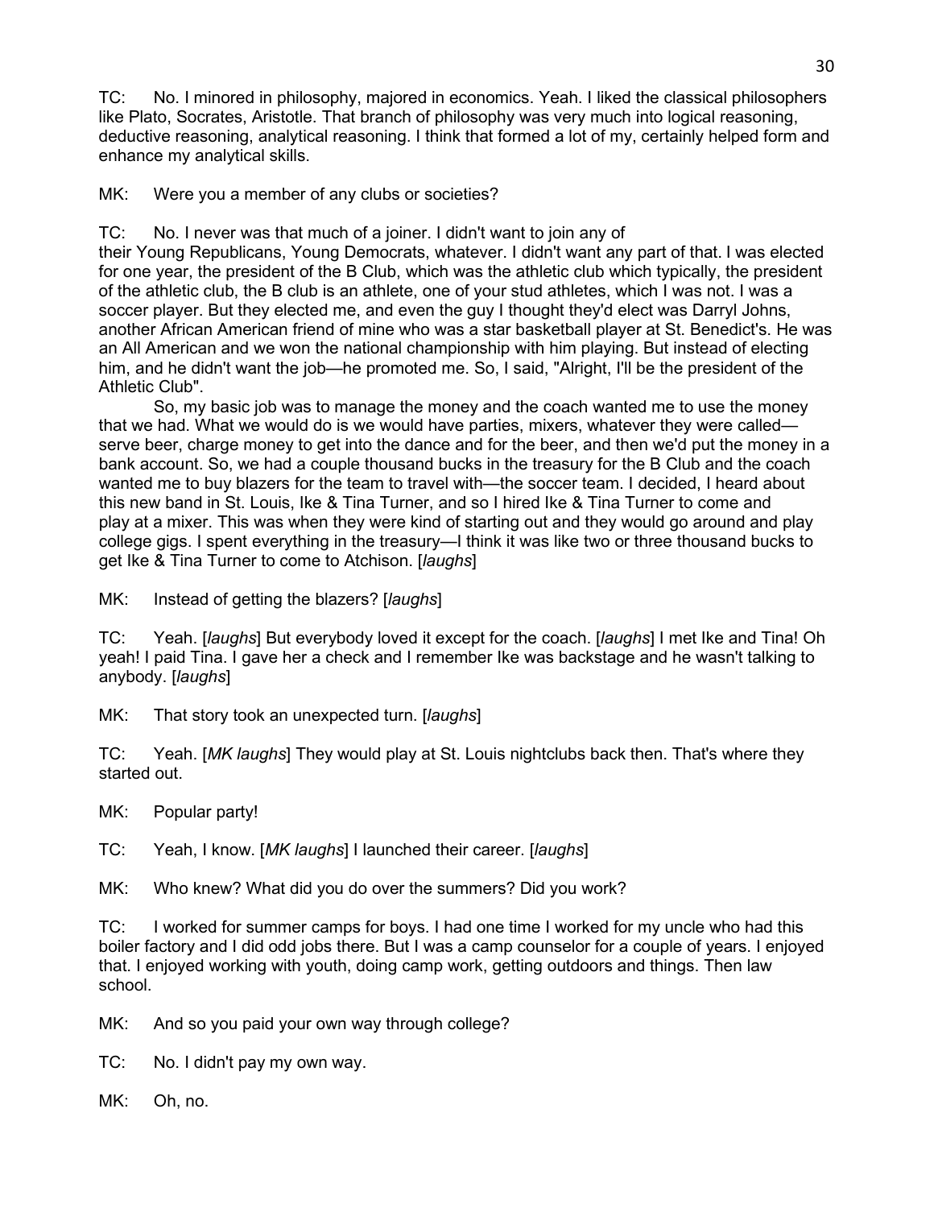TC: No. I minored in philosophy, majored in economics. Yeah. I liked the classical philosophers like Plato, Socrates, Aristotle. That branch of philosophy was very much into logical reasoning, deductive reasoning, analytical reasoning. I think that formed a lot of my, certainly helped form and enhance my analytical skills.

MK: Were you a member of any clubs or societies?

TC: No. I never was that much of a joiner. I didn't want to join any of their Young Republicans, Young Democrats, whatever. I didn't want any part of that. I was elected for one year, the president of the B Club, which was the athletic club which typically, the president of the athletic club, the B club is an athlete, one of your stud athletes, which I was not. I was a soccer player. But they elected me, and even the guy I thought they'd elect was Darryl Johns, another African American friend of mine who was a star basketball player at St. Benedict's. He was an All American and we won the national championship with him playing. But instead of electing him, and he didn't want the job—he promoted me. So, I said, "Alright, I'll be the president of the Athletic Club".

So, my basic job was to manage the money and the coach wanted me to use the money that we had. What we would do is we would have parties, mixers, whatever they were called—serve beer, charge money to get into the dance and for the beer, and then we'd put the money in a bank account. So, we had a couple thousand bucks in the treasury for the B Club and the coach wanted me to buy blazers for the team to travel with—the soccer team. I decided, I heard about this new band in St. Louis, Ike & Tina Turner, and so I hired Ike & Tina Turner to come and play at a mixer. This was when they were kind of starting out and they would go around and play college gigs. I spent everything in the treasury—I think it was like two or three thousand bucks to get Ike & Tina Turner to come to Atchison. [*laughs*]

MK: Instead of getting the blazers? [*laughs*]

TC: Yeah. [*laughs*] But everybody loved it except for the coach. [*laughs*] I met Ike and Tina! Oh yeah! I paid Tina. I gave her a check and I remember Ike was backstage and he wasn't talking to anybody. [*laughs*]

MK: That story took an unexpected turn. [*laughs*]

TC: Yeah. [*MK laughs*] They would play at St. Louis nightclubs back then. That's where they started out.

MK: Popular party!

TC: Yeah, I know. [*MK laughs*] I launched their career. [*laughs*]

MK: Who knew? What did you do over the summers? Did you work?

TC: I worked for summer camps for boys. I had one time I worked for my uncle who had this boiler factory and I did odd jobs there. But I was a camp counselor for a couple of years. I enjoyed that. I enjoyed working with youth, doing camp work, getting outdoors and things. Then law school.

MK: And so you paid your own way through college?

TC: No. I didn't pay my own way.

MK: Oh, no.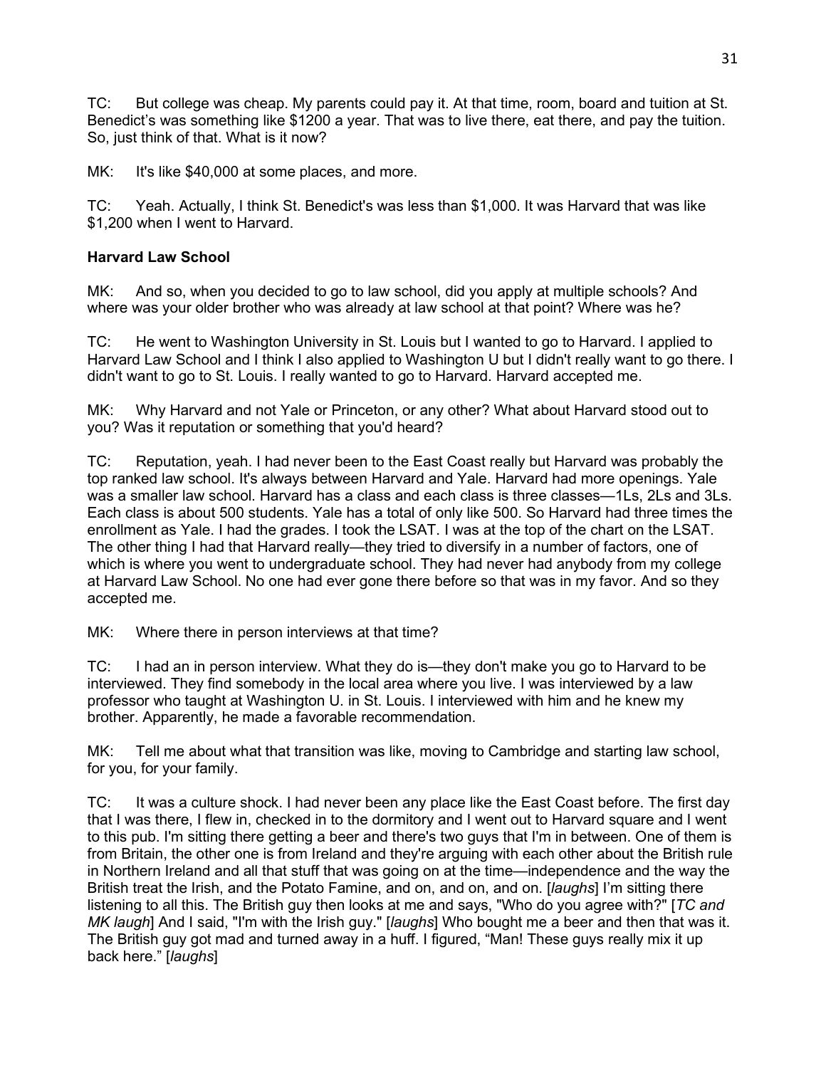TC: But college was cheap. My parents could pay it. At that time, room, board and tuition at St. Benedict's was something like $1200 a year. That was to live there, eat there, and pay the tuition. So, just think of that. What is it now?

MK: It's like $40,000 at some places, and more.

TC: Yeah. Actually, I think St. Benedict's was less than $1,000. It was Harvard that was like $1,200 when I went to Harvard.

**Harvard Law School**

MK: And so, when you decided to go to law school, did you apply at multiple schools? And where was your older brother who was already at law school at that point? Where was he?

TC: He went to Washington University in St. Louis but I wanted to go to Harvard. I applied to Harvard Law School and I think I also applied to Washington U but I didn't really want to go there. I didn't want to go to St. Louis. I really wanted to go to Harvard. Harvard accepted me.

MK: Why Harvard and not Yale or Princeton, or any other? What about Harvard stood out to you? Was it reputation or something that you'd heard?

TC: Reputation, yeah. I had never been to the East Coast really but Harvard was probably the top ranked law school. It's always between Harvard and Yale. Harvard had more openings. Yale was a smaller law school. Harvard has a class and each class is three classes—1Ls, 2Ls and 3Ls. Each class is about 500 students. Yale has a total of only like 500. So Harvard had three times the enrollment as Yale. I had the grades. I took the LSAT. I was at the top of the chart on the LSAT. The other thing I had that Harvard really—they tried to diversify in a number of factors, one of which is where you went to undergraduate school. They had never had anybody from my college at Harvard Law School. No one had ever gone there before so that was in my favor. And so they accepted me.

MK: Where there in person interviews at that time?

TC: I had an in person interview. What they do is—they don't make you go to Harvard to be interviewed. They find somebody in the local area where you live. I was interviewed by a law professor who taught at Washington U. in St. Louis. I interviewed with him and he knew my brother. Apparently, he made a favorable recommendation.

MK: Tell me about what that transition was like, moving to Cambridge and starting law school, for you, for your family.

TC: It was a culture shock. I had never been any place like the East Coast before. The first day that I was there, I flew in, checked in to the dormitory and I went out to Harvard square and I went to this pub. I'm sitting there getting a beer and there's two guys that I'm in between. One of them is from Britain, the other one is from Ireland and they're arguing with each other about the British rule in Northern Ireland and all that stuff that was going on at the time—independence and the way the British treat the Irish, and the Potato Famine, and on, and on, and on. [*laughs*] I'm sitting there listening to all this. The British guy then looks at me and says, "Who do you agree with?" [*TC and MK laugh*] And I said, "I'm with the Irish guy." [*laughs*] Who bought me a beer and then that was it. The British guy got mad and turned away in a huff. I figured, "Man! These guys really mix it up back here." [*laughs*]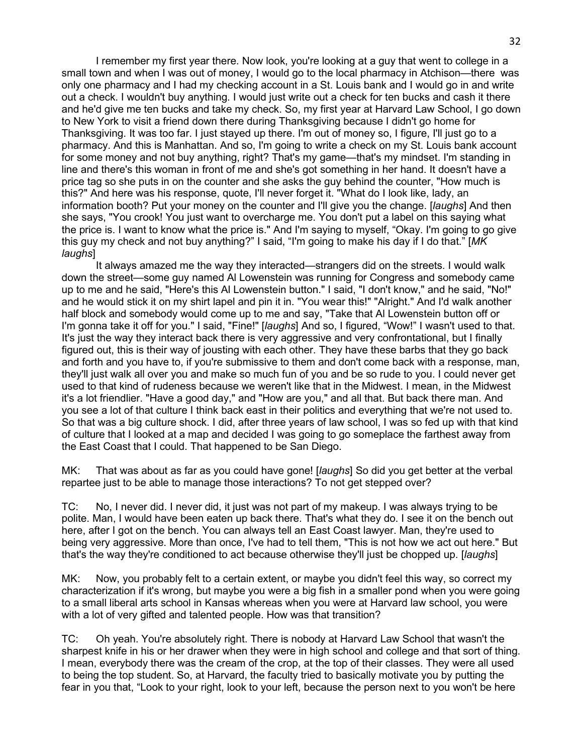I remember my first year there. Now look, you're looking at a guy that went to college in a small town and when I was out of money, I would go to the local pharmacy in Atchison—there was only one pharmacy and I had my checking account in a St. Louis bank and I would go in and write out a check. I wouldn't buy anything. I would just write out a check for ten bucks and cash it there and he'd give me ten bucks and take my check. So, my first year at Harvard Law School, I go down to New York to visit a friend down there during Thanksgiving because I didn't go home for Thanksgiving. It was too far. I just stayed up there. I'm out of money so, I figure, I'll just go to a pharmacy. And this is Manhattan. And so, I'm going to write a check on my St. Louis bank account for some money and not buy anything, right? That's my game—that's my mindset. I'm standing in line and there's this woman in front of me and she's got something in her hand. It doesn't have a price tag so she puts in on the counter and she asks the guy behind the counter, "How much is this?" And here was his response, quote, I'll never forget it. "What do I look like, lady, an information booth? Put your money on the counter and I'll give you the change. [*laughs*] And then she says, "You crook! You just want to overcharge me. You don't put a label on this saying what the price is. I want to know what the price is." And I'm saying to myself, "Okay. I'm going to go give this guy my check and not buy anything?" I said, "I'm going to make his day if I do that." [*MK laughs*]

It always amazed me the way they interacted—strangers did on the streets. I would walk down the street—some guy named Al Lowenstein was running for Congress and somebody came up to me and he said, "Here's this Al Lowenstein button." I said, "I don't know," and he said, "No!" and he would stick it on my shirt lapel and pin it in. "You wear this!" "Alright." And I'd walk another half block and somebody would come up to me and say, "Take that Al Lowenstein button off or I'm gonna take it off for you." I said, "Fine!" [*laughs*] And so, I figured, "Wow!" I wasn't used to that. It's just the way they interact back there is very aggressive and very confrontational, but I finally figured out, this is their way of jousting with each other. They have these barbs that they go back and forth and you have to, if you're submissive to them and don't come back with a response, man, they'll just walk all over you and make so much fun of you and be so rude to you. I could never get used to that kind of rudeness because we weren't like that in the Midwest. I mean, in the Midwest it's a lot friendlier. "Have a good day," and "How are you," and all that. But back there man. And you see a lot of that culture I think back east in their politics and everything that we're not used to. So that was a big culture shock. I did, after three years of law school, I was so fed up with that kind of culture that I looked at a map and decided I was going to go someplace the farthest away from the East Coast that I could. That happened to be San Diego.

MK: That was about as far as you could have gone! [*laughs*] So did you get better at the verbal repartee just to be able to manage those interactions? To not get stepped over?

TC: No, I never did. I never did, it just was not part of my makeup. I was always trying to be polite. Man, I would have been eaten up back there. That's what they do. I see it on the bench out here, after I got on the bench. You can always tell an East Coast lawyer. Man, they're used to being very aggressive. More than once, I've had to tell them, "This is not how we act out here." But that's the way they're conditioned to act because otherwise they'll just be chopped up. [*laughs*]

MK: Now, you probably felt to a certain extent, or maybe you didn't feel this way, so correct my characterization if it's wrong, but maybe you were a big fish in a smaller pond when you were going to a small liberal arts school in Kansas whereas when you were at Harvard law school, you were with a lot of very gifted and talented people. How was that transition?

TC: Oh yeah. You're absolutely right. There is nobody at Harvard Law School that wasn't the sharpest knife in his or her drawer when they were in high school and college and that sort of thing. I mean, everybody there was the cream of the crop, at the top of their classes. They were all used to being the top student. So, at Harvard, the faculty tried to basically motivate you by putting the fear in you that, "Look to your right, look to your left, because the person next to you won't be here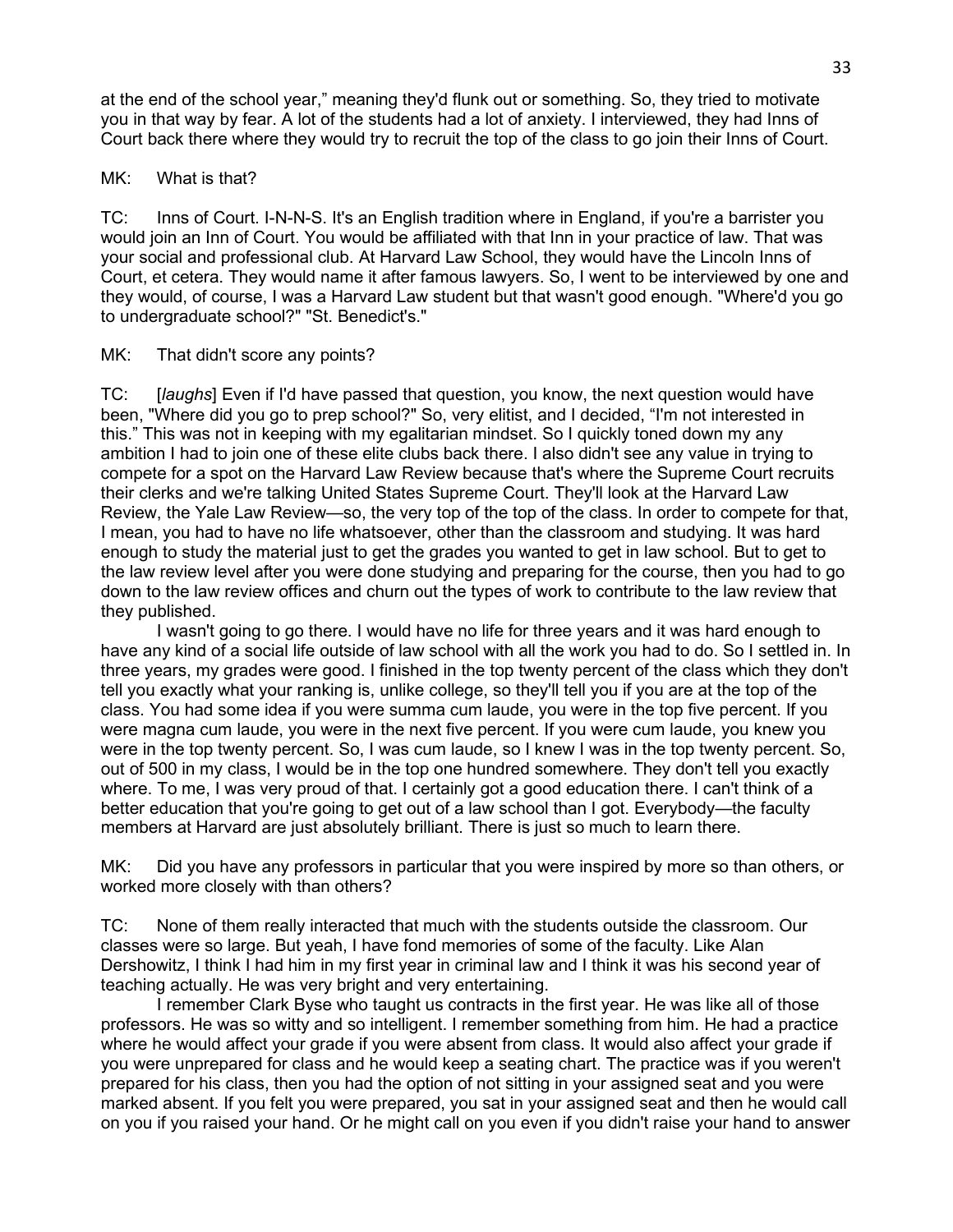at the end of the school year," meaning they'd flunk out or something. So, they tried to motivate you in that way by fear. A lot of the students had a lot of anxiety. I interviewed, they had Inns of Court back there where they would try to recruit the top of the class to go join their Inns of Court.

MK: What is that?

TC: Inns of Court. I-N-N-S. It's an English tradition where in England, if you're a barrister you would join an Inn of Court. You would be affiliated with that Inn in your practice of law. That was your social and professional club. At Harvard Law School, they would have the Lincoln Inns of Court, et cetera. They would name it after famous lawyers. So, I went to be interviewed by one and they would, of course, I was a Harvard Law student but that wasn't good enough. "Where'd you go to undergraduate school?" "St. Benedict's."

MK: That didn't score any points?

TC: [*laughs*] Even if I'd have passed that question, you know, the next question would have been, "Where did you go to prep school?" So, very elitist, and I decided, "I'm not interested in this." This was not in keeping with my egalitarian mindset. So I quickly toned down my any ambition I had to join one of these elite clubs back there. I also didn't see any value in trying to compete for a spot on the Harvard Law Review because that's where the Supreme Court recruits their clerks and we're talking United States Supreme Court. They'll look at the Harvard Law Review, the Yale Law Review—so, the very top of the top of the class. In order to compete for that, I mean, you had to have no life whatsoever, other than the classroom and studying. It was hard enough to study the material just to get the grades you wanted to get in law school. But to get to the law review level after you were done studying and preparing for the course, then you had to go down to the law review offices and churn out the types of work to contribute to the law review that they published.

I wasn't going to go there. I would have no life for three years and it was hard enough to have any kind of a social life outside of law school with all the work you had to do. So I settled in. In three years, my grades were good. I finished in the top twenty percent of the class which they don't tell you exactly what your ranking is, unlike college, so they'll tell you if you are at the top of the class. You had some idea if you were summa cum laude, you were in the top five percent. If you were magna cum laude, you were in the next five percent. If you were cum laude, you knew you were in the top twenty percent. So, I was cum laude, so I knew I was in the top twenty percent. So, out of 500 in my class, I would be in the top one hundred somewhere. They don't tell you exactly where. To me, I was very proud of that. I certainly got a good education there. I can't think of a better education that you're going to get out of a law school than I got. Everybody—the faculty members at Harvard are just absolutely brilliant. There is just so much to learn there.

MK: Did you have any professors in particular that you were inspired by more so than others, or worked more closely with than others?

TC: None of them really interacted that much with the students outside the classroom. Our classes were so large. But yeah, I have fond memories of some of the faculty. Like Alan Dershowitz, I think I had him in my first year in criminal law and I think it was his second year of teaching actually. He was very bright and very entertaining.

I remember Clark Byse who taught us contracts in the first year. He was like all of those professors. He was so witty and so intelligent. I remember something from him. He had a practice where he would affect your grade if you were absent from class. It would also affect your grade if you were unprepared for class and he would keep a seating chart. The practice was if you weren't prepared for his class, then you had the option of not sitting in your assigned seat and you were marked absent. If you felt you were prepared, you sat in your assigned seat and then he would call on you if you raised your hand. Or he might call on you even if you didn't raise your hand to answer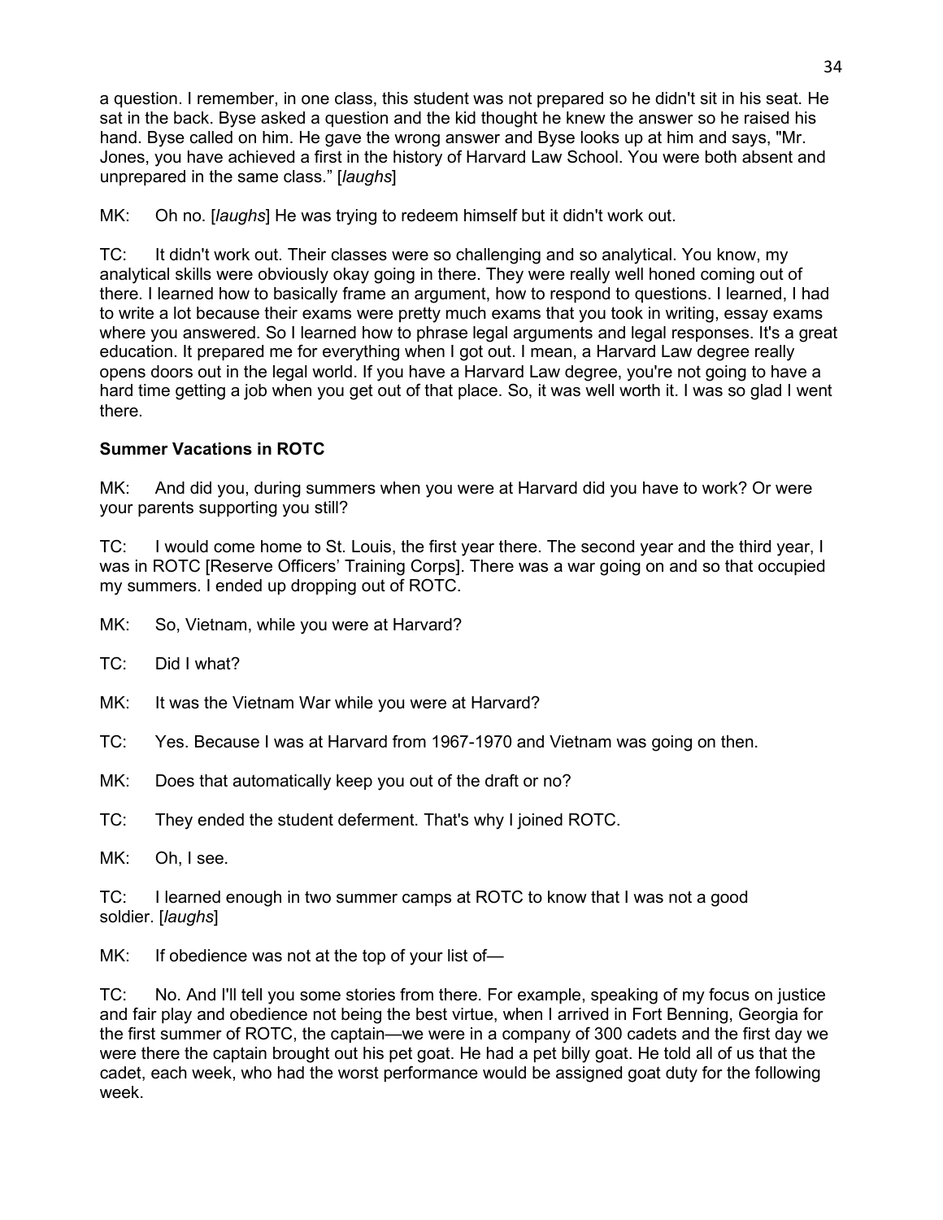a question. I remember, in one class, this student was not prepared so he didn't sit in his seat. He sat in the back. Byse asked a question and the kid thought he knew the answer so he raised his hand. Byse called on him. He gave the wrong answer and Byse looks up at him and says, "Mr. Jones, you have achieved a first in the history of Harvard Law School. You were both absent and unprepared in the same class." [*laughs*]

MK: Oh no. [*laughs*] He was trying to redeem himself but it didn't work out.

TC: It didn't work out. Their classes were so challenging and so analytical. You know, my analytical skills were obviously okay going in there. They were really well honed coming out of there. I learned how to basically frame an argument, how to respond to questions. I learned, I had to write a lot because their exams were pretty much exams that you took in writing, essay exams where you answered. So I learned how to phrase legal arguments and legal responses. It's a great education. It prepared me for everything when I got out. I mean, a Harvard Law degree really opens doors out in the legal world. If you have a Harvard Law degree, you're not going to have a hard time getting a job when you get out of that place. So, it was well worth it. I was so glad I went there.

**Summer Vacations in ROTC**

MK: And did you, during summers when you were at Harvard did you have to work? Or were your parents supporting you still?

TC: I would come home to St. Louis, the first year there. The second year and the third year, I was in ROTC [Reserve Officers' Training Corps]. There was a war going on and so that occupied my summers. I ended up dropping out of ROTC.

MK: So, Vietnam, while you were at Harvard?

TC: Did I what?

MK: It was the Vietnam War while you were at Harvard?

TC: Yes. Because I was at Harvard from 1967-1970 and Vietnam was going on then.

MK: Does that automatically keep you out of the draft or no?

TC: They ended the student deferment. That's why I joined ROTC.

MK: Oh, I see.

TC: I learned enough in two summer camps at ROTC to know that I was not a good soldier. [*laughs*]

MK: If obedience was not at the top of your list of—

TC: No. And I'll tell you some stories from there. For example, speaking of my focus on justice and fair play and obedience not being the best virtue, when I arrived in Fort Benning, Georgia for the first summer of ROTC, the captain—we were in a company of 300 cadets and the first day we were there the captain brought out his pet goat. He had a pet billy goat. He told all of us that the cadet, each week, who had the worst performance would be assigned goat duty for the following week.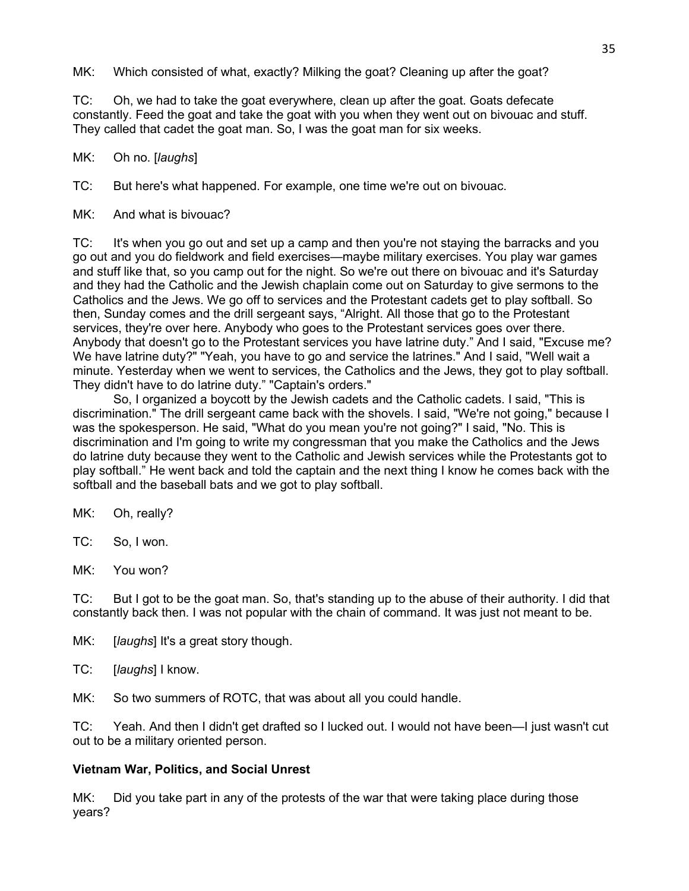MK: Which consisted of what, exactly? Milking the goat? Cleaning up after the goat?

TC: Oh, we had to take the goat everywhere, clean up after the goat. Goats defecate constantly. Feed the goat and take the goat with you when they went out on bivouac and stuff. They called that cadet the goat man. So, I was the goat man for six weeks.

MK: Oh no. [*laughs*]

TC: But here's what happened. For example, one time we're out on bivouac.

MK: And what is bivouac?

TC: It's when you go out and set up a camp and then you're not staying the barracks and you go out and you do fieldwork and field exercises—maybe military exercises. You play war games and stuff like that, so you camp out for the night. So we're out there on bivouac and it's Saturday and they had the Catholic and the Jewish chaplain come out on Saturday to give sermons to the Catholics and the Jews. We go off to services and the Protestant cadets get to play softball. So then, Sunday comes and the drill sergeant says, "Alright. All those that go to the Protestant services, they're over here. Anybody who goes to the Protestant services goes over there. Anybody that doesn't go to the Protestant services you have latrine duty." And I said, "Excuse me? We have latrine duty?" "Yeah, you have to go and service the latrines." And I said, "Well wait a minute. Yesterday when we went to services, the Catholics and the Jews, they got to play softball. They didn't have to do latrine duty." "Captain's orders."

So, I organized a boycott by the Jewish cadets and the Catholic cadets. I said, "This is discrimination." The drill sergeant came back with the shovels. I said, "We're not going," because I was the spokesperson. He said, "What do you mean you're not going?" I said, "No. This is discrimination and I'm going to write my congressman that you make the Catholics and the Jews do latrine duty because they went to the Catholic and Jewish services while the Protestants got to play softball." He went back and told the captain and the next thing I know he comes back with the softball and the baseball bats and we got to play softball.

MK: Oh, really?

TC: So, I won.

MK: You won?

TC: But I got to be the goat man. So, that's standing up to the abuse of their authority. I did that constantly back then. I was not popular with the chain of command. It was just not meant to be.

MK: [*laughs*] It's a great story though.

TC: [*laughs*] I know.

MK: So two summers of ROTC, that was about all you could handle.

TC: Yeah. And then I didn't get drafted so I lucked out. I would not have been—I just wasn't cut out to be a military oriented person.

### Vietnam War, Politics, and Social Unrest

MK: Did you take part in any of the protests of the war that were taking place during those years?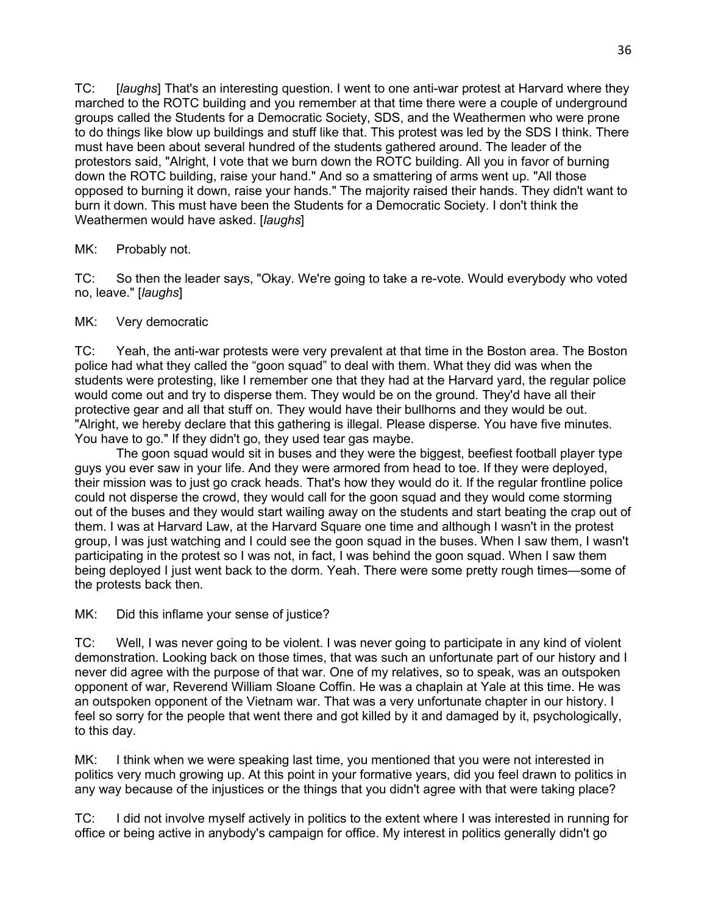TC: [*laughs*] That's an interesting question. I went to one anti-war protest at Harvard where they marched to the ROTC building and you remember at that time there were a couple of underground groups called the Students for a Democratic Society, SDS, and the Weathermen who were prone to do things like blow up buildings and stuff like that. This protest was led by the SDS I think. There must have been about several hundred of the students gathered around. The leader of the protestors said, "Alright, I vote that we burn down the ROTC building. All you in favor of burning down the ROTC building, raise your hand." And so a smattering of arms went up. "All those opposed to burning it down, raise your hands." The majority raised their hands. They didn't want to burn it down. This must have been the Students for a Democratic Society. I don't think the Weathermen would have asked. [*laughs*]

MK: Probably not.

TC: So then the leader says, "Okay. We're going to take a re-vote. Would everybody who voted no, leave." [*laughs*]

MK: Very democratic

TC: Yeah, the anti-war protests were very prevalent at that time in the Boston area. The Boston police had what they called the "goon squad" to deal with them. What they did was when the students were protesting, like I remember one that they had at the Harvard yard, the regular police would come out and try to disperse them. They would be on the ground. They'd have all their protective gear and all that stuff on. They would have their bullhorns and they would be out. "Alright, we hereby declare that this gathering is illegal. Please disperse. You have five minutes. You have to go." If they didn't go, they used tear gas maybe.

The goon squad would sit in buses and they were the biggest, beefiest football player type guys you ever saw in your life. And they were armored from head to toe. If they were deployed, their mission was to just go crack heads. That's how they would do it. If the regular frontline police could not disperse the crowd, they would call for the goon squad and they would come storming out of the buses and they would start wailing away on the students and start beating the crap out of them. I was at Harvard Law, at the Harvard Square one time and although I wasn't in the protest group, I was just watching and I could see the goon squad in the buses. When I saw them, I wasn't participating in the protest so I was not, in fact, I was behind the goon squad. When I saw them being deployed I just went back to the dorm. Yeah. There were some pretty rough times—some of the protests back then.

MK: Did this inflame your sense of justice?

TC: Well, I was never going to be violent. I was never going to participate in any kind of violent demonstration. Looking back on those times, that was such an unfortunate part of our history and I never did agree with the purpose of that war. One of my relatives, so to speak, was an outspoken opponent of war, Reverend William Sloane Coffin. He was a chaplain at Yale at this time. He was an outspoken opponent of the Vietnam war. That was a very unfortunate chapter in our history. I feel so sorry for the people that went there and got killed by it and damaged by it, psychologically, to this day.

MK: I think when we were speaking last time, you mentioned that you were not interested in politics very much growing up. At this point in your formative years, did you feel drawn to politics in any way because of the injustices or the things that you didn't agree with that were taking place?

TC: I did not involve myself actively in politics to the extent where I was interested in running for office or being active in anybody's campaign for office. My interest in politics generally didn't go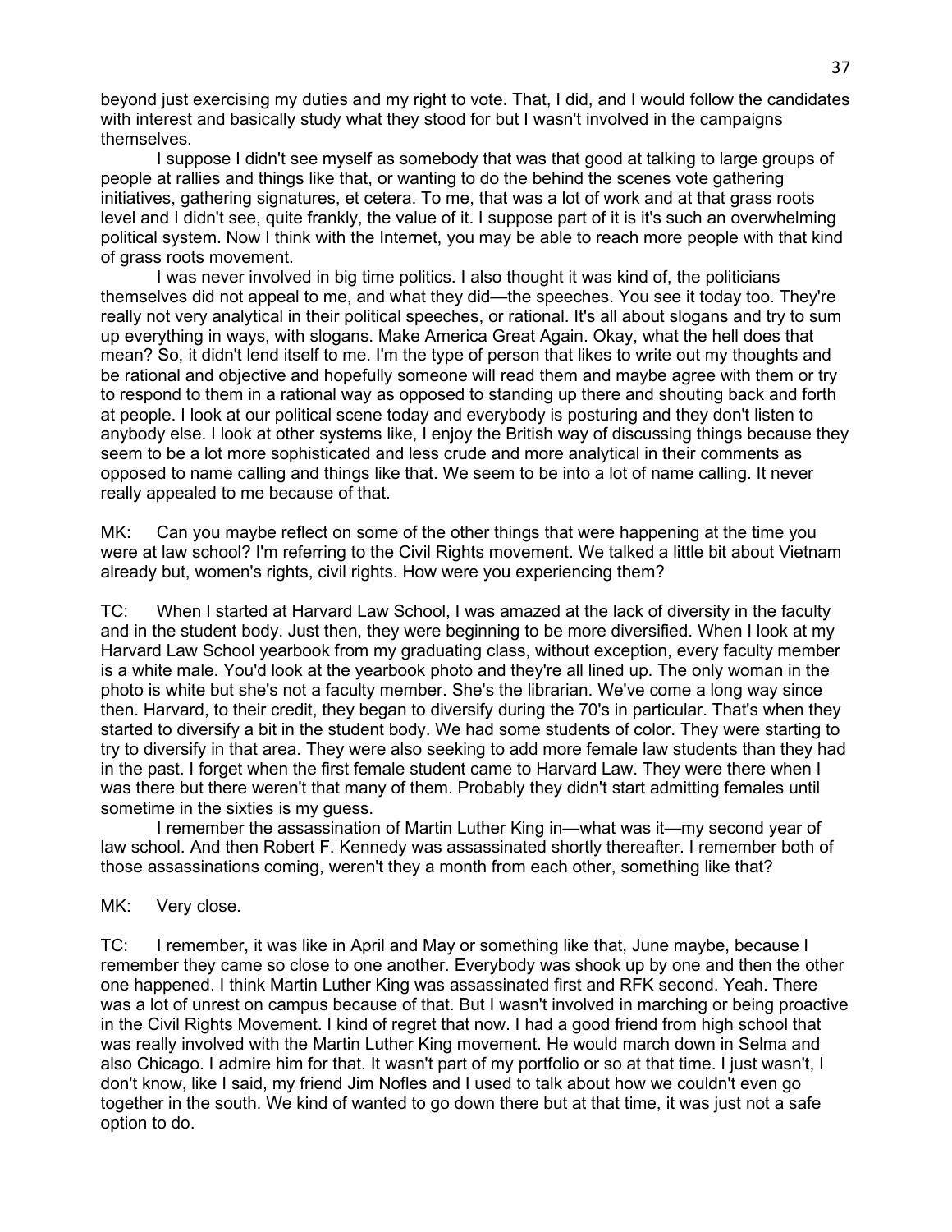beyond just exercising my duties and my right to vote. That, I did, and I would follow the candidates with interest and basically study what they stood for but I wasn't involved in the campaigns themselves.

I suppose I didn't see myself as somebody that was that good at talking to large groups of people at rallies and things like that, or wanting to do the behind the scenes vote gathering initiatives, gathering signatures, et cetera. To me, that was a lot of work and at that grass roots level and I didn't see, quite frankly, the value of it. I suppose part of it is it's such an overwhelming political system. Now I think with the Internet, you may be able to reach more people with that kind of grass roots movement.

I was never involved in big time politics. I also thought it was kind of, the politicians themselves did not appeal to me, and what they did—the speeches. You see it today too. They're really not very analytical in their political speeches, or rational. It's all about slogans and try to sum up everything in ways, with slogans. Make America Great Again. Okay, what the hell does that mean? So, it didn't lend itself to me. I'm the type of person that likes to write out my thoughts and be rational and objective and hopefully someone will read them and maybe agree with them or try to respond to them in a rational way as opposed to standing up there and shouting back and forth at people. I look at our political scene today and everybody is posturing and they don't listen to anybody else. I look at other systems like, I enjoy the British way of discussing things because they seem to be a lot more sophisticated and less crude and more analytical in their comments as opposed to name calling and things like that. We seem to be into a lot of name calling. It never really appealed to me because of that.

MK: Can you maybe reflect on some of the other things that were happening at the time you were at law school? I'm referring to the Civil Rights movement. We talked a little bit about Vietnam already but, women's rights, civil rights. How were you experiencing them?

TC: When I started at Harvard Law School, I was amazed at the lack of diversity in the faculty and in the student body. Just then, they were beginning to be more diversified. When I look at my Harvard Law School yearbook from my graduating class, without exception, every faculty member is a white male. You'd look at the yearbook photo and they're all lined up. The only woman in the photo is white but she's not a faculty member. She's the librarian. We've come a long way since then. Harvard, to their credit, they began to diversify during the 70's in particular. That's when they started to diversify a bit in the student body. We had some students of color. They were starting to try to diversify in that area. They were also seeking to add more female law students than they had in the past. I forget when the first female student came to Harvard Law. They were there when I was there but there weren't that many of them. Probably they didn't start admitting females until sometime in the sixties is my guess.

I remember the assassination of Martin Luther King in—what was it—my second year of law school. And then Robert F. Kennedy was assassinated shortly thereafter. I remember both of those assassinations coming, weren't they a month from each other, something like that?

MK: Very close.

TC: I remember, it was like in April and May or something like that, June maybe, because I remember they came so close to one another. Everybody was shook up by one and then the other one happened. I think Martin Luther King was assassinated first and RFK second. Yeah. There was a lot of unrest on campus because of that. But I wasn't involved in marching or being proactive in the Civil Rights Movement. I kind of regret that now. I had a good friend from high school that was really involved with the Martin Luther King movement. He would march down in Selma and also Chicago. I admire him for that. It wasn't part of my portfolio or so at that time. I just wasn't, I don't know, like I said, my friend Jim Nofles and I used to talk about how we couldn't even go together in the south. We kind of wanted to go down there but at that time, it was just not a safe option to do.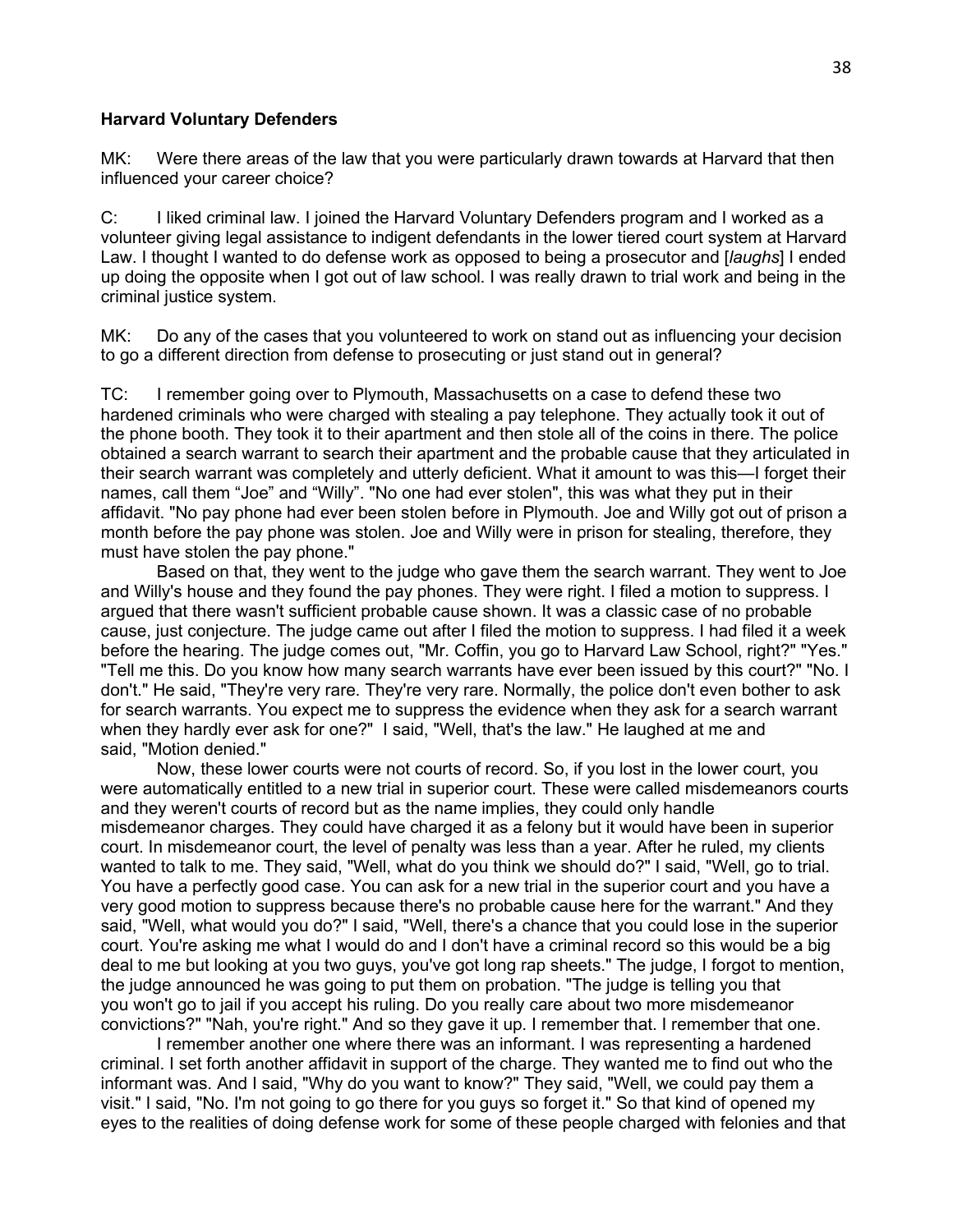**Harvard Voluntary Defenders**

MK: Were there areas of the law that you were particularly drawn towards at Harvard that then influenced your career choice?

C: I liked criminal law. I joined the Harvard Voluntary Defenders program and I worked as a volunteer giving legal assistance to indigent defendants in the lower tiered court system at Harvard Law. I thought I wanted to do defense work as opposed to being a prosecutor and [*laughs*] I ended up doing the opposite when I got out of law school. I was really drawn to trial work and being in the criminal justice system.

MK: Do any of the cases that you volunteered to work on stand out as influencing your decision to go a different direction from defense to prosecuting or just stand out in general?

TC: I remember going over to Plymouth, Massachusetts on a case to defend these two hardened criminals who were charged with stealing a pay telephone. They actually took it out of the phone booth. They took it to their apartment and then stole all of the coins in there. The police obtained a search warrant to search their apartment and the probable cause that they articulated in their search warrant was completely and utterly deficient. What it amount to was this—I forget their names, call them “Joe” and “Willy”. "No one had ever stolen", this was what they put in their affidavit. "No pay phone had ever been stolen before in Plymouth. Joe and Willy got out of prison a month before the pay phone was stolen. Joe and Willy were in prison for stealing, therefore, they must have stolen the pay phone."

Based on that, they went to the judge who gave them the search warrant. They went to Joe and Willy's house and they found the pay phones. They were right. I filed a motion to suppress. I argued that there wasn't sufficient probable cause shown. It was a classic case of no probable cause, just conjecture. The judge came out after I filed the motion to suppress. I had filed it a week before the hearing. The judge comes out, "Mr. Coffin, you go to Harvard Law School, right?" "Yes." "Tell me this. Do you know how many search warrants have ever been issued by this court?" "No. I don't." He said, "They're very rare. They're very rare. Normally, the police don't even bother to ask for search warrants. You expect me to suppress the evidence when they ask for a search warrant when they hardly ever ask for one?" I said, "Well, that's the law." He laughed at me and said, "Motion denied."

Now, these lower courts were not courts of record. So, if you lost in the lower court, you were automatically entitled to a new trial in superior court. These were called misdemeanors courts and they weren't courts of record but as the name implies, they could only handle misdemeanor charges. They could have charged it as a felony but it would have been in superior court. In misdemeanor court, the level of penalty was less than a year. After he ruled, my clients wanted to talk to me. They said, "Well, what do you think we should do?" I said, "Well, go to trial. You have a perfectly good case. You can ask for a new trial in the superior court and you have a very good motion to suppress because there's no probable cause here for the warrant." And they said, "Well, what would you do?" I said, "Well, there's a chance that you could lose in the superior court. You're asking me what I would do and I don't have a criminal record so this would be a big deal to me but looking at you two guys, you've got long rap sheets." The judge, I forgot to mention, the judge announced he was going to put them on probation. "The judge is telling you that you won't go to jail if you accept his ruling. Do you really care about two more misdemeanor convictions?" "Nah, you're right." And so they gave it up. I remember that. I remember that one.

I remember another one where there was an informant. I was representing a hardened criminal. I set forth another affidavit in support of the charge. They wanted me to find out who the informant was. And I said, "Why do you want to know?" They said, "Well, we could pay them a visit." I said, "No. I'm not going to go there for you guys so forget it." So that kind of opened my eyes to the realities of doing defense work for some of these people charged with felonies and that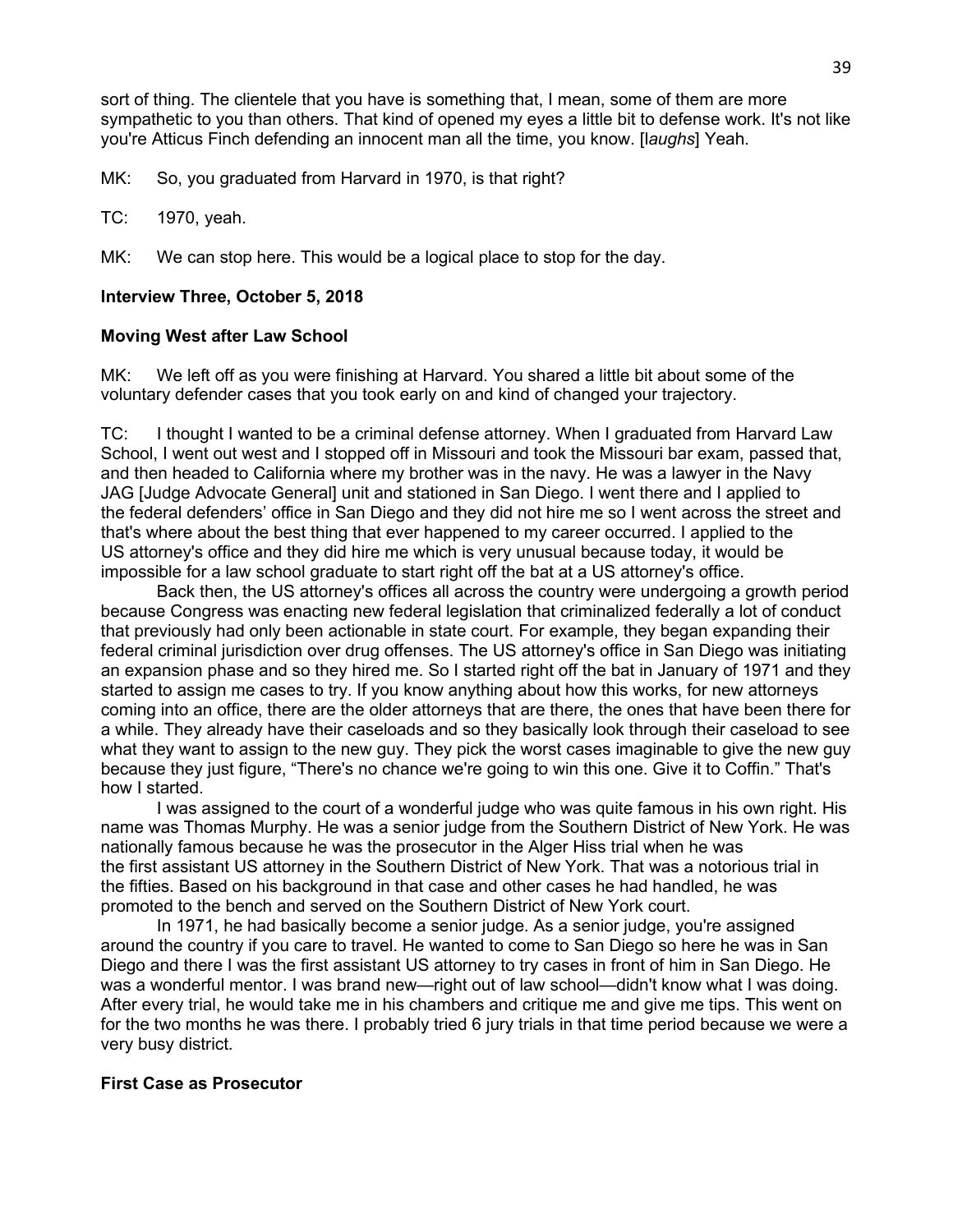sort of thing. The clientele that you have is something that, I mean, some of them are more sympathetic to you than others. That kind of opened my eyes a little bit to defense work. It's not like you're Atticus Finch defending an innocent man all the time, you know. [*laughs*] Yeah.

MK: So, you graduated from Harvard in 1970, is that right?

TC: 1970, yeah.

MK: We can stop here. This would be a logical place to stop for the day.

## Interview Three, October 5, 2018

### Moving West after Law School

MK: We left off as you were finishing at Harvard. You shared a little bit about some of the voluntary defender cases that you took early on and kind of changed your trajectory.

TC: I thought I wanted to be a criminal defense attorney. When I graduated from Harvard Law School, I went out west and I stopped off in Missouri and took the Missouri bar exam, passed that, and then headed to California where my brother was in the navy. He was a lawyer in the Navy JAG [Judge Advocate General] unit and stationed in San Diego. I went there and I applied to the federal defenders' office in San Diego and they did not hire me so I went across the street and that's where about the best thing that ever happened to my career occurred. I applied to the US attorney's office and they did hire me which is very unusual because today, it would be impossible for a law school graduate to start right off the bat at a US attorney's office.

Back then, the US attorney's offices all across the country were undergoing a growth period because Congress was enacting new federal legislation that criminalized federally a lot of conduct that previously had only been actionable in state court. For example, they began expanding their federal criminal jurisdiction over drug offenses. The US attorney's office in San Diego was initiating an expansion phase and so they hired me. So I started right off the bat in January of 1971 and they started to assign me cases to try. If you know anything about how this works, for new attorneys coming into an office, there are the older attorneys that are there, the ones that have been there for a while. They already have their caseloads and so they basically look through their caseload to see what they want to assign to the new guy. They pick the worst cases imaginable to give the new guy because they just figure, "There's no chance we're going to win this one. Give it to Coffin." That's how I started.

I was assigned to the court of a wonderful judge who was quite famous in his own right. His name was Thomas Murphy. He was a senior judge from the Southern District of New York. He was nationally famous because he was the prosecutor in the Alger Hiss trial when he was the first assistant US attorney in the Southern District of New York. That was a notorious trial in the fifties. Based on his background in that case and other cases he had handled, he was promoted to the bench and served on the Southern District of New York court.

In 1971, he had basically become a senior judge. As a senior judge, you're assigned around the country if you care to travel. He wanted to come to San Diego so here he was in San Diego and there I was the first assistant US attorney to try cases in front of him in San Diego. He was a wonderful mentor. I was brand new—right out of law school—didn't know what I was doing. After every trial, he would take me in his chambers and critique me and give me tips. This went on for the two months he was there. I probably tried 6 jury trials in that time period because we were a very busy district.

### First Case as Prosecutor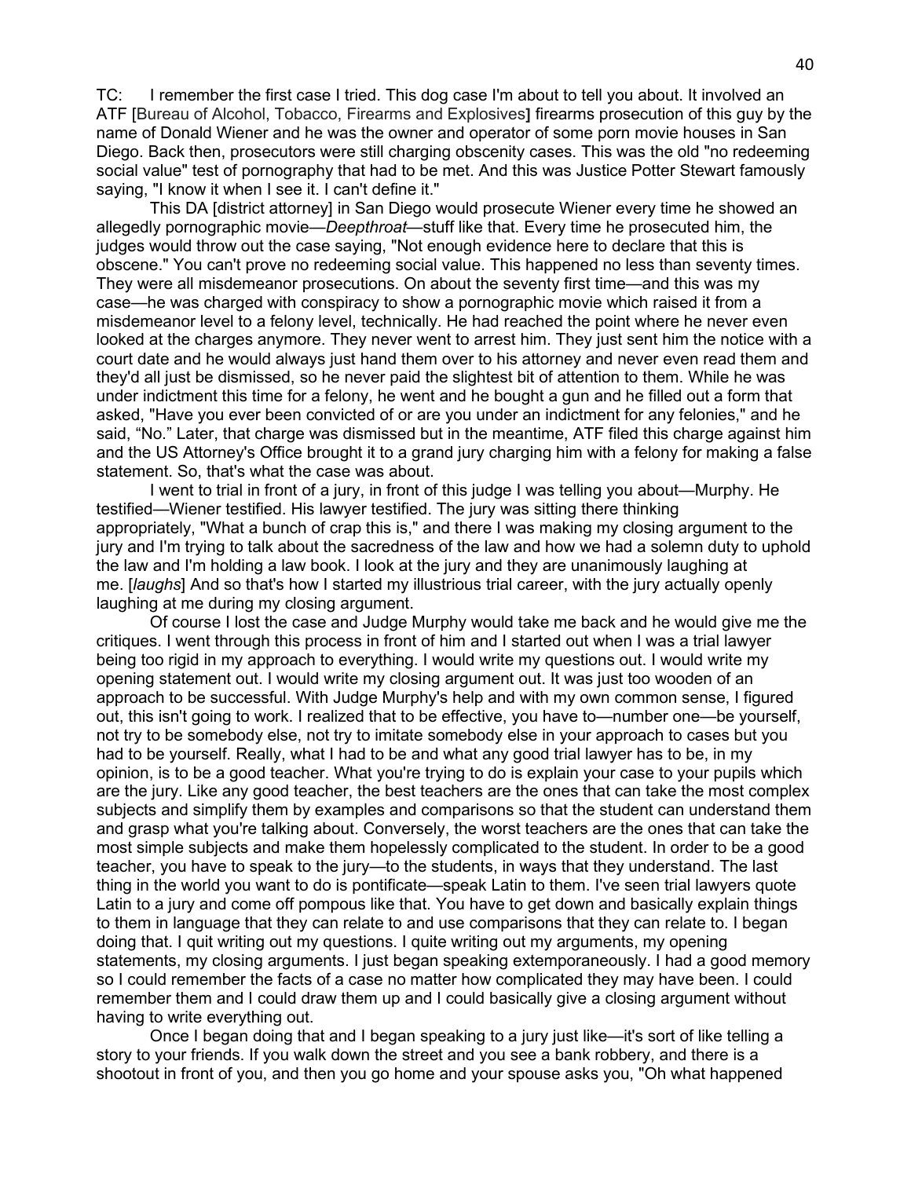TC: I remember the first case I tried. This dog case I'm about to tell you about. It involved an ATF [Bureau of Alcohol, Tobacco, Firearms and Explosives] firearms prosecution of this guy by the name of Donald Wiener and he was the owner and operator of some porn movie houses in San Diego. Back then, prosecutors were still charging obscenity cases. This was the old "no redeeming social value" test of pornography that had to be met. And this was Justice Potter Stewart famously saying, "I know it when I see it. I can't define it."

This DA [district attorney] in San Diego would prosecute Wiener every time he showed an allegedly pornographic movie—*Deepthroat*—stuff like that. Every time he prosecuted him, the judges would throw out the case saying, "Not enough evidence here to declare that this is obscene." You can't prove no redeeming social value. This happened no less than seventy times. They were all misdemeanor prosecutions. On about the seventy first time—and this was my case—he was charged with conspiracy to show a pornographic movie which raised it from a misdemeanor level to a felony level, technically. He had reached the point where he never even looked at the charges anymore. They never went to arrest him. They just sent him the notice with a court date and he would always just hand them over to his attorney and never even read them and they'd all just be dismissed, so he never paid the slightest bit of attention to them. While he was under indictment this time for a felony, he went and he bought a gun and he filled out a form that asked, "Have you ever been convicted of or are you under an indictment for any felonies," and he said, "No." Later, that charge was dismissed but in the meantime, ATF filed this charge against him and the US Attorney's Office brought it to a grand jury charging him with a felony for making a false statement. So, that's what the case was about.

I went to trial in front of a jury, in front of this judge I was telling you about—Murphy. He testified—Wiener testified. His lawyer testified. The jury was sitting there thinking appropriately, "What a bunch of crap this is," and there I was making my closing argument to the jury and I'm trying to talk about the sacredness of the law and how we had a solemn duty to uphold the law and I'm holding a law book. I look at the jury and they are unanimously laughing at me. [*laughs*] And so that's how I started my illustrious trial career, with the jury actually openly laughing at me during my closing argument.

Of course I lost the case and Judge Murphy would take me back and he would give me the critiques. I went through this process in front of him and I started out when I was a trial lawyer being too rigid in my approach to everything. I would write my questions out. I would write my opening statement out. I would write my closing argument out. It was just too wooden of an approach to be successful. With Judge Murphy's help and with my own common sense, I figured out, this isn't going to work. I realized that to be effective, you have to—number one—be yourself, not try to be somebody else, not try to imitate somebody else in your approach to cases but you had to be yourself. Really, what I had to be and what any good trial lawyer has to be, in my opinion, is to be a good teacher. What you're trying to do is explain your case to your pupils which are the jury. Like any good teacher, the best teachers are the ones that can take the most complex subjects and simplify them by examples and comparisons so that the student can understand them and grasp what you're talking about. Conversely, the worst teachers are the ones that can take the most simple subjects and make them hopelessly complicated to the student. In order to be a good teacher, you have to speak to the jury—to the students, in ways that they understand. The last thing in the world you want to do is pontificate—speak Latin to them. I've seen trial lawyers quote Latin to a jury and come off pompous like that. You have to get down and basically explain things to them in language that they can relate to and use comparisons that they can relate to. I began doing that. I quit writing out my questions. I quite writing out my arguments, my opening statements, my closing arguments. I just began speaking extemporaneously. I had a good memory so I could remember the facts of a case no matter how complicated they may have been. I could remember them and I could draw them up and I could basically give a closing argument without having to write everything out.

Once I began doing that and I began speaking to a jury just like—it's sort of like telling a story to your friends. If you walk down the street and you see a bank robbery, and there is a shootout in front of you, and then you go home and your spouse asks you, "Oh what happened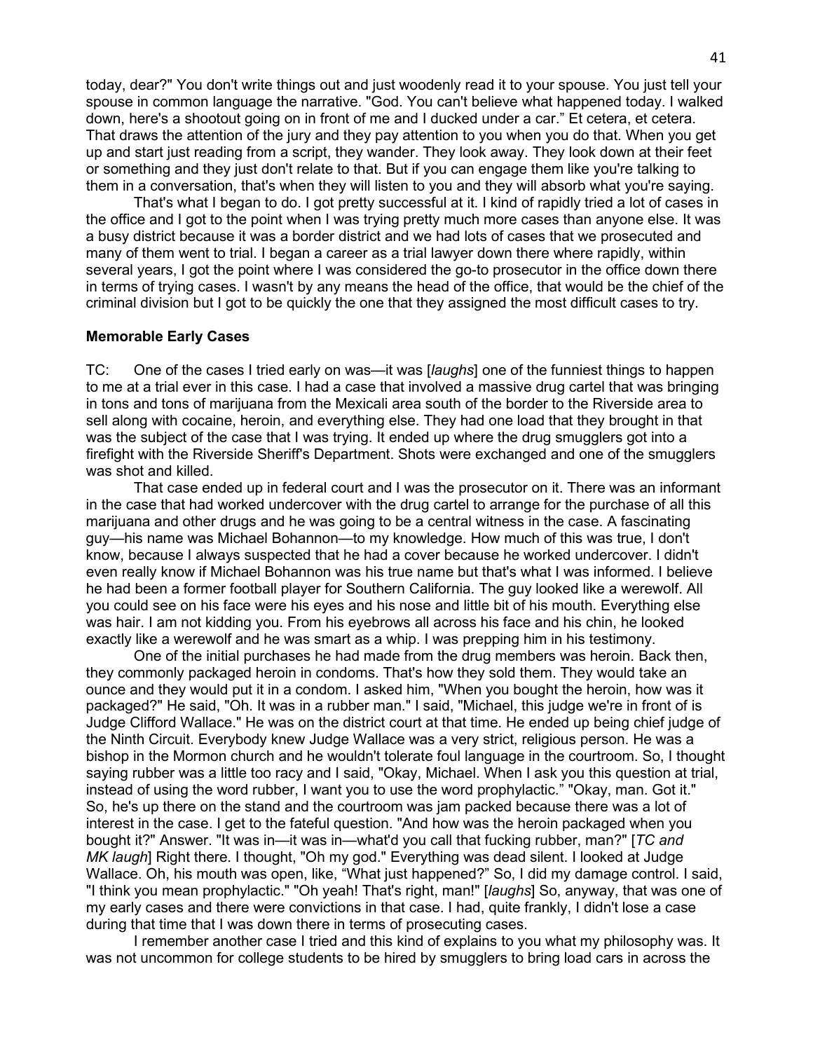today, dear?" You don't write things out and just woodenly read it to your spouse. You just tell your spouse in common language the narrative. "God. You can't believe what happened today. I walked down, here's a shootout going on in front of me and I ducked under a car." Et cetera, et cetera. That draws the attention of the jury and they pay attention to you when you do that. When you get up and start just reading from a script, they wander. They look away. They look down at their feet or something and they just don't relate to that. But if you can engage them like you're talking to them in a conversation, that's when they will listen to you and they will absorb what you're saying.

That's what I began to do. I got pretty successful at it. I kind of rapidly tried a lot of cases in the office and I got to the point when I was trying pretty much more cases than anyone else. It was a busy district because it was a border district and we had lots of cases that we prosecuted and many of them went to trial. I began a career as a trial lawyer down there where rapidly, within several years, I got the point where I was considered the go-to prosecutor in the office down there in terms of trying cases. I wasn't by any means the head of the office, that would be the chief of the criminal division but I got to be quickly the one that they assigned the most difficult cases to try.

**Memorable Early Cases**

TC: One of the cases I tried early on was—it was [*laughs*] one of the funniest things to happen to me at a trial ever in this case. I had a case that involved a massive drug cartel that was bringing in tons and tons of marijuana from the Mexicali area south of the border to the Riverside area to sell along with cocaine, heroin, and everything else. They had one load that they brought in that was the subject of the case that I was trying. It ended up where the drug smugglers got into a firefight with the Riverside Sheriff's Department. Shots were exchanged and one of the smugglers was shot and killed.

That case ended up in federal court and I was the prosecutor on it. There was an informant in the case that had worked undercover with the drug cartel to arrange for the purchase of all this marijuana and other drugs and he was going to be a central witness in the case. A fascinating guy—his name was Michael Bohannon—to my knowledge. How much of this was true, I don't know, because I always suspected that he had a cover because he worked undercover. I didn't even really know if Michael Bohannon was his true name but that's what I was informed. I believe he had been a former football player for Southern California. The guy looked like a werewolf. All you could see on his face were his eyes and his nose and little bit of his mouth. Everything else was hair. I am not kidding you. From his eyebrows all across his face and his chin, he looked exactly like a werewolf and he was smart as a whip. I was prepping him in his testimony.

One of the initial purchases he had made from the drug members was heroin. Back then, they commonly packaged heroin in condoms. That's how they sold them. They would take an ounce and they would put it in a condom. I asked him, "When you bought the heroin, how was it packaged?" He said, "Oh. It was in a rubber man." I said, "Michael, this judge we're in front of is Judge Clifford Wallace." He was on the district court at that time. He ended up being chief judge of the Ninth Circuit. Everybody knew Judge Wallace was a very strict, religious person. He was a bishop in the Mormon church and he wouldn't tolerate foul language in the courtroom. So, I thought saying rubber was a little too racy and I said, "Okay, Michael. When I ask you this question at trial, instead of using the word rubber, I want you to use the word prophylactic." "Okay, man. Got it." So, he's up there on the stand and the courtroom was jam packed because there was a lot of interest in the case. I get to the fateful question. "And how was the heroin packaged when you bought it?" Answer. "It was in—it was in—what'd you call that fucking rubber, man?" [*TC and MK laugh*] Right there. I thought, "Oh my god." Everything was dead silent. I looked at Judge Wallace. Oh, his mouth was open, like, "What just happened?" So, I did my damage control. I said, "I think you mean prophylactic." "Oh yeah! That's right, man!" [*laughs*] So, anyway, that was one of my early cases and there were convictions in that case. I had, quite frankly, I didn't lose a case during that time that I was down there in terms of prosecuting cases.

I remember another case I tried and this kind of explains to you what my philosophy was. It was not uncommon for college students to be hired by smugglers to bring load cars in across the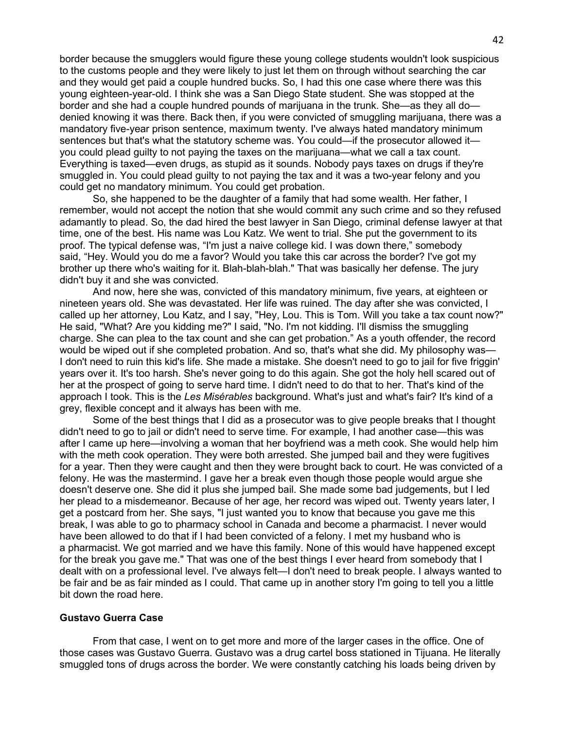border because the smugglers would figure these young college students wouldn't look suspicious to the customs people and they were likely to just let them on through without searching the car and they would get paid a couple hundred bucks. So, I had this one case where there was this young eighteen-year-old. I think she was a San Diego State student. She was stopped at the border and she had a couple hundred pounds of marijuana in the trunk. She—as they all do—denied knowing it was there. Back then, if you were convicted of smuggling marijuana, there was a mandatory five-year prison sentence, maximum twenty. I've always hated mandatory minimum sentences but that's what the statutory scheme was. You could—if the prosecutor allowed it—you could plead guilty to not paying the taxes on the marijuana—what we call a tax count. Everything is taxed—even drugs, as stupid as it sounds. Nobody pays taxes on drugs if they're smuggled in. You could plead guilty to not paying the tax and it was a two-year felony and you could get no mandatory minimum. You could get probation.

So, she happened to be the daughter of a family that had some wealth. Her father, I remember, would not accept the notion that she would commit any such crime and so they refused adamantly to plead. So, the dad hired the best lawyer in San Diego, criminal defense lawyer at that time, one of the best. His name was Lou Katz. We went to trial. She put the government to its proof. The typical defense was, "I'm just a naive college kid. I was down there," somebody said, "Hey. Would you do me a favor? Would you take this car across the border? I've got my brother up there who's waiting for it. Blah-blah-blah." That was basically her defense. The jury didn't buy it and she was convicted.

And now, here she was, convicted of this mandatory minimum, five years, at eighteen or nineteen years old. She was devastated. Her life was ruined. The day after she was convicted, I called up her attorney, Lou Katz, and I say, "Hey, Lou. This is Tom. Will you take a tax count now?" He said, "What? Are you kidding me?" I said, "No. I'm not kidding. I'll dismiss the smuggling charge. She can plea to the tax count and she can get probation." As a youth offender, the record would be wiped out if she completed probation. And so, that's what she did. My philosophy was—I don't need to ruin this kid's life. She made a mistake. She doesn't need to go to jail for five friggin' years over it. It's too harsh. She's never going to do this again. She got the holy hell scared out of her at the prospect of going to serve hard time. I didn't need to do that to her. That's kind of the approach I took. This is the *Les Misérables* background. What's just and what's fair? It's kind of a grey, flexible concept and it always has been with me.

Some of the best things that I did as a prosecutor was to give people breaks that I thought didn't need to go to jail or didn't need to serve time. For example, I had another case—this was after I came up here—involving a woman that her boyfriend was a meth cook. She would help him with the meth cook operation. They were both arrested. She jumped bail and they were fugitives for a year. Then they were caught and then they were brought back to court. He was convicted of a felony. He was the mastermind. I gave her a break even though those people would argue she doesn't deserve one. She did it plus she jumped bail. She made some bad judgements, but I led her plead to a misdemeanor. Because of her age, her record was wiped out. Twenty years later, I get a postcard from her. She says, "I just wanted you to know that because you gave me this break, I was able to go to pharmacy school in Canada and become a pharmacist. I never would have been allowed to do that if I had been convicted of a felony. I met my husband who is a pharmacist. We got married and we have this family. None of this would have happened except for the break you gave me." That was one of the best things I ever heard from somebody that I dealt with on a professional level. I've always felt—I don't need to break people. I always wanted to be fair and be as fair minded as I could. That came up in another story I'm going to tell you a little bit down the road here.

### Gustavo Guerra Case

From that case, I went on to get more and more of the larger cases in the office. One of those cases was Gustavo Guerra. Gustavo was a drug cartel boss stationed in Tijuana. He literally smuggled tons of drugs across the border. We were constantly catching his loads being driven by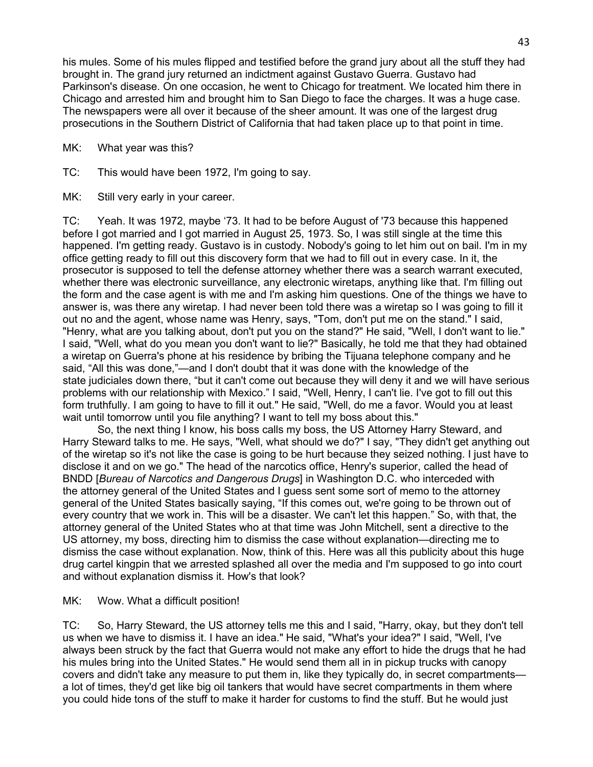his mules. Some of his mules flipped and testified before the grand jury about all the stuff they had brought in. The grand jury returned an indictment against Gustavo Guerra. Gustavo had Parkinson's disease. On one occasion, he went to Chicago for treatment. We located him there in Chicago and arrested him and brought him to San Diego to face the charges. It was a huge case. The newspapers were all over it because of the sheer amount. It was one of the largest drug prosecutions in the Southern District of California that had taken place up to that point in time.

MK: What year was this?

TC: This would have been 1972, I'm going to say.

MK: Still very early in your career.

TC: Yeah. It was 1972, maybe '73. It had to be before August of '73 because this happened before I got married and I got married in August 25, 1973. So, I was still single at the time this happened. I'm getting ready. Gustavo is in custody. Nobody's going to let him out on bail. I'm in my office getting ready to fill out this discovery form that we had to fill out in every case. In it, the prosecutor is supposed to tell the defense attorney whether there was a search warrant executed, whether there was electronic surveillance, any electronic wiretaps, anything like that. I'm filling out the form and the case agent is with me and I'm asking him questions. One of the things we have to answer is, was there any wiretap. I had never been told there was a wiretap so I was going to fill it out no and the agent, whose name was Henry, says, "Tom, don't put me on the stand." I said, "Henry, what are you talking about, don't put you on the stand?" He said, "Well, I don't want to lie." I said, "Well, what do you mean you don't want to lie?" Basically, he told me that they had obtained a wiretap on Guerra's phone at his residence by bribing the Tijuana telephone company and he said, "All this was done,"—and I don't doubt that it was done with the knowledge of the state judiciales down there, "but it can't come out because they will deny it and we will have serious problems with our relationship with Mexico." I said, "Well, Henry, I can't lie. I've got to fill out this form truthfully. I am going to have to fill it out." He said, "Well, do me a favor. Would you at least wait until tomorrow until you file anything? I want to tell my boss about this."

So, the next thing I know, his boss calls my boss, the US Attorney Harry Steward, and Harry Steward talks to me. He says, "Well, what should we do?" I say, "They didn't get anything out of the wiretap so it's not like the case is going to be hurt because they seized nothing. I just have to disclose it and on we go." The head of the narcotics office, Henry's superior, called the head of BNDD [*Bureau of Narcotics and Dangerous Drugs*] in Washington D.C. who interceded with the attorney general of the United States and I guess sent some sort of memo to the attorney general of the United States basically saying, "If this comes out, we're going to be thrown out of every country that we work in. This will be a disaster. We can't let this happen." So, with that, the attorney general of the United States who at that time was John Mitchell, sent a directive to the US attorney, my boss, directing him to dismiss the case without explanation—directing me to dismiss the case without explanation. Now, think of this. Here was all this publicity about this huge drug cartel kingpin that we arrested splashed all over the media and I'm supposed to go into court and without explanation dismiss it. How's that look?

MK: Wow. What a difficult position!

TC: So, Harry Steward, the US attorney tells me this and I said, "Harry, okay, but they don't tell us when we have to dismiss it. I have an idea." He said, "What's your idea?" I said, "Well, I've always been struck by the fact that Guerra would not make any effort to hide the drugs that he had his mules bring into the United States." He would send them all in in pickup trucks with canopy covers and didn't take any measure to put them in, like they typically do, in secret compartments—a lot of times, they'd get like big oil tankers that would have secret compartments in them where you could hide tons of the stuff to make it harder for customs to find the stuff. But he would just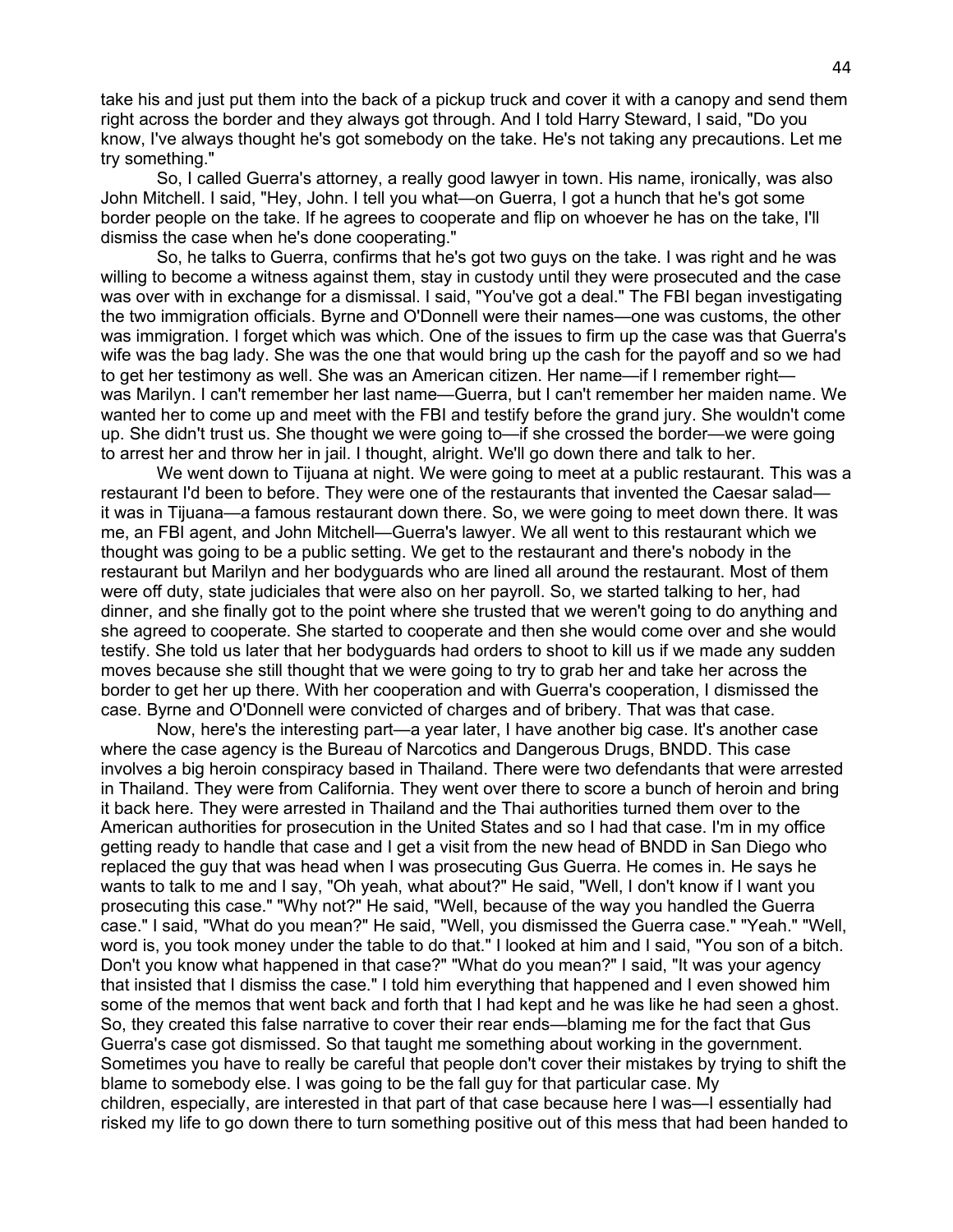take his and just put them into the back of a pickup truck and cover it with a canopy and send them right across the border and they always got through. And I told Harry Steward, I said, "Do you know, I've always thought he's got somebody on the take. He's not taking any precautions. Let me try something."

So, I called Guerra's attorney, a really good lawyer in town. His name, ironically, was also John Mitchell. I said, "Hey, John. I tell you what—on Guerra, I got a hunch that he's got some border people on the take. If he agrees to cooperate and flip on whoever he has on the take, I'll dismiss the case when he's done cooperating."

So, he talks to Guerra, confirms that he's got two guys on the take. I was right and he was willing to become a witness against them, stay in custody until they were prosecuted and the case was over with in exchange for a dismissal. I said, "You've got a deal." The FBI began investigating the two immigration officials. Byrne and O'Donnell were their names—one was customs, the other was immigration. I forget which was which. One of the issues to firm up the case was that Guerra's wife was the bag lady. She was the one that would bring up the cash for the payoff and so we had to get her testimony as well. She was an American citizen. Her name—if I remember right—was Marilyn. I can't remember her last name—Guerra, but I can't remember her maiden name. We wanted her to come up and meet with the FBI and testify before the grand jury. She wouldn't come up. She didn't trust us. She thought we were going to—if she crossed the border—we were going to arrest her and throw her in jail. I thought, alright. We'll go down there and talk to her.

We went down to Tijuana at night. We were going to meet at a public restaurant. This was a restaurant I'd been to before. They were one of the restaurants that invented the Caesar salad—it was in Tijuana—a famous restaurant down there. So, we were going to meet down there. It was me, an FBI agent, and John Mitchell—Guerra's lawyer. We all went to this restaurant which we thought was going to be a public setting. We get to the restaurant and there's nobody in the restaurant but Marilyn and her bodyguards who are lined all around the restaurant. Most of them were off duty, state judiciales that were also on her payroll. So, we started talking to her, had dinner, and she finally got to the point where she trusted that we weren't going to do anything and she agreed to cooperate. She started to cooperate and then she would come over and she would testify. She told us later that her bodyguards had orders to shoot to kill us if we made any sudden moves because she still thought that we were going to try to grab her and take her across the border to get her up there. With her cooperation and with Guerra's cooperation, I dismissed the case. Byrne and O'Donnell were convicted of charges and of bribery. That was that case.

Now, here's the interesting part—a year later, I have another big case. It's another case where the case agency is the Bureau of Narcotics and Dangerous Drugs, BNDD. This case involves a big heroin conspiracy based in Thailand. There were two defendants that were arrested in Thailand. They were from California. They went over there to score a bunch of heroin and bring it back here. They were arrested in Thailand and the Thai authorities turned them over to the American authorities for prosecution in the United States and so I had that case. I'm in my office getting ready to handle that case and I get a visit from the new head of BNDD in San Diego who replaced the guy that was head when I was prosecuting Gus Guerra. He comes in. He says he wants to talk to me and I say, "Oh yeah, what about?" He said, "Well, I don't know if I want you prosecuting this case." "Why not?" He said, "Well, because of the way you handled the Guerra case." I said, "What do you mean?" He said, "Well, you dismissed the Guerra case." "Yeah." "Well, word is, you took money under the table to do that." I looked at him and I said, "You son of a bitch. Don't you know what happened in that case?" "What do you mean?" I said, "It was your agency that insisted that I dismiss the case." I told him everything that happened and I even showed him some of the memos that went back and forth that I had kept and he was like he had seen a ghost. So, they created this false narrative to cover their rear ends—blaming me for the fact that Gus Guerra's case got dismissed. So that taught me something about working in the government. Sometimes you have to really be careful that people don't cover their mistakes by trying to shift the blame to somebody else. I was going to be the fall guy for that particular case. My children, especially, are interested in that part of that case because here I was—I essentially had risked my life to go down there to turn something positive out of this mess that had been handed to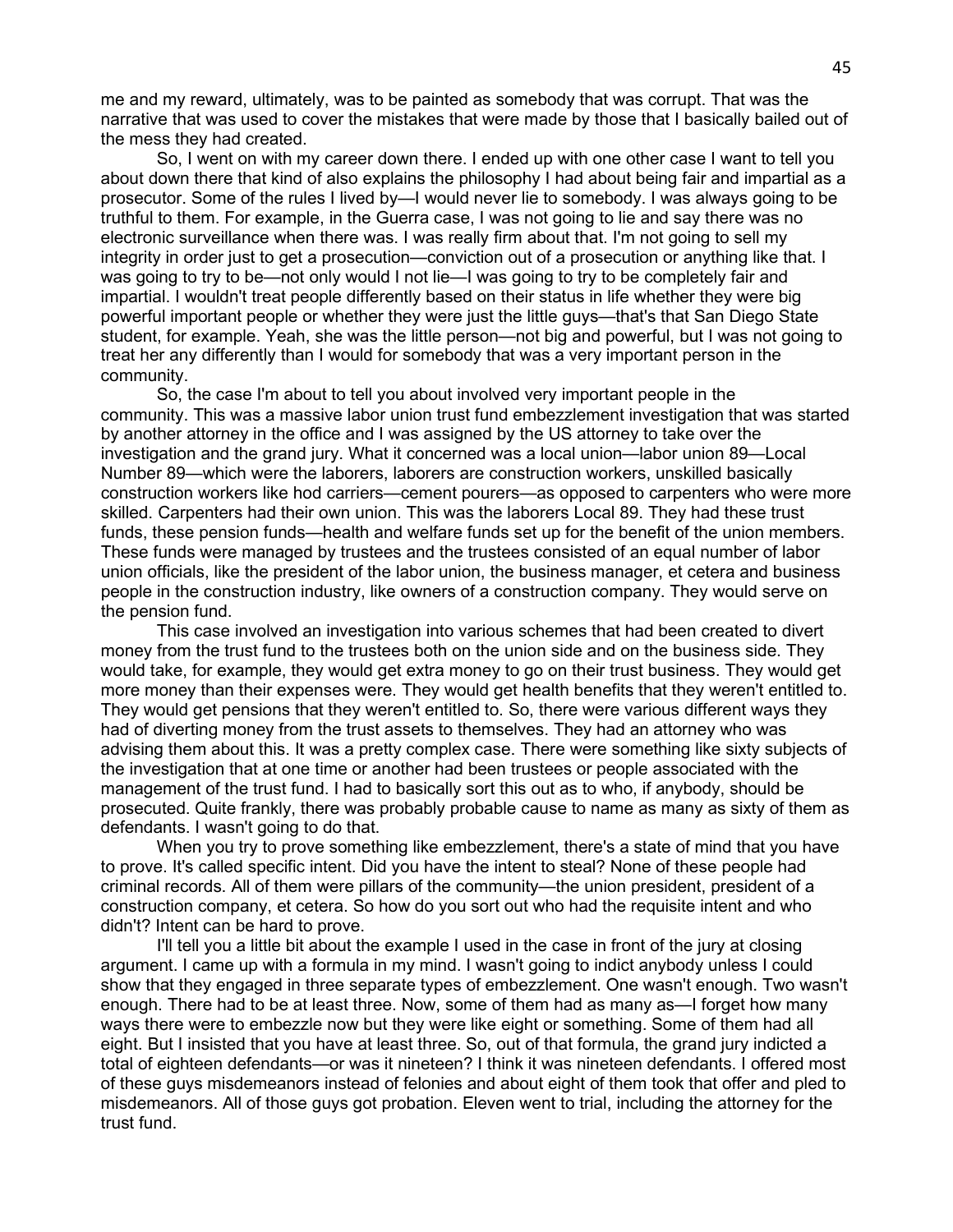me and my reward, ultimately, was to be painted as somebody that was corrupt. That was the narrative that was used to cover the mistakes that were made by those that I basically bailed out of the mess they had created.

So, I went on with my career down there. I ended up with one other case I want to tell you about down there that kind of also explains the philosophy I had about being fair and impartial as a prosecutor. Some of the rules I lived by—I would never lie to somebody. I was always going to be truthful to them. For example, in the Guerra case, I was not going to lie and say there was no electronic surveillance when there was. I was really firm about that. I'm not going to sell my integrity in order just to get a prosecution—conviction out of a prosecution or anything like that. I was going to try to be—not only would I not lie—I was going to try to be completely fair and impartial. I wouldn't treat people differently based on their status in life whether they were big powerful important people or whether they were just the little guys—that's that San Diego State student, for example. Yeah, she was the little person—not big and powerful, but I was not going to treat her any differently than I would for somebody that was a very important person in the community.

So, the case I'm about to tell you about involved very important people in the community. This was a massive labor union trust fund embezzlement investigation that was started by another attorney in the office and I was assigned by the US attorney to take over the investigation and the grand jury. What it concerned was a local union—labor union 89—Local Number 89—which were the laborers, laborers are construction workers, unskilled basically construction workers like hod carriers—cement pourers—as opposed to carpenters who were more skilled. Carpenters had their own union. This was the laborers Local 89. They had these trust funds, these pension funds—health and welfare funds set up for the benefit of the union members. These funds were managed by trustees and the trustees consisted of an equal number of labor union officials, like the president of the labor union, the business manager, et cetera and business people in the construction industry, like owners of a construction company. They would serve on the pension fund.

This case involved an investigation into various schemes that had been created to divert money from the trust fund to the trustees both on the union side and on the business side. They would take, for example, they would get extra money to go on their trust business. They would get more money than their expenses were. They would get health benefits that they weren't entitled to. They would get pensions that they weren't entitled to. So, there were various different ways they had of diverting money from the trust assets to themselves. They had an attorney who was advising them about this. It was a pretty complex case. There were something like sixty subjects of the investigation that at one time or another had been trustees or people associated with the management of the trust fund. I had to basically sort this out as to who, if anybody, should be prosecuted. Quite frankly, there was probably probable cause to name as many as sixty of them as defendants. I wasn't going to do that.

When you try to prove something like embezzlement, there's a state of mind that you have to prove. It's called specific intent. Did you have the intent to steal? None of these people had criminal records. All of them were pillars of the community—the union president, president of a construction company, et cetera. So how do you sort out who had the requisite intent and who didn't? Intent can be hard to prove.

I'll tell you a little bit about the example I used in the case in front of the jury at closing argument. I came up with a formula in my mind. I wasn't going to indict anybody unless I could show that they engaged in three separate types of embezzlement. One wasn't enough. Two wasn't enough. There had to be at least three. Now, some of them had as many as—I forget how many ways there were to embezzle now but they were like eight or something. Some of them had all eight. But I insisted that you have at least three. So, out of that formula, the grand jury indicted a total of eighteen defendants—or was it nineteen? I think it was nineteen defendants. I offered most of these guys misdemeanors instead of felonies and about eight of them took that offer and pled to misdemeanors. All of those guys got probation. Eleven went to trial, including the attorney for the trust fund.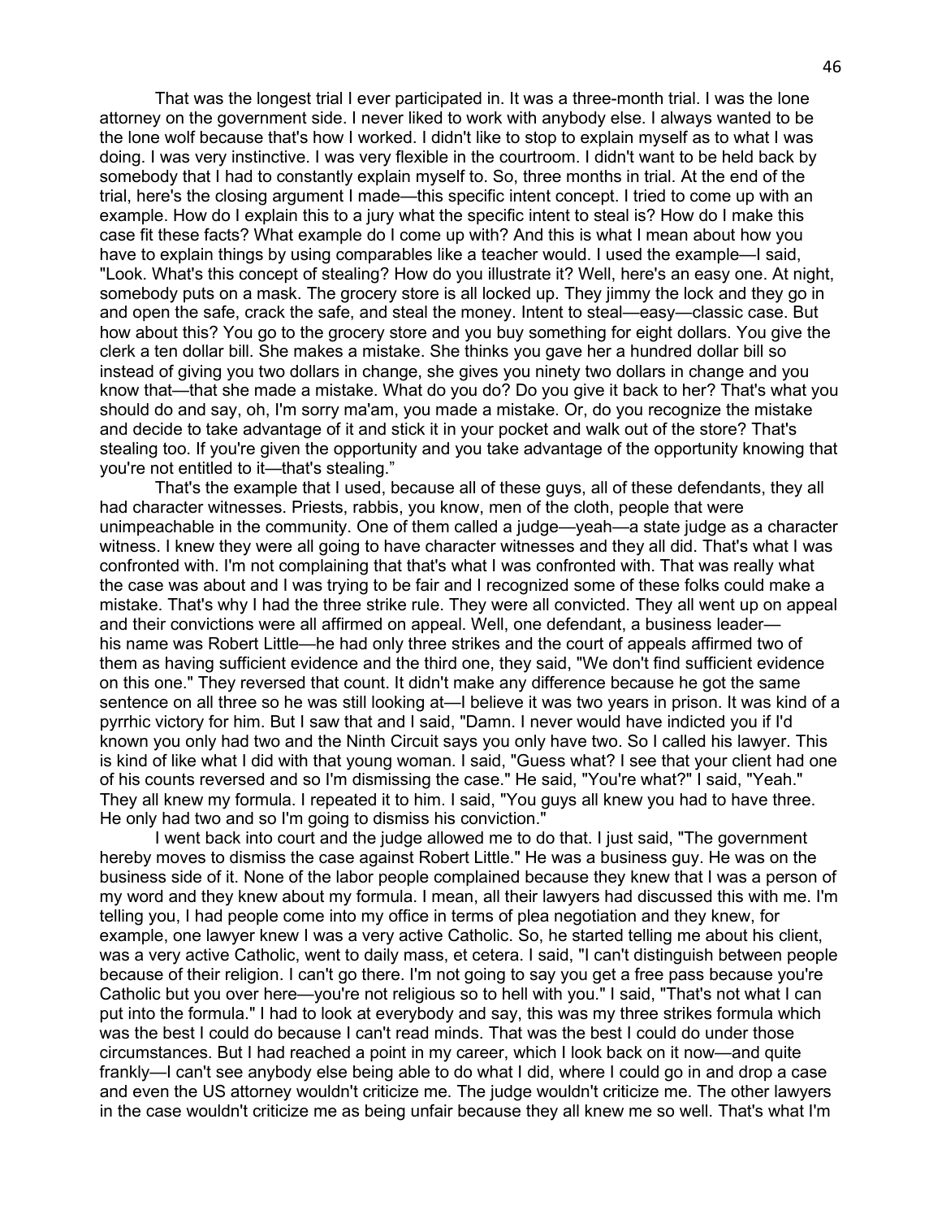That was the longest trial I ever participated in. It was a three-month trial. I was the lone attorney on the government side. I never liked to work with anybody else. I always wanted to be the lone wolf because that's how I worked. I didn't like to stop to explain myself as to what I was doing. I was very instinctive. I was very flexible in the courtroom. I didn't want to be held back by somebody that I had to constantly explain myself to. So, three months in trial. At the end of the trial, here's the closing argument I made—this specific intent concept. I tried to come up with an example. How do I explain this to a jury what the specific intent to steal is? How do I make this case fit these facts? What example do I come up with? And this is what I mean about how you have to explain things by using comparables like a teacher would. I used the example—I said, "Look. What's this concept of stealing? How do you illustrate it? Well, here's an easy one. At night, somebody puts on a mask. The grocery store is all locked up. They jimmy the lock and they go in and open the safe, crack the safe, and steal the money. Intent to steal—easy—classic case. But how about this? You go to the grocery store and you buy something for eight dollars. You give the clerk a ten dollar bill. She makes a mistake. She thinks you gave her a hundred dollar bill so instead of giving you two dollars in change, she gives you ninety two dollars in change and you know that—that she made a mistake. What do you do? Do you give it back to her? That's what you should do and say, oh, I'm sorry ma'am, you made a mistake. Or, do you recognize the mistake and decide to take advantage of it and stick it in your pocket and walk out of the store? That's stealing too. If you're given the opportunity and you take advantage of the opportunity knowing that you're not entitled to it—that's stealing."

That's the example that I used, because all of these guys, all of these defendants, they all had character witnesses. Priests, rabbis, you know, men of the cloth, people that were unimpeachable in the community. One of them called a judge—yeah—a state judge as a character witness. I knew they were all going to have character witnesses and they all did. That's what I was confronted with. I'm not complaining that that's what I was confronted with. That was really what the case was about and I was trying to be fair and I recognized some of these folks could make a mistake. That's why I had the three strike rule. They were all convicted. They all went up on appeal and their convictions were all affirmed on appeal. Well, one defendant, a business leader—his name was Robert Little—he had only three strikes and the court of appeals affirmed two of them as having sufficient evidence and the third one, they said, "We don't find sufficient evidence on this one." They reversed that count. It didn't make any difference because he got the same sentence on all three so he was still looking at—I believe it was two years in prison. It was kind of a pyrrhic victory for him. But I saw that and I said, "Damn. I never would have indicted you if I'd known you only had two and the Ninth Circuit says you only have two. So I called his lawyer. This is kind of like what I did with that young woman. I said, "Guess what? I see that your client had one of his counts reversed and so I'm dismissing the case." He said, "You're what?" I said, "Yeah." They all knew my formula. I repeated it to him. I said, "You guys all knew you had to have three. He only had two and so I'm going to dismiss his conviction."

I went back into court and the judge allowed me to do that. I just said, "The government hereby moves to dismiss the case against Robert Little." He was a business guy. He was on the business side of it. None of the labor people complained because they knew that I was a person of my word and they knew about my formula. I mean, all their lawyers had discussed this with me. I'm telling you, I had people come into my office in terms of plea negotiation and they knew, for example, one lawyer knew I was a very active Catholic. So, he started telling me about his client, was a very active Catholic, went to daily mass, et cetera. I said, "I can't distinguish between people because of their religion. I can't go there. I'm not going to say you get a free pass because you're Catholic but you over here—you're not religious so to hell with you." I said, "That's not what I can put into the formula." I had to look at everybody and say, this was my three strikes formula which was the best I could do because I can't read minds. That was the best I could do under those circumstances. But I had reached a point in my career, which I look back on it now—and quite frankly—I can't see anybody else being able to do what I did, where I could go in and drop a case and even the US attorney wouldn't criticize me. The judge wouldn't criticize me. The other lawyers in the case wouldn't criticize me as being unfair because they all knew me so well. That's what I'm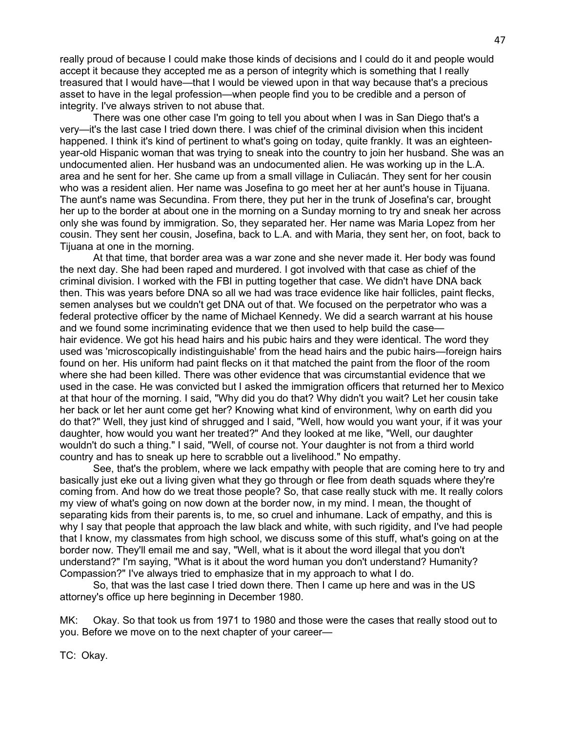really proud of because I could make those kinds of decisions and I could do it and people would accept it because they accepted me as a person of integrity which is something that I really treasured that I would have—that I would be viewed upon in that way because that's a precious asset to have in the legal profession—when people find you to be credible and a person of integrity. I've always striven to not abuse that.

There was one other case I'm going to tell you about when I was in San Diego that's a very—it's the last case I tried down there. I was chief of the criminal division when this incident happened. I think it's kind of pertinent to what's going on today, quite frankly. It was an eighteen-year-old Hispanic woman that was trying to sneak into the country to join her husband. She was an undocumented alien. Her husband was an undocumented alien. He was working up in the L.A. area and he sent for her. She came up from a small village in Culiacán. They sent for her cousin who was a resident alien. Her name was Josefina to go meet her at her aunt's house in Tijuana. The aunt's name was Secundina. From there, they put her in the trunk of Josefina's car, brought her up to the border at about one in the morning on a Sunday morning to try and sneak her across only she was found by immigration. So, they separated her. Her name was Maria Lopez from her cousin. They sent her cousin, Josefina, back to L.A. and with Maria, they sent her, on foot, back to Tijuana at one in the morning.

At that time, that border area was a war zone and she never made it. Her body was found the next day. She had been raped and murdered. I got involved with that case as chief of the criminal division. I worked with the FBI in putting together that case. We didn't have DNA back then. This was years before DNA so all we had was trace evidence like hair follicles, paint flecks, semen analyses but we couldn't get DNA out of that. We focused on the perpetrator who was a federal protective officer by the name of Michael Kennedy. We did a search warrant at his house and we found some incriminating evidence that we then used to help build the case—hair evidence. We got his head hairs and his pubic hairs and they were identical. The word they used was 'microscopically indistinguishable' from the head hairs and the pubic hairs—foreign hairs found on her. His uniform had paint flecks on it that matched the paint from the floor of the room where she had been killed. There was other evidence that was circumstantial evidence that we used in the case. He was convicted but I asked the immigration officers that returned her to Mexico at that hour of the morning. I said, "Why did you do that? Why didn't you wait? Let her cousin take her back or let her aunt come get her? Knowing what kind of environment, \why on earth did you do that?" Well, they just kind of shrugged and I said, "Well, how would you want your, if it was your daughter, how would you want her treated?" And they looked at me like, "Well, our daughter wouldn't do such a thing." I said, "Well, of course not. Your daughter is not from a third world country and has to sneak up here to scrabble out a livelihood." No empathy.

See, that's the problem, where we lack empathy with people that are coming here to try and basically just eke out a living given what they go through or flee from death squads where they're coming from. And how do we treat those people? So, that case really stuck with me. It really colors my view of what's going on now down at the border now, in my mind. I mean, the thought of separating kids from their parents is, to me, so cruel and inhumane. Lack of empathy, and this is why I say that people that approach the law black and white, with such rigidity, and I've had people that I know, my classmates from high school, we discuss some of this stuff, what's going on at the border now. They'll email me and say, "Well, what is it about the word illegal that you don't understand?" I'm saying, "What is it about the word human you don't understand? Humanity? Compassion?" I've always tried to emphasize that in my approach to what I do.

So, that was the last case I tried down there. Then I came up here and was in the US attorney's office up here beginning in December 1980.

MK: Okay. So that took us from 1971 to 1980 and those were the cases that really stood out to you. Before we move on to the next chapter of your career—

TC: Okay.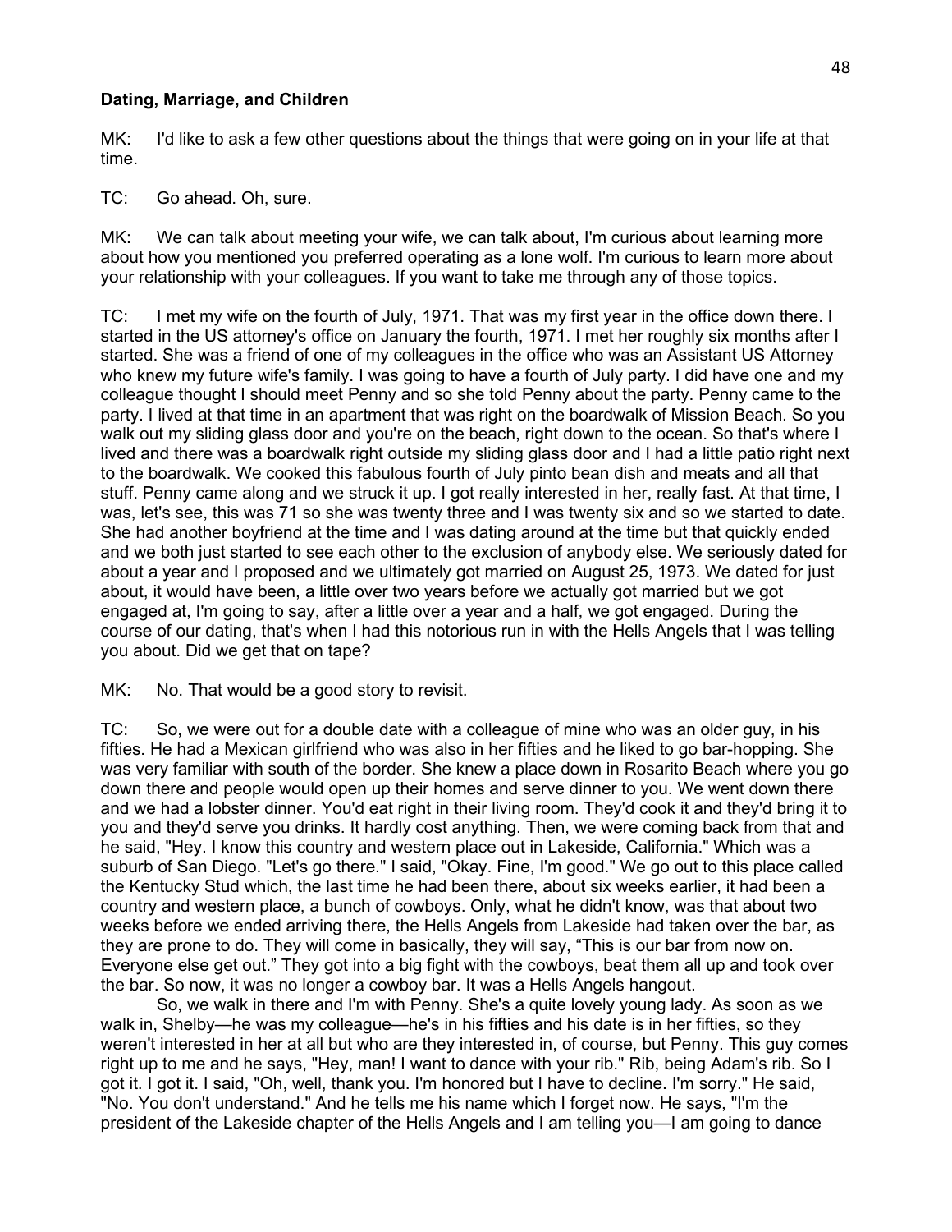### Dating, Marriage, and Children

MK: I'd like to ask a few other questions about the things that were going on in your life at that time.

TC: Go ahead. Oh, sure.

MK: We can talk about meeting your wife, we can talk about, I'm curious about learning more about how you mentioned you preferred operating as a lone wolf. I'm curious to learn more about your relationship with your colleagues. If you want to take me through any of those topics.

TC: I met my wife on the fourth of July, 1971. That was my first year in the office down there. I started in the US attorney's office on January the fourth, 1971. I met her roughly six months after I started. She was a friend of one of my colleagues in the office who was an Assistant US Attorney who knew my future wife's family. I was going to have a fourth of July party. I did have one and my colleague thought I should meet Penny and so she told Penny about the party. Penny came to the party. I lived at that time in an apartment that was right on the boardwalk of Mission Beach. So you walk out my sliding glass door and you're on the beach, right down to the ocean. So that's where I lived and there was a boardwalk right outside my sliding glass door and I had a little patio right next to the boardwalk. We cooked this fabulous fourth of July pinto bean dish and meats and all that stuff. Penny came along and we struck it up. I got really interested in her, really fast. At that time, I was, let's see, this was 71 so she was twenty three and I was twenty six and so we started to date. She had another boyfriend at the time and I was dating around at the time but that quickly ended and we both just started to see each other to the exclusion of anybody else. We seriously dated for about a year and I proposed and we ultimately got married on August 25, 1973. We dated for just about, it would have been, a little over two years before we actually got married but we got engaged at, I'm going to say, after a little over a year and a half, we got engaged. During the course of our dating, that's when I had this notorious run in with the Hells Angels that I was telling you about. Did we get that on tape?

MK: No. That would be a good story to revisit.

TC: So, we were out for a double date with a colleague of mine who was an older guy, in his fifties. He had a Mexican girlfriend who was also in her fifties and he liked to go bar-hopping. She was very familiar with south of the border. She knew a place down in Rosarito Beach where you go down there and people would open up their homes and serve dinner to you. We went down there and we had a lobster dinner. You'd eat right in their living room. They'd cook it and they'd bring it to you and they'd serve you drinks. It hardly cost anything. Then, we were coming back from that and he said, "Hey. I know this country and western place out in Lakeside, California." Which was a suburb of San Diego. "Let's go there." I said, "Okay. Fine, I'm good." We go out to this place called the Kentucky Stud which, the last time he had been there, about six weeks earlier, it had been a country and western place, a bunch of cowboys. Only, what he didn't know, was that about two weeks before we ended arriving there, the Hells Angels from Lakeside had taken over the bar, as they are prone to do. They will come in basically, they will say, "This is our bar from now on. Everyone else get out." They got into a big fight with the cowboys, beat them all up and took over the bar. So now, it was no longer a cowboy bar. It was a Hells Angels hangout.

So, we walk in there and I'm with Penny. She's a quite lovely young lady. As soon as we walk in, Shelby—he was my colleague—he's in his fifties and his date is in her fifties, so they weren't interested in her at all but who are they interested in, of course, but Penny. This guy comes right up to me and he says, "Hey, man! I want to dance with your rib." Rib, being Adam's rib. So I got it. I got it. I said, "Oh, well, thank you. I'm honored but I have to decline. I'm sorry." He said, "No. You don't understand." And he tells me his name which I forget now. He says, "I'm the president of the Lakeside chapter of the Hells Angels and I am telling you—I am going to dance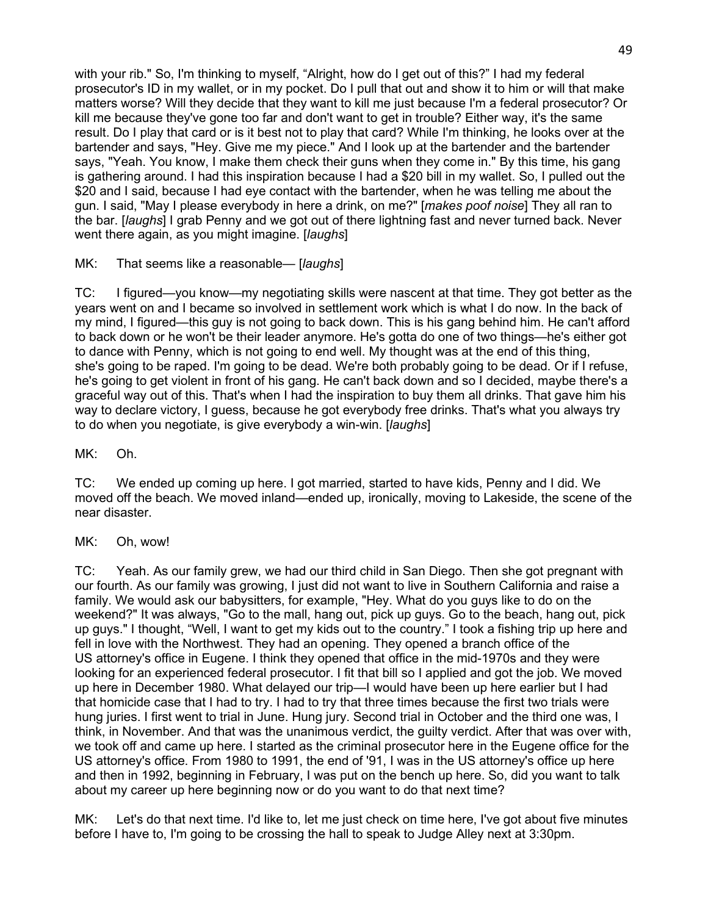with your rib." So, I'm thinking to myself, "Alright, how do I get out of this?" I had my federal prosecutor's ID in my wallet, or in my pocket. Do I pull that out and show it to him or will that make matters worse? Will they decide that they want to kill me just because I'm a federal prosecutor? Or kill me because they've gone too far and don't want to get in trouble? Either way, it's the same result. Do I play that card or is it best not to play that card? While I'm thinking, he looks over at the bartender and says, "Hey. Give me my piece." And I look up at the bartender and the bartender says, "Yeah. You know, I make them check their guns when they come in." By this time, his gang is gathering around. I had this inspiration because I had a $20 bill in my wallet. So, I pulled out the $20 and I said, because I had eye contact with the bartender, when he was telling me about the gun. I said, "May I please everybody in here a drink, on me?" [*makes poof noise*] They all ran to the bar. [*laughs*] I grab Penny and we got out of there lightning fast and never turned back. Never went there again, as you might imagine. [*laughs*]

MK: That seems like a reasonable— [*laughs*]

TC: I figured—you know—my negotiating skills were nascent at that time. They got better as the years went on and I became so involved in settlement work which is what I do now. In the back of my mind, I figured—this guy is not going to back down. This is his gang behind him. He can't afford to back down or he won't be their leader anymore. He's gotta do one of two things—he's either got to dance with Penny, which is not going to end well. My thought was at the end of this thing, she's going to be raped. I'm going to be dead. We're both probably going to be dead. Or if I refuse, he's going to get violent in front of his gang. He can't back down and so I decided, maybe there's a graceful way out of this. That's when I had the inspiration to buy them all drinks. That gave him his way to declare victory, I guess, because he got everybody free drinks. That's what you always try to do when you negotiate, is give everybody a win-win. [*laughs*]

MK: Oh.

TC: We ended up coming up here. I got married, started to have kids, Penny and I did. We moved off the beach. We moved inland—ended up, ironically, moving to Lakeside, the scene of the near disaster.

MK: Oh, wow!

TC: Yeah. As our family grew, we had our third child in San Diego. Then she got pregnant with our fourth. As our family was growing, I just did not want to live in Southern California and raise a family. We would ask our babysitters, for example, "Hey. What do you guys like to do on the weekend?" It was always, "Go to the mall, hang out, pick up guys. Go to the beach, hang out, pick up guys." I thought, "Well, I want to get my kids out to the country." I took a fishing trip up here and fell in love with the Northwest. They had an opening. They opened a branch office of the US attorney's office in Eugene. I think they opened that office in the mid-1970s and they were looking for an experienced federal prosecutor. I fit that bill so I applied and got the job. We moved up here in December 1980. What delayed our trip—I would have been up here earlier but I had that homicide case that I had to try. I had to try that three times because the first two trials were hung juries. I first went to trial in June. Hung jury. Second trial in October and the third one was, I think, in November. And that was the unanimous verdict, the guilty verdict. After that was over with, we took off and came up here. I started as the criminal prosecutor here in the Eugene office for the US attorney's office. From 1980 to 1991, the end of '91, I was in the US attorney's office up here and then in 1992, beginning in February, I was put on the bench up here. So, did you want to talk about my career up here beginning now or do you want to do that next time?

MK: Let's do that next time. I'd like to, let me just check on time here, I've got about five minutes before I have to, I'm going to be crossing the hall to speak to Judge Alley next at 3:30pm.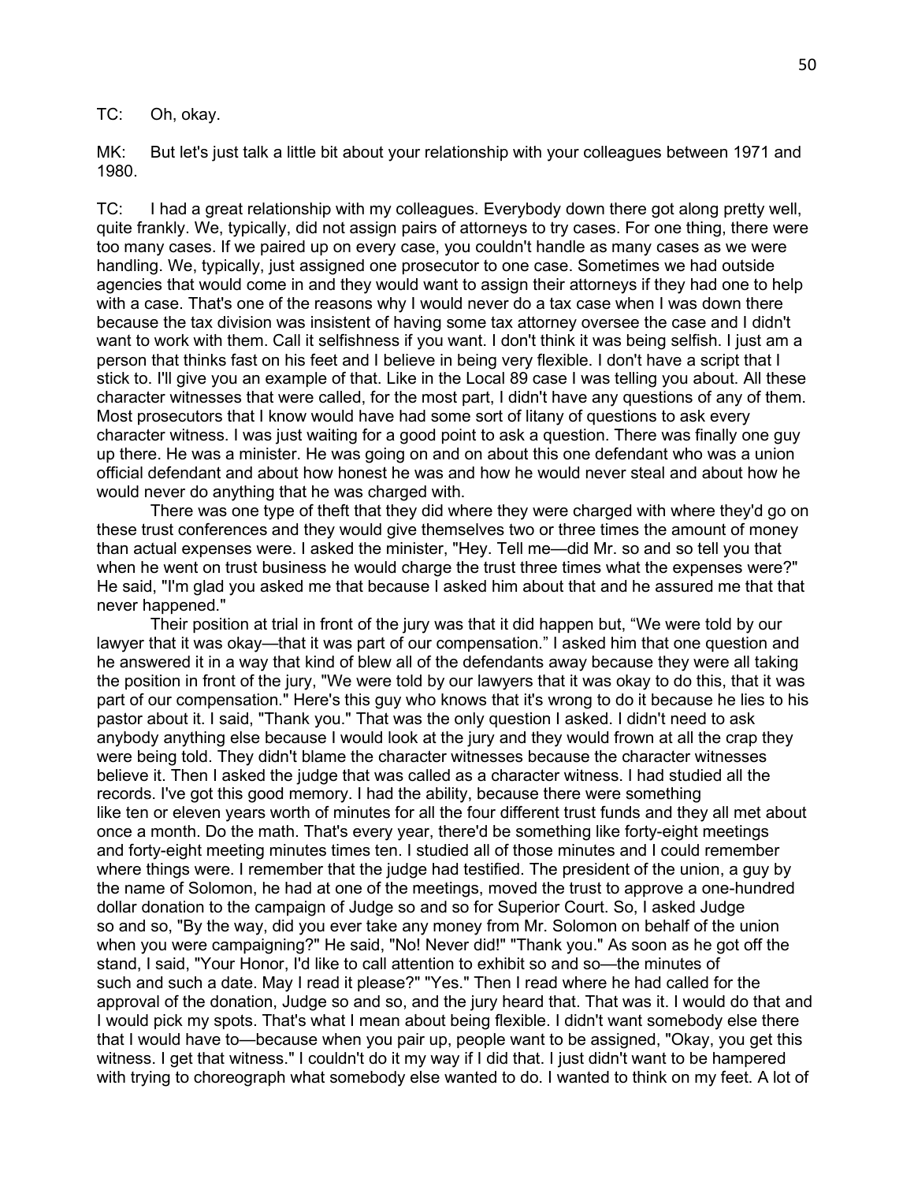TC: Oh, okay.

MK: But let's just talk a little bit about your relationship with your colleagues between 1971 and 1980.

TC: I had a great relationship with my colleagues. Everybody down there got along pretty well, quite frankly. We, typically, did not assign pairs of attorneys to try cases. For one thing, there were too many cases. If we paired up on every case, you couldn't handle as many cases as we were handling. We, typically, just assigned one prosecutor to one case. Sometimes we had outside agencies that would come in and they would want to assign their attorneys if they had one to help with a case. That's one of the reasons why I would never do a tax case when I was down there because the tax division was insistent of having some tax attorney oversee the case and I didn't want to work with them. Call it selfishness if you want. I don't think it was being selfish. I just am a person that thinks fast on his feet and I believe in being very flexible. I don't have a script that I stick to. I'll give you an example of that. Like in the Local 89 case I was telling you about. All these character witnesses that were called, for the most part, I didn't have any questions of any of them. Most prosecutors that I know would have had some sort of litany of questions to ask every character witness. I was just waiting for a good point to ask a question. There was finally one guy up there. He was a minister. He was going on and on about this one defendant who was a union official defendant and about how honest he was and how he would never steal and about how he would never do anything that he was charged with.

There was one type of theft that they did where they were charged with where they'd go on these trust conferences and they would give themselves two or three times the amount of money than actual expenses were. I asked the minister, "Hey. Tell me—did Mr. so and so tell you that when he went on trust business he would charge the trust three times what the expenses were?" He said, "I'm glad you asked me that because I asked him about that and he assured me that that never happened."

Their position at trial in front of the jury was that it did happen but, "We were told by our lawyer that it was okay—that it was part of our compensation." I asked him that one question and he answered it in a way that kind of blew all of the defendants away because they were all taking the position in front of the jury, "We were told by our lawyers that it was okay to do this, that it was part of our compensation." Here's this guy who knows that it's wrong to do it because he lies to his pastor about it. I said, "Thank you." That was the only question I asked. I didn't need to ask anybody anything else because I would look at the jury and they would frown at all the crap they were being told. They didn't blame the character witnesses because the character witnesses believe it. Then I asked the judge that was called as a character witness. I had studied all the records. I've got this good memory. I had the ability, because there were something like ten or eleven years worth of minutes for all the four different trust funds and they all met about once a month. Do the math. That's every year, there'd be something like forty-eight meetings and forty-eight meeting minutes times ten. I studied all of those minutes and I could remember where things were. I remember that the judge had testified. The president of the union, a guy by the name of Solomon, he had at one of the meetings, moved the trust to approve a one-hundred dollar donation to the campaign of Judge so and so for Superior Court. So, I asked Judge so and so, "By the way, did you ever take any money from Mr. Solomon on behalf of the union when you were campaigning?" He said, "No! Never did!" "Thank you." As soon as he got off the stand, I said, "Your Honor, I'd like to call attention to exhibit so and so—the minutes of such and such a date. May I read it please?" "Yes." Then I read where he had called for the approval of the donation, Judge so and so, and the jury heard that. That was it. I would do that and I would pick my spots. That's what I mean about being flexible. I didn't want somebody else there that I would have to—because when you pair up, people want to be assigned, "Okay, you get this witness. I get that witness." I couldn't do it my way if I did that. I just didn't want to be hampered with trying to choreograph what somebody else wanted to do. I wanted to think on my feet. A lot of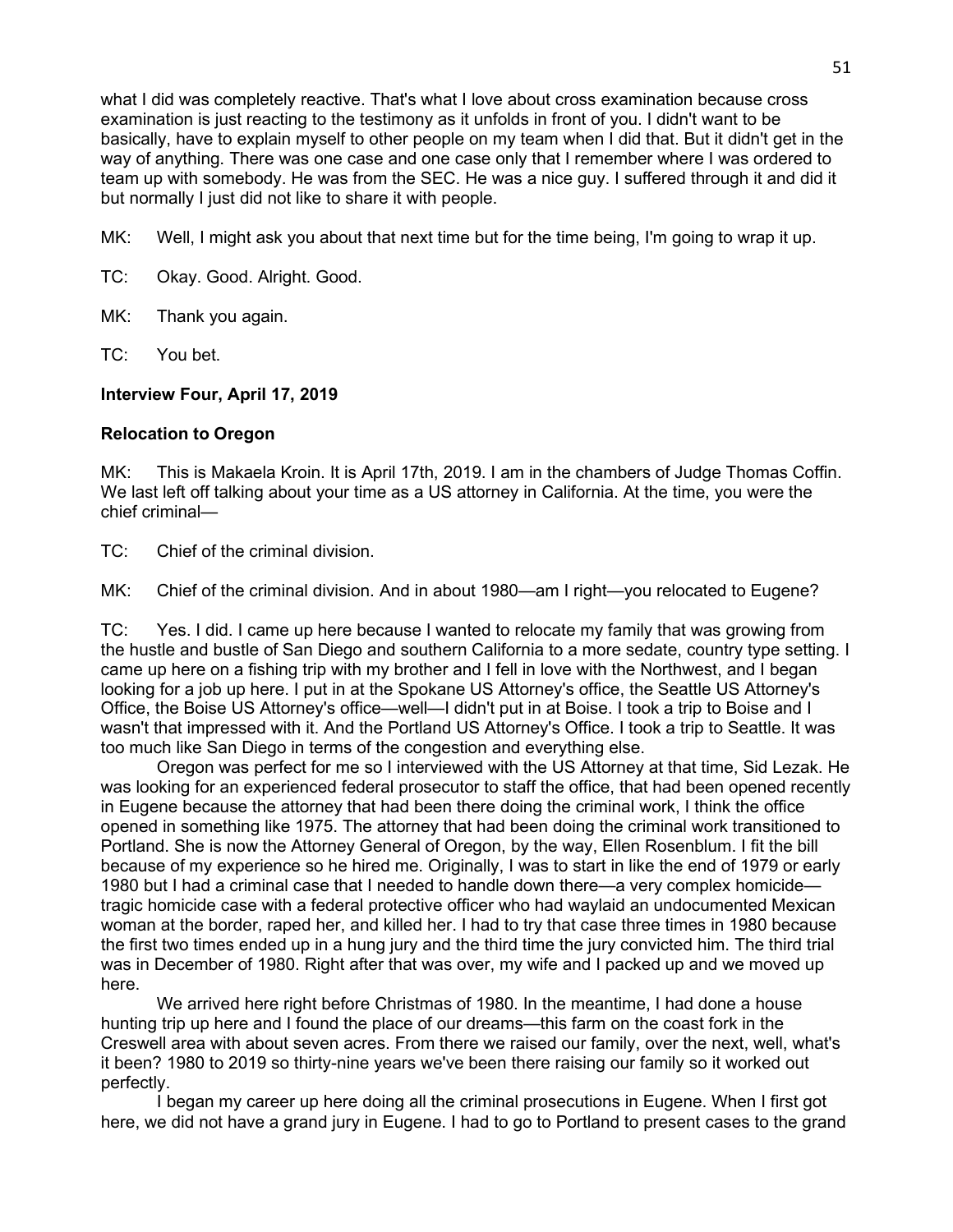what I did was completely reactive. That's what I love about cross examination because cross examination is just reacting to the testimony as it unfolds in front of you. I didn't want to be basically, have to explain myself to other people on my team when I did that. But it didn't get in the way of anything. There was one case and one case only that I remember where I was ordered to team up with somebody. He was from the SEC. He was a nice guy. I suffered through it and did it but normally I just did not like to share it with people.

MK: Well, I might ask you about that next time but for the time being, I'm going to wrap it up.

TC: Okay. Good. Alright. Good.

MK: Thank you again.

TC: You bet.

**Interview Four, April 17, 2019**

**Relocation to Oregon**

MK: This is Makaela Kroin. It is April 17th, 2019. I am in the chambers of Judge Thomas Coffin. We last left off talking about your time as a US attorney in California. At the time, you were the chief criminal—

TC: Chief of the criminal division.

MK: Chief of the criminal division. And in about 1980—am I right—you relocated to Eugene?

TC: Yes. I did. I came up here because I wanted to relocate my family that was growing from the hustle and bustle of San Diego and southern California to a more sedate, country type setting. I came up here on a fishing trip with my brother and I fell in love with the Northwest, and I began looking for a job up here. I put in at the Spokane US Attorney's office, the Seattle US Attorney's Office, the Boise US Attorney's office—well—I didn't put in at Boise. I took a trip to Boise and I wasn't that impressed with it. And the Portland US Attorney's Office. I took a trip to Seattle. It was too much like San Diego in terms of the congestion and everything else.

Oregon was perfect for me so I interviewed with the US Attorney at that time, Sid Lezak. He was looking for an experienced federal prosecutor to staff the office, that had been opened recently in Eugene because the attorney that had been there doing the criminal work, I think the office opened in something like 1975. The attorney that had been doing the criminal work transitioned to Portland. She is now the Attorney General of Oregon, by the way, Ellen Rosenblum. I fit the bill because of my experience so he hired me. Originally, I was to start in like the end of 1979 or early 1980 but I had a criminal case that I needed to handle down there—a very complex homicide—tragic homicide case with a federal protective officer who had waylaid an undocumented Mexican woman at the border, raped her, and killed her. I had to try that case three times in 1980 because the first two times ended up in a hung jury and the third time the jury convicted him. The third trial was in December of 1980. Right after that was over, my wife and I packed up and we moved up here.

We arrived here right before Christmas of 1980. In the meantime, I had done a house hunting trip up here and I found the place of our dreams—this farm on the coast fork in the Creswell area with about seven acres. From there we raised our family, over the next, well, what's it been? 1980 to 2019 so thirty-nine years we've been there raising our family so it worked out perfectly.

I began my career up here doing all the criminal prosecutions in Eugene. When I first got here, we did not have a grand jury in Eugene. I had to go to Portland to present cases to the grand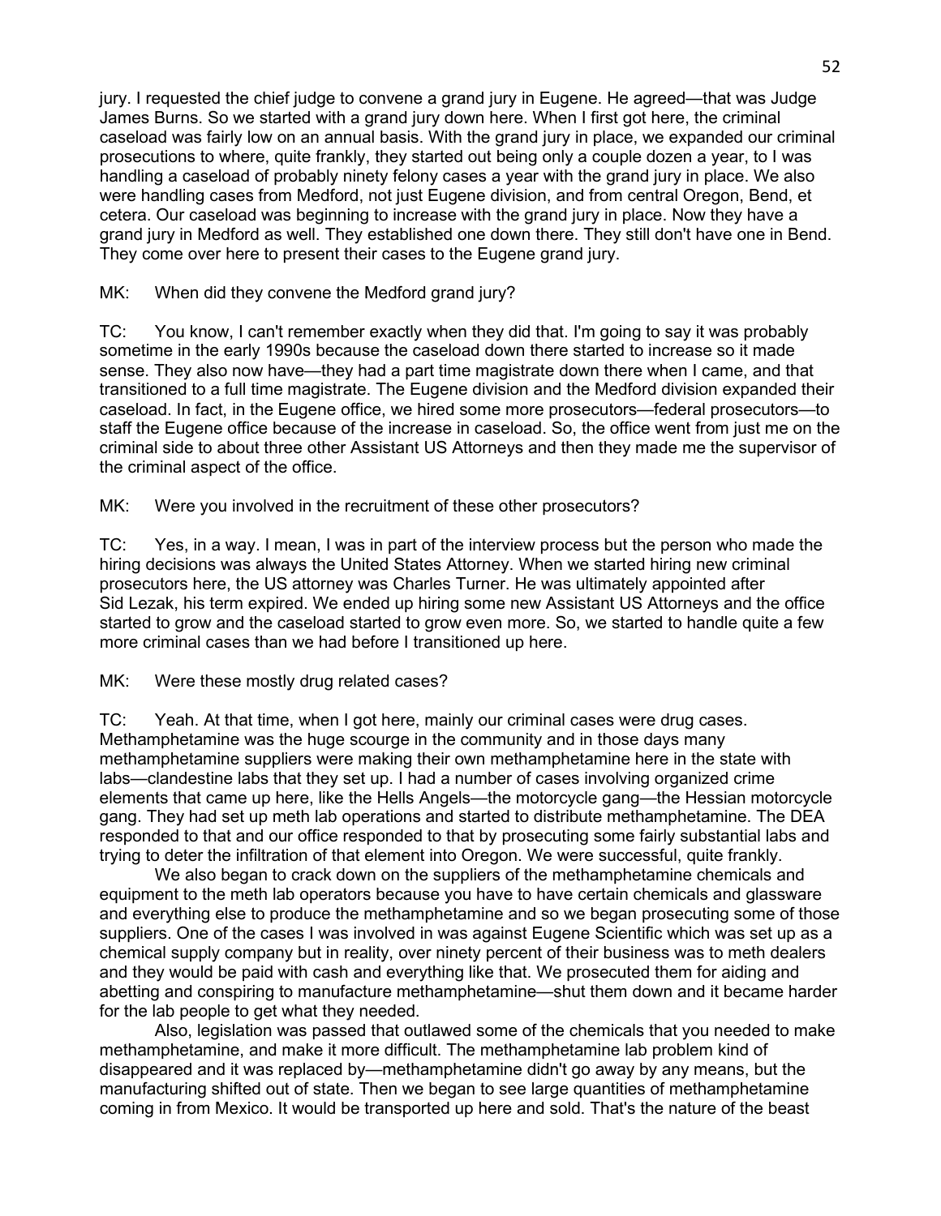jury. I requested the chief judge to convene a grand jury in Eugene. He agreed—that was Judge James Burns. So we started with a grand jury down here. When I first got here, the criminal caseload was fairly low on an annual basis. With the grand jury in place, we expanded our criminal prosecutions to where, quite frankly, they started out being only a couple dozen a year, to I was handling a caseload of probably ninety felony cases a year with the grand jury in place. We also were handling cases from Medford, not just Eugene division, and from central Oregon, Bend, et cetera. Our caseload was beginning to increase with the grand jury in place. Now they have a grand jury in Medford as well. They established one down there. They still don't have one in Bend. They come over here to present their cases to the Eugene grand jury.

MK: When did they convene the Medford grand jury?

TC: You know, I can't remember exactly when they did that. I'm going to say it was probably sometime in the early 1990s because the caseload down there started to increase so it made sense. They also now have—they had a part time magistrate down there when I came, and that transitioned to a full time magistrate. The Eugene division and the Medford division expanded their caseload. In fact, in the Eugene office, we hired some more prosecutors—federal prosecutors—to staff the Eugene office because of the increase in caseload. So, the office went from just me on the criminal side to about three other Assistant US Attorneys and then they made me the supervisor of the criminal aspect of the office.

MK: Were you involved in the recruitment of these other prosecutors?

TC: Yes, in a way. I mean, I was in part of the interview process but the person who made the hiring decisions was always the United States Attorney. When we started hiring new criminal prosecutors here, the US attorney was Charles Turner. He was ultimately appointed after Sid Lezak, his term expired. We ended up hiring some new Assistant US Attorneys and the office started to grow and the caseload started to grow even more. So, we started to handle quite a few more criminal cases than we had before I transitioned up here.

MK: Were these mostly drug related cases?

TC: Yeah. At that time, when I got here, mainly our criminal cases were drug cases. Methamphetamine was the huge scourge in the community and in those days many methamphetamine suppliers were making their own methamphetamine here in the state with labs—clandestine labs that they set up. I had a number of cases involving organized crime elements that came up here, like the Hells Angels—the motorcycle gang—the Hessian motorcycle gang. They had set up meth lab operations and started to distribute methamphetamine. The DEA responded to that and our office responded to that by prosecuting some fairly substantial labs and trying to deter the infiltration of that element into Oregon. We were successful, quite frankly.

We also began to crack down on the suppliers of the methamphetamine chemicals and equipment to the meth lab operators because you have to have certain chemicals and glassware and everything else to produce the methamphetamine and so we began prosecuting some of those suppliers. One of the cases I was involved in was against Eugene Scientific which was set up as a chemical supply company but in reality, over ninety percent of their business was to meth dealers and they would be paid with cash and everything like that. We prosecuted them for aiding and abetting and conspiring to manufacture methamphetamine—shut them down and it became harder for the lab people to get what they needed.

Also, legislation was passed that outlawed some of the chemicals that you needed to make methamphetamine, and make it more difficult. The methamphetamine lab problem kind of disappeared and it was replaced by—methamphetamine didn't go away by any means, but the manufacturing shifted out of state. Then we began to see large quantities of methamphetamine coming in from Mexico. It would be transported up here and sold. That's the nature of the beast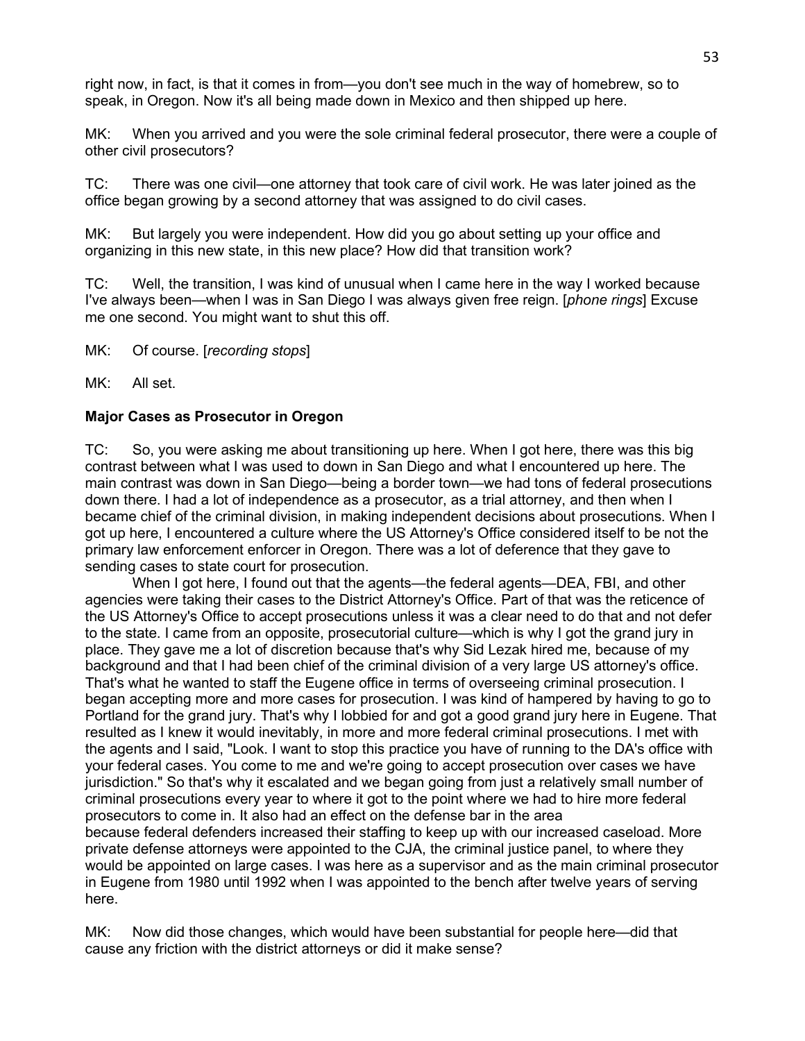right now, in fact, is that it comes in from—you don't see much in the way of homebrew, so to speak, in Oregon. Now it's all being made down in Mexico and then shipped up here.

MK: When you arrived and you were the sole criminal federal prosecutor, there were a couple of other civil prosecutors?

TC: There was one civil—one attorney that took care of civil work. He was later joined as the office began growing by a second attorney that was assigned to do civil cases.

MK: But largely you were independent. How did you go about setting up your office and organizing in this new state, in this new place? How did that transition work?

TC: Well, the transition, I was kind of unusual when I came here in the way I worked because I've always been—when I was in San Diego I was always given free reign. [*phone rings*] Excuse me one second. You might want to shut this off.

MK: Of course. [*recording stops*]

MK: All set.

**Major Cases as Prosecutor in Oregon**

TC: So, you were asking me about transitioning up here. When I got here, there was this big contrast between what I was used to down in San Diego and what I encountered up here. The main contrast was down in San Diego—being a border town—we had tons of federal prosecutions down there. I had a lot of independence as a prosecutor, as a trial attorney, and then when I became chief of the criminal division, in making independent decisions about prosecutions. When I got up here, I encountered a culture where the US Attorney's Office considered itself to be not the primary law enforcement enforcer in Oregon. There was a lot of deference that they gave to sending cases to state court for prosecution.

When I got here, I found out that the agents—the federal agents—DEA, FBI, and other agencies were taking their cases to the District Attorney's Office. Part of that was the reticence of the US Attorney's Office to accept prosecutions unless it was a clear need to do that and not defer to the state. I came from an opposite, prosecutorial culture—which is why I got the grand jury in place. They gave me a lot of discretion because that's why Sid Lezak hired me, because of my background and that I had been chief of the criminal division of a very large US attorney's office. That's what he wanted to staff the Eugene office in terms of overseeing criminal prosecution. I began accepting more and more cases for prosecution. I was kind of hampered by having to go to Portland for the grand jury. That's why I lobbied for and got a good grand jury here in Eugene. That resulted as I knew it would inevitably, in more and more federal criminal prosecutions. I met with the agents and I said, "Look. I want to stop this practice you have of running to the DA's office with your federal cases. You come to me and we're going to accept prosecution over cases we have jurisdiction." So that's why it escalated and we began going from just a relatively small number of criminal prosecutions every year to where it got to the point where we had to hire more federal prosecutors to come in. It also had an effect on the defense bar in the area because federal defenders increased their staffing to keep up with our increased caseload. More private defense attorneys were appointed to the CJA, the criminal justice panel, to where they would be appointed on large cases. I was here as a supervisor and as the main criminal prosecutor in Eugene from 1980 until 1992 when I was appointed to the bench after twelve years of serving here.

MK: Now did those changes, which would have been substantial for people here—did that cause any friction with the district attorneys or did it make sense?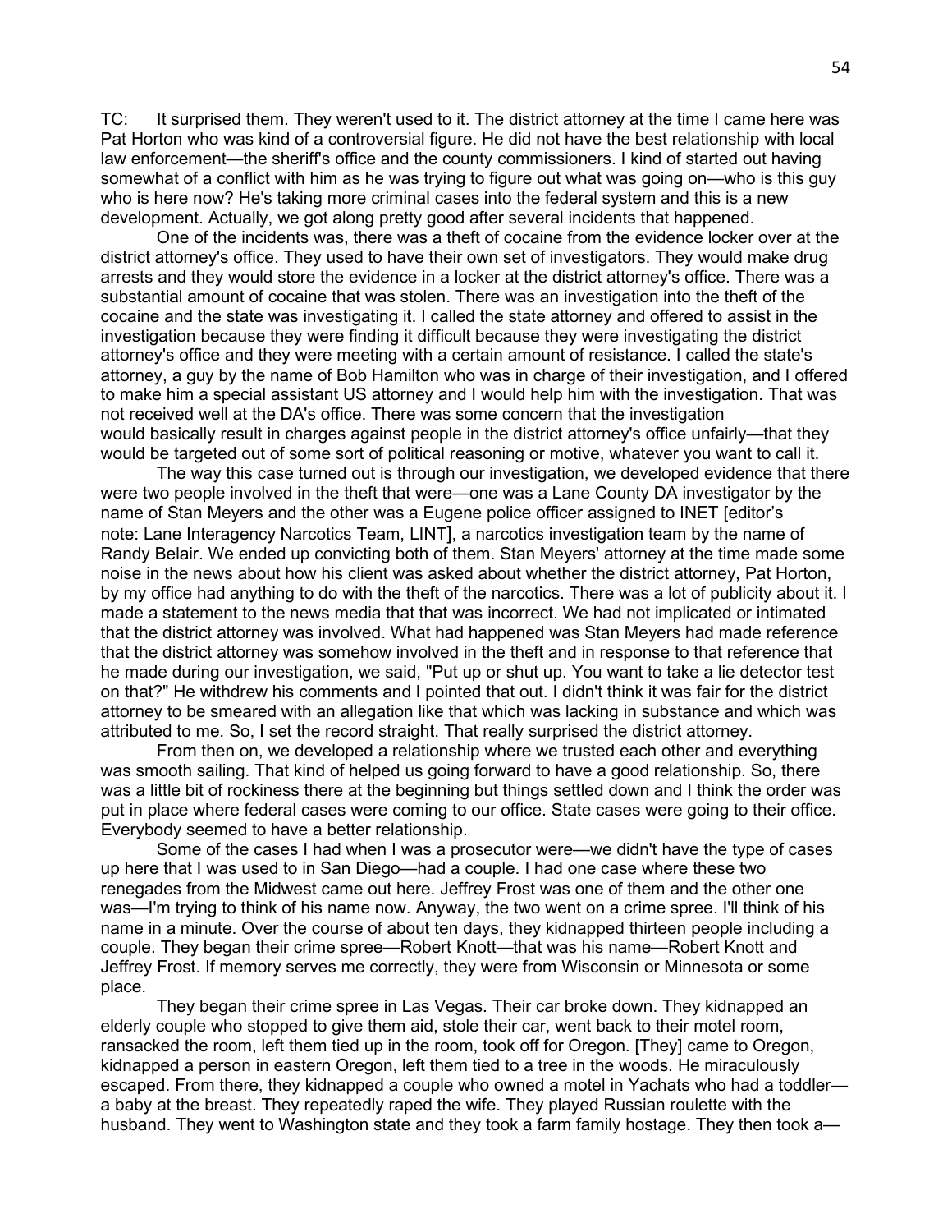TC: It surprised them. They weren't used to it. The district attorney at the time I came here was Pat Horton who was kind of a controversial figure. He did not have the best relationship with local law enforcement—the sheriff's office and the county commissioners. I kind of started out having somewhat of a conflict with him as he was trying to figure out what was going on—who is this guy who is here now? He's taking more criminal cases into the federal system and this is a new development. Actually, we got along pretty good after several incidents that happened.

One of the incidents was, there was a theft of cocaine from the evidence locker over at the district attorney's office. They used to have their own set of investigators. They would make drug arrests and they would store the evidence in a locker at the district attorney's office. There was a substantial amount of cocaine that was stolen. There was an investigation into the theft of the cocaine and the state was investigating it. I called the state attorney and offered to assist in the investigation because they were finding it difficult because they were investigating the district attorney's office and they were meeting with a certain amount of resistance. I called the state's attorney, a guy by the name of Bob Hamilton who was in charge of their investigation, and I offered to make him a special assistant US attorney and I would help him with the investigation. That was not received well at the DA's office. There was some concern that the investigation would basically result in charges against people in the district attorney's office unfairly—that they would be targeted out of some sort of political reasoning or motive, whatever you want to call it.

The way this case turned out is through our investigation, we developed evidence that there were two people involved in the theft that were—one was a Lane County DA investigator by the name of Stan Meyers and the other was a Eugene police officer assigned to INET [editor's note: Lane Interagency Narcotics Team, LINT], a narcotics investigation team by the name of Randy Belair. We ended up convicting both of them. Stan Meyers' attorney at the time made some noise in the news about how his client was asked about whether the district attorney, Pat Horton, by my office had anything to do with the theft of the narcotics. There was a lot of publicity about it. I made a statement to the news media that that was incorrect. We had not implicated or intimated that the district attorney was involved. What had happened was Stan Meyers had made reference that the district attorney was somehow involved in the theft and in response to that reference that he made during our investigation, we said, "Put up or shut up. You want to take a lie detector test on that?" He withdrew his comments and I pointed that out. I didn't think it was fair for the district attorney to be smeared with an allegation like that which was lacking in substance and which was attributed to me. So, I set the record straight. That really surprised the district attorney.

From then on, we developed a relationship where we trusted each other and everything was smooth sailing. That kind of helped us going forward to have a good relationship. So, there was a little bit of rockiness there at the beginning but things settled down and I think the order was put in place where federal cases were coming to our office. State cases were going to their office. Everybody seemed to have a better relationship.

Some of the cases I had when I was a prosecutor were—we didn't have the type of cases up here that I was used to in San Diego—had a couple. I had one case where these two renegades from the Midwest came out here. Jeffrey Frost was one of them and the other one was—I'm trying to think of his name now. Anyway, the two went on a crime spree. I'll think of his name in a minute. Over the course of about ten days, they kidnapped thirteen people including a couple. They began their crime spree—Robert Knott—that was his name—Robert Knott and Jeffrey Frost. If memory serves me correctly, they were from Wisconsin or Minnesota or some place.

They began their crime spree in Las Vegas. Their car broke down. They kidnapped an elderly couple who stopped to give them aid, stole their car, went back to their motel room, ransacked the room, left them tied up in the room, took off for Oregon. [They] came to Oregon, kidnapped a person in eastern Oregon, left them tied to a tree in the woods. He miraculously escaped. From there, they kidnapped a couple who owned a motel in Yachats who had a toddler—a baby at the breast. They repeatedly raped the wife. They played Russian roulette with the husband. They went to Washington state and they took a farm family hostage. They then took a—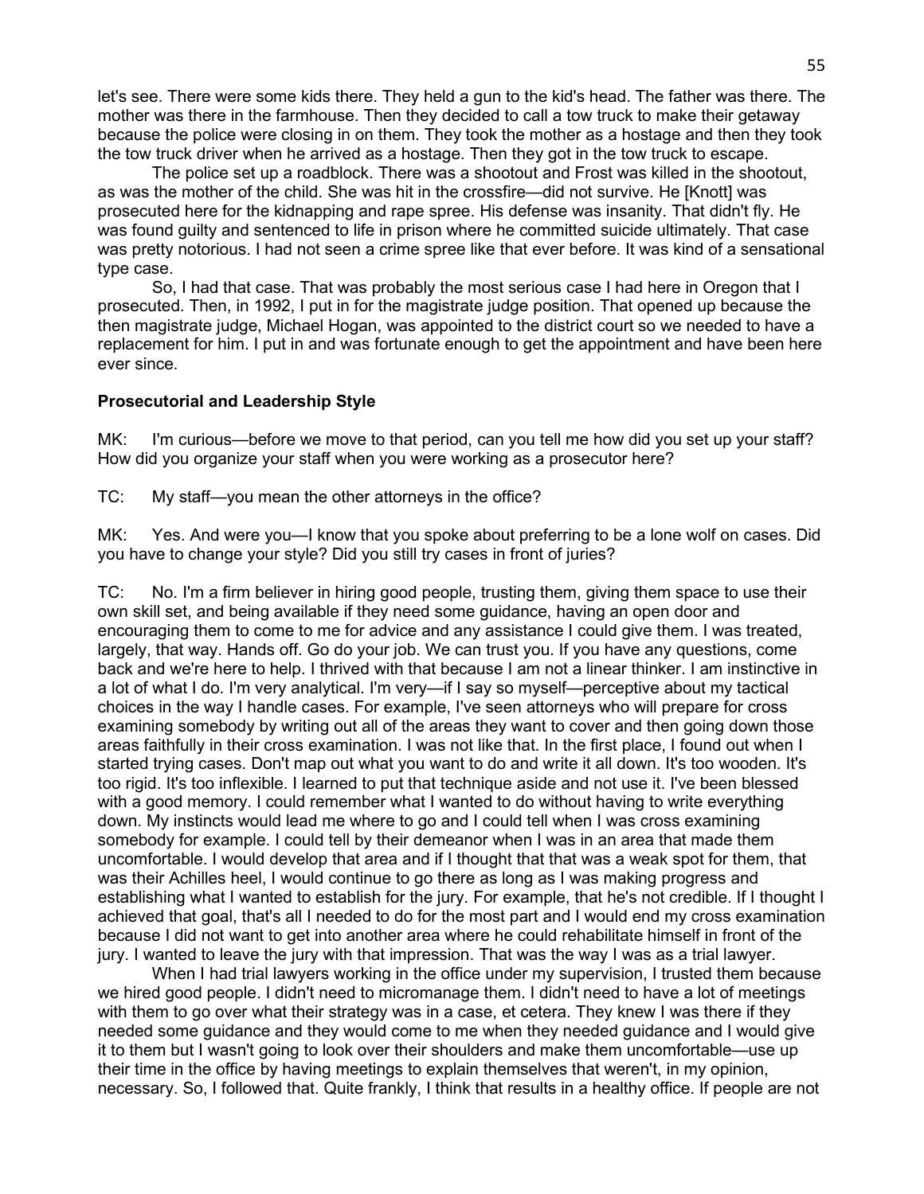let's see. There were some kids there. They held a gun to the kid's head. The father was there. The mother was there in the farmhouse. Then they decided to call a tow truck to make their getaway because the police were closing in on them. They took the mother as a hostage and then they took the tow truck driver when he arrived as a hostage. Then they got in the tow truck to escape.

The police set up a roadblock. There was a shootout and Frost was killed in the shootout, as was the mother of the child. She was hit in the crossfire—did not survive. He [Knott] was prosecuted here for the kidnapping and rape spree. His defense was insanity. That didn't fly. He was found guilty and sentenced to life in prison where he committed suicide ultimately. That case was pretty notorious. I had not seen a crime spree like that ever before. It was kind of a sensational type case.

So, I had that case. That was probably the most serious case I had here in Oregon that I prosecuted. Then, in 1992, I put in for the magistrate judge position. That opened up because the then magistrate judge, Michael Hogan, was appointed to the district court so we needed to have a replacement for him. I put in and was fortunate enough to get the appointment and have been here ever since.

**Prosecutorial and Leadership Style**

MK: I'm curious—before we move to that period, can you tell me how did you set up your staff? How did you organize your staff when you were working as a prosecutor here?

TC: My staff—you mean the other attorneys in the office?

MK: Yes. And were you—I know that you spoke about preferring to be a lone wolf on cases. Did you have to change your style? Did you still try cases in front of juries?

TC: No. I'm a firm believer in hiring good people, trusting them, giving them space to use their own skill set, and being available if they need some guidance, having an open door and encouraging them to come to me for advice and any assistance I could give them. I was treated, largely, that way. Hands off. Go do your job. We can trust you. If you have any questions, come back and we're here to help. I thrived with that because I am not a linear thinker. I am instinctive in a lot of what I do. I'm very analytical. I'm very—if I say so myself—perceptive about my tactical choices in the way I handle cases. For example, I've seen attorneys who will prepare for cross examining somebody by writing out all of the areas they want to cover and then going down those areas faithfully in their cross examination. I was not like that. In the first place, I found out when I started trying cases. Don't map out what you want to do and write it all down. It's too wooden. It's too rigid. It's too inflexible. I learned to put that technique aside and not use it. I've been blessed with a good memory. I could remember what I wanted to do without having to write everything down. My instincts would lead me where to go and I could tell when I was cross examining somebody for example. I could tell by their demeanor when I was in an area that made them uncomfortable. I would develop that area and if I thought that that was a weak spot for them, that was their Achilles heel, I would continue to go there as long as I was making progress and establishing what I wanted to establish for the jury. For example, that he's not credible. If I thought I achieved that goal, that's all I needed to do for the most part and I would end my cross examination because I did not want to get into another area where he could rehabilitate himself in front of the jury. I wanted to leave the jury with that impression. That was the way I was as a trial lawyer.

When I had trial lawyers working in the office under my supervision, I trusted them because we hired good people. I didn't need to micromanage them. I didn't need to have a lot of meetings with them to go over what their strategy was in a case, et cetera. They knew I was there if they needed some guidance and they would come to me when they needed guidance and I would give it to them but I wasn't going to look over their shoulders and make them uncomfortable—use up their time in the office by having meetings to explain themselves that weren't, in my opinion, necessary. So, I followed that. Quite frankly, I think that results in a healthy office. If people are not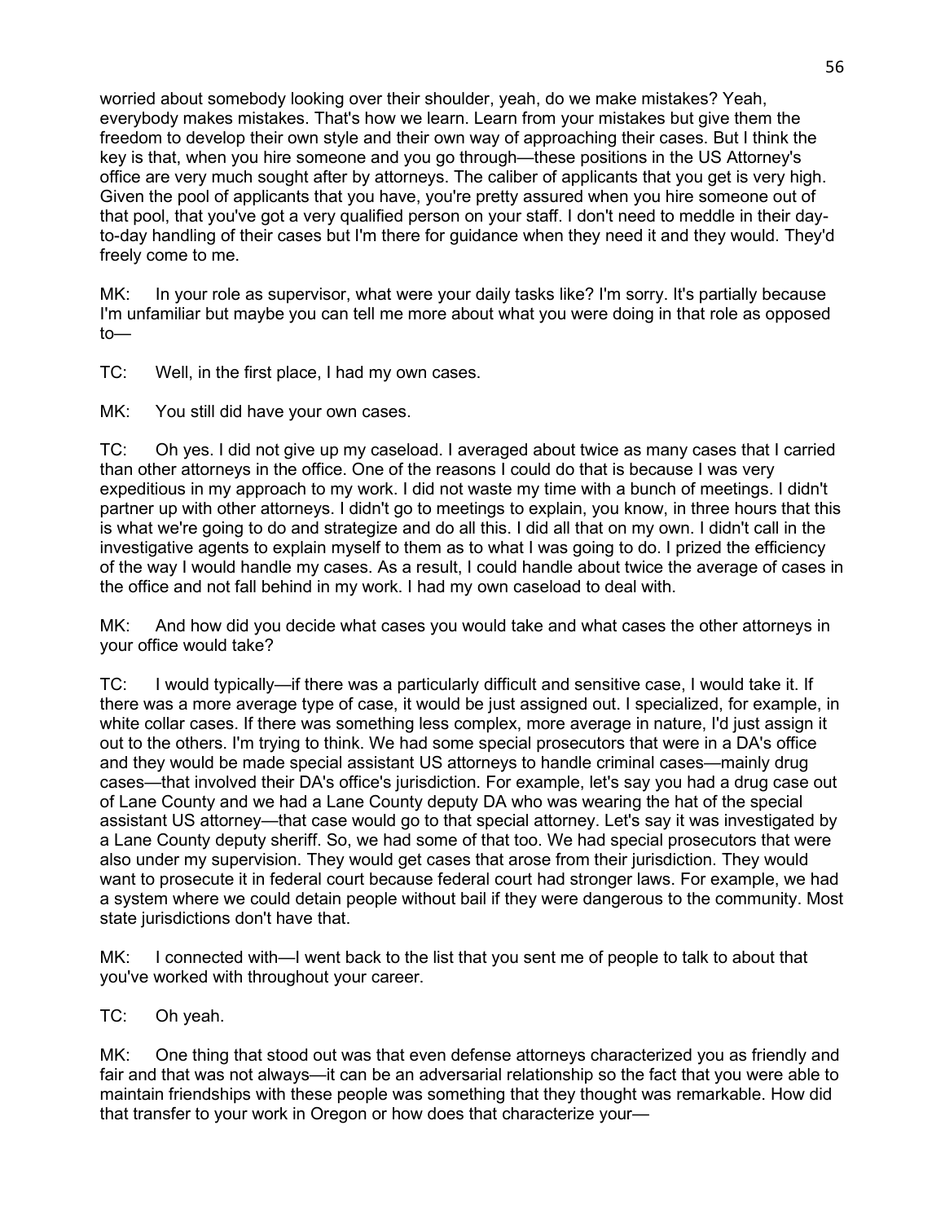worried about somebody looking over their shoulder, yeah, do we make mistakes? Yeah, everybody makes mistakes. That's how we learn. Learn from your mistakes but give them the freedom to develop their own style and their own way of approaching their cases. But I think the key is that, when you hire someone and you go through—these positions in the US Attorney's office are very much sought after by attorneys. The caliber of applicants that you get is very high. Given the pool of applicants that you have, you're pretty assured when you hire someone out of that pool, that you've got a very qualified person on your staff. I don't need to meddle in their day-to-day handling of their cases but I'm there for guidance when they need it and they would. They'd freely come to me.

MK: In your role as supervisor, what were your daily tasks like? I'm sorry. It's partially because I'm unfamiliar but maybe you can tell me more about what you were doing in that role as opposed to—

TC: Well, in the first place, I had my own cases.

MK: You still did have your own cases.

TC: Oh yes. I did not give up my caseload. I averaged about twice as many cases that I carried than other attorneys in the office. One of the reasons I could do that is because I was very expeditious in my approach to my work. I did not waste my time with a bunch of meetings. I didn't partner up with other attorneys. I didn't go to meetings to explain, you know, in three hours that this is what we're going to do and strategize and do all this. I did all that on my own. I didn't call in the investigative agents to explain myself to them as to what I was going to do. I prized the efficiency of the way I would handle my cases. As a result, I could handle about twice the average of cases in the office and not fall behind in my work. I had my own caseload to deal with.

MK: And how did you decide what cases you would take and what cases the other attorneys in your office would take?

TC: I would typically—if there was a particularly difficult and sensitive case, I would take it. If there was a more average type of case, it would be just assigned out. I specialized, for example, in white collar cases. If there was something less complex, more average in nature, I'd just assign it out to the others. I'm trying to think. We had some special prosecutors that were in a DA's office and they would be made special assistant US attorneys to handle criminal cases—mainly drug cases—that involved their DA's office's jurisdiction. For example, let's say you had a drug case out of Lane County and we had a Lane County deputy DA who was wearing the hat of the special assistant US attorney—that case would go to that special attorney. Let's say it was investigated by a Lane County deputy sheriff. So, we had some of that too. We had special prosecutors that were also under my supervision. They would get cases that arose from their jurisdiction. They would want to prosecute it in federal court because federal court had stronger laws. For example, we had a system where we could detain people without bail if they were dangerous to the community. Most state jurisdictions don't have that.

MK: I connected with—I went back to the list that you sent me of people to talk to about that you've worked with throughout your career.

TC: Oh yeah.

MK: One thing that stood out was that even defense attorneys characterized you as friendly and fair and that was not always—it can be an adversarial relationship so the fact that you were able to maintain friendships with these people was something that they thought was remarkable. How did that transfer to your work in Oregon or how does that characterize your—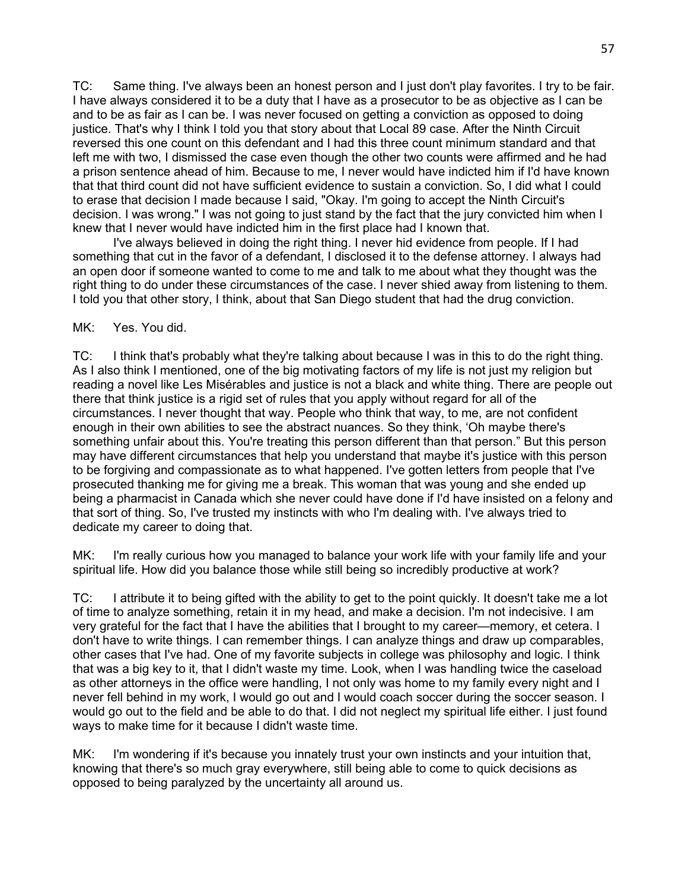TC: Same thing. I've always been an honest person and I just don't play favorites. I try to be fair. I have always considered it to be a duty that I have as a prosecutor to be as objective as I can be and to be as fair as I can be. I was never focused on getting a conviction as opposed to doing justice. That's why I think I told you that story about that Local 89 case. After the Ninth Circuit reversed this one count on this defendant and I had this three count minimum standard and that left me with two, I dismissed the case even though the other two counts were affirmed and he had a prison sentence ahead of him. Because to me, I never would have indicted him if I'd have known that that third count did not have sufficient evidence to sustain a conviction. So, I did what I could to erase that decision I made because I said, "Okay. I'm going to accept the Ninth Circuit's decision. I was wrong." I was not going to just stand by the fact that the jury convicted him when I knew that I never would have indicted him in the first place had I known that.

I've always believed in doing the right thing. I never hid evidence from people. If I had something that cut in the favor of a defendant, I disclosed it to the defense attorney. I always had an open door if someone wanted to come to me and talk to me about what they thought was the right thing to do under these circumstances of the case. I never shied away from listening to them. I told you that other story, I think, about that San Diego student that had the drug conviction.

MK: Yes. You did.

TC: I think that's probably what they're talking about because I was in this to do the right thing. As I also think I mentioned, one of the big motivating factors of my life is not just my religion but reading a novel like Les Misérables and justice is not a black and white thing. There are people out there that think justice is a rigid set of rules that you apply without regard for all of the circumstances. I never thought that way. People who think that way, to me, are not confident enough in their own abilities to see the abstract nuances. So they think, 'Oh maybe there's something unfair about this. You're treating this person different than that person." But this person may have different circumstances that help you understand that maybe it's justice with this person to be forgiving and compassionate as to what happened. I've gotten letters from people that I've prosecuted thanking me for giving me a break. This woman that was young and she ended up being a pharmacist in Canada which she never could have done if I'd have insisted on a felony and that sort of thing. So, I've trusted my instincts with who I'm dealing with. I've always tried to dedicate my career to doing that.

MK: I'm really curious how you managed to balance your work life with your family life and your spiritual life. How did you balance those while still being so incredibly productive at work?

TC: I attribute it to being gifted with the ability to get to the point quickly. It doesn't take me a lot of time to analyze something, retain it in my head, and make a decision. I'm not indecisive. I am very grateful for the fact that I have the abilities that I brought to my career—memory, et cetera. I don't have to write things. I can remember things. I can analyze things and draw up comparables, other cases that I've had. One of my favorite subjects in college was philosophy and logic. I think that was a big key to it, that I didn't waste my time. Look, when I was handling twice the caseload as other attorneys in the office were handling, I not only was home to my family every night and I never fell behind in my work, I would go out and I would coach soccer during the soccer season. I would go out to the field and be able to do that. I did not neglect my spiritual life either. I just found ways to make time for it because I didn't waste time.

MK: I'm wondering if it's because you innately trust your own instincts and your intuition that, knowing that there's so much gray everywhere, still being able to come to quick decisions as opposed to being paralyzed by the uncertainty all around us.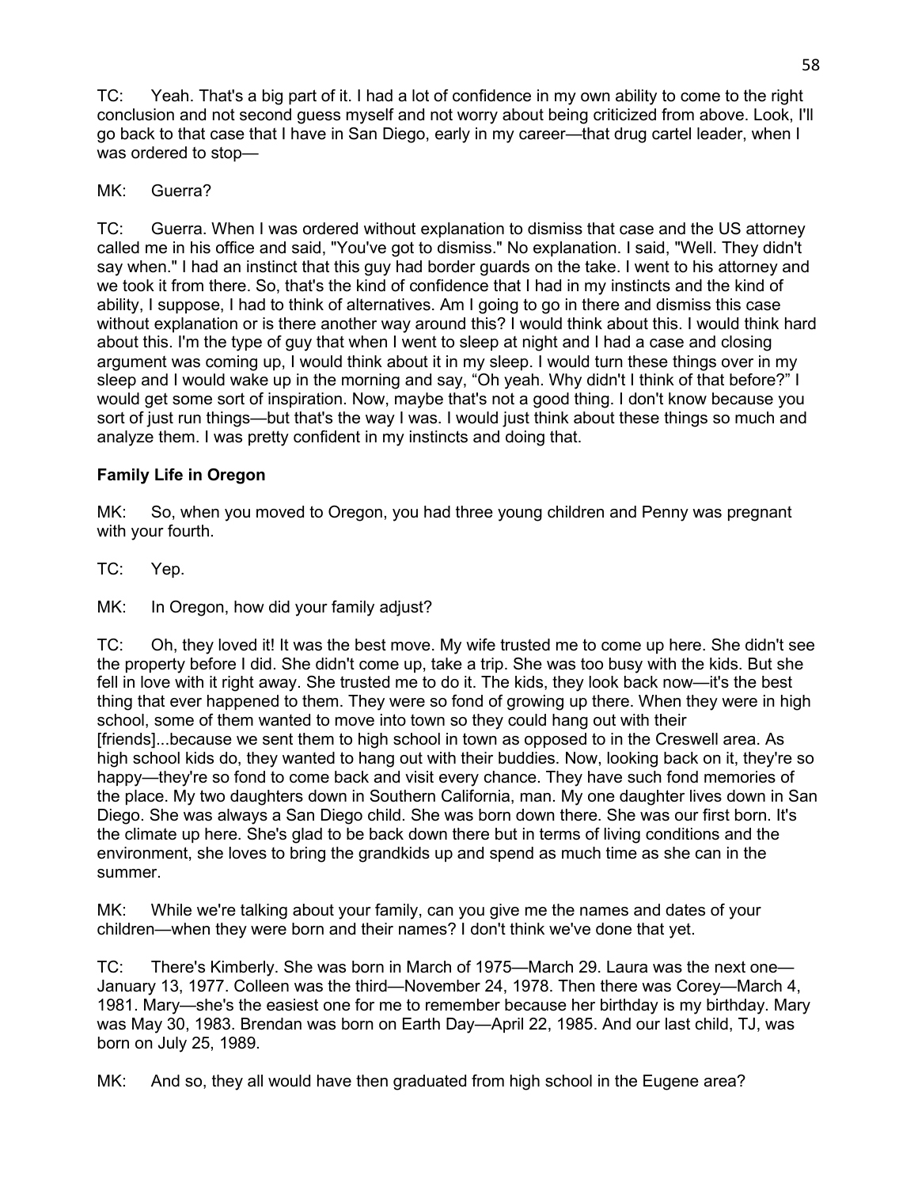TC: Yeah. That's a big part of it. I had a lot of confidence in my own ability to come to the right conclusion and not second guess myself and not worry about being criticized from above. Look, I'll go back to that case that I have in San Diego, early in my career—that drug cartel leader, when I was ordered to stop—

MK: Guerra?

TC: Guerra. When I was ordered without explanation to dismiss that case and the US attorney called me in his office and said, "You've got to dismiss." No explanation. I said, "Well. They didn't say when." I had an instinct that this guy had border guards on the take. I went to his attorney and we took it from there. So, that's the kind of confidence that I had in my instincts and the kind of ability, I suppose, I had to think of alternatives. Am I going to go in there and dismiss this case without explanation or is there another way around this? I would think about this. I would think hard about this. I'm the type of guy that when I went to sleep at night and I had a case and closing argument was coming up, I would think about it in my sleep. I would turn these things over in my sleep and I would wake up in the morning and say, "Oh yeah. Why didn't I think of that before?" I would get some sort of inspiration. Now, maybe that's not a good thing. I don't know because you sort of just run things—but that's the way I was. I would just think about these things so much and analyze them. I was pretty confident in my instincts and doing that.

## Family Life in Oregon

MK: So, when you moved to Oregon, you had three young children and Penny was pregnant with your fourth.

TC: Yep.

MK: In Oregon, how did your family adjust?

TC: Oh, they loved it! It was the best move. My wife trusted me to come up here. She didn't see the property before I did. She didn't come up, take a trip. She was too busy with the kids. But she fell in love with it right away. She trusted me to do it. The kids, they look back now—it's the best thing that ever happened to them. They were so fond of growing up there. When they were in high school, some of them wanted to move into town so they could hang out with their [friends]...because we sent them to high school in town as opposed to in the Creswell area. As high school kids do, they wanted to hang out with their buddies. Now, looking back on it, they're so happy—they're so fond to come back and visit every chance. They have such fond memories of the place. My two daughters down in Southern California, man. My one daughter lives down in San Diego. She was always a San Diego child. She was born down there. She was our first born. It's the climate up here. She's glad to be back down there but in terms of living conditions and the environment, she loves to bring the grandkids up and spend as much time as she can in the summer.

MK: While we're talking about your family, can you give me the names and dates of your children—when they were born and their names? I don't think we've done that yet.

TC: There's Kimberly. She was born in March of 1975—March 29. Laura was the next one—January 13, 1977. Colleen was the third—November 24, 1978. Then there was Corey—March 4, 1981. Mary—she's the easiest one for me to remember because her birthday is my birthday. Mary was May 30, 1983. Brendan was born on Earth Day—April 22, 1985. And our last child, TJ, was born on July 25, 1989.

MK: And so, they all would have then graduated from high school in the Eugene area?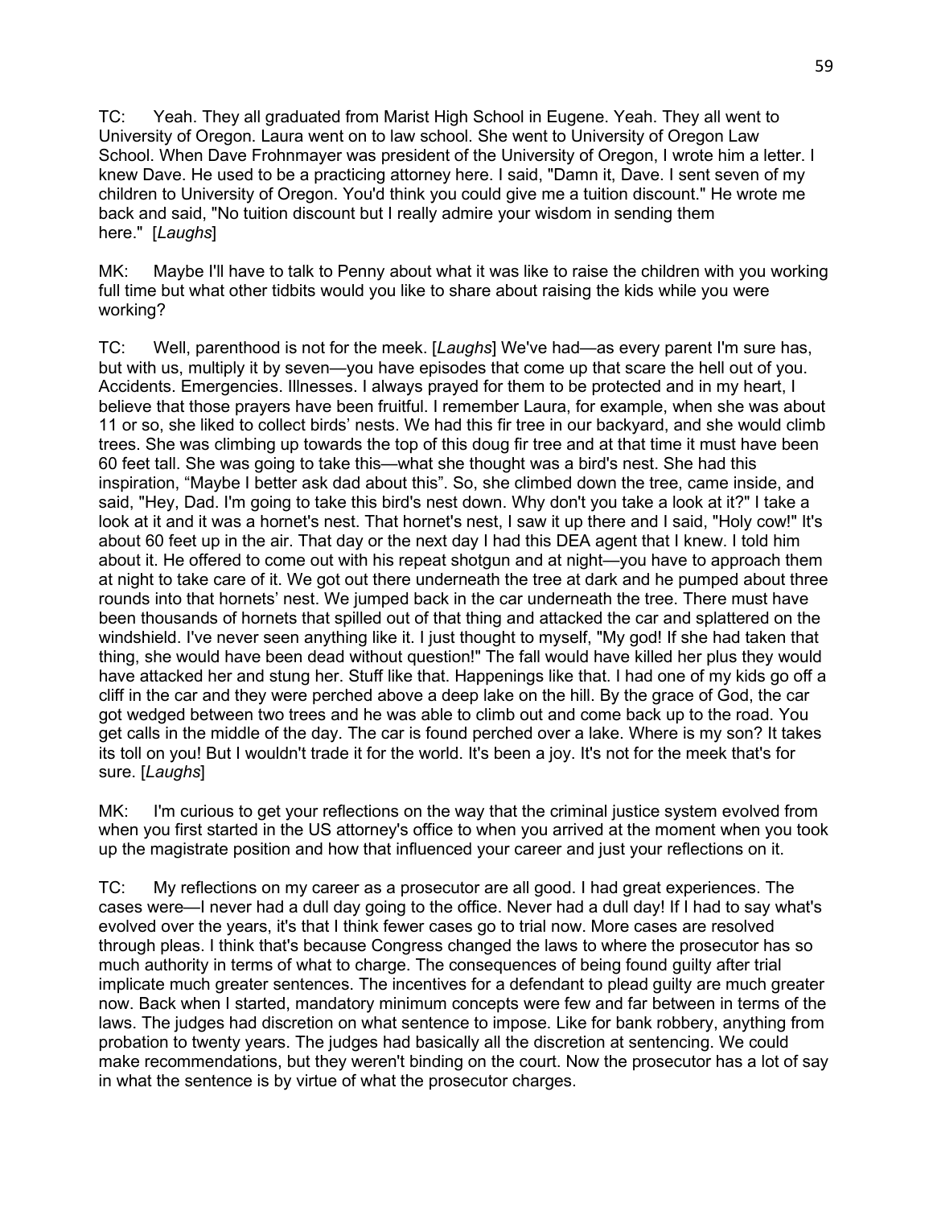TC: Yeah. They all graduated from Marist High School in Eugene. Yeah. They all went to University of Oregon. Laura went on to law school. She went to University of Oregon Law School. When Dave Frohnmayer was president of the University of Oregon, I wrote him a letter. I knew Dave. He used to be a practicing attorney here. I said, "Damn it, Dave. I sent seven of my children to University of Oregon. You'd think you could give me a tuition discount." He wrote me back and said, "No tuition discount but I really admire your wisdom in sending them here." [*Laughs*]

MK: Maybe I'll have to talk to Penny about what it was like to raise the children with you working full time but what other tidbits would you like to share about raising the kids while you were working?

TC: Well, parenthood is not for the meek. [*Laughs*] We've had—as every parent I'm sure has, but with us, multiply it by seven—you have episodes that come up that scare the hell out of you. Accidents. Emergencies. Illnesses. I always prayed for them to be protected and in my heart, I believe that those prayers have been fruitful. I remember Laura, for example, when she was about 11 or so, she liked to collect birds' nests. We had this fir tree in our backyard, and she would climb trees. She was climbing up towards the top of this doug fir tree and at that time it must have been 60 feet tall. She was going to take this—what she thought was a bird's nest. She had this inspiration, "Maybe I better ask dad about this". So, she climbed down the tree, came inside, and said, "Hey, Dad. I'm going to take this bird's nest down. Why don't you take a look at it?" I take a look at it and it was a hornet's nest. That hornet's nest, I saw it up there and I said, "Holy cow!" It's about 60 feet up in the air. That day or the next day I had this DEA agent that I knew. I told him about it. He offered to come out with his repeat shotgun and at night—you have to approach them at night to take care of it. We got out there underneath the tree at dark and he pumped about three rounds into that hornets' nest. We jumped back in the car underneath the tree. There must have been thousands of hornets that spilled out of that thing and attacked the car and splattered on the windshield. I've never seen anything like it. I just thought to myself, "My god! If she had taken that thing, she would have been dead without question!" The fall would have killed her plus they would have attacked her and stung her. Stuff like that. Happenings like that. I had one of my kids go off a cliff in the car and they were perched above a deep lake on the hill. By the grace of God, the car got wedged between two trees and he was able to climb out and come back up to the road. You get calls in the middle of the day. The car is found perched over a lake. Where is my son? It takes its toll on you! But I wouldn't trade it for the world. It's been a joy. It's not for the meek that's for sure. [*Laughs*]

MK: I'm curious to get your reflections on the way that the criminal justice system evolved from when you first started in the US attorney's office to when you arrived at the moment when you took up the magistrate position and how that influenced your career and just your reflections on it.

TC: My reflections on my career as a prosecutor are all good. I had great experiences. The cases were—I never had a dull day going to the office. Never had a dull day! If I had to say what's evolved over the years, it's that I think fewer cases go to trial now. More cases are resolved through pleas. I think that's because Congress changed the laws to where the prosecutor has so much authority in terms of what to charge. The consequences of being found guilty after trial implicate much greater sentences. The incentives for a defendant to plead guilty are much greater now. Back when I started, mandatory minimum concepts were few and far between in terms of the laws. The judges had discretion on what sentence to impose. Like for bank robbery, anything from probation to twenty years. The judges had basically all the discretion at sentencing. We could make recommendations, but they weren't binding on the court. Now the prosecutor has a lot of say in what the sentence is by virtue of what the prosecutor charges.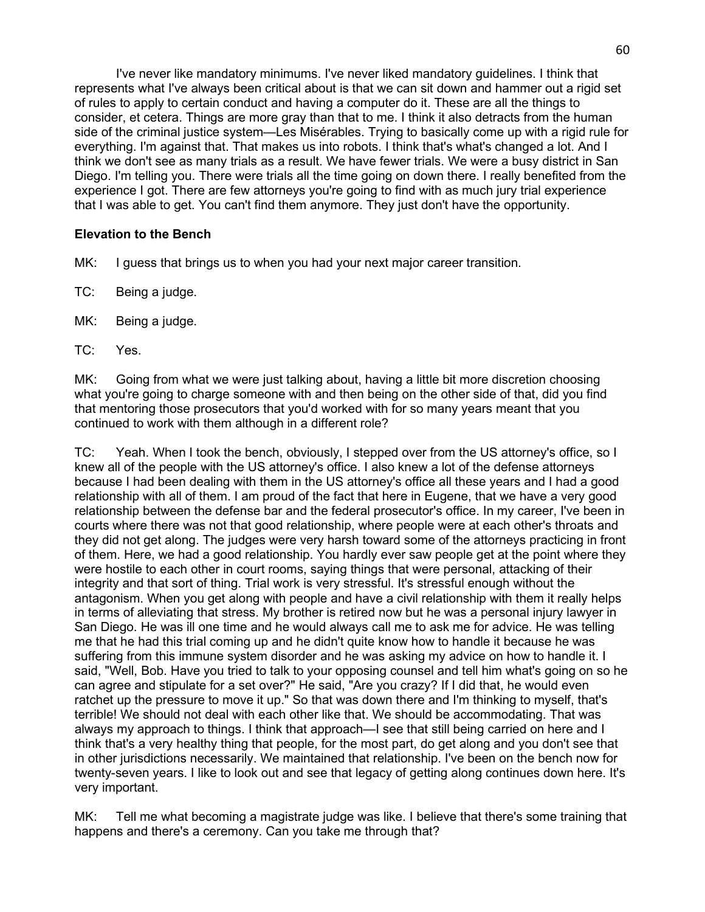I've never like mandatory minimums. I've never liked mandatory guidelines. I think that represents what I've always been critical about is that we can sit down and hammer out a rigid set of rules to apply to certain conduct and having a computer do it. These are all the things to consider, et cetera. Things are more gray than that to me. I think it also detracts from the human side of the criminal justice system—Les Misérables. Trying to basically come up with a rigid rule for everything. I'm against that. That makes us into robots. I think that's what's changed a lot. And I think we don't see as many trials as a result. We have fewer trials. We were a busy district in San Diego. I'm telling you. There were trials all the time going on down there. I really benefited from the experience I got. There are few attorneys you're going to find with as much jury trial experience that I was able to get. You can't find them anymore. They just don't have the opportunity.

**Elevation to the Bench**

MK: I guess that brings us to when you had your next major career transition.

TC: Being a judge.

MK: Being a judge.

TC: Yes.

MK: Going from what we were just talking about, having a little bit more discretion choosing what you're going to charge someone with and then being on the other side of that, did you find that mentoring those prosecutors that you'd worked with for so many years meant that you continued to work with them although in a different role?

TC: Yeah. When I took the bench, obviously, I stepped over from the US attorney's office, so I knew all of the people with the US attorney's office. I also knew a lot of the defense attorneys because I had been dealing with them in the US attorney's office all these years and I had a good relationship with all of them. I am proud of the fact that here in Eugene, that we have a very good relationship between the defense bar and the federal prosecutor's office. In my career, I've been in courts where there was not that good relationship, where people were at each other's throats and they did not get along. The judges were very harsh toward some of the attorneys practicing in front of them. Here, we had a good relationship. You hardly ever saw people get at the point where they were hostile to each other in court rooms, saying things that were personal, attacking of their integrity and that sort of thing. Trial work is very stressful. It's stressful enough without the antagonism. When you get along with people and have a civil relationship with them it really helps in terms of alleviating that stress. My brother is retired now but he was a personal injury lawyer in San Diego. He was ill one time and he would always call me to ask me for advice. He was telling me that he had this trial coming up and he didn't quite know how to handle it because he was suffering from this immune system disorder and he was asking my advice on how to handle it. I said, "Well, Bob. Have you tried to talk to your opposing counsel and tell him what's going on so he can agree and stipulate for a set over?" He said, "Are you crazy? If I did that, he would even ratchet up the pressure to move it up." So that was down there and I'm thinking to myself, that's terrible! We should not deal with each other like that. We should be accommodating. That was always my approach to things. I think that approach—I see that still being carried on here and I think that's a very healthy thing that people, for the most part, do get along and you don't see that in other jurisdictions necessarily. We maintained that relationship. I've been on the bench now for twenty-seven years. I like to look out and see that legacy of getting along continues down here. It's very important.

MK: Tell me what becoming a magistrate judge was like. I believe that there's some training that happens and there's a ceremony. Can you take me through that?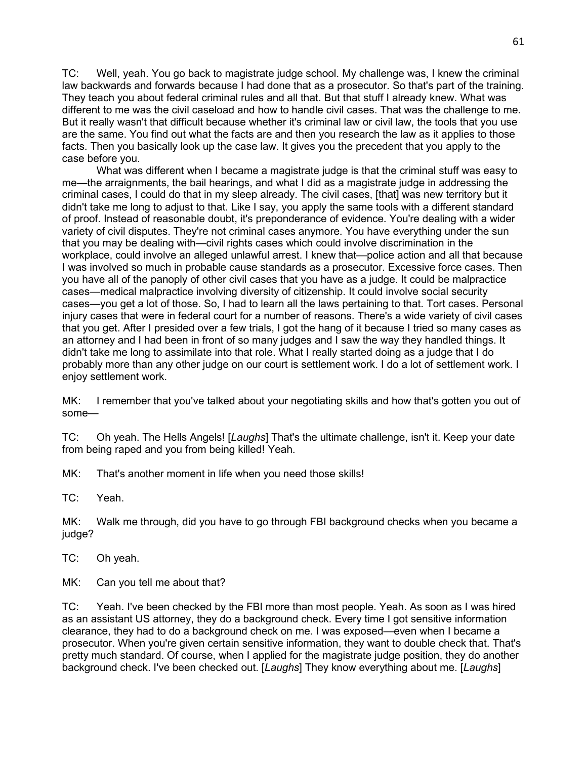TC: Well, yeah. You go back to magistrate judge school. My challenge was, I knew the criminal law backwards and forwards because I had done that as a prosecutor. So that's part of the training. They teach you about federal criminal rules and all that. But that stuff I already knew. What was different to me was the civil caseload and how to handle civil cases. That was the challenge to me. But it really wasn't that difficult because whether it's criminal law or civil law, the tools that you use are the same. You find out what the facts are and then you research the law as it applies to those facts. Then you basically look up the case law. It gives you the precedent that you apply to the case before you.

What was different when I became a magistrate judge is that the criminal stuff was easy to me—the arraignments, the bail hearings, and what I did as a magistrate judge in addressing the criminal cases, I could do that in my sleep already. The civil cases, [that] was new territory but it didn't take me long to adjust to that. Like I say, you apply the same tools with a different standard of proof. Instead of reasonable doubt, it's preponderance of evidence. You're dealing with a wider variety of civil disputes. They're not criminal cases anymore. You have everything under the sun that you may be dealing with—civil rights cases which could involve discrimination in the workplace, could involve an alleged unlawful arrest. I knew that—police action and all that because I was involved so much in probable cause standards as a prosecutor. Excessive force cases. Then you have all of the panoply of other civil cases that you have as a judge. It could be malpractice cases—medical malpractice involving diversity of citizenship. It could involve social security cases—you get a lot of those. So, I had to learn all the laws pertaining to that. Tort cases. Personal injury cases that were in federal court for a number of reasons. There's a wide variety of civil cases that you get. After I presided over a few trials, I got the hang of it because I tried so many cases as an attorney and I had been in front of so many judges and I saw the way they handled things. It didn't take me long to assimilate into that role. What I really started doing as a judge that I do probably more than any other judge on our court is settlement work. I do a lot of settlement work. I enjoy settlement work.

MK: I remember that you've talked about your negotiating skills and how that's gotten you out of some—

TC: Oh yeah. The Hells Angels! [*Laughs*] That's the ultimate challenge, isn't it. Keep your date from being raped and you from being killed! Yeah.

MK: That's another moment in life when you need those skills!

TC: Yeah.

MK: Walk me through, did you have to go through FBI background checks when you became a judge?

TC: Oh yeah.

MK: Can you tell me about that?

TC: Yeah. I've been checked by the FBI more than most people. Yeah. As soon as I was hired as an assistant US attorney, they do a background check. Every time I got sensitive information clearance, they had to do a background check on me. I was exposed—even when I became a prosecutor. When you're given certain sensitive information, they want to double check that. That's pretty much standard. Of course, when I applied for the magistrate judge position, they do another background check. I've been checked out. [*Laughs*] They know everything about me. [*Laughs*]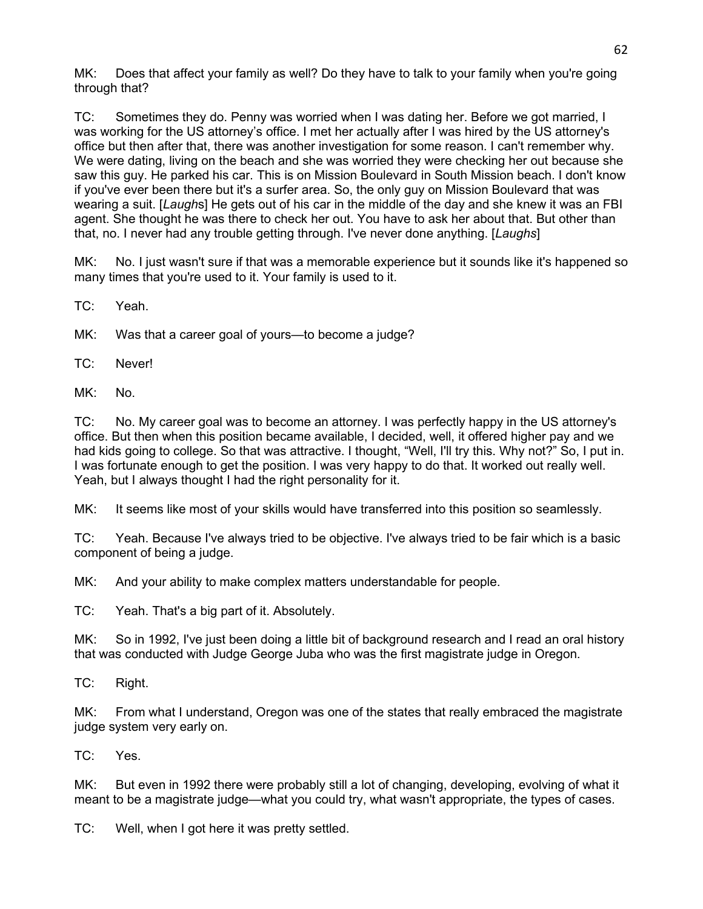MK: Does that affect your family as well? Do they have to talk to your family when you're going through that?

TC: Sometimes they do. Penny was worried when I was dating her. Before we got married, I was working for the US attorney's office. I met her actually after I was hired by the US attorney's office but then after that, there was another investigation for some reason. I can't remember why. We were dating, living on the beach and she was worried they were checking her out because she saw this guy. He parked his car. This is on Mission Boulevard in South Mission beach. I don't know if you've ever been there but it's a surfer area. So, the only guy on Mission Boulevard that was wearing a suit. [*Laughs*] He gets out of his car in the middle of the day and she knew it was an FBI agent. She thought he was there to check her out. You have to ask her about that. But other than that, no. I never had any trouble getting through. I've never done anything. [*Laughs*]

MK: No. I just wasn't sure if that was a memorable experience but it sounds like it's happened so many times that you're used to it. Your family is used to it.

TC: Yeah.

MK: Was that a career goal of yours—to become a judge?

TC: Never!

MK: No.

TC: No. My career goal was to become an attorney. I was perfectly happy in the US attorney's office. But then when this position became available, I decided, well, it offered higher pay and we had kids going to college. So that was attractive. I thought, "Well, I'll try this. Why not?" So, I put in. I was fortunate enough to get the position. I was very happy to do that. It worked out really well. Yeah, but I always thought I had the right personality for it.

MK: It seems like most of your skills would have transferred into this position so seamlessly.

TC: Yeah. Because I've always tried to be objective. I've always tried to be fair which is a basic component of being a judge.

MK: And your ability to make complex matters understandable for people.

TC: Yeah. That's a big part of it. Absolutely.

MK: So in 1992, I've just been doing a little bit of background research and I read an oral history that was conducted with Judge George Juba who was the first magistrate judge in Oregon.

TC: Right.

MK: From what I understand, Oregon was one of the states that really embraced the magistrate judge system very early on.

TC: Yes.

MK: But even in 1992 there were probably still a lot of changing, developing, evolving of what it meant to be a magistrate judge—what you could try, what wasn't appropriate, the types of cases.

TC: Well, when I got here it was pretty settled.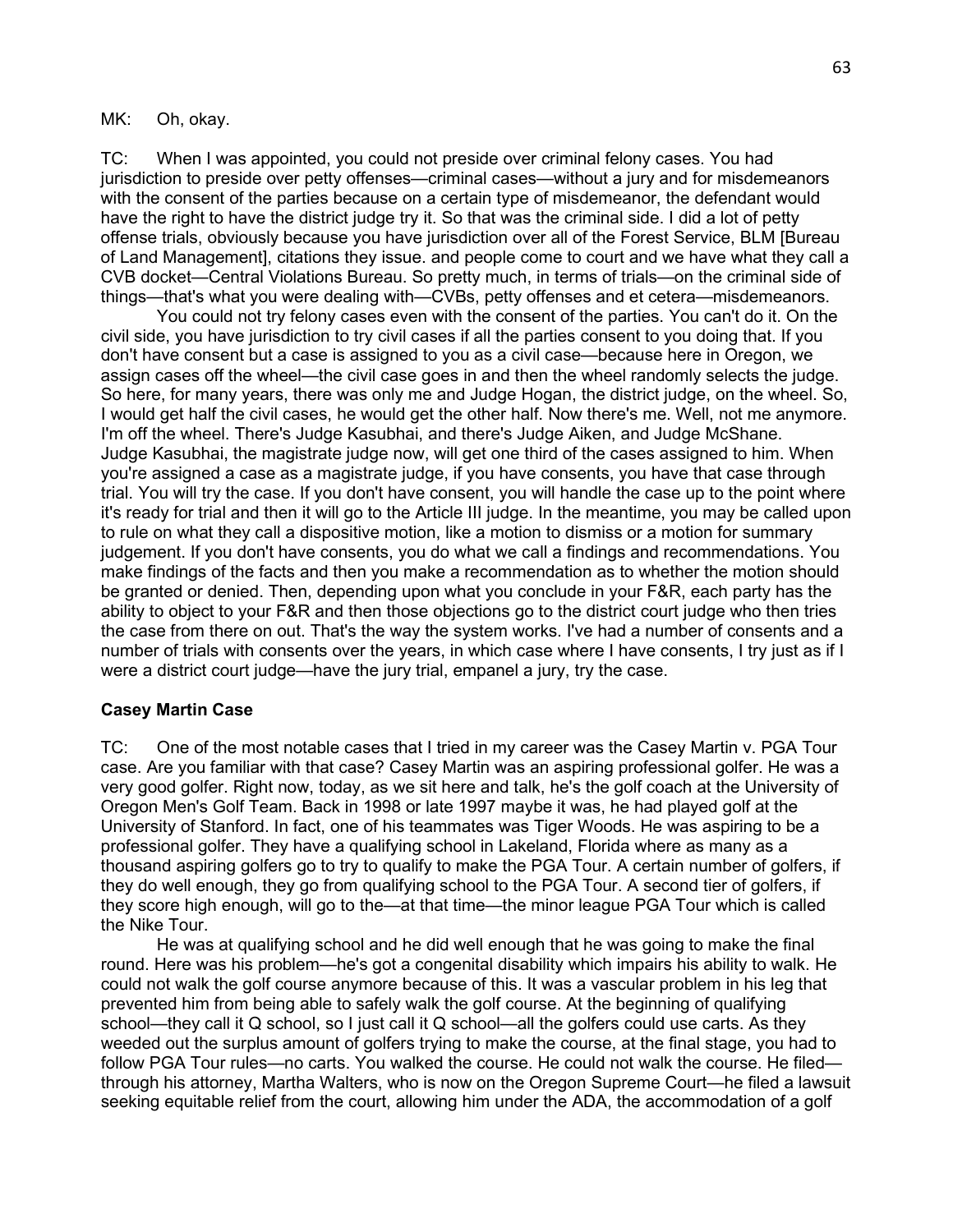MK: Oh, okay.

TC: When I was appointed, you could not preside over criminal felony cases. You had jurisdiction to preside over petty offenses—criminal cases—without a jury and for misdemeanors with the consent of the parties because on a certain type of misdemeanor, the defendant would have the right to have the district judge try it. So that was the criminal side. I did a lot of petty offense trials, obviously because you have jurisdiction over all of the Forest Service, BLM [Bureau of Land Management], citations they issue. and people come to court and we have what they call a CVB docket—Central Violations Bureau. So pretty much, in terms of trials—on the criminal side of things—that's what you were dealing with—CVBs, petty offenses and et cetera—misdemeanors.

You could not try felony cases even with the consent of the parties. You can't do it. On the civil side, you have jurisdiction to try civil cases if all the parties consent to you doing that. If you don't have consent but a case is assigned to you as a civil case—because here in Oregon, we assign cases off the wheel—the civil case goes in and then the wheel randomly selects the judge. So here, for many years, there was only me and Judge Hogan, the district judge, on the wheel. So, I would get half the civil cases, he would get the other half. Now there's me. Well, not me anymore. I'm off the wheel. There's Judge Kasubhai, and there's Judge Aiken, and Judge McShane. Judge Kasubhai, the magistrate judge now, will get one third of the cases assigned to him. When you're assigned a case as a magistrate judge, if you have consents, you have that case through trial. You will try the case. If you don't have consent, you will handle the case up to the point where it's ready for trial and then it will go to the Article III judge. In the meantime, you may be called upon to rule on what they call a dispositive motion, like a motion to dismiss or a motion for summary judgement. If you don't have consents, you do what we call a findings and recommendations. You make findings of the facts and then you make a recommendation as to whether the motion should be granted or denied. Then, depending upon what you conclude in your F&R, each party has the ability to object to your F&R and then those objections go to the district court judge who then tries the case from there on out. That's the way the system works. I've had a number of consents and a number of trials with consents over the years, in which case where I have consents, I try just as if I were a district court judge—have the jury trial, empanel a jury, try the case.

**Casey Martin Case**

TC: One of the most notable cases that I tried in my career was the Casey Martin v. PGA Tour case. Are you familiar with that case? Casey Martin was an aspiring professional golfer. He was a very good golfer. Right now, today, as we sit here and talk, he's the golf coach at the University of Oregon Men's Golf Team. Back in 1998 or late 1997 maybe it was, he had played golf at the University of Stanford. In fact, one of his teammates was Tiger Woods. He was aspiring to be a professional golfer. They have a qualifying school in Lakeland, Florida where as many as a thousand aspiring golfers go to try to qualify to make the PGA Tour. A certain number of golfers, if they do well enough, they go from qualifying school to the PGA Tour. A second tier of golfers, if they score high enough, will go to the—at that time—the minor league PGA Tour which is called the Nike Tour.

He was at qualifying school and he did well enough that he was going to make the final round. Here was his problem—he's got a congenital disability which impairs his ability to walk. He could not walk the golf course anymore because of this. It was a vascular problem in his leg that prevented him from being able to safely walk the golf course. At the beginning of qualifying school—they call it Q school, so I just call it Q school—all the golfers could use carts. As they weeded out the surplus amount of golfers trying to make the course, at the final stage, you had to follow PGA Tour rules—no carts. You walked the course. He could not walk the course. He filed—through his attorney, Martha Walters, who is now on the Oregon Supreme Court—he filed a lawsuit seeking equitable relief from the court, allowing him under the ADA, the accommodation of a golf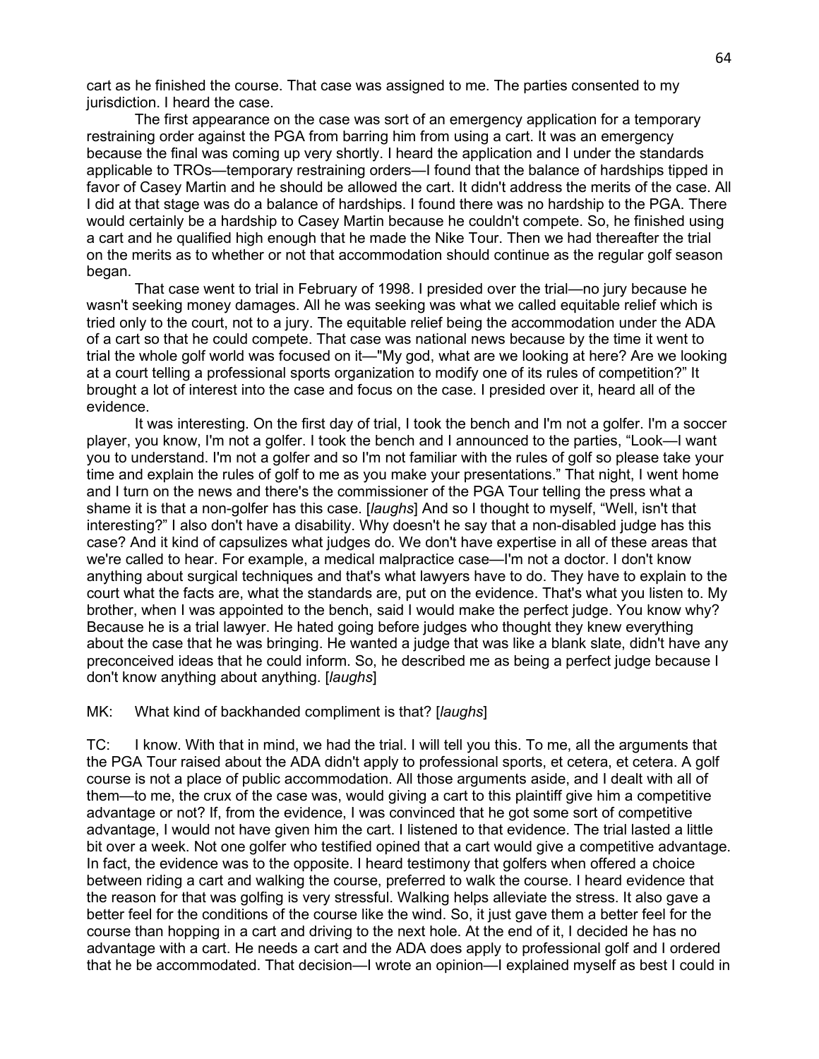cart as he finished the course. That case was assigned to me. The parties consented to my jurisdiction. I heard the case.

The first appearance on the case was sort of an emergency application for a temporary restraining order against the PGA from barring him from using a cart. It was an emergency because the final was coming up very shortly. I heard the application and I under the standards applicable to TROs—temporary restraining orders—I found that the balance of hardships tipped in favor of Casey Martin and he should be allowed the cart. It didn't address the merits of the case. All I did at that stage was do a balance of hardships. I found there was no hardship to the PGA. There would certainly be a hardship to Casey Martin because he couldn't compete. So, he finished using a cart and he qualified high enough that he made the Nike Tour. Then we had thereafter the trial on the merits as to whether or not that accommodation should continue as the regular golf season began.

That case went to trial in February of 1998. I presided over the trial—no jury because he wasn't seeking money damages. All he was seeking was what we called equitable relief which is tried only to the court, not to a jury. The equitable relief being the accommodation under the ADA of a cart so that he could compete. That case was national news because by the time it went to trial the whole golf world was focused on it—"My god, what are we looking at here? Are we looking at a court telling a professional sports organization to modify one of its rules of competition?" It brought a lot of interest into the case and focus on the case. I presided over it, heard all of the evidence.

It was interesting. On the first day of trial, I took the bench and I'm not a golfer. I'm a soccer player, you know, I'm not a golfer. I took the bench and I announced to the parties, "Look—I want you to understand. I'm not a golfer and so I'm not familiar with the rules of golf so please take your time and explain the rules of golf to me as you make your presentations." That night, I went home and I turn on the news and there's the commissioner of the PGA Tour telling the press what a shame it is that a non-golfer has this case. [*laughs*] And so I thought to myself, "Well, isn't that interesting?" I also don't have a disability. Why doesn't he say that a non-disabled judge has this case? And it kind of capsulizes what judges do. We don't have expertise in all of these areas that we're called to hear. For example, a medical malpractice case—I'm not a doctor. I don't know anything about surgical techniques and that's what lawyers have to do. They have to explain to the court what the facts are, what the standards are, put on the evidence. That's what you listen to. My brother, when I was appointed to the bench, said I would make the perfect judge. You know why? Because he is a trial lawyer. He hated going before judges who thought they knew everything about the case that he was bringing. He wanted a judge that was like a blank slate, didn't have any preconceived ideas that he could inform. So, he described me as being a perfect judge because I don't know anything about anything. [*laughs*]

MK: What kind of backhanded compliment is that? [*laughs*]

TC: I know. With that in mind, we had the trial. I will tell you this. To me, all the arguments that the PGA Tour raised about the ADA didn't apply to professional sports, et cetera, et cetera. A golf course is not a place of public accommodation. All those arguments aside, and I dealt with all of them—to me, the crux of the case was, would giving a cart to this plaintiff give him a competitive advantage or not? If, from the evidence, I was convinced that he got some sort of competitive advantage, I would not have given him the cart. I listened to that evidence. The trial lasted a little bit over a week. Not one golfer who testified opined that a cart would give a competitive advantage. In fact, the evidence was to the opposite. I heard testimony that golfers when offered a choice between riding a cart and walking the course, preferred to walk the course. I heard evidence that the reason for that was golfing is very stressful. Walking helps alleviate the stress. It also gave a better feel for the conditions of the course like the wind. So, it just gave them a better feel for the course than hopping in a cart and driving to the next hole. At the end of it, I decided he has no advantage with a cart. He needs a cart and the ADA does apply to professional golf and I ordered that he be accommodated. That decision—I wrote an opinion—I explained myself as best I could in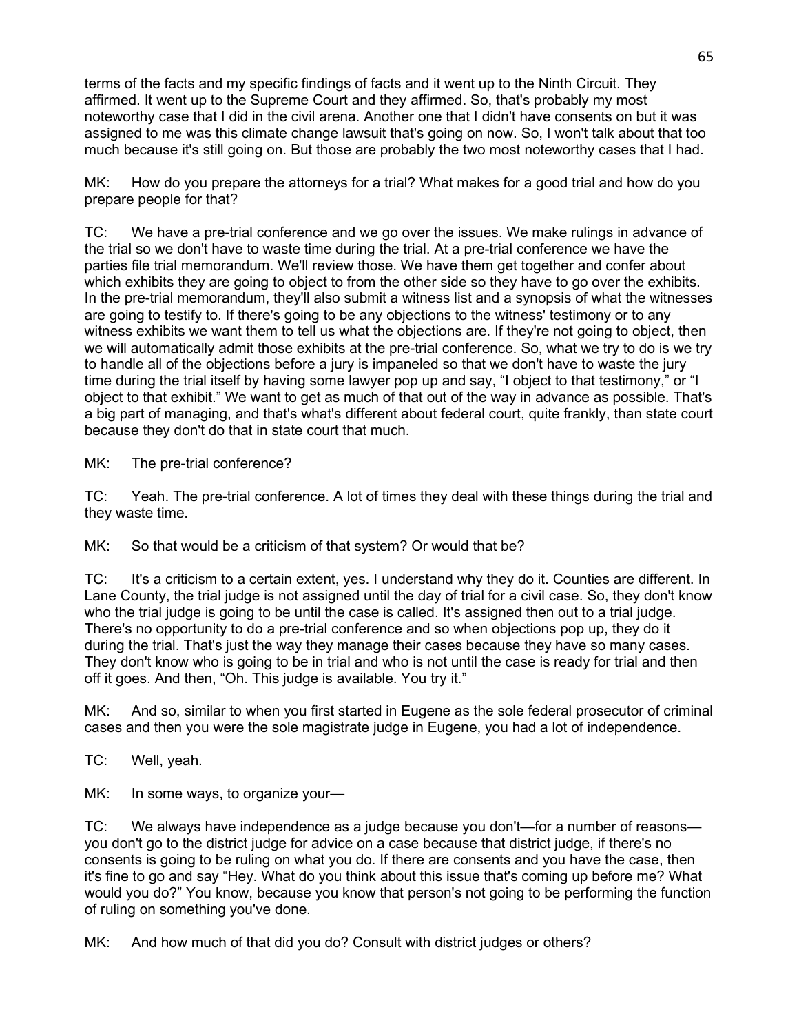terms of the facts and my specific findings of facts and it went up to the Ninth Circuit. They affirmed. It went up to the Supreme Court and they affirmed. So, that's probably my most noteworthy case that I did in the civil arena. Another one that I didn't have consents on but it was assigned to me was this climate change lawsuit that's going on now. So, I won't talk about that too much because it's still going on. But those are probably the two most noteworthy cases that I had.

MK: How do you prepare the attorneys for a trial? What makes for a good trial and how do you prepare people for that?

TC: We have a pre-trial conference and we go over the issues. We make rulings in advance of the trial so we don't have to waste time during the trial. At a pre-trial conference we have the parties file trial memorandum. We'll review those. We have them get together and confer about which exhibits they are going to object to from the other side so they have to go over the exhibits. In the pre-trial memorandum, they'll also submit a witness list and a synopsis of what the witnesses are going to testify to. If there's going to be any objections to the witness' testimony or to any witness exhibits we want them to tell us what the objections are. If they're not going to object, then we will automatically admit those exhibits at the pre-trial conference. So, what we try to do is we try to handle all of the objections before a jury is impaneled so that we don't have to waste the jury time during the trial itself by having some lawyer pop up and say, "I object to that testimony," or "I object to that exhibit." We want to get as much of that out of the way in advance as possible. That's a big part of managing, and that's what's different about federal court, quite frankly, than state court because they don't do that in state court that much.

MK: The pre-trial conference?

TC: Yeah. The pre-trial conference. A lot of times they deal with these things during the trial and they waste time.

MK: So that would be a criticism of that system? Or would that be?

TC: It's a criticism to a certain extent, yes. I understand why they do it. Counties are different. In Lane County, the trial judge is not assigned until the day of trial for a civil case. So, they don't know who the trial judge is going to be until the case is called. It's assigned then out to a trial judge. There's no opportunity to do a pre-trial conference and so when objections pop up, they do it during the trial. That's just the way they manage their cases because they have so many cases. They don't know who is going to be in trial and who is not until the case is ready for trial and then off it goes. And then, "Oh. This judge is available. You try it."

MK: And so, similar to when you first started in Eugene as the sole federal prosecutor of criminal cases and then you were the sole magistrate judge in Eugene, you had a lot of independence.

TC: Well, yeah.

MK: In some ways, to organize your—

TC: We always have independence as a judge because you don't—for a number of reasons—you don't go to the district judge for advice on a case because that district judge, if there's no consents is going to be ruling on what you do. If there are consents and you have the case, then it's fine to go and say "Hey. What do you think about this issue that's coming up before me? What would you do?" You know, because you know that person's not going to be performing the function of ruling on something you've done.

MK: And how much of that did you do? Consult with district judges or others?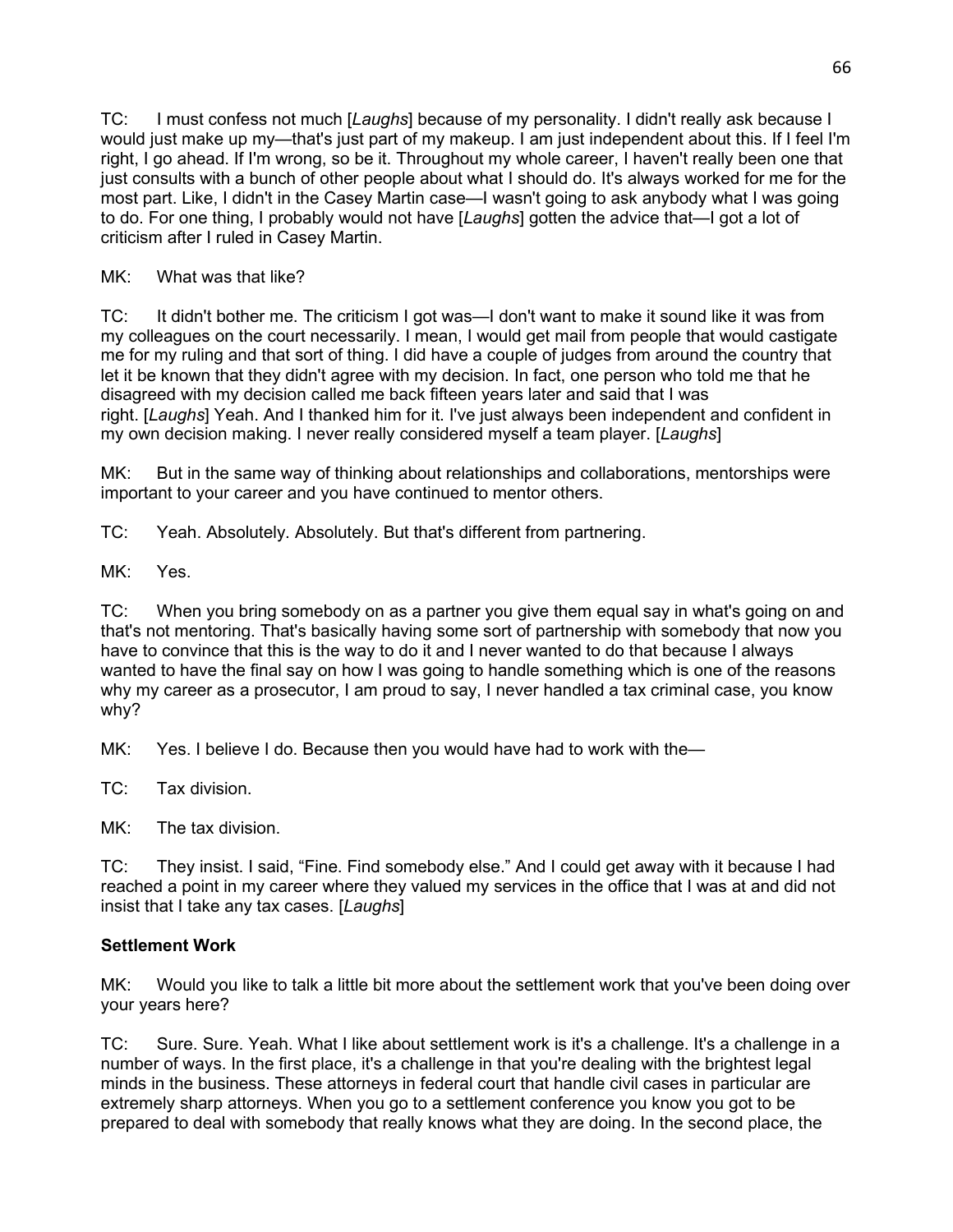TC: I must confess not much [*Laughs*] because of my personality. I didn't really ask because I would just make up my—that's just part of my makeup. I am just independent about this. If I feel I'm right, I go ahead. If I'm wrong, so be it. Throughout my whole career, I haven't really been one that just consults with a bunch of other people about what I should do. It's always worked for me for the most part. Like, I didn't in the Casey Martin case—I wasn't going to ask anybody what I was going to do. For one thing, I probably would not have [*Laughs*] gotten the advice that—I got a lot of criticism after I ruled in Casey Martin.

MK: What was that like?

TC: It didn't bother me. The criticism I got was—I don't want to make it sound like it was from my colleagues on the court necessarily. I mean, I would get mail from people that would castigate me for my ruling and that sort of thing. I did have a couple of judges from around the country that let it be known that they didn't agree with my decision. In fact, one person who told me that he disagreed with my decision called me back fifteen years later and said that I was right. [*Laughs*] Yeah. And I thanked him for it. I've just always been independent and confident in my own decision making. I never really considered myself a team player. [*Laughs*]

MK: But in the same way of thinking about relationships and collaborations, mentorships were important to your career and you have continued to mentor others.

TC: Yeah. Absolutely. Absolutely. But that's different from partnering.

MK: Yes.

TC: When you bring somebody on as a partner you give them equal say in what's going on and that's not mentoring. That's basically having some sort of partnership with somebody that now you have to convince that this is the way to do it and I never wanted to do that because I always wanted to have the final say on how I was going to handle something which is one of the reasons why my career as a prosecutor, I am proud to say, I never handled a tax criminal case, you know why?

MK: Yes. I believe I do. Because then you would have had to work with the—

TC: Tax division.

MK: The tax division.

TC: They insist. I said, "Fine. Find somebody else." And I could get away with it because I had reached a point in my career where they valued my services in the office that I was at and did not insist that I take any tax cases. [*Laughs*]

### Settlement Work

MK: Would you like to talk a little bit more about the settlement work that you've been doing over your years here?

TC: Sure. Sure. Yeah. What I like about settlement work is it's a challenge. It's a challenge in a number of ways. In the first place, it's a challenge in that you're dealing with the brightest legal minds in the business. These attorneys in federal court that handle civil cases in particular are extremely sharp attorneys. When you go to a settlement conference you know you got to be prepared to deal with somebody that really knows what they are doing. In the second place, the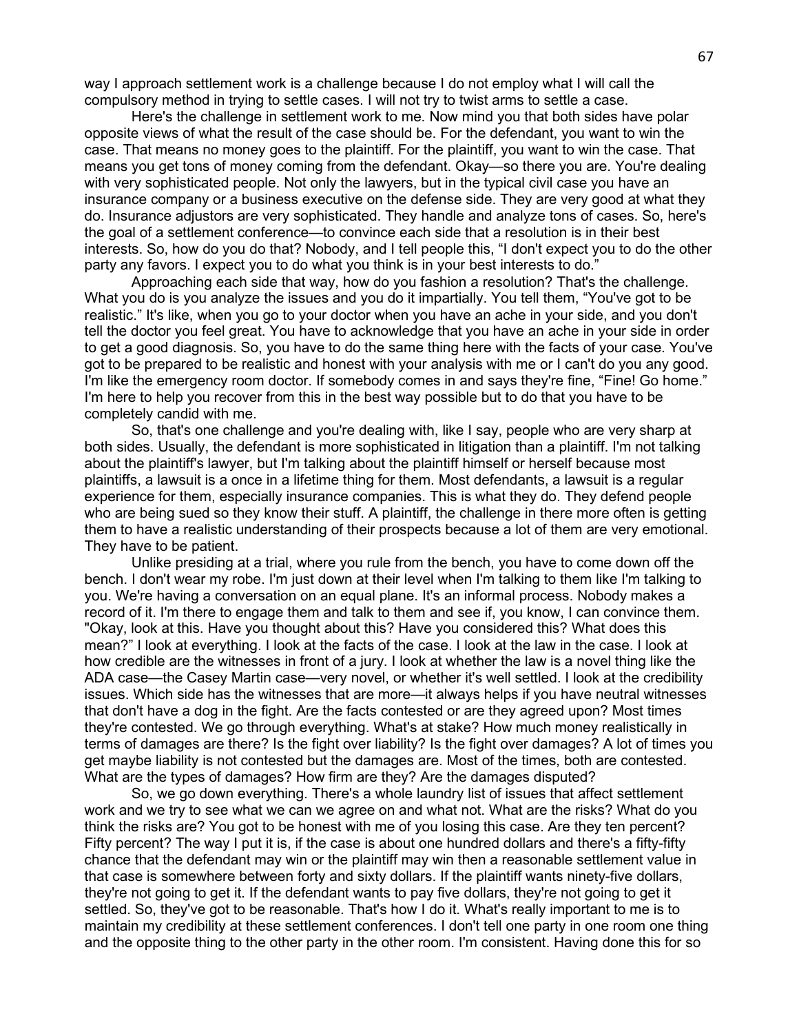way I approach settlement work is a challenge because I do not employ what I will call the compulsory method in trying to settle cases. I will not try to twist arms to settle a case.

Here's the challenge in settlement work to me. Now mind you that both sides have polar opposite views of what the result of the case should be. For the defendant, you want to win the case. That means no money goes to the plaintiff. For the plaintiff, you want to win the case. That means you get tons of money coming from the defendant. Okay—so there you are. You're dealing with very sophisticated people. Not only the lawyers, but in the typical civil case you have an insurance company or a business executive on the defense side. They are very good at what they do. Insurance adjustors are very sophisticated. They handle and analyze tons of cases. So, here's the goal of a settlement conference—to convince each side that a resolution is in their best interests. So, how do you do that? Nobody, and I tell people this, "I don't expect you to do the other party any favors. I expect you to do what you think is in your best interests to do."

Approaching each side that way, how do you fashion a resolution? That's the challenge. What you do is you analyze the issues and you do it impartially. You tell them, "You've got to be realistic." It's like, when you go to your doctor when you have an ache in your side, and you don't tell the doctor you feel great. You have to acknowledge that you have an ache in your side in order to get a good diagnosis. So, you have to do the same thing here with the facts of your case. You've got to be prepared to be realistic and honest with your analysis with me or I can't do you any good. I'm like the emergency room doctor. If somebody comes in and says they're fine, "Fine! Go home." I'm here to help you recover from this in the best way possible but to do that you have to be completely candid with me.

So, that's one challenge and you're dealing with, like I say, people who are very sharp at both sides. Usually, the defendant is more sophisticated in litigation than a plaintiff. I'm not talking about the plaintiff's lawyer, but I'm talking about the plaintiff himself or herself because most plaintiffs, a lawsuit is a once in a lifetime thing for them. Most defendants, a lawsuit is a regular experience for them, especially insurance companies. This is what they do. They defend people who are being sued so they know their stuff. A plaintiff, the challenge in there more often is getting them to have a realistic understanding of their prospects because a lot of them are very emotional. They have to be patient.

Unlike presiding at a trial, where you rule from the bench, you have to come down off the bench. I don't wear my robe. I'm just down at their level when I'm talking to them like I'm talking to you. We're having a conversation on an equal plane. It's an informal process. Nobody makes a record of it. I'm there to engage them and talk to them and see if, you know, I can convince them. "Okay, look at this. Have you thought about this? Have you considered this? What does this mean?" I look at everything. I look at the facts of the case. I look at the law in the case. I look at how credible are the witnesses in front of a jury. I look at whether the law is a novel thing like the ADA case—the Casey Martin case—very novel, or whether it's well settled. I look at the credibility issues. Which side has the witnesses that are more—it always helps if you have neutral witnesses that don't have a dog in the fight. Are the facts contested or are they agreed upon? Most times they're contested. We go through everything. What's at stake? How much money realistically in terms of damages are there? Is the fight over liability? Is the fight over damages? A lot of times you get maybe liability is not contested but the damages are. Most of the times, both are contested. What are the types of damages? How firm are they? Are the damages disputed?

So, we go down everything. There's a whole laundry list of issues that affect settlement work and we try to see what we can we agree on and what not. What are the risks? What do you think the risks are? You got to be honest with me of you losing this case. Are they ten percent? Fifty percent? The way I put it is, if the case is about one hundred dollars and there's a fifty-fifty chance that the defendant may win or the plaintiff may win then a reasonable settlement value in that case is somewhere between forty and sixty dollars. If the plaintiff wants ninety-five dollars, they're not going to get it. If the defendant wants to pay five dollars, they're not going to get it settled. So, they've got to be reasonable. That's how I do it. What's really important to me is to maintain my credibility at these settlement conferences. I don't tell one party in one room one thing and the opposite thing to the other party in the other room. I'm consistent. Having done this for so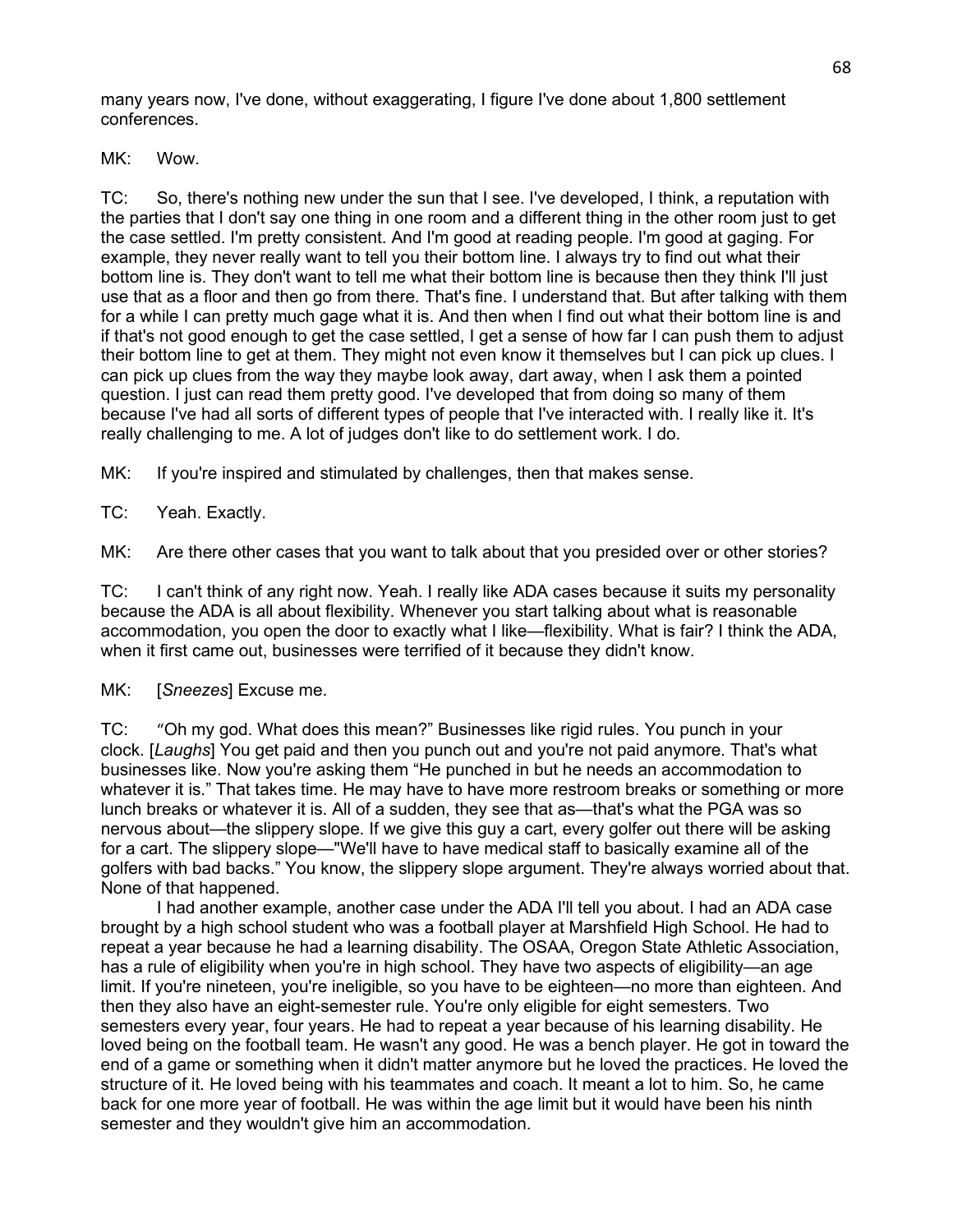many years now, I've done, without exaggerating, I figure I've done about 1,800 settlement conferences.

MK: Wow.

TC: So, there's nothing new under the sun that I see. I've developed, I think, a reputation with the parties that I don't say one thing in one room and a different thing in the other room just to get the case settled. I'm pretty consistent. And I'm good at reading people. I'm good at gaging. For example, they never really want to tell you their bottom line. I always try to find out what their bottom line is. They don't want to tell me what their bottom line is because then they think I'll just use that as a floor and then go from there. That's fine. I understand that. But after talking with them for a while I can pretty much gage what it is. And then when I find out what their bottom line is and if that's not good enough to get the case settled, I get a sense of how far I can push them to adjust their bottom line to get at them. They might not even know it themselves but I can pick up clues. I can pick up clues from the way they maybe look away, dart away, when I ask them a pointed question. I just can read them pretty good. I've developed that from doing so many of them because I've had all sorts of different types of people that I've interacted with. I really like it. It's really challenging to me. A lot of judges don't like to do settlement work. I do.

MK: If you're inspired and stimulated by challenges, then that makes sense.

TC: Yeah. Exactly.

MK: Are there other cases that you want to talk about that you presided over or other stories?

TC: I can't think of any right now. Yeah. I really like ADA cases because it suits my personality because the ADA is all about flexibility. Whenever you start talking about what is reasonable accommodation, you open the door to exactly what I like—flexibility. What is fair? I think the ADA, when it first came out, businesses were terrified of it because they didn't know.

MK: [*Sneezes*] Excuse me.

TC: "Oh my god. What does this mean?" Businesses like rigid rules. You punch in your clock. [*Laughs*] You get paid and then you punch out and you're not paid anymore. That's what businesses like. Now you're asking them "He punched in but he needs an accommodation to whatever it is." That takes time. He may have to have more restroom breaks or something or more lunch breaks or whatever it is. All of a sudden, they see that as—that's what the PGA was so nervous about—the slippery slope. If we give this guy a cart, every golfer out there will be asking for a cart. The slippery slope—"We'll have to have medical staff to basically examine all of the golfers with bad backs." You know, the slippery slope argument. They're always worried about that. None of that happened.

I had another example, another case under the ADA I'll tell you about. I had an ADA case brought by a high school student who was a football player at Marshfield High School. He had to repeat a year because he had a learning disability. The OSAA, Oregon State Athletic Association, has a rule of eligibility when you're in high school. They have two aspects of eligibility—an age limit. If you're nineteen, you're ineligible, so you have to be eighteen—no more than eighteen. And then they also have an eight-semester rule. You're only eligible for eight semesters. Two semesters every year, four years. He had to repeat a year because of his learning disability. He loved being on the football team. He wasn't any good. He was a bench player. He got in toward the end of a game or something when it didn't matter anymore but he loved the practices. He loved the structure of it. He loved being with his teammates and coach. It meant a lot to him. So, he came back for one more year of football. He was within the age limit but it would have been his ninth semester and they wouldn't give him an accommodation.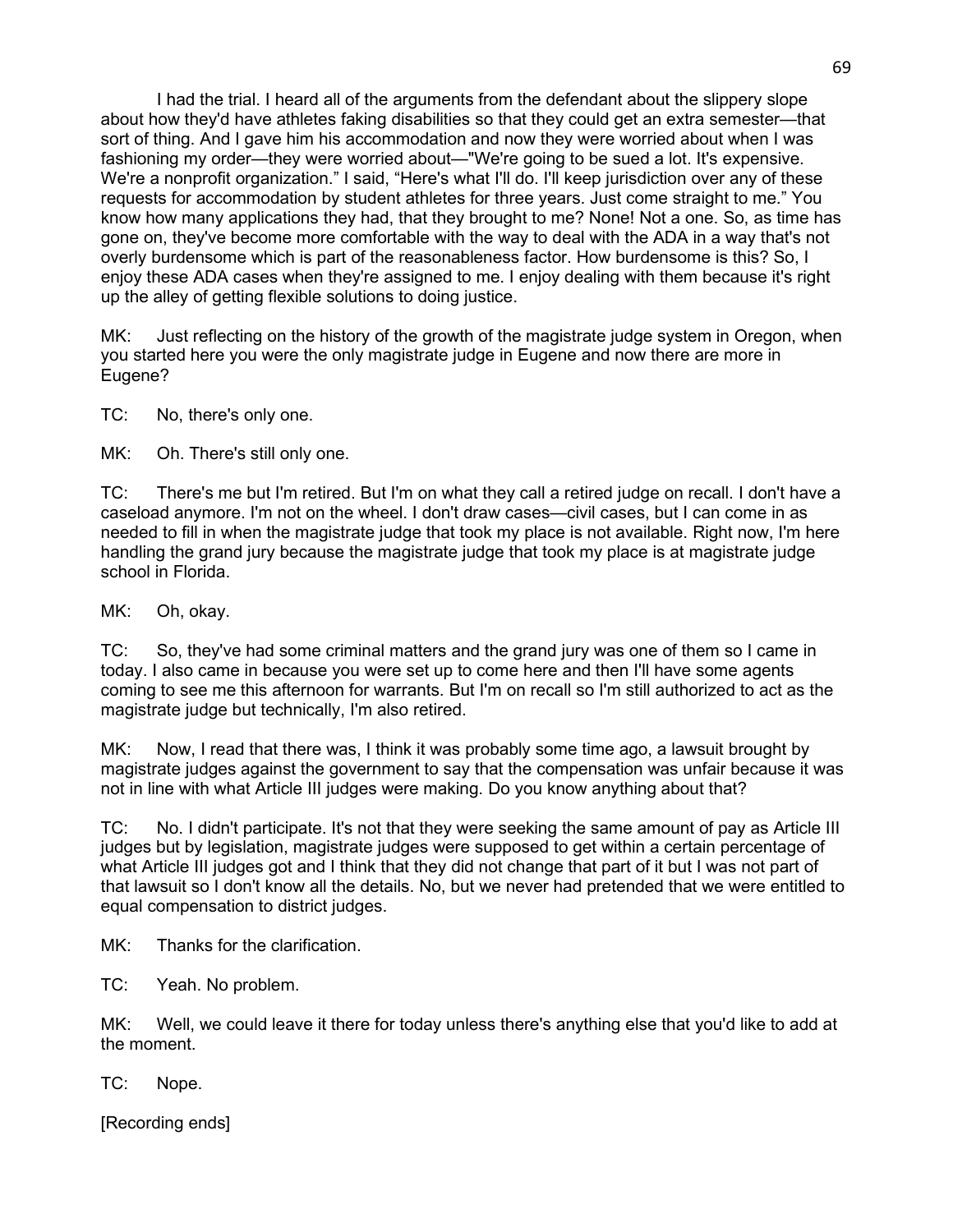I had the trial. I heard all of the arguments from the defendant about the slippery slope about how they'd have athletes faking disabilities so that they could get an extra semester—that sort of thing. And I gave him his accommodation and now they were worried about when I was fashioning my order—they were worried about—"We're going to be sued a lot. It's expensive. We're a nonprofit organization." I said, "Here's what I'll do. I'll keep jurisdiction over any of these requests for accommodation by student athletes for three years. Just come straight to me." You know how many applications they had, that they brought to me? None! Not a one. So, as time has gone on, they've become more comfortable with the way to deal with the ADA in a way that's not overly burdensome which is part of the reasonableness factor. How burdensome is this? So, I enjoy these ADA cases when they're assigned to me. I enjoy dealing with them because it's right up the alley of getting flexible solutions to doing justice.

MK: Just reflecting on the history of the growth of the magistrate judge system in Oregon, when you started here you were the only magistrate judge in Eugene and now there are more in Eugene?

TC: No, there's only one.

MK: Oh. There's still only one.

TC: There's me but I'm retired. But I'm on what they call a retired judge on recall. I don't have a caseload anymore. I'm not on the wheel. I don't draw cases—civil cases, but I can come in as needed to fill in when the magistrate judge that took my place is not available. Right now, I'm here handling the grand jury because the magistrate judge that took my place is at magistrate judge school in Florida.

MK: Oh, okay.

TC: So, they've had some criminal matters and the grand jury was one of them so I came in today. I also came in because you were set up to come here and then I'll have some agents coming to see me this afternoon for warrants. But I'm on recall so I'm still authorized to act as the magistrate judge but technically, I'm also retired.

MK: Now, I read that there was, I think it was probably some time ago, a lawsuit brought by magistrate judges against the government to say that the compensation was unfair because it was not in line with what Article III judges were making. Do you know anything about that?

TC: No. I didn't participate. It's not that they were seeking the same amount of pay as Article III judges but by legislation, magistrate judges were supposed to get within a certain percentage of what Article III judges got and I think that they did not change that part of it but I was not part of that lawsuit so I don't know all the details. No, but we never had pretended that we were entitled to equal compensation to district judges.

MK: Thanks for the clarification.

TC: Yeah. No problem.

MK: Well, we could leave it there for today unless there's anything else that you'd like to add at the moment.

TC: Nope.

[Recording ends]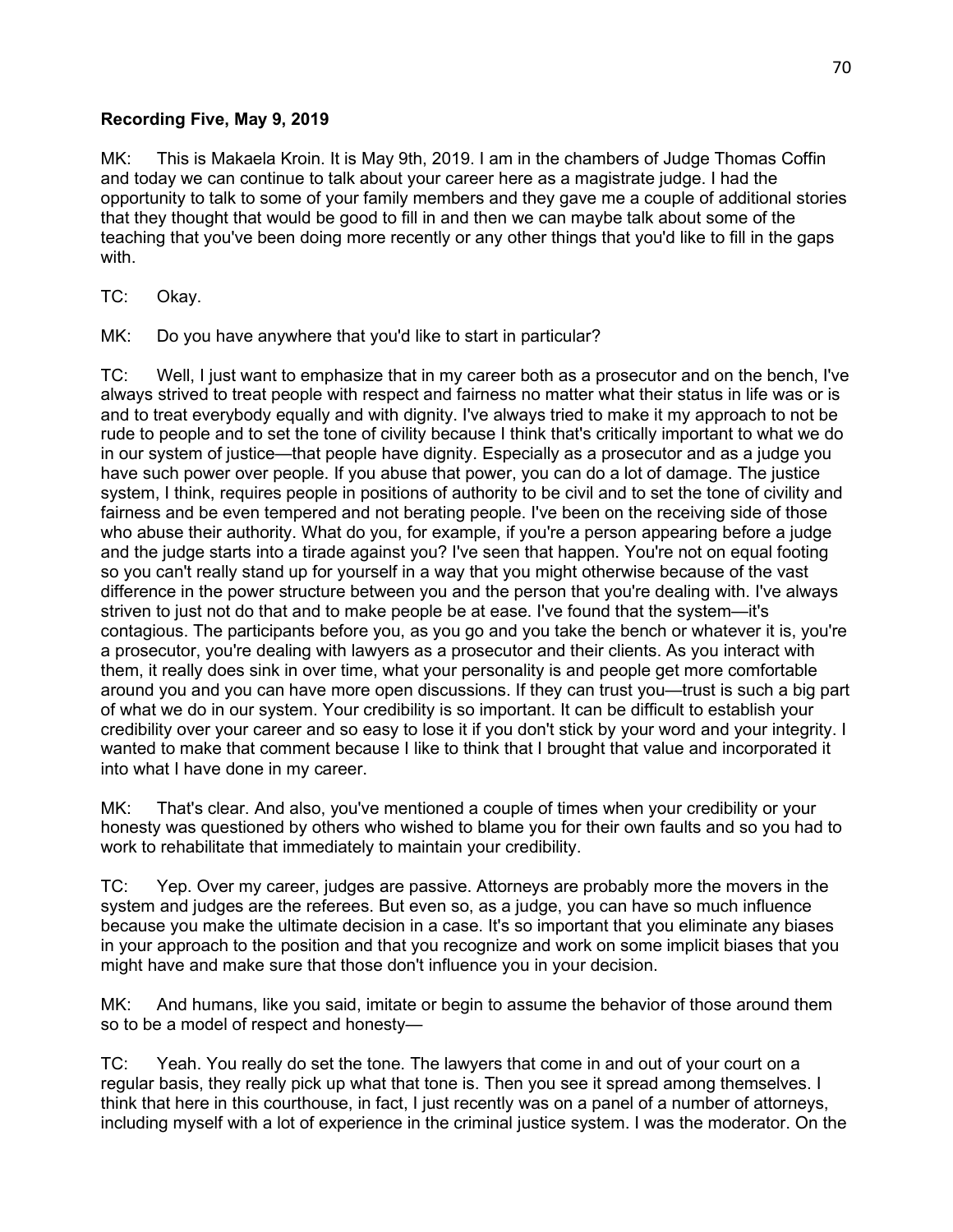**Recording Five, May 9, 2019**

MK: This is Makaela Kroin. It is May 9th, 2019. I am in the chambers of Judge Thomas Coffin and today we can continue to talk about your career here as a magistrate judge. I had the opportunity to talk to some of your family members and they gave me a couple of additional stories that they thought that would be good to fill in and then we can maybe talk about some of the teaching that you've been doing more recently or any other things that you'd like to fill in the gaps with.

TC: Okay.

MK: Do you have anywhere that you'd like to start in particular?

TC: Well, I just want to emphasize that in my career both as a prosecutor and on the bench, I've always strived to treat people with respect and fairness no matter what their status in life was or is and to treat everybody equally and with dignity. I've always tried to make it my approach to not be rude to people and to set the tone of civility because I think that's critically important to what we do in our system of justice—that people have dignity. Especially as a prosecutor and as a judge you have such power over people. If you abuse that power, you can do a lot of damage. The justice system, I think, requires people in positions of authority to be civil and to set the tone of civility and fairness and be even tempered and not berating people. I've been on the receiving side of those who abuse their authority. What do you, for example, if you're a person appearing before a judge and the judge starts into a tirade against you? I've seen that happen. You're not on equal footing so you can't really stand up for yourself in a way that you might otherwise because of the vast difference in the power structure between you and the person that you're dealing with. I've always striven to just not do that and to make people be at ease. I've found that the system—it's contagious. The participants before you, as you go and you take the bench or whatever it is, you're a prosecutor, you're dealing with lawyers as a prosecutor and their clients. As you interact with them, it really does sink in over time, what your personality is and people get more comfortable around you and you can have more open discussions. If they can trust you—trust is such a big part of what we do in our system. Your credibility is so important. It can be difficult to establish your credibility over your career and so easy to lose it if you don't stick by your word and your integrity. I wanted to make that comment because I like to think that I brought that value and incorporated it into what I have done in my career.

MK: That's clear. And also, you've mentioned a couple of times when your credibility or your honesty was questioned by others who wished to blame you for their own faults and so you had to work to rehabilitate that immediately to maintain your credibility.

TC: Yep. Over my career, judges are passive. Attorneys are probably more the movers in the system and judges are the referees. But even so, as a judge, you can have so much influence because you make the ultimate decision in a case. It's so important that you eliminate any biases in your approach to the position and that you recognize and work on some implicit biases that you might have and make sure that those don't influence you in your decision.

MK: And humans, like you said, imitate or begin to assume the behavior of those around them so to be a model of respect and honesty—

TC: Yeah. You really do set the tone. The lawyers that come in and out of your court on a regular basis, they really pick up what that tone is. Then you see it spread among themselves. I think that here in this courthouse, in fact, I just recently was on a panel of a number of attorneys, including myself with a lot of experience in the criminal justice system. I was the moderator. On the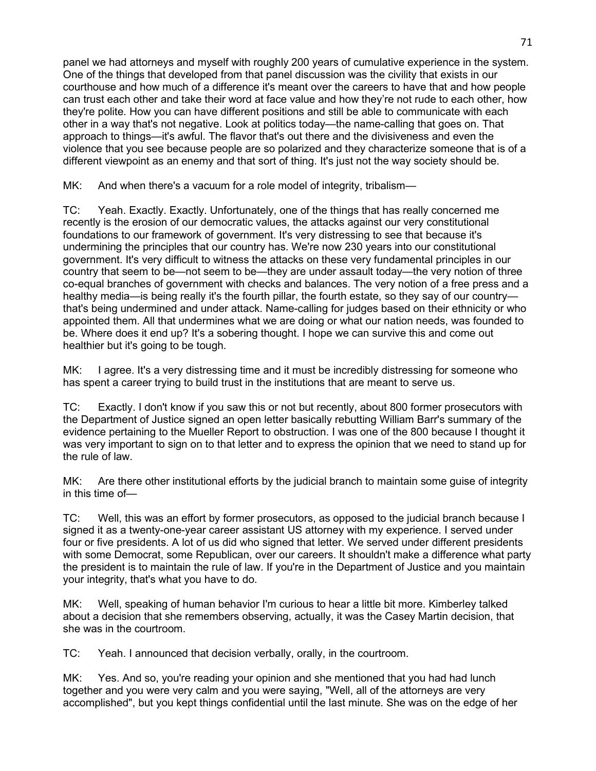panel we had attorneys and myself with roughly 200 years of cumulative experience in the system. One of the things that developed from that panel discussion was the civility that exists in our courthouse and how much of a difference it's meant over the careers to have that and how people can trust each other and take their word at face value and how they're not rude to each other, how they're polite. How you can have different positions and still be able to communicate with each other in a way that's not negative. Look at politics today—the name-calling that goes on. That approach to things—it's awful. The flavor that's out there and the divisiveness and even the violence that you see because people are so polarized and they characterize someone that is of a different viewpoint as an enemy and that sort of thing. It's just not the way society should be.

MK: And when there's a vacuum for a role model of integrity, tribalism—

TC: Yeah. Exactly. Exactly. Unfortunately, one of the things that has really concerned me recently is the erosion of our democratic values, the attacks against our very constitutional foundations to our framework of government. It's very distressing to see that because it's undermining the principles that our country has. We're now 230 years into our constitutional government. It's very difficult to witness the attacks on these very fundamental principles in our country that seem to be—not seem to be—they are under assault today—the very notion of three co-equal branches of government with checks and balances. The very notion of a free press and a healthy media—is being really it's the fourth pillar, the fourth estate, so they say of our country—that's being undermined and under attack. Name-calling for judges based on their ethnicity or who appointed them. All that undermines what we are doing or what our nation needs, was founded to be. Where does it end up? It's a sobering thought. I hope we can survive this and come out healthier but it's going to be tough.

MK: I agree. It's a very distressing time and it must be incredibly distressing for someone who has spent a career trying to build trust in the institutions that are meant to serve us.

TC: Exactly. I don't know if you saw this or not but recently, about 800 former prosecutors with the Department of Justice signed an open letter basically rebutting William Barr's summary of the evidence pertaining to the Mueller Report to obstruction. I was one of the 800 because I thought it was very important to sign on to that letter and to express the opinion that we need to stand up for the rule of law.

MK: Are there other institutional efforts by the judicial branch to maintain some guise of integrity in this time of—

TC: Well, this was an effort by former prosecutors, as opposed to the judicial branch because I signed it as a twenty-one-year career assistant US attorney with my experience. I served under four or five presidents. A lot of us did who signed that letter. We served under different presidents with some Democrat, some Republican, over our careers. It shouldn't make a difference what party the president is to maintain the rule of law. If you're in the Department of Justice and you maintain your integrity, that's what you have to do.

MK: Well, speaking of human behavior I'm curious to hear a little bit more. Kimberley talked about a decision that she remembers observing, actually, it was the Casey Martin decision, that she was in the courtroom.

TC: Yeah. I announced that decision verbally, orally, in the courtroom.

MK: Yes. And so, you're reading your opinion and she mentioned that you had had lunch together and you were very calm and you were saying, "Well, all of the attorneys are very accomplished", but you kept things confidential until the last minute. She was on the edge of her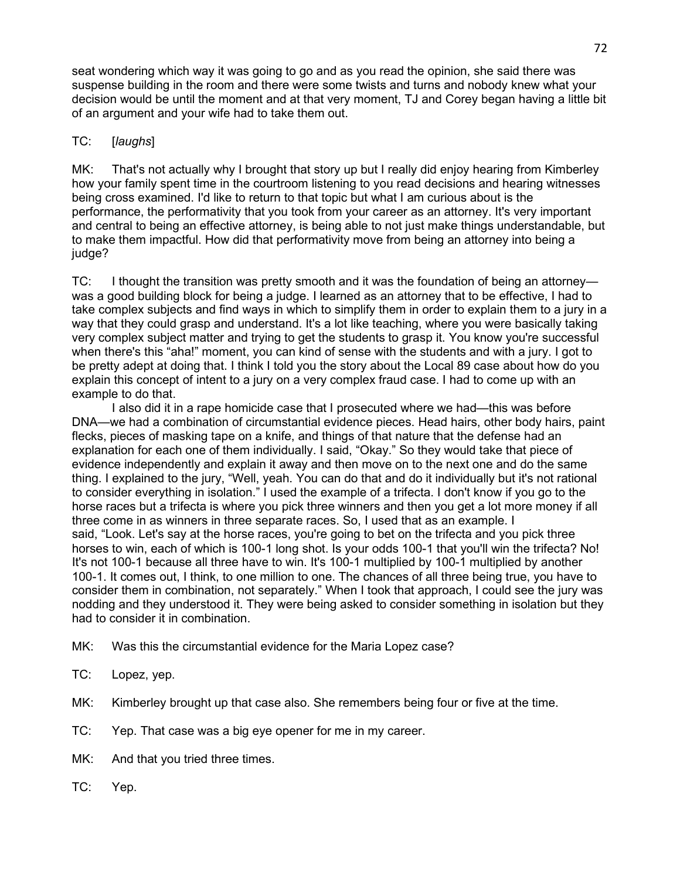seat wondering which way it was going to go and as you read the opinion, she said there was suspense building in the room and there were some twists and turns and nobody knew what your decision would be until the moment and at that very moment, TJ and Corey began having a little bit of an argument and your wife had to take them out.

TC: [*laughs*]

MK: That's not actually why I brought that story up but I really did enjoy hearing from Kimberley how your family spent time in the courtroom listening to you read decisions and hearing witnesses being cross examined. I'd like to return to that topic but what I am curious about is the performance, the performativity that you took from your career as an attorney. It's very important and central to being an effective attorney, is being able to not just make things understandable, but to make them impactful. How did that performativity move from being an attorney into being a judge?

TC: I thought the transition was pretty smooth and it was the foundation of being an attorney—was a good building block for being a judge. I learned as an attorney that to be effective, I had to take complex subjects and find ways in which to simplify them in order to explain them to a jury in a way that they could grasp and understand. It's a lot like teaching, where you were basically taking very complex subject matter and trying to get the students to grasp it. You know you're successful when there's this "aha!" moment, you can kind of sense with the students and with a jury. I got to be pretty adept at doing that. I think I told you the story about the Local 89 case about how do you explain this concept of intent to a jury on a very complex fraud case. I had to come up with an example to do that.

I also did it in a rape homicide case that I prosecuted where we had—this was before DNA—we had a combination of circumstantial evidence pieces. Head hairs, other body hairs, paint flecks, pieces of masking tape on a knife, and things of that nature that the defense had an explanation for each one of them individually. I said, "Okay." So they would take that piece of evidence independently and explain it away and then move on to the next one and do the same thing. I explained to the jury, "Well, yeah. You can do that and do it individually but it's not rational to consider everything in isolation." I used the example of a trifecta. I don't know if you go to the horse races but a trifecta is where you pick three winners and then you get a lot more money if all three come in as winners in three separate races. So, I used that as an example. I said, "Look. Let's say at the horse races, you're going to bet on the trifecta and you pick three horses to win, each of which is 100-1 long shot. Is your odds 100-1 that you'll win the trifecta? No! It's not 100-1 because all three have to win. It's 100-1 multiplied by 100-1 multiplied by another 100-1. It comes out, I think, to one million to one. The chances of all three being true, you have to consider them in combination, not separately." When I took that approach, I could see the jury was nodding and they understood it. They were being asked to consider something in isolation but they had to consider it in combination.

MK: Was this the circumstantial evidence for the Maria Lopez case?

TC: Lopez, yep.

MK: Kimberley brought up that case also. She remembers being four or five at the time.

TC: Yep. That case was a big eye opener for me in my career.

MK: And that you tried three times.

TC: Yep.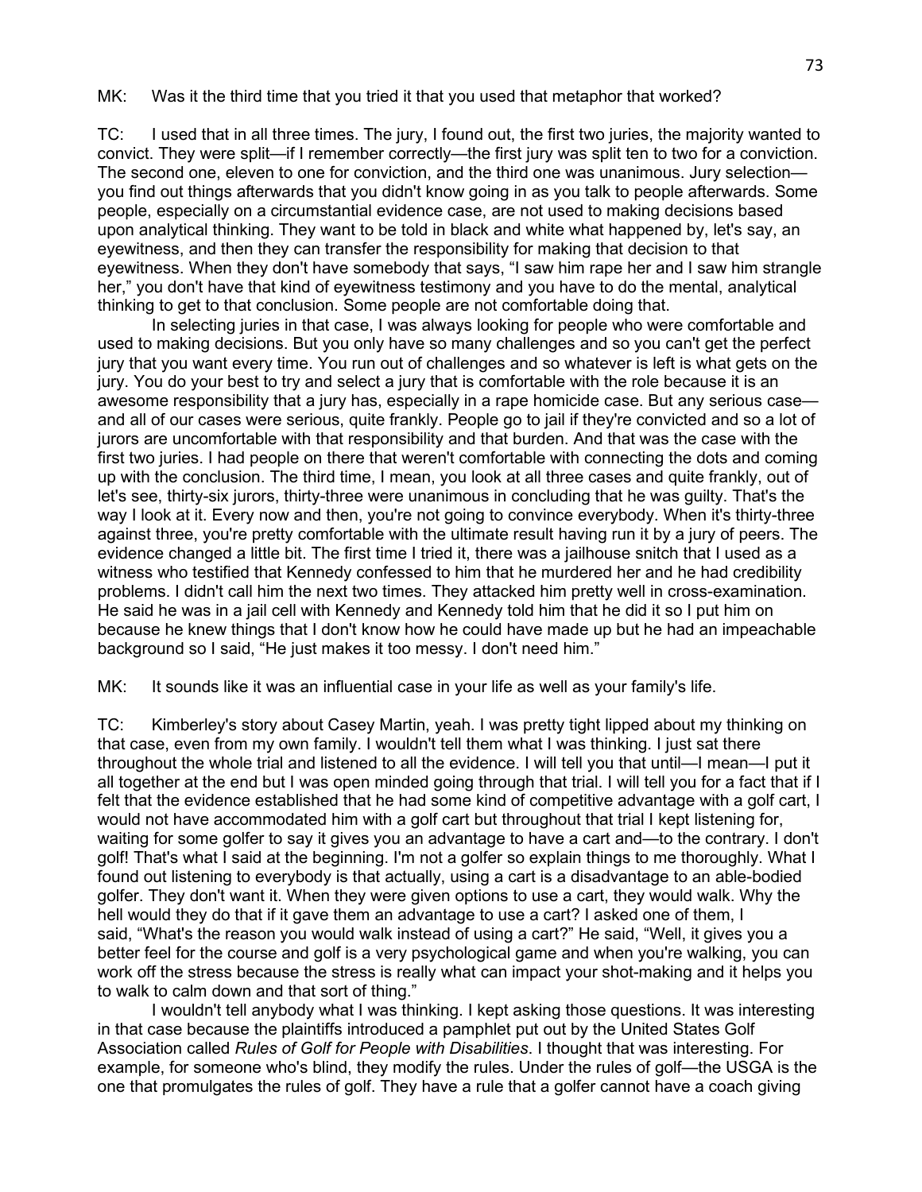MK: Was it the third time that you tried it that you used that metaphor that worked?

TC: I used that in all three times. The jury, I found out, the first two juries, the majority wanted to convict. They were split—if I remember correctly—the first jury was split ten to two for a conviction. The second one, eleven to one for conviction, and the third one was unanimous. Jury selection—you find out things afterwards that you didn't know going in as you talk to people afterwards. Some people, especially on a circumstantial evidence case, are not used to making decisions based upon analytical thinking. They want to be told in black and white what happened by, let's say, an eyewitness, and then they can transfer the responsibility for making that decision to that eyewitness. When they don't have somebody that says, "I saw him rape her and I saw him strangle her," you don't have that kind of eyewitness testimony and you have to do the mental, analytical thinking to get to that conclusion. Some people are not comfortable doing that.

In selecting juries in that case, I was always looking for people who were comfortable and used to making decisions. But you only have so many challenges and so you can't get the perfect jury that you want every time. You run out of challenges and so whatever is left is what gets on the jury. You do your best to try and select a jury that is comfortable with the role because it is an awesome responsibility that a jury has, especially in a rape homicide case. But any serious case—and all of our cases were serious, quite frankly. People go to jail if they're convicted and so a lot of jurors are uncomfortable with that responsibility and that burden. And that was the case with the first two juries. I had people on there that weren't comfortable with connecting the dots and coming up with the conclusion. The third time, I mean, you look at all three cases and quite frankly, out of let's see, thirty-six jurors, thirty-three were unanimous in concluding that he was guilty. That's the way I look at it. Every now and then, you're not going to convince everybody. When it's thirty-three against three, you're pretty comfortable with the ultimate result having run it by a jury of peers. The evidence changed a little bit. The first time I tried it, there was a jailhouse snitch that I used as a witness who testified that Kennedy confessed to him that he murdered her and he had credibility problems. I didn't call him the next two times. They attacked him pretty well in cross-examination. He said he was in a jail cell with Kennedy and Kennedy told him that he did it so I put him on because he knew things that I don't know how he could have made up but he had an impeachable background so I said, "He just makes it too messy. I don't need him."

MK: It sounds like it was an influential case in your life as well as your family's life.

TC: Kimberley's story about Casey Martin, yeah. I was pretty tight lipped about my thinking on that case, even from my own family. I wouldn't tell them what I was thinking. I just sat there throughout the whole trial and listened to all the evidence. I will tell you that until—I mean—I put it all together at the end but I was open minded going through that trial. I will tell you for a fact that if I felt that the evidence established that he had some kind of competitive advantage with a golf cart, I would not have accommodated him with a golf cart but throughout that trial I kept listening for, waiting for some golfer to say it gives you an advantage to have a cart and—to the contrary. I don't golf! That's what I said at the beginning. I'm not a golfer so explain things to me thoroughly. What I found out listening to everybody is that actually, using a cart is a disadvantage to an able-bodied golfer. They don't want it. When they were given options to use a cart, they would walk. Why the hell would they do that if it gave them an advantage to use a cart? I asked one of them, I said, "What's the reason you would walk instead of using a cart?" He said, "Well, it gives you a better feel for the course and golf is a very psychological game and when you're walking, you can work off the stress because the stress is really what can impact your shot-making and it helps you to walk to calm down and that sort of thing."

I wouldn't tell anybody what I was thinking. I kept asking those questions. It was interesting in that case because the plaintiffs introduced a pamphlet put out by the United States Golf Association called *Rules of Golf for People with Disabilities*. I thought that was interesting. For example, for someone who's blind, they modify the rules. Under the rules of golf—the USGA is the one that promulgates the rules of golf. They have a rule that a golfer cannot have a coach giving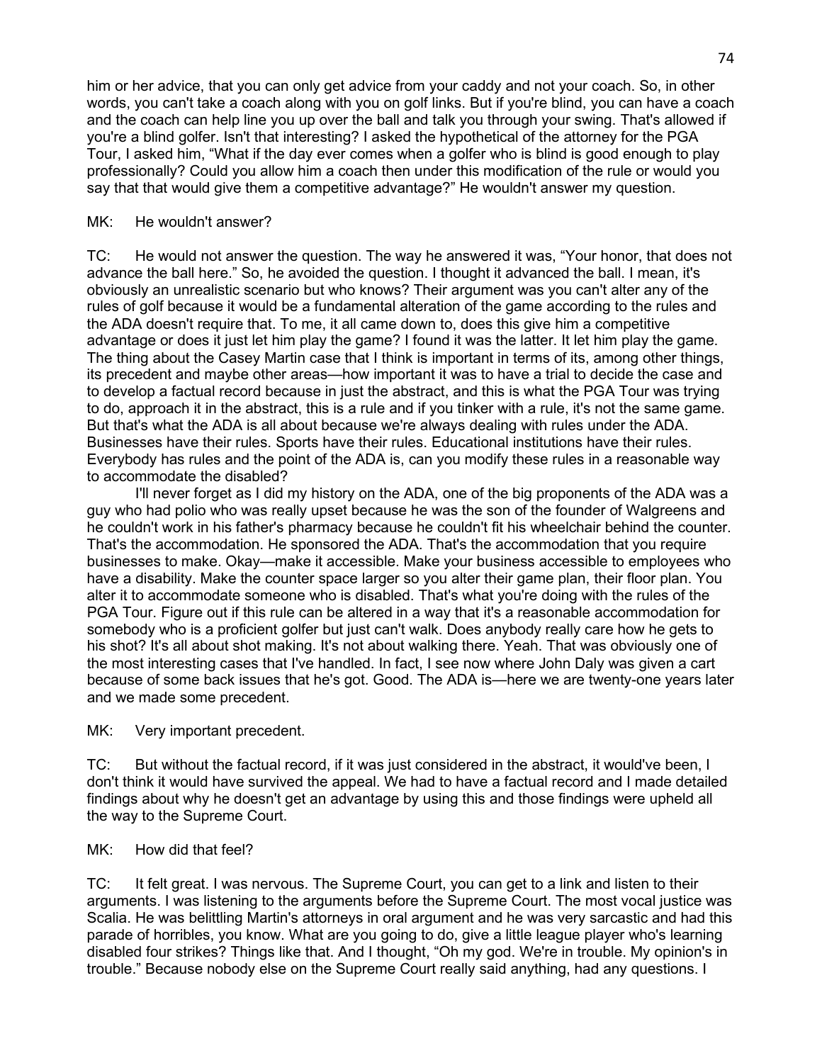him or her advice, that you can only get advice from your caddy and not your coach. So, in other words, you can't take a coach along with you on golf links. But if you're blind, you can have a coach and the coach can help line you up over the ball and talk you through your swing. That's allowed if you're a blind golfer. Isn't that interesting? I asked the hypothetical of the attorney for the PGA Tour, I asked him, "What if the day ever comes when a golfer who is blind is good enough to play professionally? Could you allow him a coach then under this modification of the rule or would you say that that would give them a competitive advantage?" He wouldn't answer my question.

MK: He wouldn't answer?

TC: He would not answer the question. The way he answered it was, "Your honor, that does not advance the ball here." So, he avoided the question. I thought it advanced the ball. I mean, it's obviously an unrealistic scenario but who knows? Their argument was you can't alter any of the rules of golf because it would be a fundamental alteration of the game according to the rules and the ADA doesn't require that. To me, it all came down to, does this give him a competitive advantage or does it just let him play the game? I found it was the latter. It let him play the game. The thing about the Casey Martin case that I think is important in terms of its, among other things, its precedent and maybe other areas—how important it was to have a trial to decide the case and to develop a factual record because in just the abstract, and this is what the PGA Tour was trying to do, approach it in the abstract, this is a rule and if you tinker with a rule, it's not the same game. But that's what the ADA is all about because we're always dealing with rules under the ADA. Businesses have their rules. Sports have their rules. Educational institutions have their rules. Everybody has rules and the point of the ADA is, can you modify these rules in a reasonable way to accommodate the disabled?

I'll never forget as I did my history on the ADA, one of the big proponents of the ADA was a guy who had polio who was really upset because he was the son of the founder of Walgreens and he couldn't work in his father's pharmacy because he couldn't fit his wheelchair behind the counter. That's the accommodation. He sponsored the ADA. That's the accommodation that you require businesses to make. Okay—make it accessible. Make your business accessible to employees who have a disability. Make the counter space larger so you alter their game plan, their floor plan. You alter it to accommodate someone who is disabled. That's what you're doing with the rules of the PGA Tour. Figure out if this rule can be altered in a way that it's a reasonable accommodation for somebody who is a proficient golfer but just can't walk. Does anybody really care how he gets to his shot? It's all about shot making. It's not about walking there. Yeah. That was obviously one of the most interesting cases that I've handled. In fact, I see now where John Daly was given a cart because of some back issues that he's got. Good. The ADA is—here we are twenty-one years later and we made some precedent.

MK: Very important precedent.

TC: But without the factual record, if it was just considered in the abstract, it would've been, I don't think it would have survived the appeal. We had to have a factual record and I made detailed findings about why he doesn't get an advantage by using this and those findings were upheld all the way to the Supreme Court.

MK: How did that feel?

TC: It felt great. I was nervous. The Supreme Court, you can get to a link and listen to their arguments. I was listening to the arguments before the Supreme Court. The most vocal justice was Scalia. He was belittling Martin's attorneys in oral argument and he was very sarcastic and had this parade of horribles, you know. What are you going to do, give a little league player who's learning disabled four strikes? Things like that. And I thought, "Oh my god. We're in trouble. My opinion's in trouble." Because nobody else on the Supreme Court really said anything, had any questions. I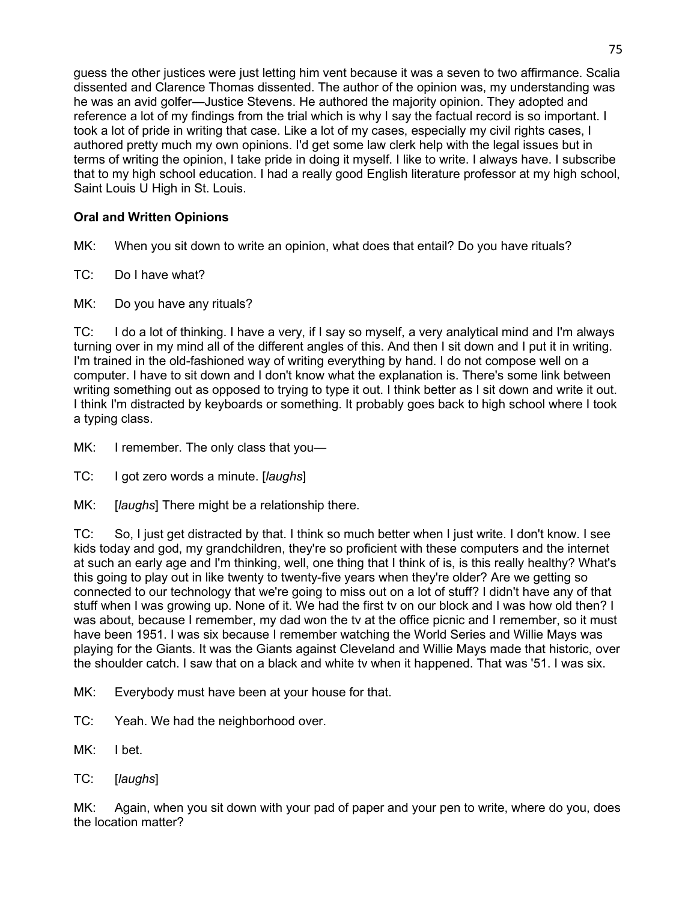guess the other justices were just letting him vent because it was a seven to two affirmance. Scalia dissented and Clarence Thomas dissented. The author of the opinion was, my understanding was he was an avid golfer—Justice Stevens. He authored the majority opinion. They adopted and reference a lot of my findings from the trial which is why I say the factual record is so important. I took a lot of pride in writing that case. Like a lot of my cases, especially my civil rights cases, I authored pretty much my own opinions. I'd get some law clerk help with the legal issues but in terms of writing the opinion, I take pride in doing it myself. I like to write. I always have. I subscribe that to my high school education. I had a really good English literature professor at my high school, Saint Louis U High in St. Louis.

**Oral and Written Opinions**

MK: When you sit down to write an opinion, what does that entail? Do you have rituals?

TC: Do I have what?

MK: Do you have any rituals?

TC: I do a lot of thinking. I have a very, if I say so myself, a very analytical mind and I'm always turning over in my mind all of the different angles of this. And then I sit down and I put it in writing. I'm trained in the old-fashioned way of writing everything by hand. I do not compose well on a computer. I have to sit down and I don't know what the explanation is. There's some link between writing something out as opposed to trying to type it out. I think better as I sit down and write it out. I think I'm distracted by keyboards or something. It probably goes back to high school where I took a typing class.

MK: I remember. The only class that you—

TC: I got zero words a minute. [*laughs*]

MK: [*laughs*] There might be a relationship there.

TC: So, I just get distracted by that. I think so much better when I just write. I don't know. I see kids today and god, my grandchildren, they're so proficient with these computers and the internet at such an early age and I'm thinking, well, one thing that I think of is, is this really healthy? What's this going to play out in like twenty to twenty-five years when they're older? Are we getting so connected to our technology that we're going to miss out on a lot of stuff? I didn't have any of that stuff when I was growing up. None of it. We had the first tv on our block and I was how old then? I was about, because I remember, my dad won the tv at the office picnic and I remember, so it must have been 1951. I was six because I remember watching the World Series and Willie Mays was playing for the Giants. It was the Giants against Cleveland and Willie Mays made that historic, over the shoulder catch. I saw that on a black and white tv when it happened. That was '51. I was six.

MK: Everybody must have been at your house for that.

TC: Yeah. We had the neighborhood over.

MK: I bet.

TC: [*laughs*]

MK: Again, when you sit down with your pad of paper and your pen to write, where do you, does the location matter?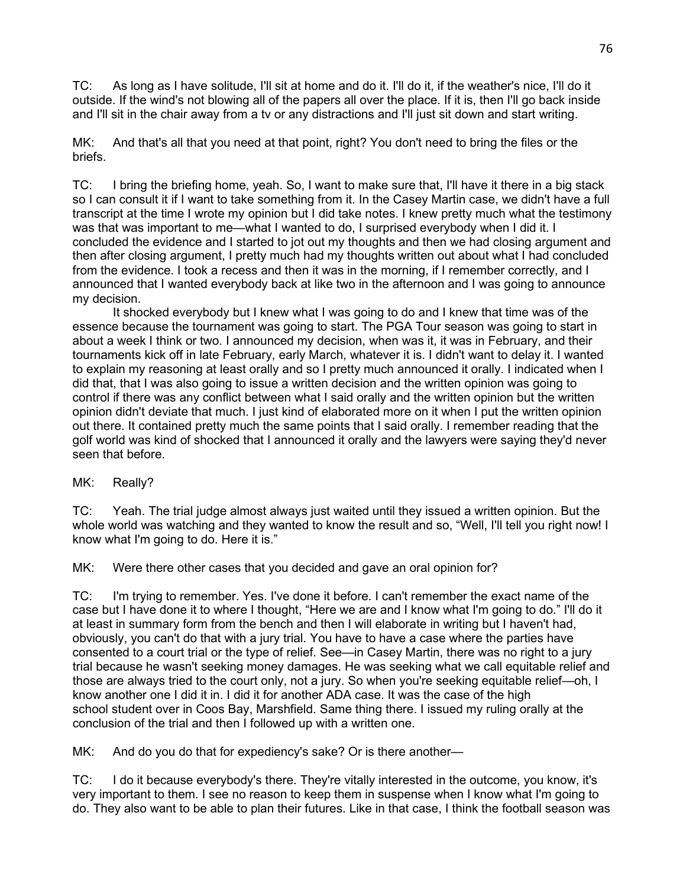TC: As long as I have solitude, I'll sit at home and do it. I'll do it, if the weather's nice, I'll do it outside. If the wind's not blowing all of the papers all over the place. If it is, then I'll go back inside and I'll sit in the chair away from a tv or any distractions and I'll just sit down and start writing.

MK: And that's all that you need at that point, right? You don't need to bring the files or the briefs.

TC: I bring the briefing home, yeah. So, I want to make sure that, I'll have it there in a big stack so I can consult it if I want to take something from it. In the Casey Martin case, we didn't have a full transcript at the time I wrote my opinion but I did take notes. I knew pretty much what the testimony was that was important to me—what I wanted to do, I surprised everybody when I did it. I concluded the evidence and I started to jot out my thoughts and then we had closing argument and then after closing argument, I pretty much had my thoughts written out about what I had concluded from the evidence. I took a recess and then it was in the morning, if I remember correctly, and I announced that I wanted everybody back at like two in the afternoon and I was going to announce my decision.

It shocked everybody but I knew what I was going to do and I knew that time was of the essence because the tournament was going to start. The PGA Tour season was going to start in about a week I think or two. I announced my decision, when was it, it was in February, and their tournaments kick off in late February, early March, whatever it is. I didn't want to delay it. I wanted to explain my reasoning at least orally and so I pretty much announced it orally. I indicated when I did that, that I was also going to issue a written decision and the written opinion was going to control if there was any conflict between what I said orally and the written opinion but the written opinion didn't deviate that much. I just kind of elaborated more on it when I put the written opinion out there. It contained pretty much the same points that I said orally. I remember reading that the golf world was kind of shocked that I announced it orally and the lawyers were saying they'd never seen that before.

MK: Really?

TC: Yeah. The trial judge almost always just waited until they issued a written opinion. But the whole world was watching and they wanted to know the result and so, "Well, I'll tell you right now! I know what I'm going to do. Here it is."

MK: Were there other cases that you decided and gave an oral opinion for?

TC: I'm trying to remember. Yes. I've done it before. I can't remember the exact name of the case but I have done it to where I thought, "Here we are and I know what I'm going to do." I'll do it at least in summary form from the bench and then I will elaborate in writing but I haven't had, obviously, you can't do that with a jury trial. You have to have a case where the parties have consented to a court trial or the type of relief. See—in Casey Martin, there was no right to a jury trial because he wasn't seeking money damages. He was seeking what we call equitable relief and those are always tried to the court only, not a jury. So when you're seeking equitable relief—oh, I know another one I did it in. I did it for another ADA case. It was the case of the high school student over in Coos Bay, Marshfield. Same thing there. I issued my ruling orally at the conclusion of the trial and then I followed up with a written one.

MK: And do you do that for expediency's sake? Or is there another—

TC: I do it because everybody's there. They're vitally interested in the outcome, you know, it's very important to them. I see no reason to keep them in suspense when I know what I'm going to do. They also want to be able to plan their futures. Like in that case, I think the football season was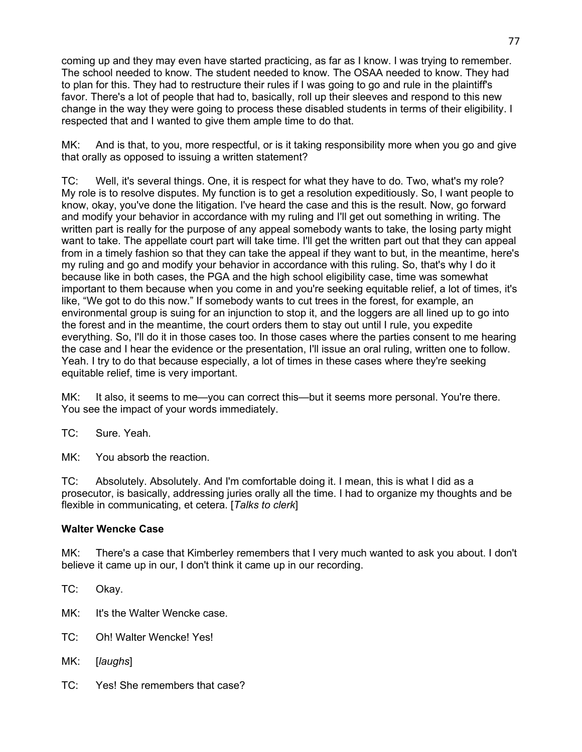coming up and they may even have started practicing, as far as I know. I was trying to remember. The school needed to know. The student needed to know. The OSAA needed to know. They had to plan for this. They had to restructure their rules if I was going to go and rule in the plaintiff's favor. There's a lot of people that had to, basically, roll up their sleeves and respond to this new change in the way they were going to process these disabled students in terms of their eligibility. I respected that and I wanted to give them ample time to do that.

MK: And is that, to you, more respectful, or is it taking responsibility more when you go and give that orally as opposed to issuing a written statement?

TC: Well, it's several things. One, it is respect for what they have to do. Two, what's my role? My role is to resolve disputes. My function is to get a resolution expeditiously. So, I want people to know, okay, you've done the litigation. I've heard the case and this is the result. Now, go forward and modify your behavior in accordance with my ruling and I'll get out something in writing. The written part is really for the purpose of any appeal somebody wants to take, the losing party might want to take. The appellate court part will take time. I'll get the written part out that they can appeal from in a timely fashion so that they can take the appeal if they want to but, in the meantime, here's my ruling and go and modify your behavior in accordance with this ruling. So, that's why I do it because like in both cases, the PGA and the high school eligibility case, time was somewhat important to them because when you come in and you're seeking equitable relief, a lot of times, it's like, "We got to do this now." If somebody wants to cut trees in the forest, for example, an environmental group is suing for an injunction to stop it, and the loggers are all lined up to go into the forest and in the meantime, the court orders them to stay out until I rule, you expedite everything. So, I'll do it in those cases too. In those cases where the parties consent to me hearing the case and I hear the evidence or the presentation, I'll issue an oral ruling, written one to follow. Yeah. I try to do that because especially, a lot of times in these cases where they're seeking equitable relief, time is very important.

MK: It also, it seems to me—you can correct this—but it seems more personal. You're there. You see the impact of your words immediately.

TC: Sure. Yeah.

MK: You absorb the reaction.

TC: Absolutely. Absolutely. And I'm comfortable doing it. I mean, this is what I did as a prosecutor, is basically, addressing juries orally all the time. I had to organize my thoughts and be flexible in communicating, et cetera. [*Talks to clerk*]

**Walter Wencke Case**

MK: There's a case that Kimberley remembers that I very much wanted to ask you about. I don't believe it came up in our, I don't think it came up in our recording.

TC: Okay.

MK: It's the Walter Wencke case.

TC: Oh! Walter Wencke! Yes!

MK: [*laughs*]

TC: Yes! She remembers that case?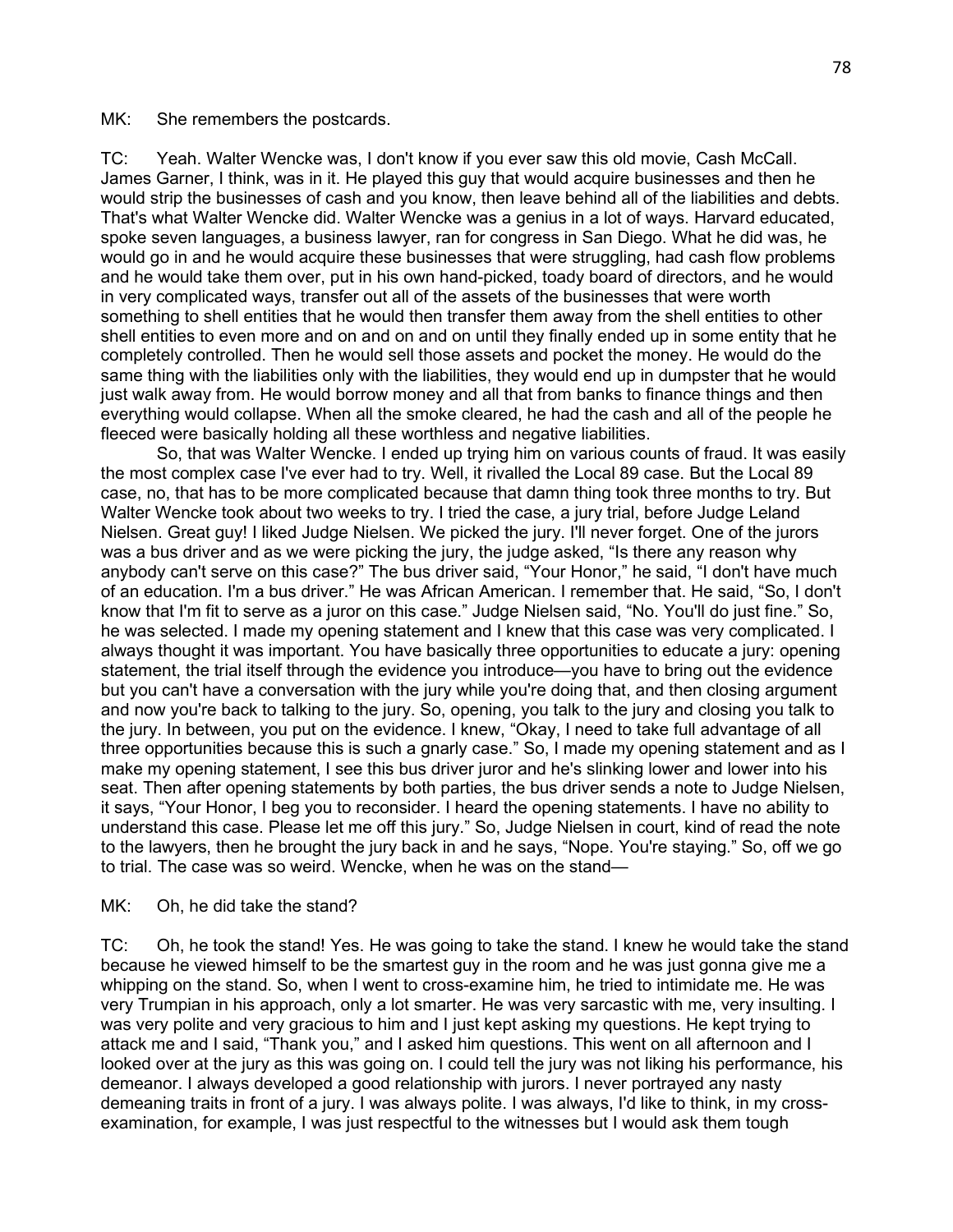MK: She remembers the postcards.

TC: Yeah. Walter Wencke was, I don't know if you ever saw this old movie, Cash McCall. James Garner, I think, was in it. He played this guy that would acquire businesses and then he would strip the businesses of cash and you know, then leave behind all of the liabilities and debts. That's what Walter Wencke did. Walter Wencke was a genius in a lot of ways. Harvard educated, spoke seven languages, a business lawyer, ran for congress in San Diego. What he did was, he would go in and he would acquire these businesses that were struggling, had cash flow problems and he would take them over, put in his own hand-picked, toady board of directors, and he would in very complicated ways, transfer out all of the assets of the businesses that were worth something to shell entities that he would then transfer them away from the shell entities to other shell entities to even more and on and on and on until they finally ended up in some entity that he completely controlled. Then he would sell those assets and pocket the money. He would do the same thing with the liabilities only with the liabilities, they would end up in dumpster that he would just walk away from. He would borrow money and all that from banks to finance things and then everything would collapse. When all the smoke cleared, he had the cash and all of the people he fleeced were basically holding all these worthless and negative liabilities.

So, that was Walter Wencke. I ended up trying him on various counts of fraud. It was easily the most complex case I've ever had to try. Well, it rivalled the Local 89 case. But the Local 89 case, no, that has to be more complicated because that damn thing took three months to try. But Walter Wencke took about two weeks to try. I tried the case, a jury trial, before Judge Leland Nielsen. Great guy! I liked Judge Nielsen. We picked the jury. I'll never forget. One of the jurors was a bus driver and as we were picking the jury, the judge asked, "Is there any reason why anybody can't serve on this case?" The bus driver said, "Your Honor," he said, "I don't have much of an education. I'm a bus driver." He was African American. I remember that. He said, "So, I don't know that I'm fit to serve as a juror on this case." Judge Nielsen said, "No. You'll do just fine." So, he was selected. I made my opening statement and I knew that this case was very complicated. I always thought it was important. You have basically three opportunities to educate a jury: opening statement, the trial itself through the evidence you introduce—you have to bring out the evidence but you can't have a conversation with the jury while you're doing that, and then closing argument and now you're back to talking to the jury. So, opening, you talk to the jury and closing you talk to the jury. In between, you put on the evidence. I knew, "Okay, I need to take full advantage of all three opportunities because this is such a gnarly case." So, I made my opening statement and as I make my opening statement, I see this bus driver juror and he's slinking lower and lower into his seat. Then after opening statements by both parties, the bus driver sends a note to Judge Nielsen, it says, "Your Honor, I beg you to reconsider. I heard the opening statements. I have no ability to understand this case. Please let me off this jury." So, Judge Nielsen in court, kind of read the note to the lawyers, then he brought the jury back in and he says, "Nope. You're staying." So, off we go to trial. The case was so weird. Wencke, when he was on the stand—

MK: Oh, he did take the stand?

TC: Oh, he took the stand! Yes. He was going to take the stand. I knew he would take the stand because he viewed himself to be the smartest guy in the room and he was just gonna give me a whipping on the stand. So, when I went to cross-examine him, he tried to intimidate me. He was very Trumpian in his approach, only a lot smarter. He was very sarcastic with me, very insulting. I was very polite and very gracious to him and I just kept asking my questions. He kept trying to attack me and I said, "Thank you," and I asked him questions. This went on all afternoon and I looked over at the jury as this was going on. I could tell the jury was not liking his performance, his demeanor. I always developed a good relationship with jurors. I never portrayed any nasty demeaning traits in front of a jury. I was always polite. I was always, I'd like to think, in my cross-examination, for example, I was just respectful to the witnesses but I would ask them tough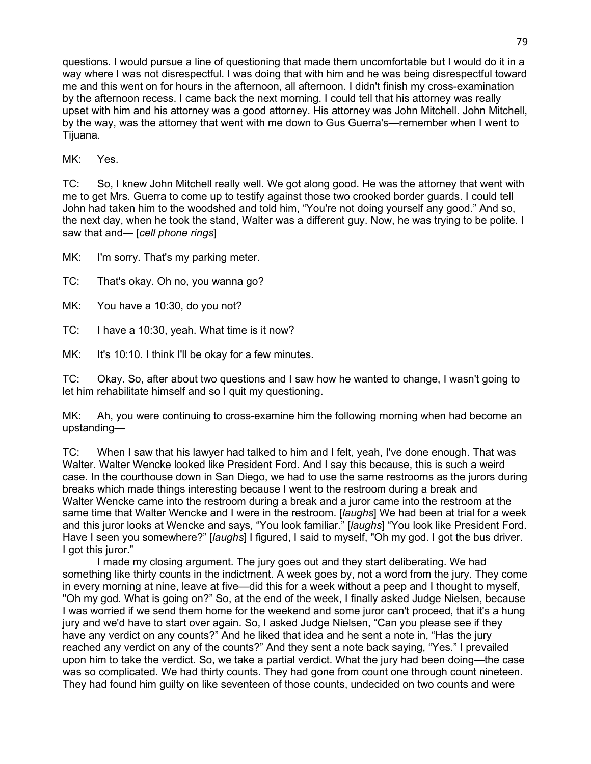questions. I would pursue a line of questioning that made them uncomfortable but I would do it in a way where I was not disrespectful. I was doing that with him and he was being disrespectful toward me and this went on for hours in the afternoon, all afternoon. I didn't finish my cross-examination by the afternoon recess. I came back the next morning. I could tell that his attorney was really upset with him and his attorney was a good attorney. His attorney was John Mitchell. John Mitchell, by the way, was the attorney that went with me down to Gus Guerra's—remember when I went to Tijuana.

MK: Yes.

TC: So, I knew John Mitchell really well. We got along good. He was the attorney that went with me to get Mrs. Guerra to come up to testify against those two crooked border guards. I could tell John had taken him to the woodshed and told him, "You're not doing yourself any good." And so, the next day, when he took the stand, Walter was a different guy. Now, he was trying to be polite. I saw that and— [*cell phone rings*]

MK: I'm sorry. That's my parking meter.

TC: That's okay. Oh no, you wanna go?

MK: You have a 10:30, do you not?

TC: I have a 10:30, yeah. What time is it now?

MK: It's 10:10. I think I'll be okay for a few minutes.

TC: Okay. So, after about two questions and I saw how he wanted to change, I wasn't going to let him rehabilitate himself and so I quit my questioning.

MK: Ah, you were continuing to cross-examine him the following morning when had become an upstanding—

TC: When I saw that his lawyer had talked to him and I felt, yeah, I've done enough. That was Walter. Walter Wencke looked like President Ford. And I say this because, this is such a weird case. In the courthouse down in San Diego, we had to use the same restrooms as the jurors during breaks which made things interesting because I went to the restroom during a break and Walter Wencke came into the restroom during a break and a juror came into the restroom at the same time that Walter Wencke and I were in the restroom. [*laughs*] We had been at trial for a week and this juror looks at Wencke and says, "You look familiar." [*laughs*] "You look like President Ford. Have I seen you somewhere?" [*laughs*] I figured, I said to myself, "Oh my god. I got the bus driver. I got this juror."

I made my closing argument. The jury goes out and they start deliberating. We had something like thirty counts in the indictment. A week goes by, not a word from the jury. They come in every morning at nine, leave at five—did this for a week without a peep and I thought to myself, "Oh my god. What is going on?" So, at the end of the week, I finally asked Judge Nielsen, because I was worried if we send them home for the weekend and some juror can't proceed, that it's a hung jury and we'd have to start over again. So, I asked Judge Nielsen, "Can you please see if they have any verdict on any counts?" And he liked that idea and he sent a note in, "Has the jury reached any verdict on any of the counts?" And they sent a note back saying, "Yes." I prevailed upon him to take the verdict. So, we take a partial verdict. What the jury had been doing—the case was so complicated. We had thirty counts. They had gone from count one through count nineteen. They had found him guilty on like seventeen of those counts, undecided on two counts and were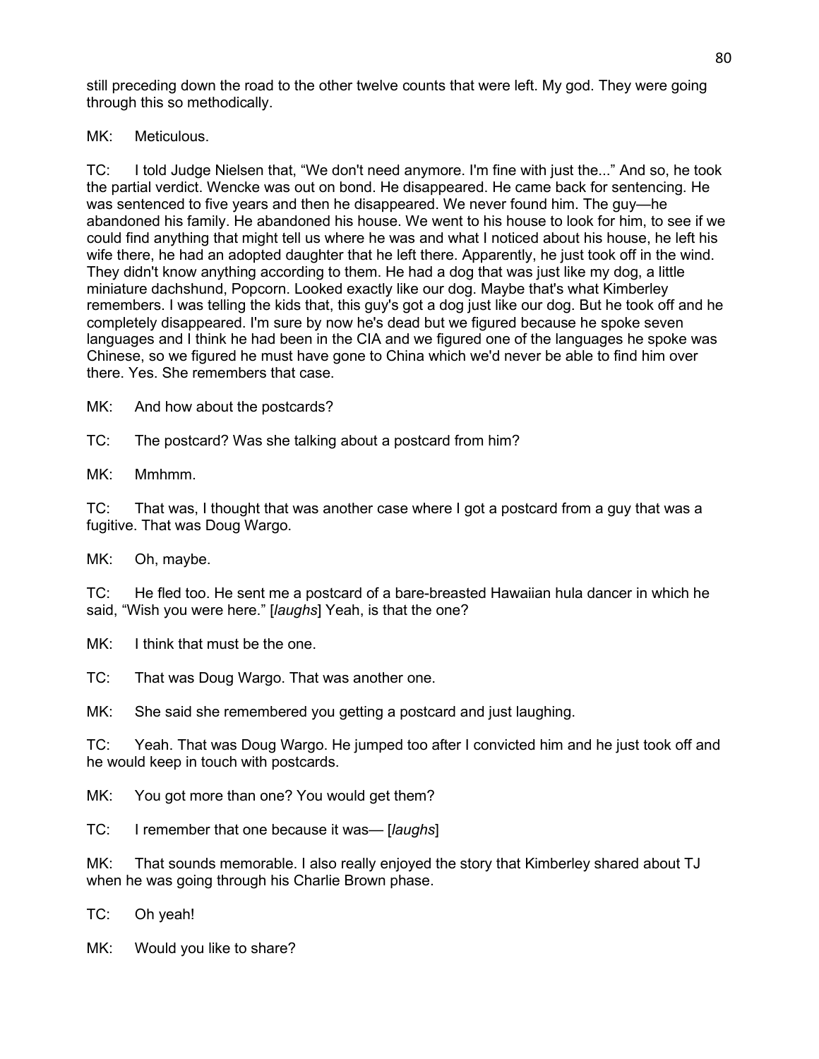still preceding down the road to the other twelve counts that were left. My god. They were going through this so methodically.

MK: Meticulous.

TC: I told Judge Nielsen that, "We don't need anymore. I'm fine with just the..." And so, he took the partial verdict. Wencke was out on bond. He disappeared. He came back for sentencing. He was sentenced to five years and then he disappeared. We never found him. The guy—he abandoned his family. He abandoned his house. We went to his house to look for him, to see if we could find anything that might tell us where he was and what I noticed about his house, he left his wife there, he had an adopted daughter that he left there. Apparently, he just took off in the wind. They didn't know anything according to them. He had a dog that was just like my dog, a little miniature dachshund, Popcorn. Looked exactly like our dog. Maybe that's what Kimberley remembers. I was telling the kids that, this guy's got a dog just like our dog. But he took off and he completely disappeared. I'm sure by now he's dead but we figured because he spoke seven languages and I think he had been in the CIA and we figured one of the languages he spoke was Chinese, so we figured he must have gone to China which we'd never be able to find him over there. Yes. She remembers that case.

MK: And how about the postcards?

TC: The postcard? Was she talking about a postcard from him?

MK: Mmhmm.

TC: That was, I thought that was another case where I got a postcard from a guy that was a fugitive. That was Doug Wargo.

MK: Oh, maybe.

TC: He fled too. He sent me a postcard of a bare-breasted Hawaiian hula dancer in which he said, "Wish you were here." [*laughs*] Yeah, is that the one?

MK: I think that must be the one.

TC: That was Doug Wargo. That was another one.

MK: She said she remembered you getting a postcard and just laughing.

TC: Yeah. That was Doug Wargo. He jumped too after I convicted him and he just took off and he would keep in touch with postcards.

MK: You got more than one? You would get them?

TC: I remember that one because it was— [*laughs*]

MK: That sounds memorable. I also really enjoyed the story that Kimberley shared about TJ when he was going through his Charlie Brown phase.

TC: Oh yeah!

MK: Would you like to share?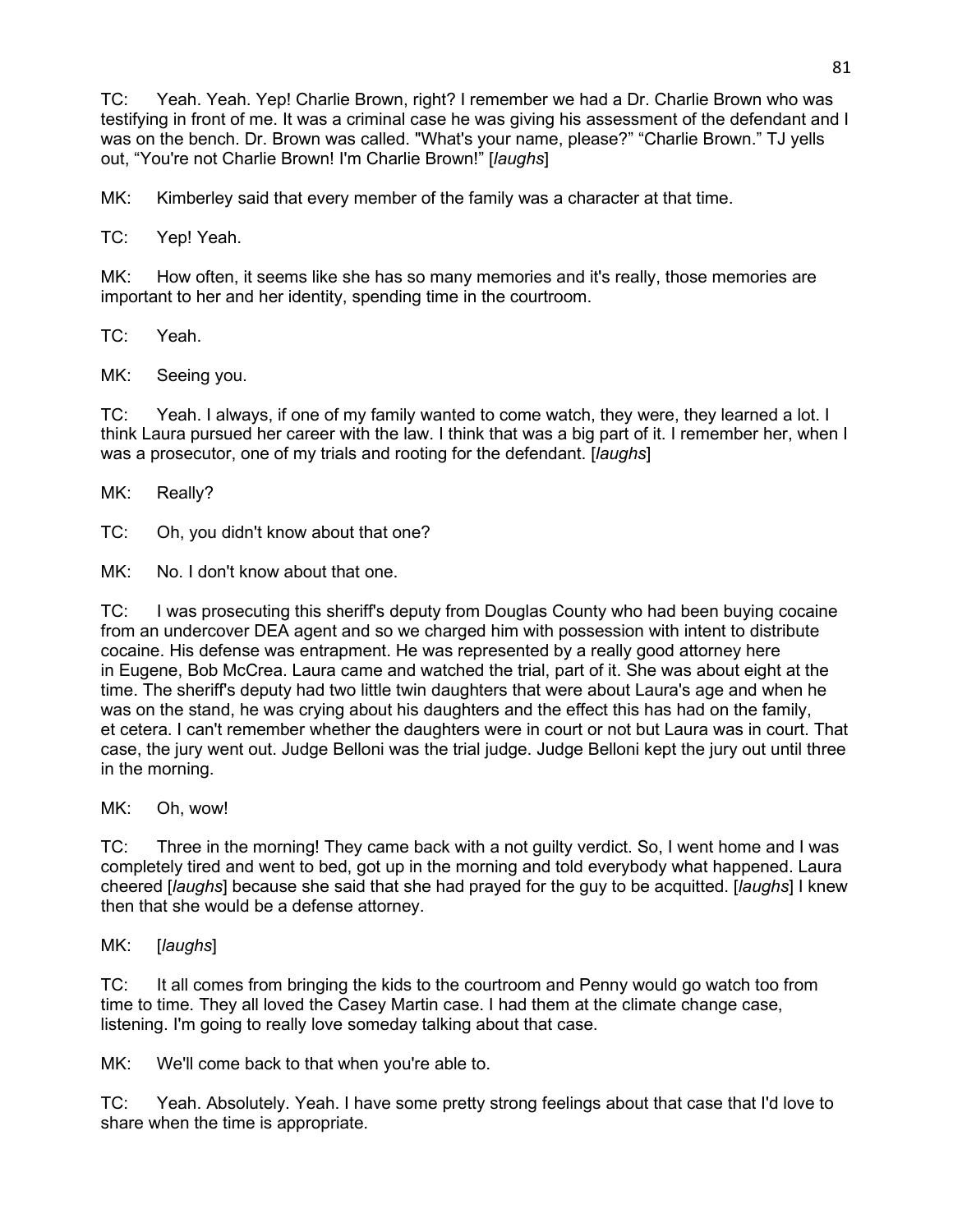TC: Yeah. Yeah. Yep! Charlie Brown, right? I remember we had a Dr. Charlie Brown who was testifying in front of me. It was a criminal case he was giving his assessment of the defendant and I was on the bench. Dr. Brown was called. "What's your name, please?" "Charlie Brown." TJ yells out, "You're not Charlie Brown! I'm Charlie Brown!" [*laughs*]

MK: Kimberley said that every member of the family was a character at that time.

TC: Yep! Yeah.

MK: How often, it seems like she has so many memories and it's really, those memories are important to her and her identity, spending time in the courtroom.

TC: Yeah.

MK: Seeing you.

TC: Yeah. I always, if one of my family wanted to come watch, they were, they learned a lot. I think Laura pursued her career with the law. I think that was a big part of it. I remember her, when I was a prosecutor, one of my trials and rooting for the defendant. [*laughs*]

MK: Really?

TC: Oh, you didn't know about that one?

MK: No. I don't know about that one.

TC: I was prosecuting this sheriff's deputy from Douglas County who had been buying cocaine from an undercover DEA agent and so we charged him with possession with intent to distribute cocaine. His defense was entrapment. He was represented by a really good attorney here in Eugene, Bob McCrea. Laura came and watched the trial, part of it. She was about eight at the time. The sheriff's deputy had two little twin daughters that were about Laura's age and when he was on the stand, he was crying about his daughters and the effect this has had on the family, et cetera. I can't remember whether the daughters were in court or not but Laura was in court. That case, the jury went out. Judge Belloni was the trial judge. Judge Belloni kept the jury out until three in the morning.

MK: Oh, wow!

TC: Three in the morning! They came back with a not guilty verdict. So, I went home and I was completely tired and went to bed, got up in the morning and told everybody what happened. Laura cheered [*laughs*] because she said that she had prayed for the guy to be acquitted. [*laughs*] I knew then that she would be a defense attorney.

MK: [*laughs*]

TC: It all comes from bringing the kids to the courtroom and Penny would go watch too from time to time. They all loved the Casey Martin case. I had them at the climate change case, listening. I'm going to really love someday talking about that case.

MK: We'll come back to that when you're able to.

TC: Yeah. Absolutely. Yeah. I have some pretty strong feelings about that case that I'd love to share when the time is appropriate.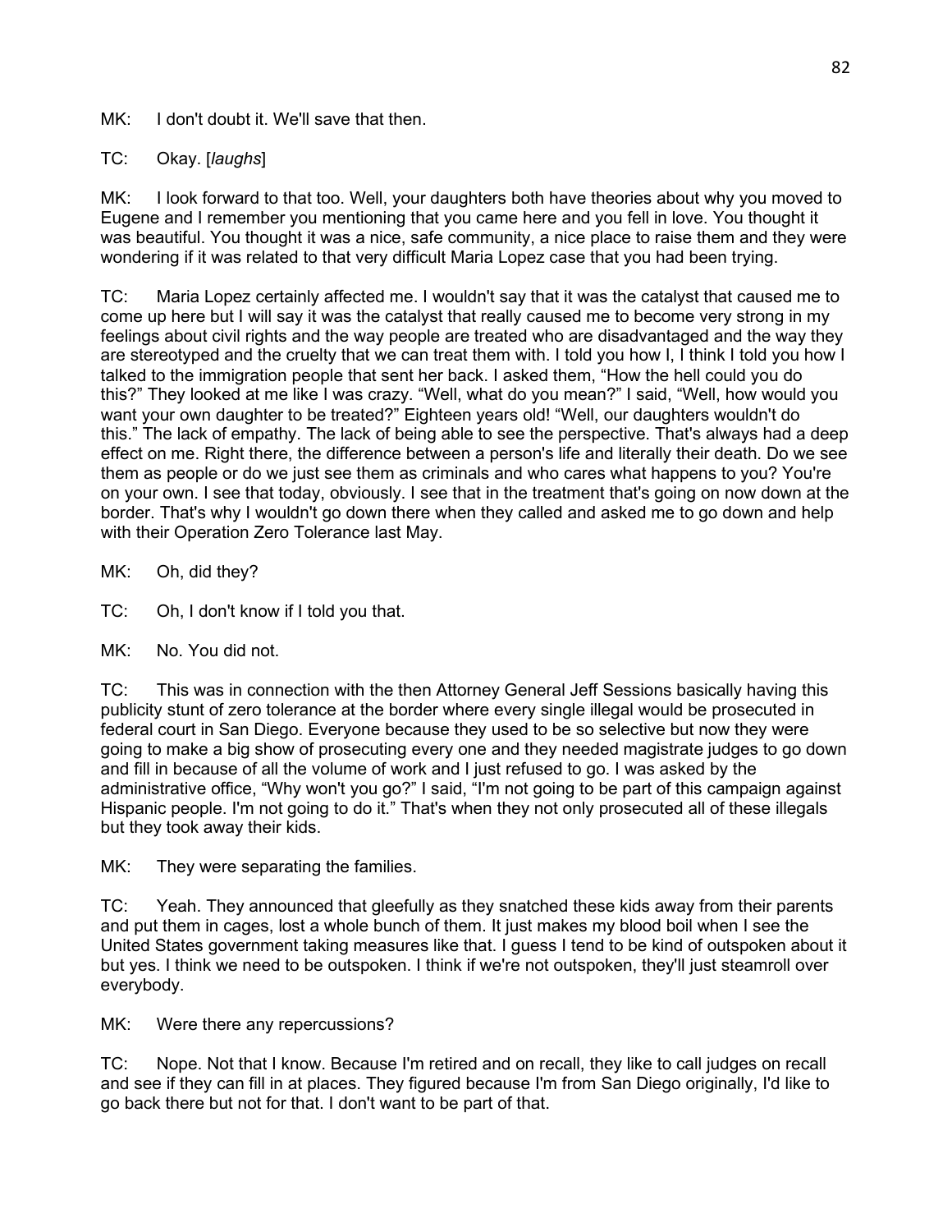MK: I don't doubt it. We'll save that then.

TC: Okay. [*laughs*]

MK: I look forward to that too. Well, your daughters both have theories about why you moved to Eugene and I remember you mentioning that you came here and you fell in love. You thought it was beautiful. You thought it was a nice, safe community, a nice place to raise them and they were wondering if it was related to that very difficult Maria Lopez case that you had been trying.

TC: Maria Lopez certainly affected me. I wouldn't say that it was the catalyst that caused me to come up here but I will say it was the catalyst that really caused me to become very strong in my feelings about civil rights and the way people are treated who are disadvantaged and the way they are stereotyped and the cruelty that we can treat them with. I told you how I, I think I told you how I talked to the immigration people that sent her back. I asked them, "How the hell could you do this?" They looked at me like I was crazy. "Well, what do you mean?" I said, "Well, how would you want your own daughter to be treated?" Eighteen years old! "Well, our daughters wouldn't do this." The lack of empathy. The lack of being able to see the perspective. That's always had a deep effect on me. Right there, the difference between a person's life and literally their death. Do we see them as people or do we just see them as criminals and who cares what happens to you? You're on your own. I see that today, obviously. I see that in the treatment that's going on now down at the border. That's why I wouldn't go down there when they called and asked me to go down and help with their Operation Zero Tolerance last May.

MK: Oh, did they?

TC: Oh, I don't know if I told you that.

MK: No. You did not.

TC: This was in connection with the then Attorney General Jeff Sessions basically having this publicity stunt of zero tolerance at the border where every single illegal would be prosecuted in federal court in San Diego. Everyone because they used to be so selective but now they were going to make a big show of prosecuting every one and they needed magistrate judges to go down and fill in because of all the volume of work and I just refused to go. I was asked by the administrative office, "Why won't you go?" I said, "I'm not going to be part of this campaign against Hispanic people. I'm not going to do it." That's when they not only prosecuted all of these illegals but they took away their kids.

MK: They were separating the families.

TC: Yeah. They announced that gleefully as they snatched these kids away from their parents and put them in cages, lost a whole bunch of them. It just makes my blood boil when I see the United States government taking measures like that. I guess I tend to be kind of outspoken about it but yes. I think we need to be outspoken. I think if we're not outspoken, they'll just steamroll over everybody.

MK: Were there any repercussions?

TC: Nope. Not that I know. Because I'm retired and on recall, they like to call judges on recall and see if they can fill in at places. They figured because I'm from San Diego originally, I'd like to go back there but not for that. I don't want to be part of that.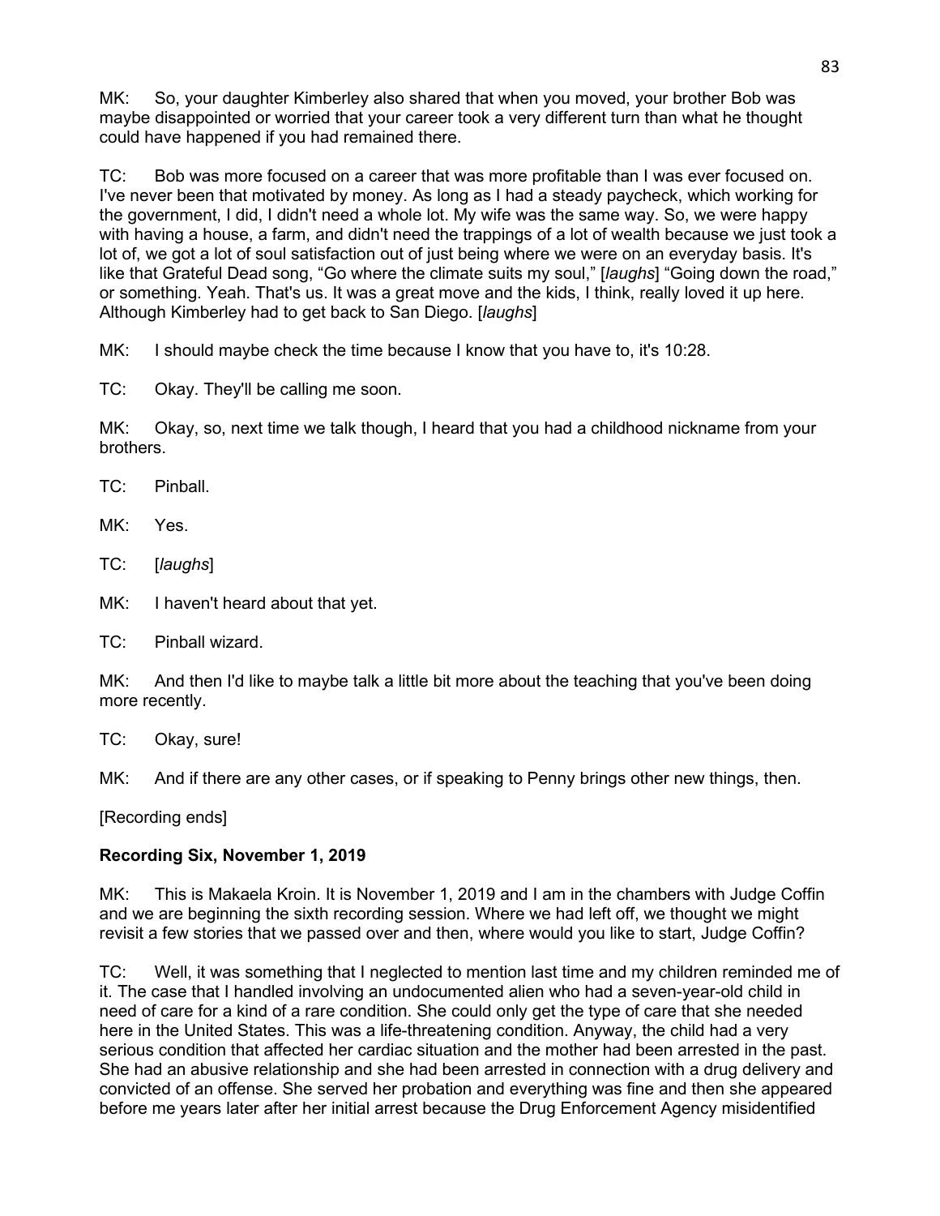MK: So, your daughter Kimberley also shared that when you moved, your brother Bob was maybe disappointed or worried that your career took a very different turn than what he thought could have happened if you had remained there.

TC: Bob was more focused on a career that was more profitable than I was ever focused on. I've never been that motivated by money. As long as I had a steady paycheck, which working for the government, I did, I didn't need a whole lot. My wife was the same way. So, we were happy with having a house, a farm, and didn't need the trappings of a lot of wealth because we just took a lot of, we got a lot of soul satisfaction out of just being where we were on an everyday basis. It's like that Grateful Dead song, "Go where the climate suits my soul," [*laughs*] "Going down the road," or something. Yeah. That's us. It was a great move and the kids, I think, really loved it up here. Although Kimberley had to get back to San Diego. [*laughs*]

MK: I should maybe check the time because I know that you have to, it's 10:28.

TC: Okay. They'll be calling me soon.

MK: Okay, so, next time we talk though, I heard that you had a childhood nickname from your brothers.

TC: Pinball.

MK: Yes.

TC: [*laughs*]

MK: I haven't heard about that yet.

TC: Pinball wizard.

MK: And then I'd like to maybe talk a little bit more about the teaching that you've been doing more recently.

TC: Okay, sure!

MK: And if there are any other cases, or if speaking to Penny brings other new things, then.

[Recording ends]

**Recording Six, November 1, 2019**

MK: This is Makaela Kroin. It is November 1, 2019 and I am in the chambers with Judge Coffin and we are beginning the sixth recording session. Where we had left off, we thought we might revisit a few stories that we passed over and then, where would you like to start, Judge Coffin?

TC: Well, it was something that I neglected to mention last time and my children reminded me of it. The case that I handled involving an undocumented alien who had a seven-year-old child in need of care for a kind of a rare condition. She could only get the type of care that she needed here in the United States. This was a life-threatening condition. Anyway, the child had a very serious condition that affected her cardiac situation and the mother had been arrested in the past. She had an abusive relationship and she had been arrested in connection with a drug delivery and convicted of an offense. She served her probation and everything was fine and then she appeared before me years later after her initial arrest because the Drug Enforcement Agency misidentified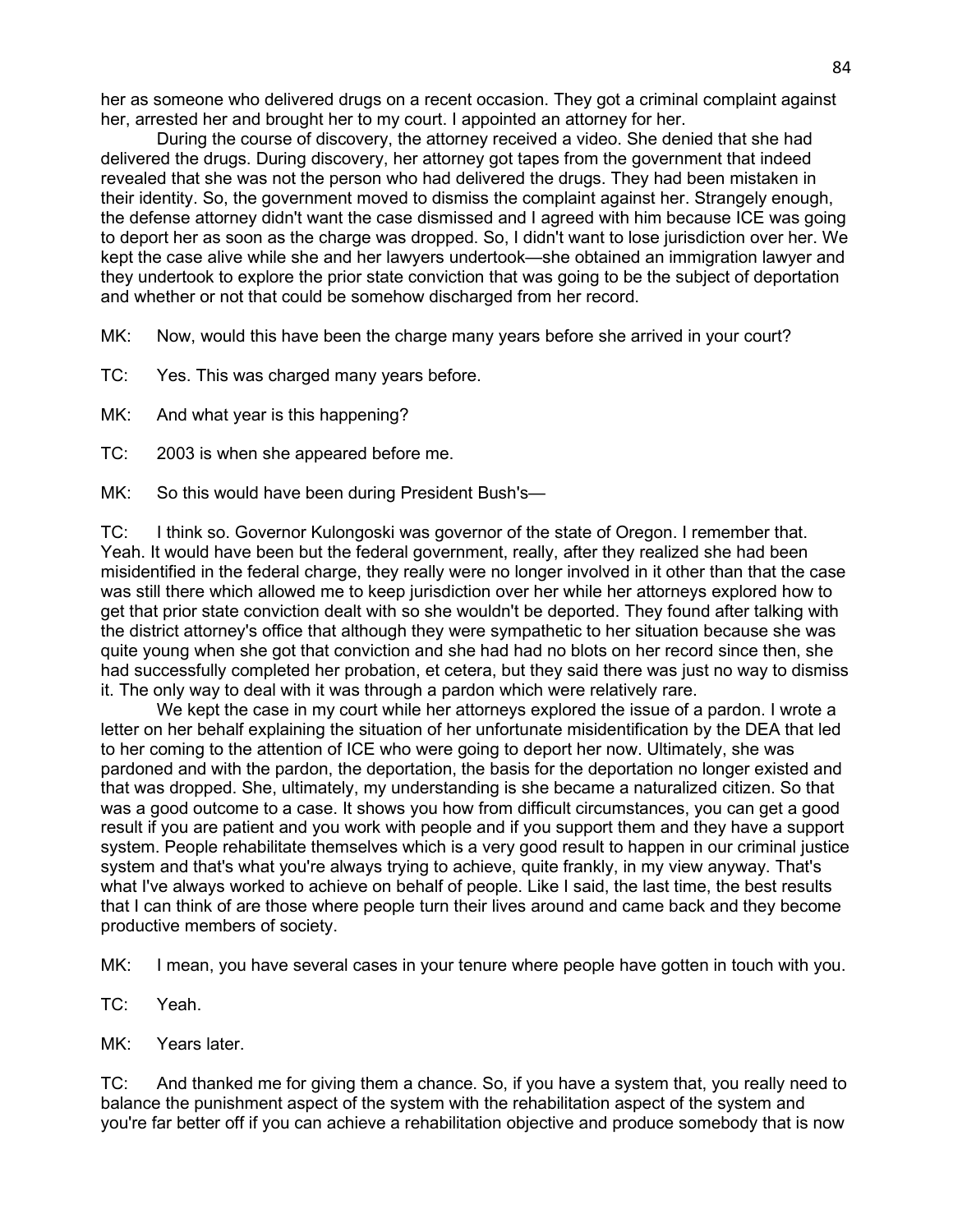her as someone who delivered drugs on a recent occasion. They got a criminal complaint against her, arrested her and brought her to my court. I appointed an attorney for her.

During the course of discovery, the attorney received a video. She denied that she had delivered the drugs. During discovery, her attorney got tapes from the government that indeed revealed that she was not the person who had delivered the drugs. They had been mistaken in their identity. So, the government moved to dismiss the complaint against her. Strangely enough, the defense attorney didn't want the case dismissed and I agreed with him because ICE was going to deport her as soon as the charge was dropped. So, I didn't want to lose jurisdiction over her. We kept the case alive while she and her lawyers undertook—she obtained an immigration lawyer and they undertook to explore the prior state conviction that was going to be the subject of deportation and whether or not that could be somehow discharged from her record.

MK: Now, would this have been the charge many years before she arrived in your court?

TC: Yes. This was charged many years before.

MK: And what year is this happening?

TC: 2003 is when she appeared before me.

MK: So this would have been during President Bush's—

TC: I think so. Governor Kulongoski was governor of the state of Oregon. I remember that. Yeah. It would have been but the federal government, really, after they realized she had been misidentified in the federal charge, they really were no longer involved in it other than that the case was still there which allowed me to keep jurisdiction over her while her attorneys explored how to get that prior state conviction dealt with so she wouldn't be deported. They found after talking with the district attorney's office that although they were sympathetic to her situation because she was quite young when she got that conviction and she had had no blots on her record since then, she had successfully completed her probation, et cetera, but they said there was just no way to dismiss it. The only way to deal with it was through a pardon which were relatively rare.

We kept the case in my court while her attorneys explored the issue of a pardon. I wrote a letter on her behalf explaining the situation of her unfortunate misidentification by the DEA that led to her coming to the attention of ICE who were going to deport her now. Ultimately, she was pardoned and with the pardon, the deportation, the basis for the deportation no longer existed and that was dropped. She, ultimately, my understanding is she became a naturalized citizen. So that was a good outcome to a case. It shows you how from difficult circumstances, you can get a good result if you are patient and you work with people and if you support them and they have a support system. People rehabilitate themselves which is a very good result to happen in our criminal justice system and that's what you're always trying to achieve, quite frankly, in my view anyway. That's what I've always worked to achieve on behalf of people. Like I said, the last time, the best results that I can think of are those where people turn their lives around and came back and they become productive members of society.

MK: I mean, you have several cases in your tenure where people have gotten in touch with you.

TC: Yeah.

MK: Years later.

TC: And thanked me for giving them a chance. So, if you have a system that, you really need to balance the punishment aspect of the system with the rehabilitation aspect of the system and you're far better off if you can achieve a rehabilitation objective and produce somebody that is now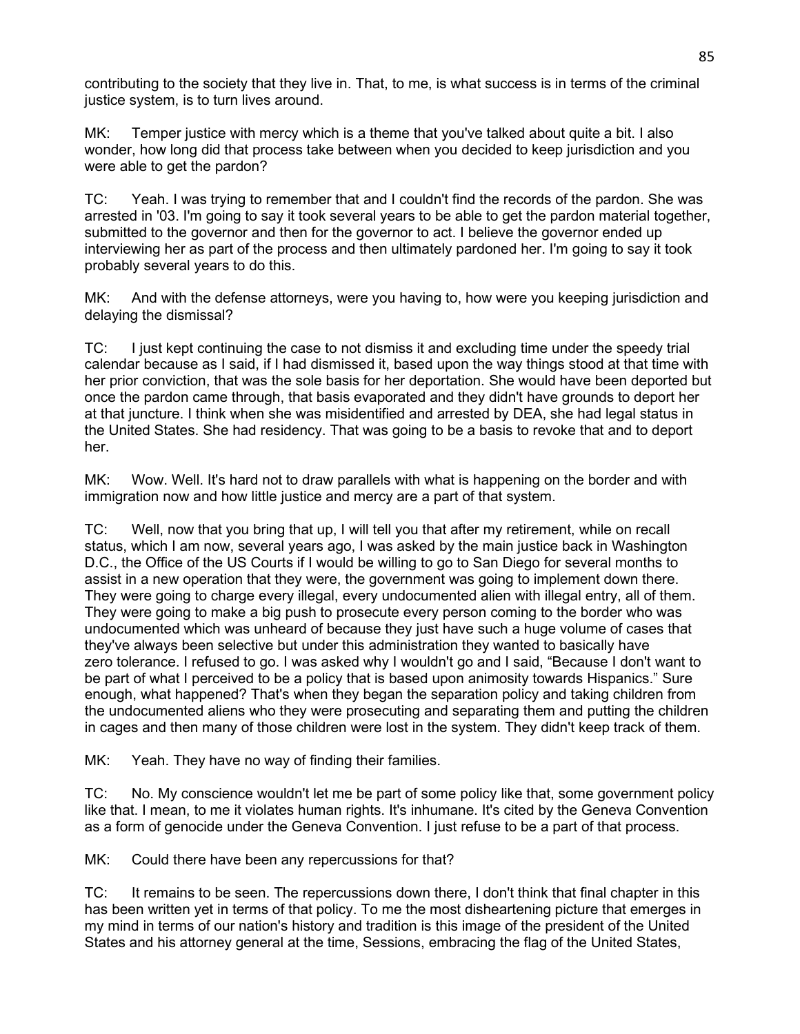contributing to the society that they live in. That, to me, is what success is in terms of the criminal justice system, is to turn lives around.

MK: Temper justice with mercy which is a theme that you've talked about quite a bit. I also wonder, how long did that process take between when you decided to keep jurisdiction and you were able to get the pardon?

TC: Yeah. I was trying to remember that and I couldn't find the records of the pardon. She was arrested in '03. I'm going to say it took several years to be able to get the pardon material together, submitted to the governor and then for the governor to act. I believe the governor ended up interviewing her as part of the process and then ultimately pardoned her. I'm going to say it took probably several years to do this.

MK: And with the defense attorneys, were you having to, how were you keeping jurisdiction and delaying the dismissal?

TC: I just kept continuing the case to not dismiss it and excluding time under the speedy trial calendar because as I said, if I had dismissed it, based upon the way things stood at that time with her prior conviction, that was the sole basis for her deportation. She would have been deported but once the pardon came through, that basis evaporated and they didn't have grounds to deport her at that juncture. I think when she was misidentified and arrested by DEA, she had legal status in the United States. She had residency. That was going to be a basis to revoke that and to deport her.

MK: Wow. Well. It's hard not to draw parallels with what is happening on the border and with immigration now and how little justice and mercy are a part of that system.

TC: Well, now that you bring that up, I will tell you that after my retirement, while on recall status, which I am now, several years ago, I was asked by the main justice back in Washington D.C., the Office of the US Courts if I would be willing to go to San Diego for several months to assist in a new operation that they were, the government was going to implement down there. They were going to charge every illegal, every undocumented alien with illegal entry, all of them. They were going to make a big push to prosecute every person coming to the border who was undocumented which was unheard of because they just have such a huge volume of cases that they've always been selective but under this administration they wanted to basically have zero tolerance. I refused to go. I was asked why I wouldn't go and I said, "Because I don't want to be part of what I perceived to be a policy that is based upon animosity towards Hispanics." Sure enough, what happened? That's when they began the separation policy and taking children from the undocumented aliens who they were prosecuting and separating them and putting the children in cages and then many of those children were lost in the system. They didn't keep track of them.

MK: Yeah. They have no way of finding their families.

TC: No. My conscience wouldn't let me be part of some policy like that, some government policy like that. I mean, to me it violates human rights. It's inhumane. It's cited by the Geneva Convention as a form of genocide under the Geneva Convention. I just refuse to be a part of that process.

MK: Could there have been any repercussions for that?

TC: It remains to be seen. The repercussions down there, I don't think that final chapter in this has been written yet in terms of that policy. To me the most disheartening picture that emerges in my mind in terms of our nation's history and tradition is this image of the president of the United States and his attorney general at the time, Sessions, embracing the flag of the United States,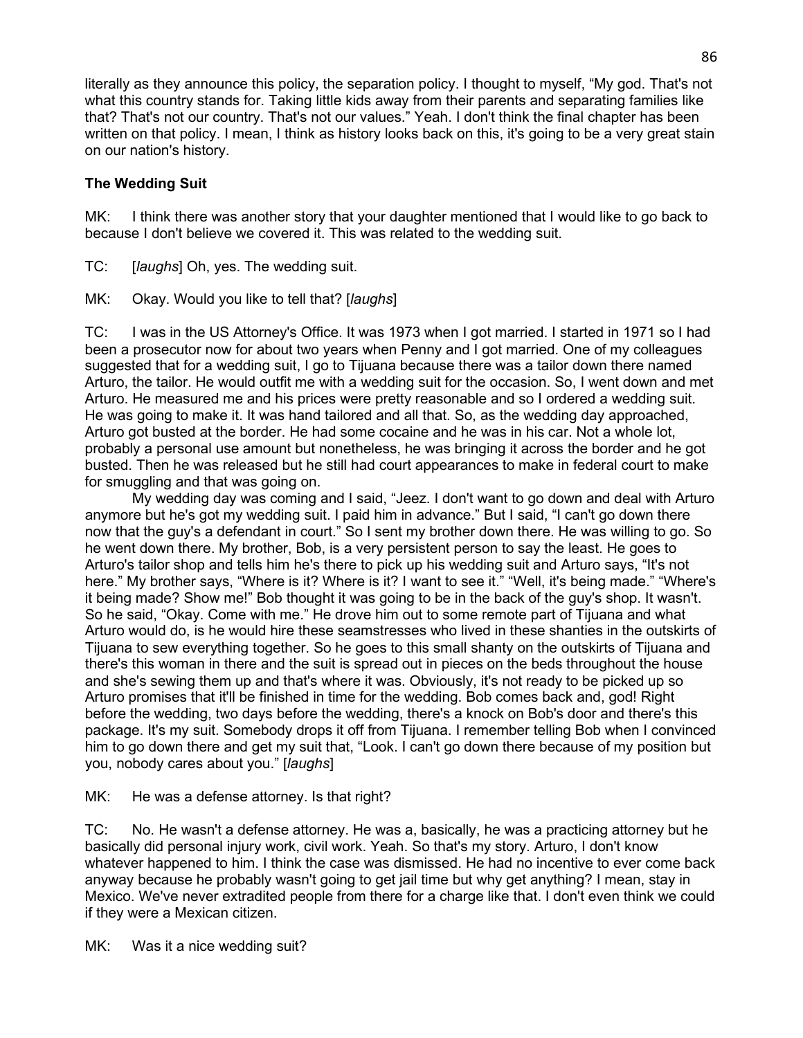literally as they announce this policy, the separation policy. I thought to myself, “My god. That's not what this country stands for. Taking little kids away from their parents and separating families like that? That's not our country. That's not our values.” Yeah. I don't think the final chapter has been written on that policy. I mean, I think as history looks back on this, it's going to be a very great stain on our nation's history.

### The Wedding Suit

MK: I think there was another story that your daughter mentioned that I would like to go back to because I don't believe we covered it. This was related to the wedding suit.

TC: [*laughs*] Oh, yes. The wedding suit.

MK: Okay. Would you like to tell that? [*laughs*]

TC: I was in the US Attorney's Office. It was 1973 when I got married. I started in 1971 so I had been a prosecutor now for about two years when Penny and I got married. One of my colleagues suggested that for a wedding suit, I go to Tijuana because there was a tailor down there named Arturo, the tailor. He would outfit me with a wedding suit for the occasion. So, I went down and met Arturo. He measured me and his prices were pretty reasonable and so I ordered a wedding suit. He was going to make it. It was hand tailored and all that. So, as the wedding day approached, Arturo got busted at the border. He had some cocaine and he was in his car. Not a whole lot, probably a personal use amount but nonetheless, he was bringing it across the border and he got busted. Then he was released but he still had court appearances to make in federal court to make for smuggling and that was going on.

My wedding day was coming and I said, “Jeez. I don't want to go down and deal with Arturo anymore but he's got my wedding suit. I paid him in advance.” But I said, “I can't go down there now that the guy's a defendant in court.” So I sent my brother down there. He was willing to go. So he went down there. My brother, Bob, is a very persistent person to say the least. He goes to Arturo's tailor shop and tells him he's there to pick up his wedding suit and Arturo says, “It's not here.” My brother says, “Where is it? Where is it? I want to see it.” “Well, it's being made.” “Where's it being made? Show me!” Bob thought it was going to be in the back of the guy's shop. It wasn't. So he said, “Okay. Come with me.” He drove him out to some remote part of Tijuana and what Arturo would do, is he would hire these seamstresses who lived in these shanties in the outskirts of Tijuana to sew everything together. So he goes to this small shanty on the outskirts of Tijuana and there's this woman in there and the suit is spread out in pieces on the beds throughout the house and she's sewing them up and that's where it was. Obviously, it's not ready to be picked up so Arturo promises that it'll be finished in time for the wedding. Bob comes back and, god! Right before the wedding, two days before the wedding, there's a knock on Bob's door and there's this package. It's my suit. Somebody drops it off from Tijuana. I remember telling Bob when I convinced him to go down there and get my suit that, “Look. I can't go down there because of my position but you, nobody cares about you.” [*laughs*]

MK: He was a defense attorney. Is that right?

TC: No. He wasn't a defense attorney. He was a, basically, he was a practicing attorney but he basically did personal injury work, civil work. Yeah. So that's my story. Arturo, I don't know whatever happened to him. I think the case was dismissed. He had no incentive to ever come back anyway because he probably wasn't going to get jail time but why get anything? I mean, stay in Mexico. We've never extradited people from there for a charge like that. I don't even think we could if they were a Mexican citizen.

MK: Was it a nice wedding suit?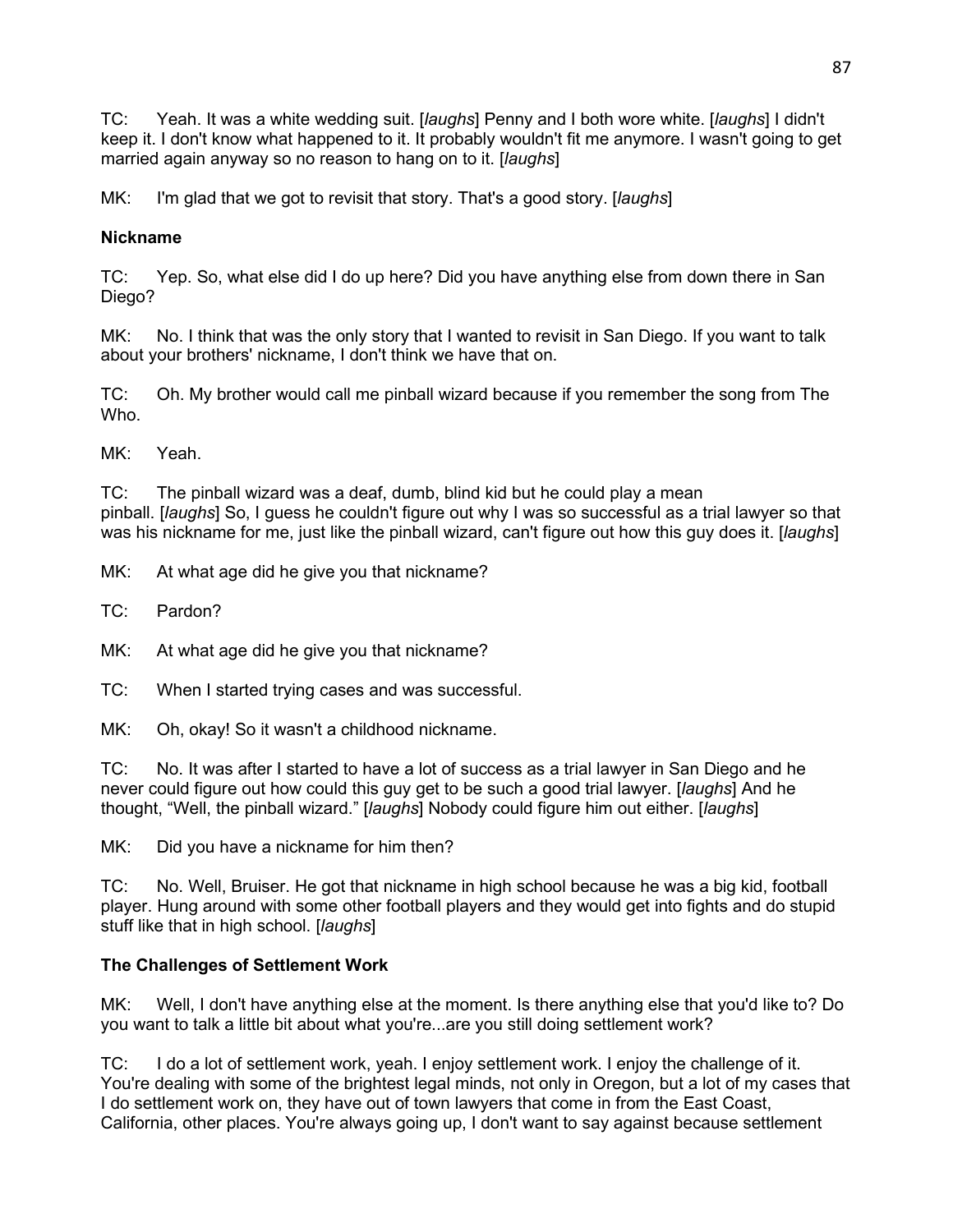TC: Yeah. It was a white wedding suit. [*laughs*] Penny and I both wore white. [*laughs*] I didn't keep it. I don't know what happened to it. It probably wouldn't fit me anymore. I wasn't going to get married again anyway so no reason to hang on to it. [*laughs*]

MK: I'm glad that we got to revisit that story. That's a good story. [*laughs*]

### Nickname

TC: Yep. So, what else did I do up here? Did you have anything else from down there in San Diego?

MK: No. I think that was the only story that I wanted to revisit in San Diego. If you want to talk about your brothers' nickname, I don't think we have that on.

TC: Oh. My brother would call me pinball wizard because if you remember the song from The Who.

MK: Yeah.

TC: The pinball wizard was a deaf, dumb, blind kid but he could play a mean pinball. [*laughs*] So, I guess he couldn't figure out why I was so successful as a trial lawyer so that was his nickname for me, just like the pinball wizard, can't figure out how this guy does it. [*laughs*]

MK: At what age did he give you that nickname?

TC: Pardon?

MK: At what age did he give you that nickname?

TC: When I started trying cases and was successful.

MK: Oh, okay! So it wasn't a childhood nickname.

TC: No. It was after I started to have a lot of success as a trial lawyer in San Diego and he never could figure out how could this guy get to be such a good trial lawyer. [*laughs*] And he thought, "Well, the pinball wizard." [*laughs*] Nobody could figure him out either. [*laughs*]

MK: Did you have a nickname for him then?

TC: No. Well, Bruiser. He got that nickname in high school because he was a big kid, football player. Hung around with some other football players and they would get into fights and do stupid stuff like that in high school. [*laughs*]

### The Challenges of Settlement Work

MK: Well, I don't have anything else at the moment. Is there anything else that you'd like to? Do you want to talk a little bit about what you're...are you still doing settlement work?

TC: I do a lot of settlement work, yeah. I enjoy settlement work. I enjoy the challenge of it. You're dealing with some of the brightest legal minds, not only in Oregon, but a lot of my cases that I do settlement work on, they have out of town lawyers that come in from the East Coast, California, other places. You're always going up, I don't want to say against because settlement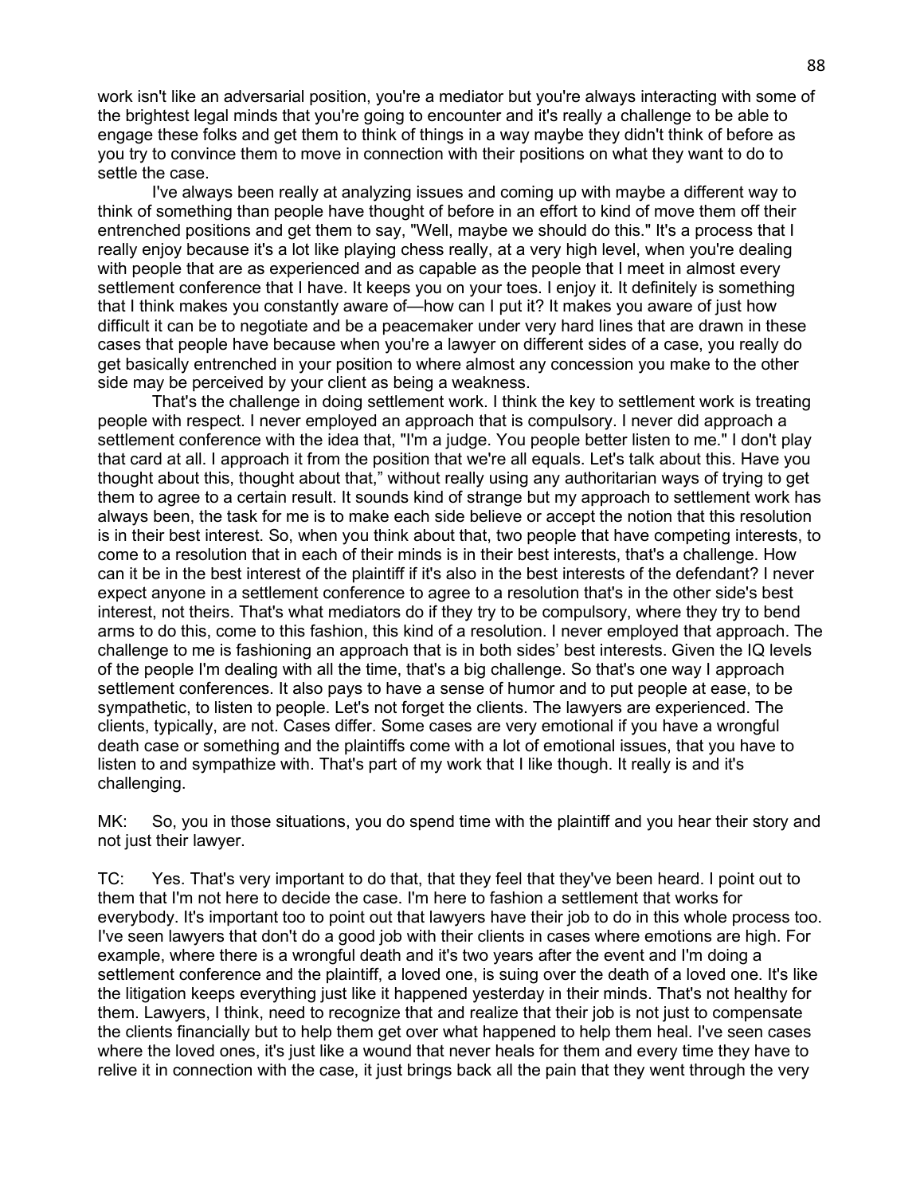work isn't like an adversarial position, you're a mediator but you're always interacting with some of the brightest legal minds that you're going to encounter and it's really a challenge to be able to engage these folks and get them to think of things in a way maybe they didn't think of before as you try to convince them to move in connection with their positions on what they want to do to settle the case.

I've always been really at analyzing issues and coming up with maybe a different way to think of something than people have thought of before in an effort to kind of move them off their entrenched positions and get them to say, "Well, maybe we should do this." It's a process that I really enjoy because it's a lot like playing chess really, at a very high level, when you're dealing with people that are as experienced and as capable as the people that I meet in almost every settlement conference that I have. It keeps you on your toes. I enjoy it. It definitely is something that I think makes you constantly aware of—how can I put it? It makes you aware of just how difficult it can be to negotiate and be a peacemaker under very hard lines that are drawn in these cases that people have because when you're a lawyer on different sides of a case, you really do get basically entrenched in your position to where almost any concession you make to the other side may be perceived by your client as being a weakness.

That's the challenge in doing settlement work. I think the key to settlement work is treating people with respect. I never employed an approach that is compulsory. I never did approach a settlement conference with the idea that, "I'm a judge. You people better listen to me." I don't play that card at all. I approach it from the position that we're all equals. Let's talk about this. Have you thought about this, thought about that," without really using any authoritarian ways of trying to get them to agree to a certain result. It sounds kind of strange but my approach to settlement work has always been, the task for me is to make each side believe or accept the notion that this resolution is in their best interest. So, when you think about that, two people that have competing interests, to come to a resolution that in each of their minds is in their best interests, that's a challenge. How can it be in the best interest of the plaintiff if it's also in the best interests of the defendant? I never expect anyone in a settlement conference to agree to a resolution that's in the other side's best interest, not theirs. That's what mediators do if they try to be compulsory, where they try to bend arms to do this, come to this fashion, this kind of a resolution. I never employed that approach. The challenge to me is fashioning an approach that is in both sides' best interests. Given the IQ levels of the people I'm dealing with all the time, that's a big challenge. So that's one way I approach settlement conferences. It also pays to have a sense of humor and to put people at ease, to be sympathetic, to listen to people. Let's not forget the clients. The lawyers are experienced. The clients, typically, are not. Cases differ. Some cases are very emotional if you have a wrongful death case or something and the plaintiffs come with a lot of emotional issues, that you have to listen to and sympathize with. That's part of my work that I like though. It really is and it's challenging.

MK: So, you in those situations, you do spend time with the plaintiff and you hear their story and not just their lawyer.

TC: Yes. That's very important to do that, that they feel that they've been heard. I point out to them that I'm not here to decide the case. I'm here to fashion a settlement that works for everybody. It's important too to point out that lawyers have their job to do in this whole process too. I've seen lawyers that don't do a good job with their clients in cases where emotions are high. For example, where there is a wrongful death and it's two years after the event and I'm doing a settlement conference and the plaintiff, a loved one, is suing over the death of a loved one. It's like the litigation keeps everything just like it happened yesterday in their minds. That's not healthy for them. Lawyers, I think, need to recognize that and realize that their job is not just to compensate the clients financially but to help them get over what happened to help them heal. I've seen cases where the loved ones, it's just like a wound that never heals for them and every time they have to relive it in connection with the case, it just brings back all the pain that they went through the very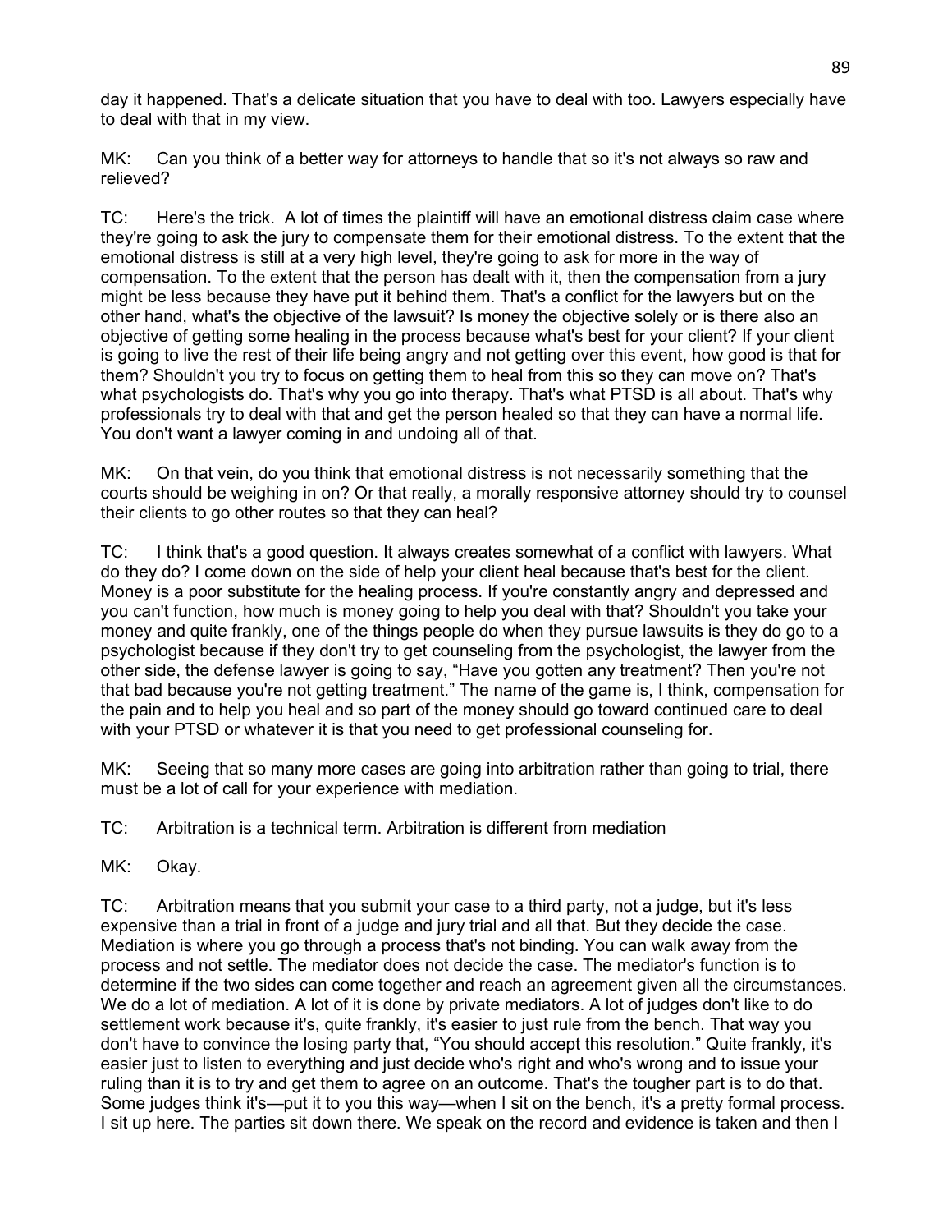day it happened. That's a delicate situation that you have to deal with too. Lawyers especially have to deal with that in my view.

MK: Can you think of a better way for attorneys to handle that so it's not always so raw and relieved?

TC: Here's the trick. A lot of times the plaintiff will have an emotional distress claim case where they're going to ask the jury to compensate them for their emotional distress. To the extent that the emotional distress is still at a very high level, they're going to ask for more in the way of compensation. To the extent that the person has dealt with it, then the compensation from a jury might be less because they have put it behind them. That's a conflict for the lawyers but on the other hand, what's the objective of the lawsuit? Is money the objective solely or is there also an objective of getting some healing in the process because what's best for your client? If your client is going to live the rest of their life being angry and not getting over this event, how good is that for them? Shouldn't you try to focus on getting them to heal from this so they can move on? That's what psychologists do. That's why you go into therapy. That's what PTSD is all about. That's why professionals try to deal with that and get the person healed so that they can have a normal life. You don't want a lawyer coming in and undoing all of that.

MK: On that vein, do you think that emotional distress is not necessarily something that the courts should be weighing in on? Or that really, a morally responsive attorney should try to counsel their clients to go other routes so that they can heal?

TC: I think that's a good question. It always creates somewhat of a conflict with lawyers. What do they do? I come down on the side of help your client heal because that's best for the client. Money is a poor substitute for the healing process. If you're constantly angry and depressed and you can't function, how much is money going to help you deal with that? Shouldn't you take your money and quite frankly, one of the things people do when they pursue lawsuits is they do go to a psychologist because if they don't try to get counseling from the psychologist, the lawyer from the other side, the defense lawyer is going to say, "Have you gotten any treatment? Then you're not that bad because you're not getting treatment." The name of the game is, I think, compensation for the pain and to help you heal and so part of the money should go toward continued care to deal with your PTSD or whatever it is that you need to get professional counseling for.

MK: Seeing that so many more cases are going into arbitration rather than going to trial, there must be a lot of call for your experience with mediation.

TC: Arbitration is a technical term. Arbitration is different from mediation

MK: Okay.

TC: Arbitration means that you submit your case to a third party, not a judge, but it's less expensive than a trial in front of a judge and jury trial and all that. But they decide the case. Mediation is where you go through a process that's not binding. You can walk away from the process and not settle. The mediator does not decide the case. The mediator's function is to determine if the two sides can come together and reach an agreement given all the circumstances. We do a lot of mediation. A lot of it is done by private mediators. A lot of judges don't like to do settlement work because it's, quite frankly, it's easier to just rule from the bench. That way you don't have to convince the losing party that, "You should accept this resolution." Quite frankly, it's easier just to listen to everything and just decide who's right and who's wrong and to issue your ruling than it is to try and get them to agree on an outcome. That's the tougher part is to do that. Some judges think it's—put it to you this way—when I sit on the bench, it's a pretty formal process. I sit up here. The parties sit down there. We speak on the record and evidence is taken and then I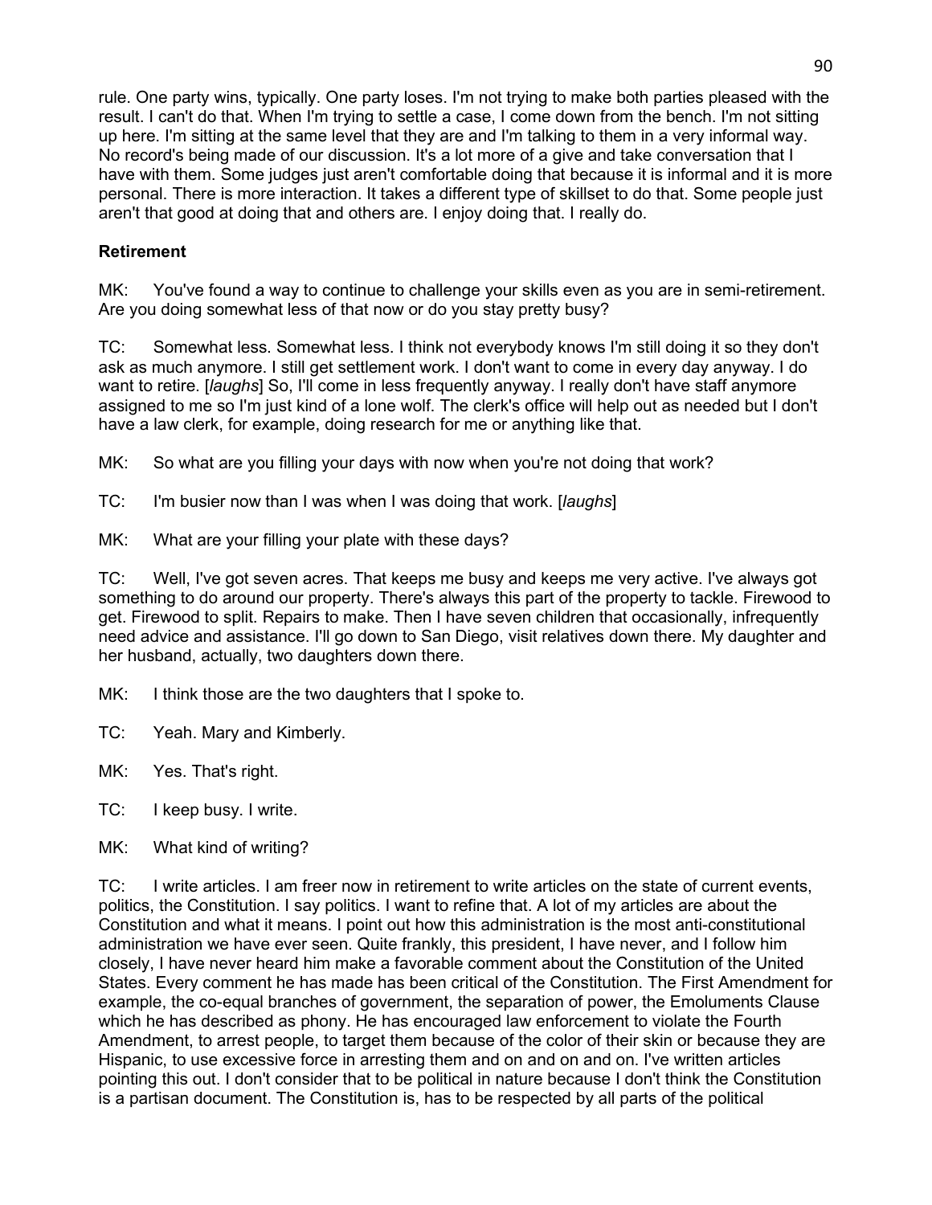rule. One party wins, typically. One party loses. I'm not trying to make both parties pleased with the result. I can't do that. When I'm trying to settle a case, I come down from the bench. I'm not sitting up here. I'm sitting at the same level that they are and I'm talking to them in a very informal way. No record's being made of our discussion. It's a lot more of a give and take conversation that I have with them. Some judges just aren't comfortable doing that because it is informal and it is more personal. There is more interaction. It takes a different type of skillset to do that. Some people just aren't that good at doing that and others are. I enjoy doing that. I really do.

**Retirement**

MK: You've found a way to continue to challenge your skills even as you are in semi-retirement. Are you doing somewhat less of that now or do you stay pretty busy?

TC: Somewhat less. Somewhat less. I think not everybody knows I'm still doing it so they don't ask as much anymore. I still get settlement work. I don't want to come in every day anyway. I do want to retire. [*laughs*] So, I'll come in less frequently anyway. I really don't have staff anymore assigned to me so I'm just kind of a lone wolf. The clerk's office will help out as needed but I don't have a law clerk, for example, doing research for me or anything like that.

MK: So what are you filling your days with now when you're not doing that work?

TC: I'm busier now than I was when I was doing that work. [*laughs*]

MK: What are your filling your plate with these days?

TC: Well, I've got seven acres. That keeps me busy and keeps me very active. I've always got something to do around our property. There's always this part of the property to tackle. Firewood to get. Firewood to split. Repairs to make. Then I have seven children that occasionally, infrequently need advice and assistance. I'll go down to San Diego, visit relatives down there. My daughter and her husband, actually, two daughters down there.

MK: I think those are the two daughters that I spoke to.

TC: Yeah. Mary and Kimberly.

MK: Yes. That's right.

TC: I keep busy. I write.

MK: What kind of writing?

TC: I write articles. I am freer now in retirement to write articles on the state of current events, politics, the Constitution. I say politics. I want to refine that. A lot of my articles are about the Constitution and what it means. I point out how this administration is the most anti-constitutional administration we have ever seen. Quite frankly, this president, I have never, and I follow him closely, I have never heard him make a favorable comment about the Constitution of the United States. Every comment he has made has been critical of the Constitution. The First Amendment for example, the co-equal branches of government, the separation of power, the Emoluments Clause which he has described as phony. He has encouraged law enforcement to violate the Fourth Amendment, to arrest people, to target them because of the color of their skin or because they are Hispanic, to use excessive force in arresting them and on and on and on. I've written articles pointing this out. I don't consider that to be political in nature because I don't think the Constitution is a partisan document. The Constitution is, has to be respected by all parts of the political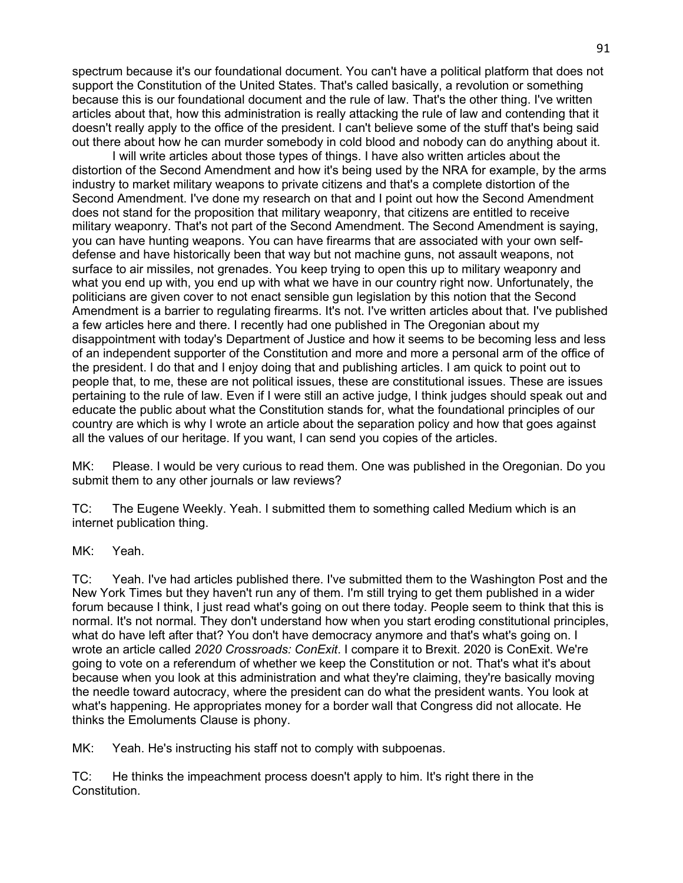spectrum because it's our foundational document. You can't have a political platform that does not support the Constitution of the United States. That's called basically, a revolution or something because this is our foundational document and the rule of law. That's the other thing. I've written articles about that, how this administration is really attacking the rule of law and contending that it doesn't really apply to the office of the president. I can't believe some of the stuff that's being said out there about how he can murder somebody in cold blood and nobody can do anything about it.

I will write articles about those types of things. I have also written articles about the distortion of the Second Amendment and how it's being used by the NRA for example, by the arms industry to market military weapons to private citizens and that's a complete distortion of the Second Amendment. I've done my research on that and I point out how the Second Amendment does not stand for the proposition that military weaponry, that citizens are entitled to receive military weaponry. That's not part of the Second Amendment. The Second Amendment is saying, you can have hunting weapons. You can have firearms that are associated with your own self-defense and have historically been that way but not machine guns, not assault weapons, not surface to air missiles, not grenades. You keep trying to open this up to military weaponry and what you end up with, you end up with what we have in our country right now. Unfortunately, the politicians are given cover to not enact sensible gun legislation by this notion that the Second Amendment is a barrier to regulating firearms. It's not. I've written articles about that. I've published a few articles here and there. I recently had one published in The Oregonian about my disappointment with today's Department of Justice and how it seems to be becoming less and less of an independent supporter of the Constitution and more and more a personal arm of the office of the president. I do that and I enjoy doing that and publishing articles. I am quick to point out to people that, to me, these are not political issues, these are constitutional issues. These are issues pertaining to the rule of law. Even if I were still an active judge, I think judges should speak out and educate the public about what the Constitution stands for, what the foundational principles of our country are which is why I wrote an article about the separation policy and how that goes against all the values of our heritage. If you want, I can send you copies of the articles.

MK: Please. I would be very curious to read them. One was published in the Oregonian. Do you submit them to any other journals or law reviews?

TC: The Eugene Weekly. Yeah. I submitted them to something called Medium which is an internet publication thing.

MK: Yeah.

TC: Yeah. I've had articles published there. I've submitted them to the Washington Post and the New York Times but they haven't run any of them. I'm still trying to get them published in a wider forum because I think, I just read what's going on out there today. People seem to think that this is normal. It's not normal. They don't understand how when you start eroding constitutional principles, what do have left after that? You don't have democracy anymore and that's what's going on. I wrote an article called *2020 Crossroads: ConExit*. I compare it to Brexit. 2020 is ConExit. We're going to vote on a referendum of whether we keep the Constitution or not. That's what it's about because when you look at this administration and what they're claiming, they're basically moving the needle toward autocracy, where the president can do what the president wants. You look at what's happening. He appropriates money for a border wall that Congress did not allocate. He thinks the Emoluments Clause is phony.

MK: Yeah. He's instructing his staff not to comply with subpoenas.

TC: He thinks the impeachment process doesn't apply to him. It's right there in the Constitution.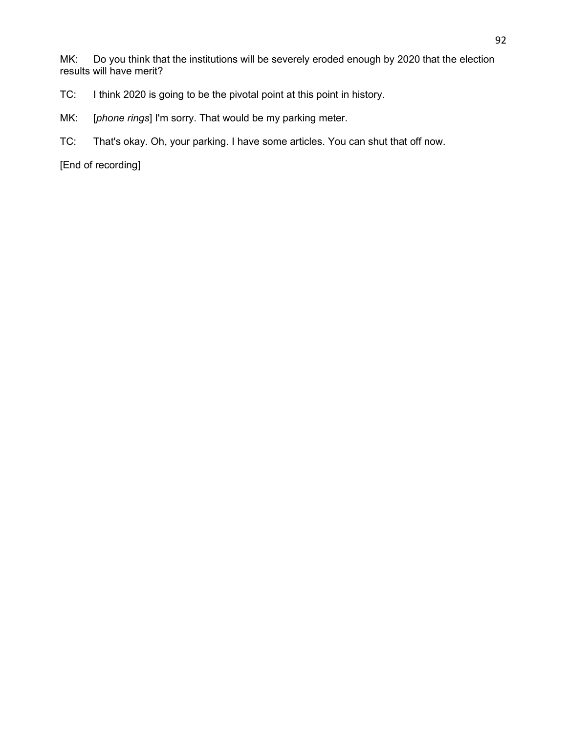MK: Do you think that the institutions will be severely eroded enough by 2020 that the election results will have merit?

TC: I think 2020 is going to be the pivotal point at this point in history.

MK: [*phone rings*] I'm sorry. That would be my parking meter.

TC: That's okay. Oh, your parking. I have some articles. You can shut that off now.

[End of recording]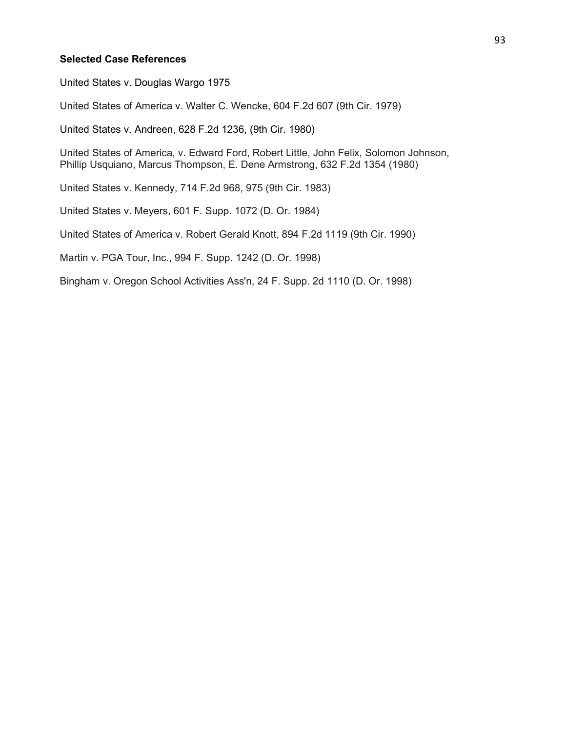**Selected Case References**

United States v. Douglas Wargo 1975

United States of America v. Walter C. Wencke, 604 F.2d 607 (9th Cir. 1979)

United States v. Andreen, 628 F.2d 1236, (9th Cir. 1980)

United States of America, v. Edward Ford, Robert Little, John Felix, Solomon Johnson, Phillip Usquiano, Marcus Thompson, E. Dene Armstrong, 632 F.2d 1354 (1980)

United States v. Kennedy, 714 F.2d 968, 975 (9th Cir. 1983)

United States v. Meyers, 601 F. Supp. 1072 (D. Or. 1984)

United States of America v. Robert Gerald Knott, 894 F.2d 1119 (9th Cir. 1990)

Martin v. PGA Tour, Inc., 994 F. Supp. 1242 (D. Or. 1998)

Bingham v. Oregon School Activities Ass'n, 24 F. Supp. 2d 1110 (D. Or. 1998)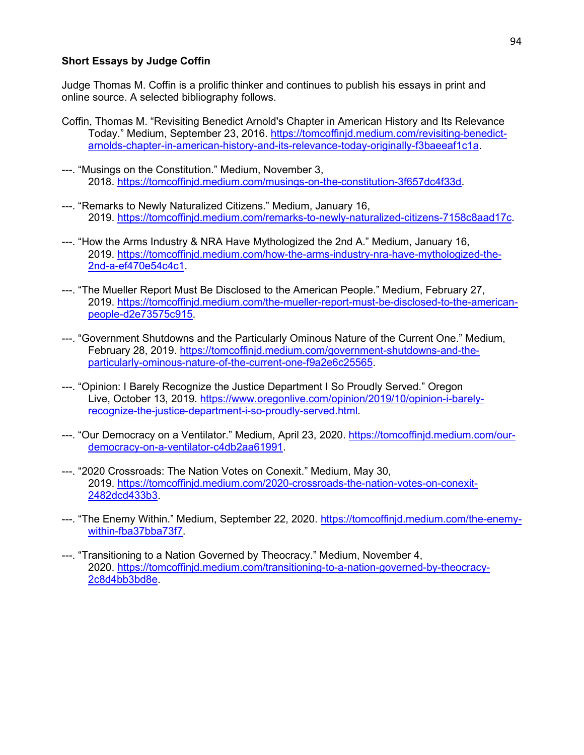**Short Essays by Judge Coffin**

Judge Thomas M. Coffin is a prolific thinker and continues to publish his essays in print and online source. A selected bibliography follows.

Coffin, Thomas M. "Revisiting Benedict Arnold's Chapter in American History and Its Relevance Today." Medium, September 23, 2016. https://tomcoffinjd.medium.com/revisiting-benedict-arnolds-chapter-in-american-history-and-its-relevance-today-originally-f3baeeaf1c1a.

---. "Musings on the Constitution." Medium, November 3, 2018. https://tomcoffinjd.medium.com/musings-on-the-constitution-3f657dc4f33d.

---. "Remarks to Newly Naturalized Citizens." Medium, January 16, 2019. https://tomcoffinjd.medium.com/remarks-to-newly-naturalized-citizens-7158c8aad17c.

---. "How the Arms Industry & NRA Have Mythologized the 2nd A." Medium, January 16, 2019. https://tomcoffinjd.medium.com/how-the-arms-industry-nra-have-mythologized-the-2nd-a-ef470e54c4c1.

---. "The Mueller Report Must Be Disclosed to the American People." Medium, February 27, 2019. https://tomcoffinjd.medium.com/the-mueller-report-must-be-disclosed-to-the-american-people-d2e73575c915.

---. "Government Shutdowns and the Particularly Ominous Nature of the Current One." Medium, February 28, 2019. https://tomcoffinjd.medium.com/government-shutdowns-and-the-particularly-ominous-nature-of-the-current-one-f9a2e6c25565.

---. "Opinion: I Barely Recognize the Justice Department I So Proudly Served." Oregon Live, October 13, 2019. https://www.oregonlive.com/opinion/2019/10/opinion-i-barely-recognize-the-justice-department-i-so-proudly-served.html.

---. "Our Democracy on a Ventilator." Medium, April 23, 2020. https://tomcoffinjd.medium.com/our-democracy-on-a-ventilator-c4db2aa61991.

---. "2020 Crossroads: The Nation Votes on Conexit." Medium, May 30, 2019. https://tomcoffinjd.medium.com/2020-crossroads-the-nation-votes-on-conexit-2482dcd433b3.

---. "The Enemy Within." Medium, September 22, 2020. https://tomcoffinjd.medium.com/the-enemy-within-fba37bba73f7.

---. "Transitioning to a Nation Governed by Theocracy." Medium, November 4, 2020. https://tomcoffinjd.medium.com/transitioning-to-a-nation-governed-by-theocracy-2c8d4bb3bd8e.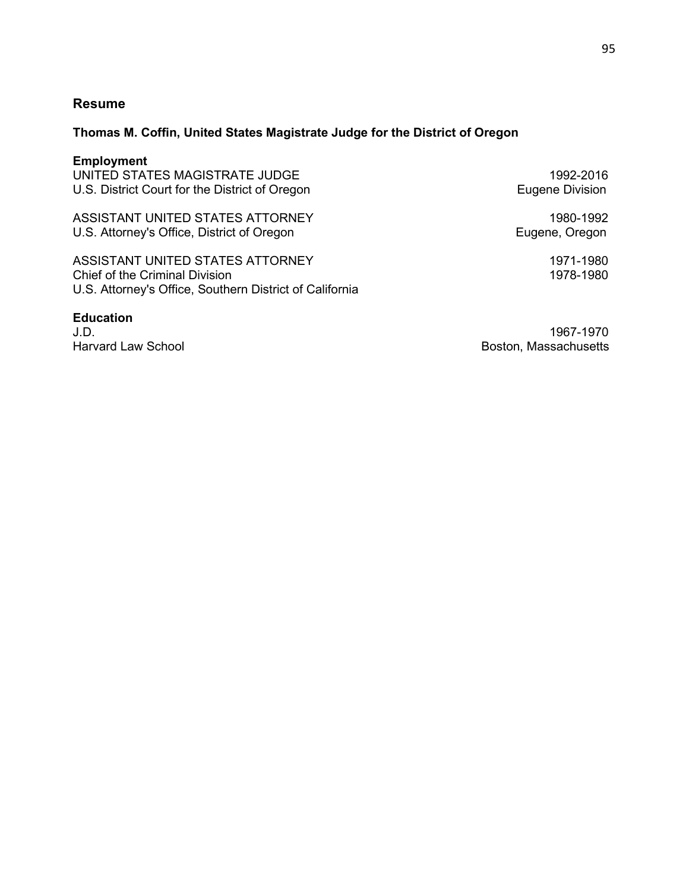## Resume

### Thomas M. Coffin, United States Magistrate Judge for the District of Oregon

**Employment**

UNITED STATES MAGISTRATE JUDGE — 1992-2016
U.S. District Court for the District of Oregon — Eugene Division

ASSISTANT UNITED STATES ATTORNEY — 1980-1992
U.S. Attorney's Office, District of Oregon — Eugene, Oregon

ASSISTANT UNITED STATES ATTORNEY — 1971-1980
Chief of the Criminal Division — 1978-1980
U.S. Attorney's Office, Southern District of California

**Education**

J.D. — 1967-1970
Harvard Law School — Boston, Massachusetts